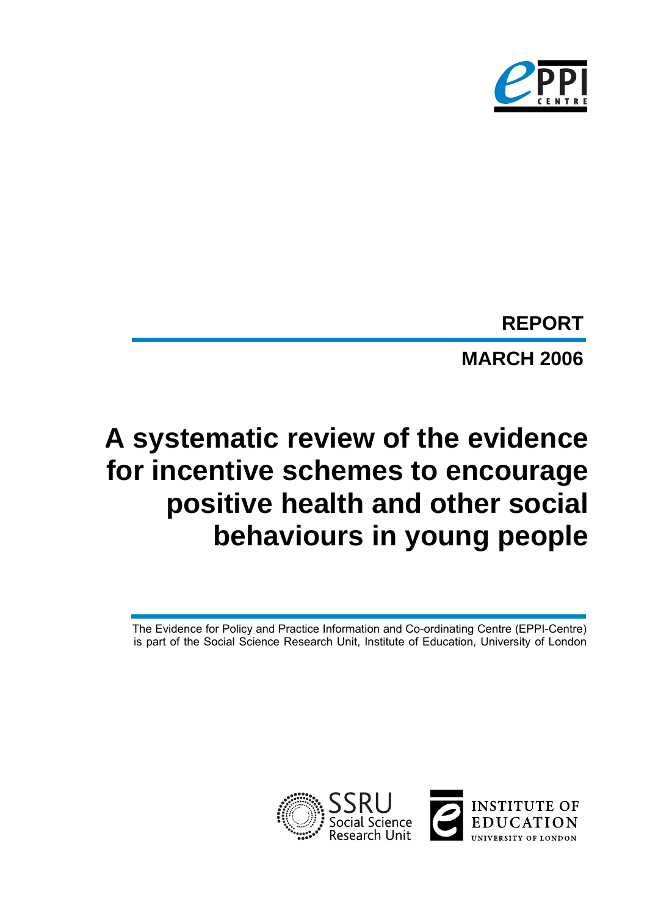EPPI CENTRE

**REPORT**

**MARCH 2006**

# A systematic review of the evidence for incentive schemes to encourage positive health and other social behaviours in young people

The Evidence for Policy and Practice Information and Co-ordinating Centre (EPPI-Centre) is part of the Social Science Research Unit, Institute of Education, University of London

SSRU Social Science Research Unit

INSTITUTE OF EDUCATION
UNIVERSITY OF LONDON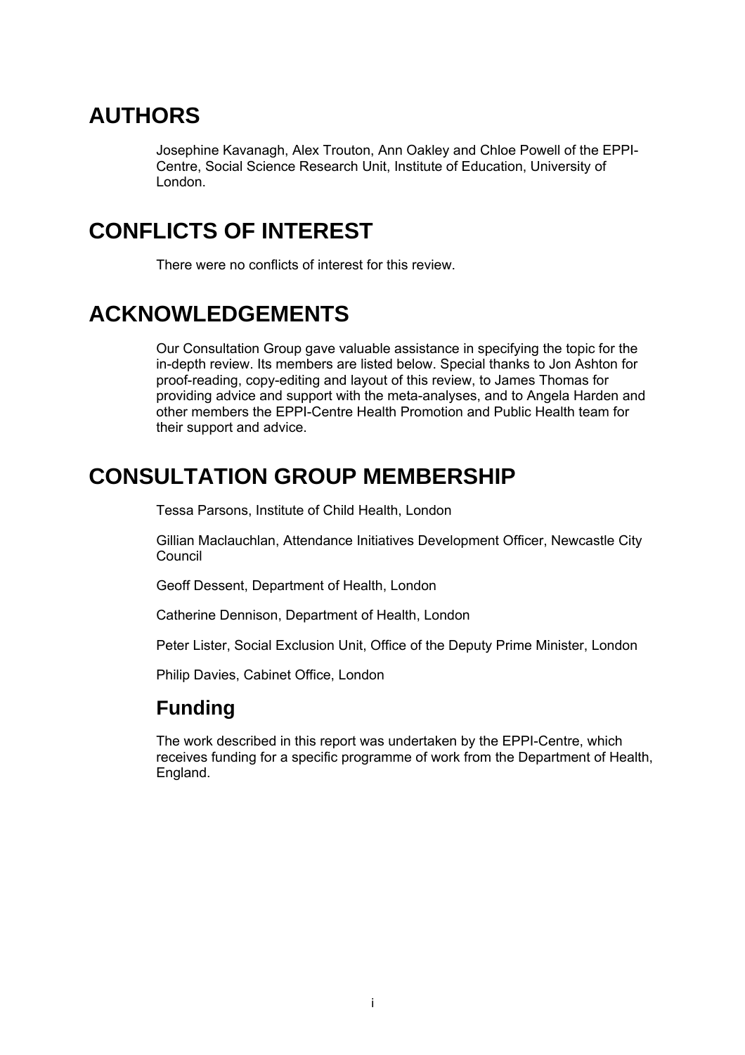# AUTHORS

Josephine Kavanagh, Alex Trouton, Ann Oakley and Chloe Powell of the EPPI-Centre, Social Science Research Unit, Institute of Education, University of London.

# CONFLICTS OF INTEREST

There were no conflicts of interest for this review.

# ACKNOWLEDGEMENTS

Our Consultation Group gave valuable assistance in specifying the topic for the in-depth review. Its members are listed below. Special thanks to Jon Ashton for proof-reading, copy-editing and layout of this review, to James Thomas for providing advice and support with the meta-analyses, and to Angela Harden and other members the EPPI-Centre Health Promotion and Public Health team for their support and advice.

# CONSULTATION GROUP MEMBERSHIP

Tessa Parsons, Institute of Child Health, London

Gillian Maclauchlan, Attendance Initiatives Development Officer, Newcastle City Council

Geoff Dessent, Department of Health, London

Catherine Dennison, Department of Health, London

Peter Lister, Social Exclusion Unit, Office of the Deputy Prime Minister, London

Philip Davies, Cabinet Office, London

## Funding

The work described in this report was undertaken by the EPPI-Centre, which receives funding for a specific programme of work from the Department of Health, England.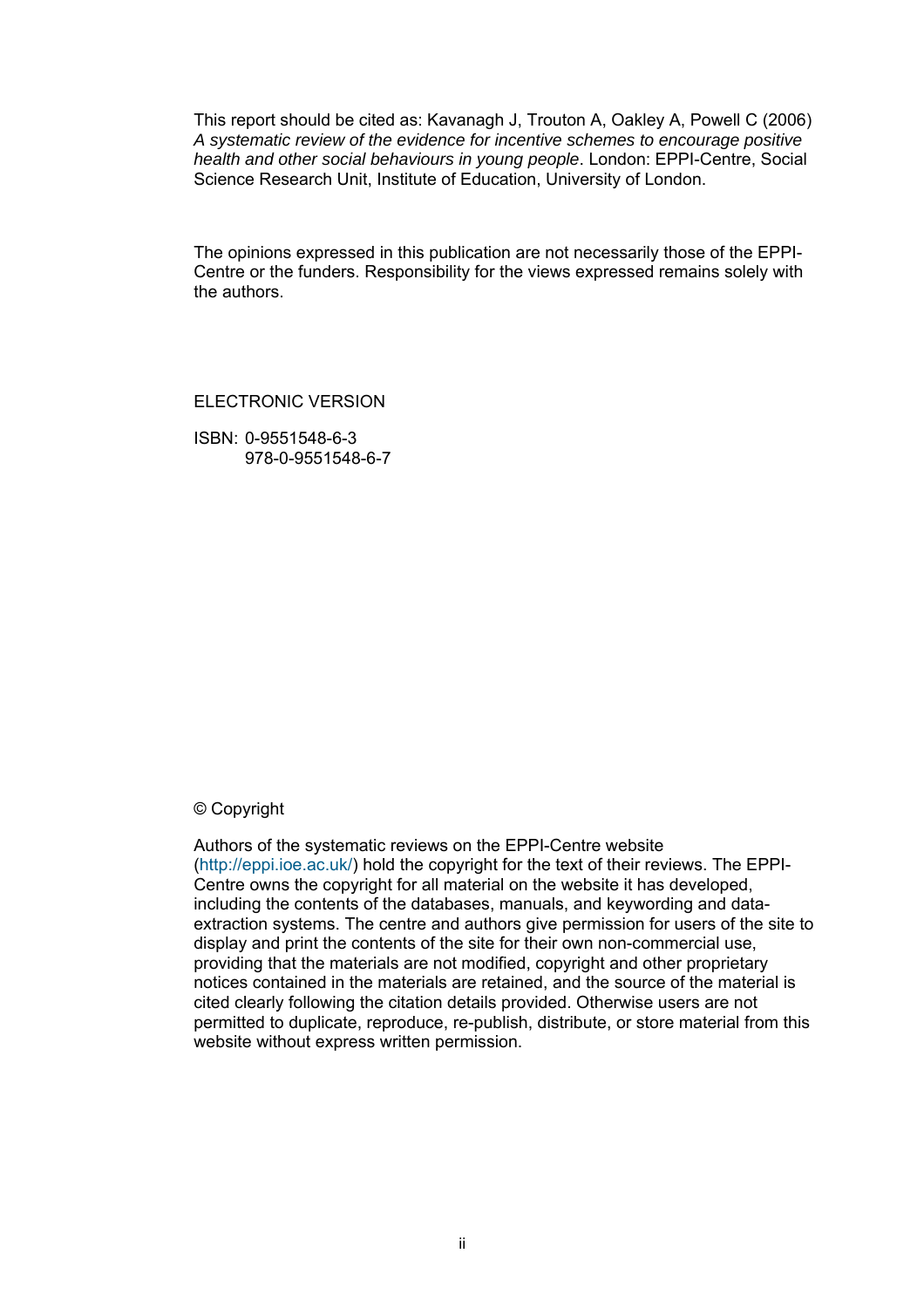This report should be cited as: Kavanagh J, Trouton A, Oakley A, Powell C (2006) *A systematic review of the evidence for incentive schemes to encourage positive health and other social behaviours in young people*. London: EPPI-Centre, Social Science Research Unit, Institute of Education, University of London.

The opinions expressed in this publication are not necessarily those of the EPPI-Centre or the funders. Responsibility for the views expressed remains solely with the authors.

ELECTRONIC VERSION

ISBN: 0-9551548-6-3
978-0-9551548-6-7

© Copyright

Authors of the systematic reviews on the EPPI-Centre website (http://eppi.ioe.ac.uk/) hold the copyright for the text of their reviews. The EPPI-Centre owns the copyright for all material on the website it has developed, including the contents of the databases, manuals, and keywording and data-extraction systems. The centre and authors give permission for users of the site to display and print the contents of the site for their own non-commercial use, providing that the materials are not modified, copyright and other proprietary notices contained in the materials are retained, and the source of the material is cited clearly following the citation details provided. Otherwise users are not permitted to duplicate, reproduce, re-publish, distribute, or store material from this website without express written permission.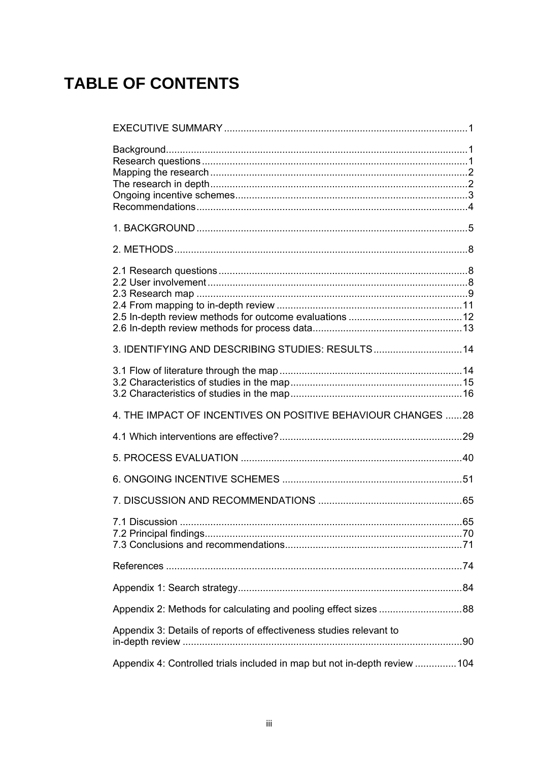# TABLE OF CONTENTS

EXECUTIVE SUMMARY ........................................................................................1

Background..........................................................................................................1
Research questions ..............................................................................................1
Mapping the research ...........................................................................................2
The research in depth ...........................................................................................2
Ongoing incentive schemes...................................................................................3
Recommendations................................................................................................4

1. BACKGROUND ................................................................................................5

2. METHODS ........................................................................................................8

2.1 Research questions ..........................................................................................8
2.2 User involvement ..............................................................................................8
2.3 Research map ..................................................................................................9
2.4 From mapping to in-depth review ...................................................................11
2.5 In-depth review methods for outcome evaluations .........................................12
2.6 In-depth review methods for process data......................................................13

3. IDENTIFYING AND DESCRIBING STUDIES: RESULTS ................................14

3.1 Flow of literature through the map ..................................................................14
3.2 Characteristics of studies in the map..............................................................15
3.2 Characteristics of studies in the map..............................................................16

4. THE IMPACT OF INCENTIVES ON POSITIVE BEHAVIOUR CHANGES ......28

4.1 Which interventions are effective?..................................................................29

5. PROCESS EVALUATION ................................................................................40

6. ONGOING INCENTIVE SCHEMES .................................................................51

7. DISCUSSION AND RECOMMENDATIONS ....................................................65

7.1 Discussion ......................................................................................................65
7.2 Principal findings.............................................................................................70
7.3 Conclusions and recommendations................................................................71

References ...........................................................................................................74

Appendix 1: Search strategy.................................................................................84

Appendix 2: Methods for calculating and pooling effect sizes ..............................88

Appendix 3: Details of reports of effectiveness studies relevant to in-depth review ......................................................................................................90

Appendix 4: Controlled trials included in map but not in-depth review ...............104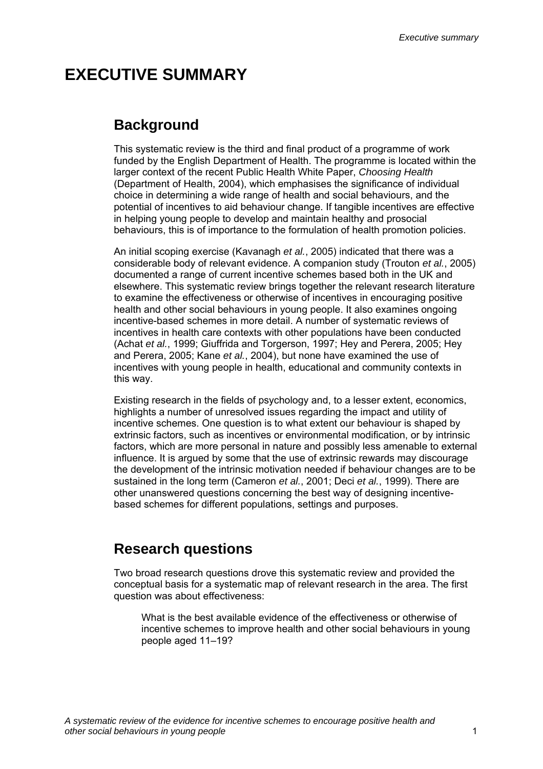# EXECUTIVE SUMMARY

## Background

This systematic review is the third and final product of a programme of work funded by the English Department of Health. The programme is located within the larger context of the recent Public Health White Paper, *Choosing Health* (Department of Health, 2004), which emphasises the significance of individual choice in determining a wide range of health and social behaviours, and the potential of incentives to aid behaviour change. If tangible incentives are effective in helping young people to develop and maintain healthy and prosocial behaviours, this is of importance to the formulation of health promotion policies.

An initial scoping exercise (Kavanagh *et al.*, 2005) indicated that there was a considerable body of relevant evidence. A companion study (Trouton *et al.*, 2005) documented a range of current incentive schemes based both in the UK and elsewhere. This systematic review brings together the relevant research literature to examine the effectiveness or otherwise of incentives in encouraging positive health and other social behaviours in young people. It also examines ongoing incentive-based schemes in more detail. A number of systematic reviews of incentives in health care contexts with other populations have been conducted (Achat *et al.*, 1999; Giuffrida and Torgerson, 1997; Hey and Perera, 2005; Hey and Perera, 2005; Kane *et al.*, 2004), but none have examined the use of incentives with young people in health, educational and community contexts in this way.

Existing research in the fields of psychology and, to a lesser extent, economics, highlights a number of unresolved issues regarding the impact and utility of incentive schemes. One question is to what extent our behaviour is shaped by extrinsic factors, such as incentives or environmental modification, or by intrinsic factors, which are more personal in nature and possibly less amenable to external influence. It is argued by some that the use of extrinsic rewards may discourage the development of the intrinsic motivation needed if behaviour changes are to be sustained in the long term (Cameron *et al.*, 2001; Deci *et al.*, 1999). There are other unanswered questions concerning the best way of designing incentive-based schemes for different populations, settings and purposes.

## Research questions

Two broad research questions drove this systematic review and provided the conceptual basis for a systematic map of relevant research in the area. The first question was about effectiveness:

> What is the best available evidence of the effectiveness or otherwise of incentive schemes to improve health and other social behaviours in young people aged 11–19?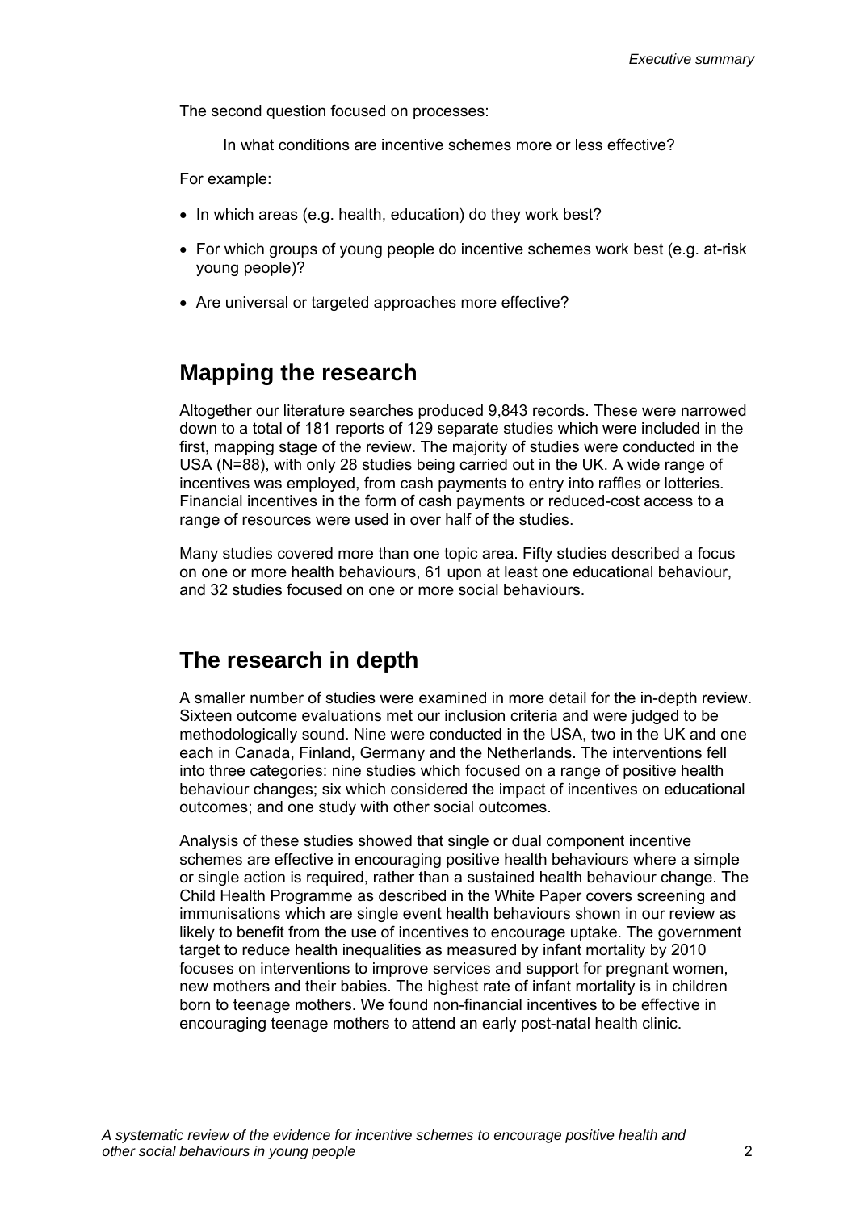The second question focused on processes:

> In what conditions are incentive schemes more or less effective?

For example:

- In which areas (e.g. health, education) do they work best?
- For which groups of young people do incentive schemes work best (e.g. at-risk young people)?
- Are universal or targeted approaches more effective?

## Mapping the research

Altogether our literature searches produced 9,843 records. These were narrowed down to a total of 181 reports of 129 separate studies which were included in the first, mapping stage of the review. The majority of studies were conducted in the USA (N=88), with only 28 studies being carried out in the UK. A wide range of incentives was employed, from cash payments to entry into raffles or lotteries. Financial incentives in the form of cash payments or reduced-cost access to a range of resources were used in over half of the studies.

Many studies covered more than one topic area. Fifty studies described a focus on one or more health behaviours, 61 upon at least one educational behaviour, and 32 studies focused on one or more social behaviours.

## The research in depth

A smaller number of studies were examined in more detail for the in-depth review. Sixteen outcome evaluations met our inclusion criteria and were judged to be methodologically sound. Nine were conducted in the USA, two in the UK and one each in Canada, Finland, Germany and the Netherlands. The interventions fell into three categories: nine studies which focused on a range of positive health behaviour changes; six which considered the impact of incentives on educational outcomes; and one study with other social outcomes.

Analysis of these studies showed that single or dual component incentive schemes are effective in encouraging positive health behaviours where a simple or single action is required, rather than a sustained health behaviour change. The Child Health Programme as described in the White Paper covers screening and immunisations which are single event health behaviours shown in our review as likely to benefit from the use of incentives to encourage uptake. The government target to reduce health inequalities as measured by infant mortality by 2010 focuses on interventions to improve services and support for pregnant women, new mothers and their babies. The highest rate of infant mortality is in children born to teenage mothers. We found non-financial incentives to be effective in encouraging teenage mothers to attend an early post-natal health clinic.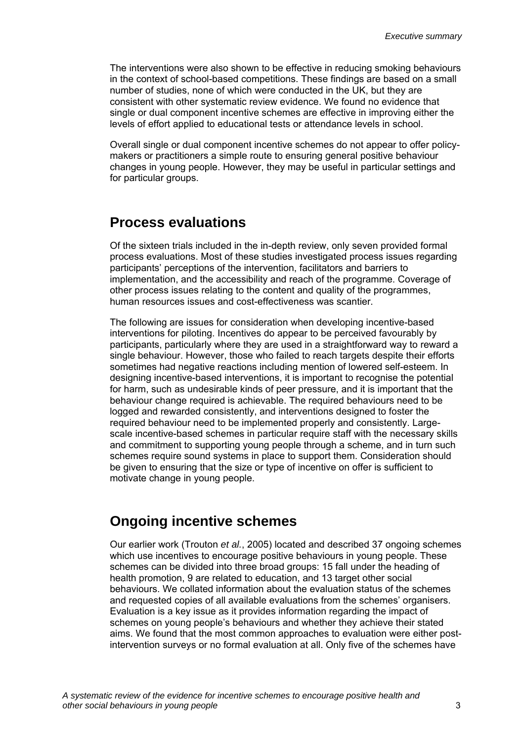The interventions were also shown to be effective in reducing smoking behaviours in the context of school-based competitions. These findings are based on a small number of studies, none of which were conducted in the UK, but they are consistent with other systematic review evidence. We found no evidence that single or dual component incentive schemes are effective in improving either the levels of effort applied to educational tests or attendance levels in school.

Overall single or dual component incentive schemes do not appear to offer policy-makers or practitioners a simple route to ensuring general positive behaviour changes in young people. However, they may be useful in particular settings and for particular groups.

## Process evaluations

Of the sixteen trials included in the in-depth review, only seven provided formal process evaluations. Most of these studies investigated process issues regarding participants' perceptions of the intervention, facilitators and barriers to implementation, and the accessibility and reach of the programme. Coverage of other process issues relating to the content and quality of the programmes, human resources issues and cost-effectiveness was scantier.

The following are issues for consideration when developing incentive-based interventions for piloting. Incentives do appear to be perceived favourably by participants, particularly where they are used in a straightforward way to reward a single behaviour. However, those who failed to reach targets despite their efforts sometimes had negative reactions including mention of lowered self-esteem. In designing incentive-based interventions, it is important to recognise the potential for harm, such as undesirable kinds of peer pressure, and it is important that the behaviour change required is achievable. The required behaviours need to be logged and rewarded consistently, and interventions designed to foster the required behaviour need to be implemented properly and consistently. Large-scale incentive-based schemes in particular require staff with the necessary skills and commitment to supporting young people through a scheme, and in turn such schemes require sound systems in place to support them. Consideration should be given to ensuring that the size or type of incentive on offer is sufficient to motivate change in young people.

## Ongoing incentive schemes

Our earlier work (Trouton *et al.*, 2005) located and described 37 ongoing schemes which use incentives to encourage positive behaviours in young people. These schemes can be divided into three broad groups: 15 fall under the heading of health promotion, 9 are related to education, and 13 target other social behaviours. We collated information about the evaluation status of the schemes and requested copies of all available evaluations from the schemes' organisers. Evaluation is a key issue as it provides information regarding the impact of schemes on young people's behaviours and whether they achieve their stated aims. We found that the most common approaches to evaluation were either post-intervention surveys or no formal evaluation at all. Only five of the schemes have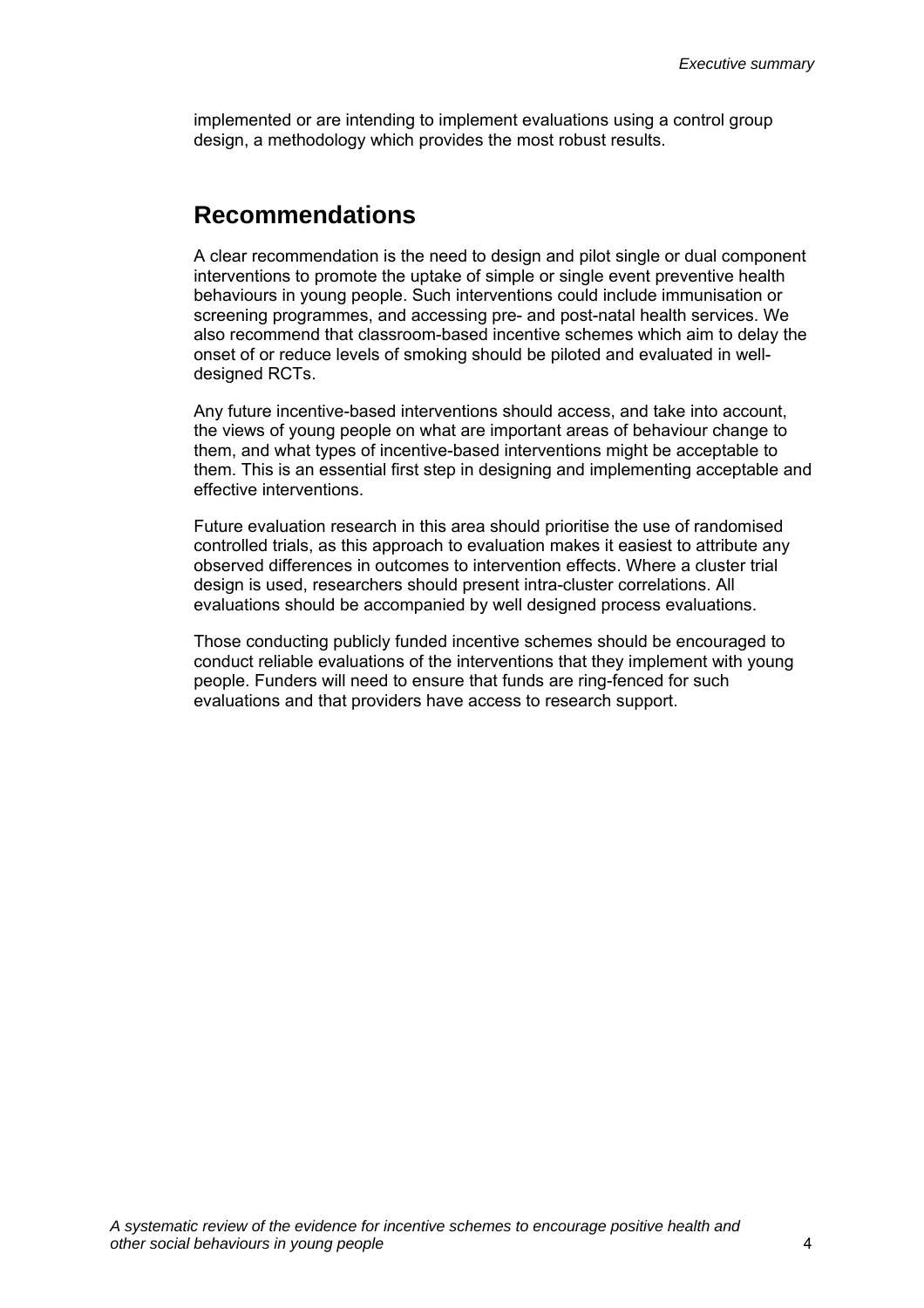implemented or are intending to implement evaluations using a control group design, a methodology which provides the most robust results.

## Recommendations

A clear recommendation is the need to design and pilot single or dual component interventions to promote the uptake of simple or single event preventive health behaviours in young people. Such interventions could include immunisation or screening programmes, and accessing pre- and post-natal health services. We also recommend that classroom-based incentive schemes which aim to delay the onset of or reduce levels of smoking should be piloted and evaluated in well-designed RCTs.

Any future incentive-based interventions should access, and take into account, the views of young people on what are important areas of behaviour change to them, and what types of incentive-based interventions might be acceptable to them. This is an essential first step in designing and implementing acceptable and effective interventions.

Future evaluation research in this area should prioritise the use of randomised controlled trials, as this approach to evaluation makes it easiest to attribute any observed differences in outcomes to intervention effects. Where a cluster trial design is used, researchers should present intra-cluster correlations. All evaluations should be accompanied by well designed process evaluations.

Those conducting publicly funded incentive schemes should be encouraged to conduct reliable evaluations of the interventions that they implement with young people. Funders will need to ensure that funds are ring-fenced for such evaluations and that providers have access to research support.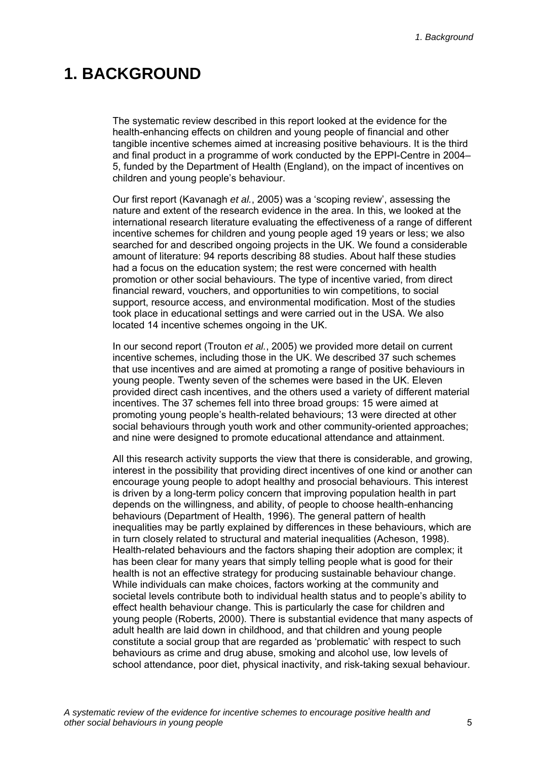# 1. BACKGROUND

The systematic review described in this report looked at the evidence for the health-enhancing effects on children and young people of financial and other tangible incentive schemes aimed at increasing positive behaviours. It is the third and final product in a programme of work conducted by the EPPI-Centre in 2004–5, funded by the Department of Health (England), on the impact of incentives on children and young people's behaviour.

Our first report (Kavanagh *et al.*, 2005) was a 'scoping review', assessing the nature and extent of the research evidence in the area. In this, we looked at the international research literature evaluating the effectiveness of a range of different incentive schemes for children and young people aged 19 years or less; we also searched for and described ongoing projects in the UK. We found a considerable amount of literature: 94 reports describing 88 studies. About half these studies had a focus on the education system; the rest were concerned with health promotion or other social behaviours. The type of incentive varied, from direct financial reward, vouchers, and opportunities to win competitions, to social support, resource access, and environmental modification. Most of the studies took place in educational settings and were carried out in the USA. We also located 14 incentive schemes ongoing in the UK.

In our second report (Trouton *et al.*, 2005) we provided more detail on current incentive schemes, including those in the UK. We described 37 such schemes that use incentives and are aimed at promoting a range of positive behaviours in young people. Twenty seven of the schemes were based in the UK. Eleven provided direct cash incentives, and the others used a variety of different material incentives. The 37 schemes fell into three broad groups: 15 were aimed at promoting young people's health-related behaviours; 13 were directed at other social behaviours through youth work and other community-oriented approaches; and nine were designed to promote educational attendance and attainment.

All this research activity supports the view that there is considerable, and growing, interest in the possibility that providing direct incentives of one kind or another can encourage young people to adopt healthy and prosocial behaviours. This interest is driven by a long-term policy concern that improving population health in part depends on the willingness, and ability, of people to choose health-enhancing behaviours (Department of Health, 1996). The general pattern of health inequalities may be partly explained by differences in these behaviours, which are in turn closely related to structural and material inequalities (Acheson, 1998). Health-related behaviours and the factors shaping their adoption are complex; it has been clear for many years that simply telling people what is good for their health is not an effective strategy for producing sustainable behaviour change. While individuals can make choices, factors working at the community and societal levels contribute both to individual health status and to people's ability to effect health behaviour change. This is particularly the case for children and young people (Roberts, 2000). There is substantial evidence that many aspects of adult health are laid down in childhood, and that children and young people constitute a social group that are regarded as 'problematic' with respect to such behaviours as crime and drug abuse, smoking and alcohol use, low levels of school attendance, poor diet, physical inactivity, and risk-taking sexual behaviour.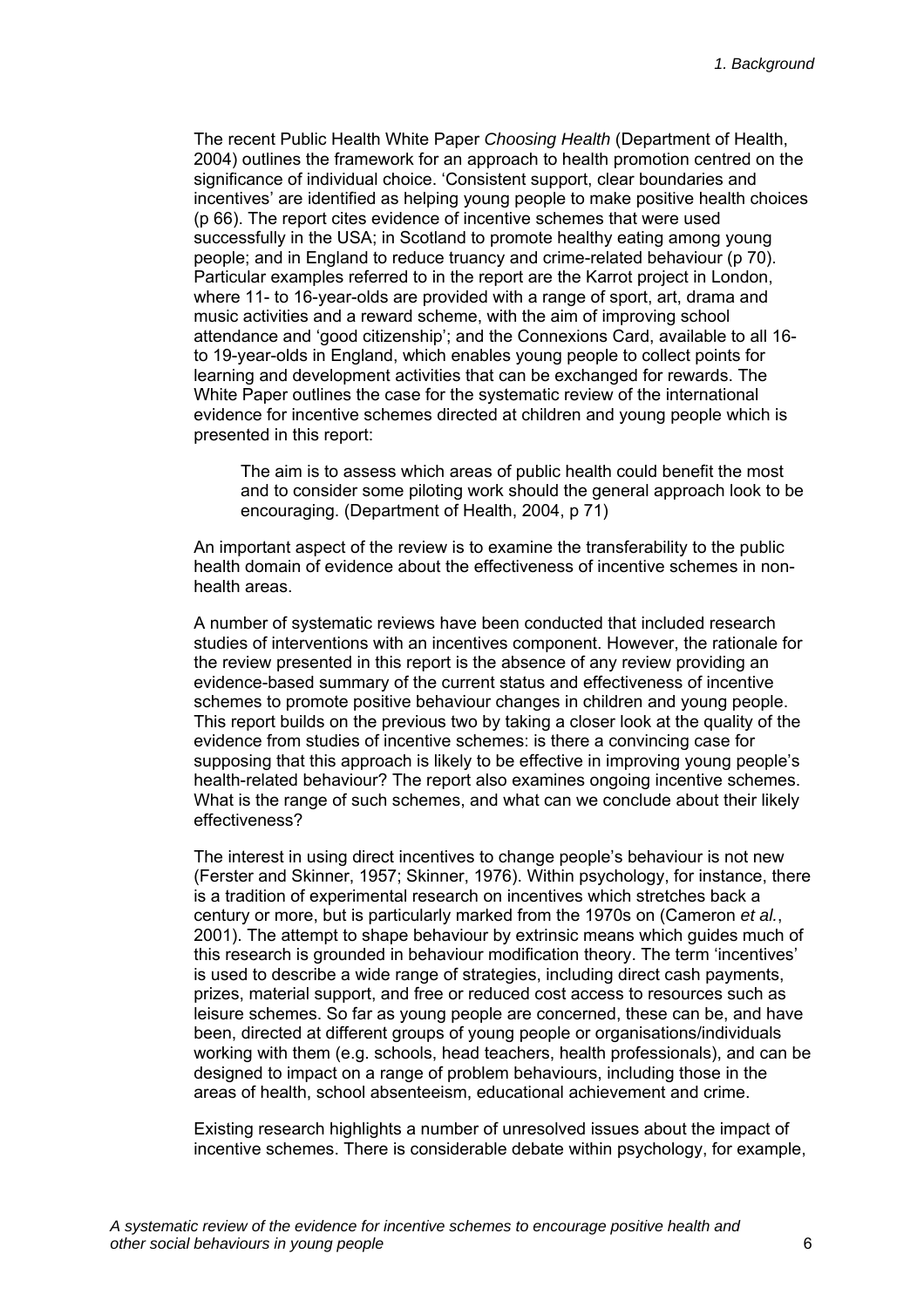The recent Public Health White Paper *Choosing Health* (Department of Health, 2004) outlines the framework for an approach to health promotion centred on the significance of individual choice. 'Consistent support, clear boundaries and incentives' are identified as helping young people to make positive health choices (p 66). The report cites evidence of incentive schemes that were used successfully in the USA; in Scotland to promote healthy eating among young people; and in England to reduce truancy and crime-related behaviour (p 70). Particular examples referred to in the report are the Karrot project in London, where 11- to 16-year-olds are provided with a range of sport, art, drama and music activities and a reward scheme, with the aim of improving school attendance and 'good citizenship'; and the Connexions Card, available to all 16- to 19-year-olds in England, which enables young people to collect points for learning and development activities that can be exchanged for rewards. The White Paper outlines the case for the systematic review of the international evidence for incentive schemes directed at children and young people which is presented in this report:

> The aim is to assess which areas of public health could benefit the most and to consider some piloting work should the general approach look to be encouraging. (Department of Health, 2004, p 71)

An important aspect of the review is to examine the transferability to the public health domain of evidence about the effectiveness of incentive schemes in non-health areas.

A number of systematic reviews have been conducted that included research studies of interventions with an incentives component. However, the rationale for the review presented in this report is the absence of any review providing an evidence-based summary of the current status and effectiveness of incentive schemes to promote positive behaviour changes in children and young people. This report builds on the previous two by taking a closer look at the quality of the evidence from studies of incentive schemes: is there a convincing case for supposing that this approach is likely to be effective in improving young people's health-related behaviour? The report also examines ongoing incentive schemes. What is the range of such schemes, and what can we conclude about their likely effectiveness?

The interest in using direct incentives to change people's behaviour is not new (Ferster and Skinner, 1957; Skinner, 1976). Within psychology, for instance, there is a tradition of experimental research on incentives which stretches back a century or more, but is particularly marked from the 1970s on (Cameron *et al.*, 2001). The attempt to shape behaviour by extrinsic means which guides much of this research is grounded in behaviour modification theory. The term 'incentives' is used to describe a wide range of strategies, including direct cash payments, prizes, material support, and free or reduced cost access to resources such as leisure schemes. So far as young people are concerned, these can be, and have been, directed at different groups of young people or organisations/individuals working with them (e.g. schools, head teachers, health professionals), and can be designed to impact on a range of problem behaviours, including those in the areas of health, school absenteeism, educational achievement and crime.

Existing research highlights a number of unresolved issues about the impact of incentive schemes. There is considerable debate within psychology, for example,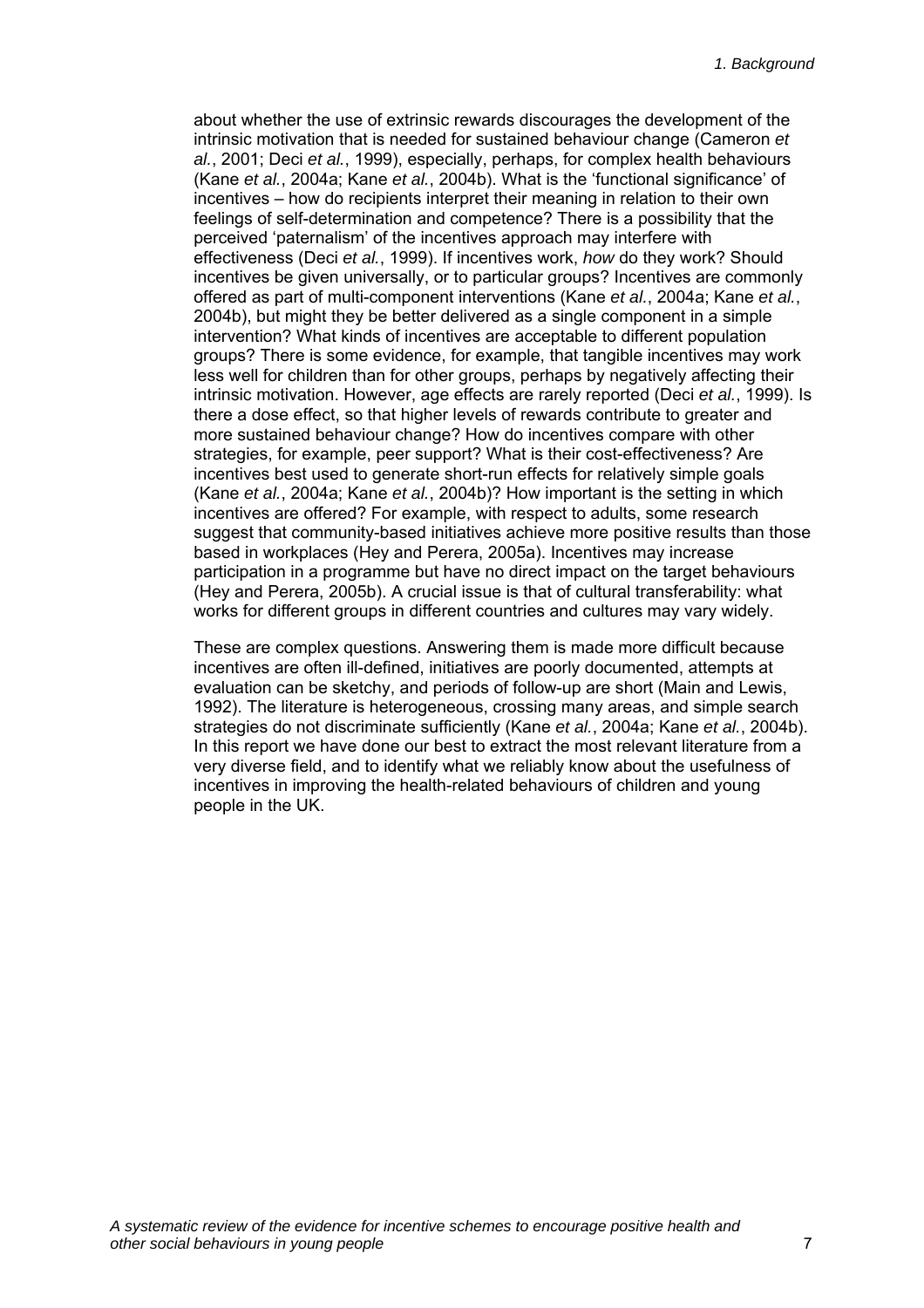about whether the use of extrinsic rewards discourages the development of the intrinsic motivation that is needed for sustained behaviour change (Cameron *et al.*, 2001; Deci *et al.*, 1999), especially, perhaps, for complex health behaviours (Kane *et al.*, 2004a; Kane *et al.*, 2004b). What is the 'functional significance' of incentives – how do recipients interpret their meaning in relation to their own feelings of self-determination and competence? There is a possibility that the perceived 'paternalism' of the incentives approach may interfere with effectiveness (Deci *et al.*, 1999). If incentives work, *how* do they work? Should incentives be given universally, or to particular groups? Incentives are commonly offered as part of multi-component interventions (Kane *et al.*, 2004a; Kane *et al.*, 2004b), but might they be better delivered as a single component in a simple intervention? What kinds of incentives are acceptable to different population groups? There is some evidence, for example, that tangible incentives may work less well for children than for other groups, perhaps by negatively affecting their intrinsic motivation. However, age effects are rarely reported (Deci *et al.*, 1999). Is there a dose effect, so that higher levels of rewards contribute to greater and more sustained behaviour change? How do incentives compare with other strategies, for example, peer support? What is their cost-effectiveness? Are incentives best used to generate short-run effects for relatively simple goals (Kane *et al.*, 2004a; Kane *et al.*, 2004b)? How important is the setting in which incentives are offered? For example, with respect to adults, some research suggest that community-based initiatives achieve more positive results than those based in workplaces (Hey and Perera, 2005a). Incentives may increase participation in a programme but have no direct impact on the target behaviours (Hey and Perera, 2005b). A crucial issue is that of cultural transferability: what works for different groups in different countries and cultures may vary widely.

These are complex questions. Answering them is made more difficult because incentives are often ill-defined, initiatives are poorly documented, attempts at evaluation can be sketchy, and periods of follow-up are short (Main and Lewis, 1992). The literature is heterogeneous, crossing many areas, and simple search strategies do not discriminate sufficiently (Kane *et al.*, 2004a; Kane *et al.*, 2004b). In this report we have done our best to extract the most relevant literature from a very diverse field, and to identify what we reliably know about the usefulness of incentives in improving the health-related behaviours of children and young people in the UK.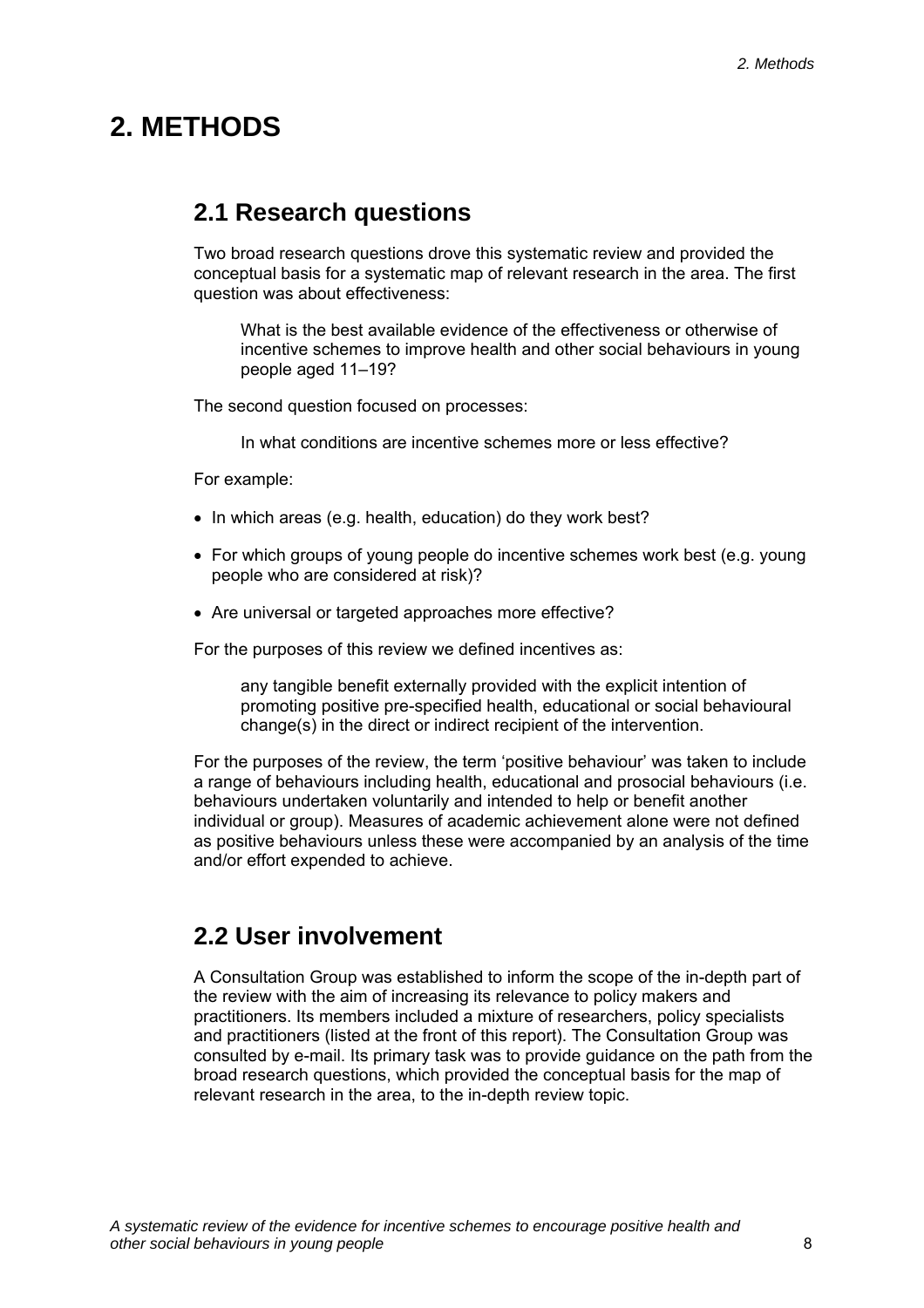# 2. METHODS

## 2.1 Research questions

Two broad research questions drove this systematic review and provided the conceptual basis for a systematic map of relevant research in the area. The first question was about effectiveness:

> What is the best available evidence of the effectiveness or otherwise of incentive schemes to improve health and other social behaviours in young people aged 11–19?

The second question focused on processes:

> In what conditions are incentive schemes more or less effective?

For example:

- In which areas (e.g. health, education) do they work best?
- For which groups of young people do incentive schemes work best (e.g. young people who are considered at risk)?
- Are universal or targeted approaches more effective?

For the purposes of this review we defined incentives as:

> any tangible benefit externally provided with the explicit intention of promoting positive pre-specified health, educational or social behavioural change(s) in the direct or indirect recipient of the intervention.

For the purposes of the review, the term 'positive behaviour' was taken to include a range of behaviours including health, educational and prosocial behaviours (i.e. behaviours undertaken voluntarily and intended to help or benefit another individual or group). Measures of academic achievement alone were not defined as positive behaviours unless these were accompanied by an analysis of the time and/or effort expended to achieve.

## 2.2 User involvement

A Consultation Group was established to inform the scope of the in-depth part of the review with the aim of increasing its relevance to policy makers and practitioners. Its members included a mixture of researchers, policy specialists and practitioners (listed at the front of this report). The Consultation Group was consulted by e-mail. Its primary task was to provide guidance on the path from the broad research questions, which provided the conceptual basis for the map of relevant research in the area, to the in-depth review topic.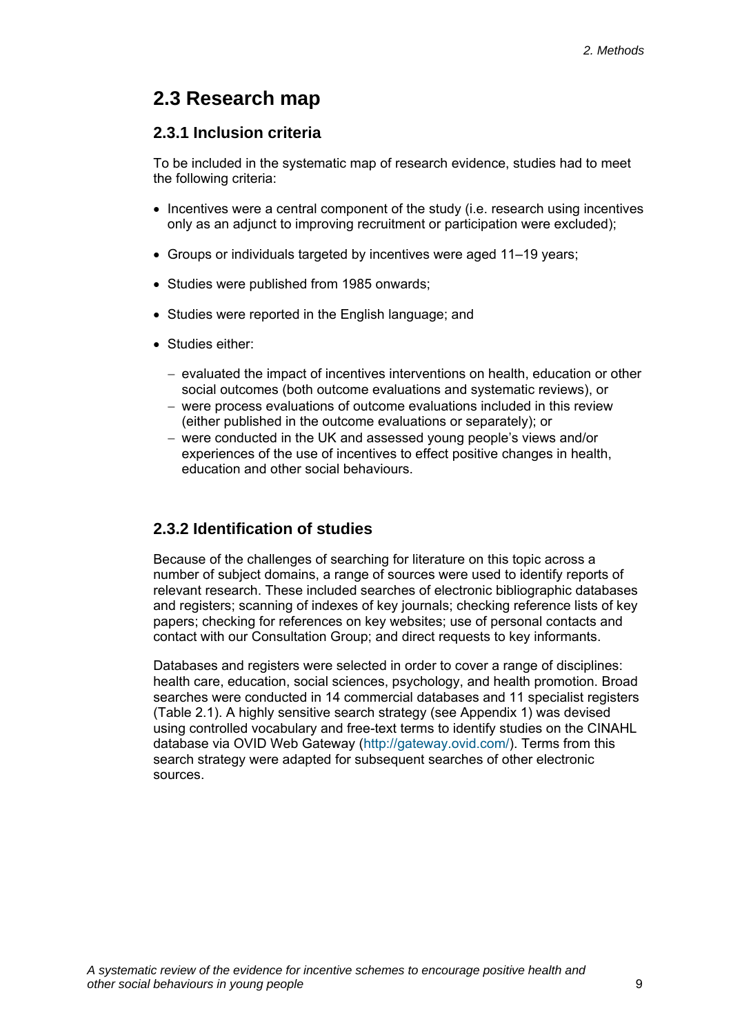## 2.3 Research map

### 2.3.1 Inclusion criteria

To be included in the systematic map of research evidence, studies had to meet the following criteria:

- Incentives were a central component of the study (i.e. research using incentives only as an adjunct to improving recruitment or participation were excluded);
- Groups or individuals targeted by incentives were aged 11–19 years;
- Studies were published from 1985 onwards;
- Studies were reported in the English language; and
- Studies either:
  - evaluated the impact of incentives interventions on health, education or other social outcomes (both outcome evaluations and systematic reviews), or
  - were process evaluations of outcome evaluations included in this review (either published in the outcome evaluations or separately); or
  - were conducted in the UK and assessed young people's views and/or experiences of the use of incentives to effect positive changes in health, education and other social behaviours.

### 2.3.2 Identification of studies

Because of the challenges of searching for literature on this topic across a number of subject domains, a range of sources were used to identify reports of relevant research. These included searches of electronic bibliographic databases and registers; scanning of indexes of key journals; checking reference lists of key papers; checking for references on key websites; use of personal contacts and contact with our Consultation Group; and direct requests to key informants.

Databases and registers were selected in order to cover a range of disciplines: health care, education, social sciences, psychology, and health promotion. Broad searches were conducted in 14 commercial databases and 11 specialist registers (Table 2.1). A highly sensitive search strategy (see Appendix 1) was devised using controlled vocabulary and free-text terms to identify studies on the CINAHL database via OVID Web Gateway (http://gateway.ovid.com/). Terms from this search strategy were adapted for subsequent searches of other electronic sources.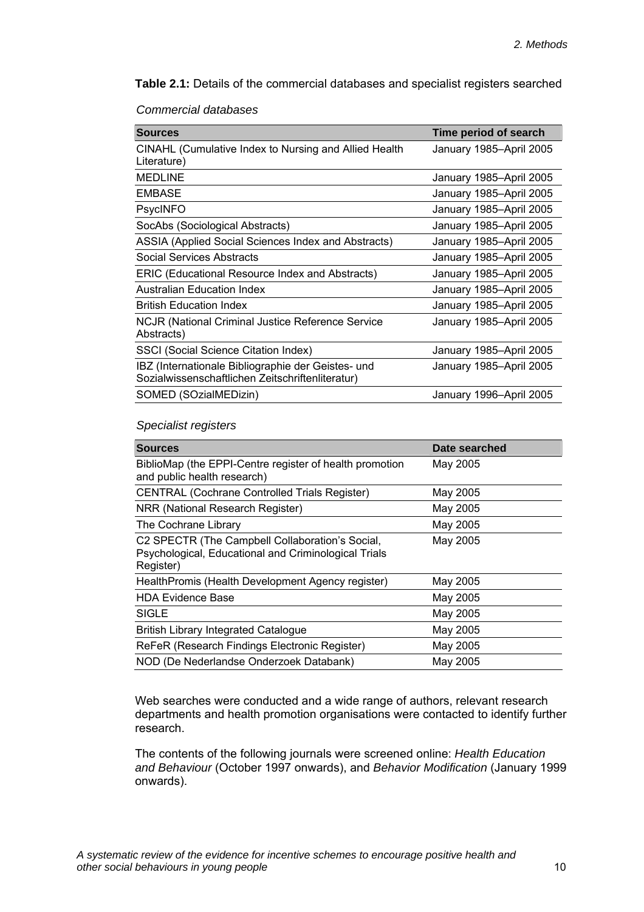**Table 2.1:** Details of the commercial databases and specialist registers searched

*Commercial databases*

| Sources | Time period of search |
|---|---|
| CINAHL (Cumulative Index to Nursing and Allied Health Literature) | January 1985–April 2005 |
| MEDLINE | January 1985–April 2005 |
| EMBASE | January 1985–April 2005 |
| PsycINFO | January 1985–April 2005 |
| SocAbs (Sociological Abstracts) | January 1985–April 2005 |
| ASSIA (Applied Social Sciences Index and Abstracts) | January 1985–April 2005 |
| Social Services Abstracts | January 1985–April 2005 |
| ERIC (Educational Resource Index and Abstracts) | January 1985–April 2005 |
| Australian Education Index | January 1985–April 2005 |
| British Education Index | January 1985–April 2005 |
| NCJR (National Criminal Justice Reference Service Abstracts) | January 1985–April 2005 |
| SSCI (Social Science Citation Index) | January 1985–April 2005 |
| IBZ (Internationale Bibliographie der Geistes- und Sozialwissenschaftlichen Zeitschriftenliteratur) | January 1985–April 2005 |
| SOMED (SOzialMEDizin) | January 1996–April 2005 |

*Specialist registers*

| Sources | Date searched |
|---|---|
| BiblioMap (the EPPI-Centre register of health promotion and public health research) | May 2005 |
| CENTRAL (Cochrane Controlled Trials Register) | May 2005 |
| NRR (National Research Register) | May 2005 |
| The Cochrane Library | May 2005 |
| C2 SPECTR (The Campbell Collaboration's Social, Psychological, Educational and Criminological Trials Register) | May 2005 |
| HealthPromis (Health Development Agency register) | May 2005 |
| HDA Evidence Base | May 2005 |
| SIGLE | May 2005 |
| British Library Integrated Catalogue | May 2005 |
| ReFeR (Research Findings Electronic Register) | May 2005 |
| NOD (De Nederlandse Onderzoek Databank) | May 2005 |

Web searches were conducted and a wide range of authors, relevant research departments and health promotion organisations were contacted to identify further research.

The contents of the following journals were screened online: *Health Education and Behaviour* (October 1997 onwards), and *Behavior Modification* (January 1999 onwards).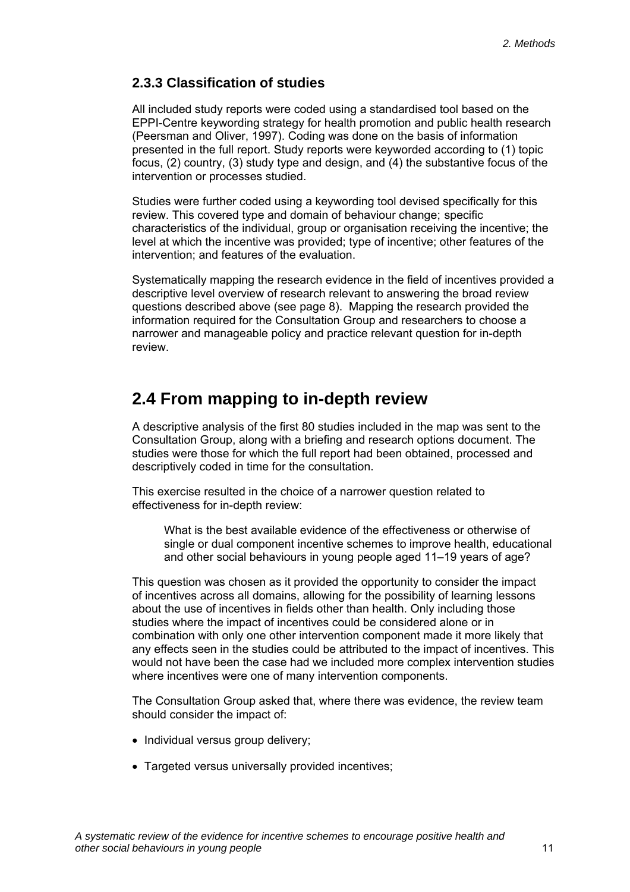### 2.3.3 Classification of studies

All included study reports were coded using a standardised tool based on the EPPI-Centre keywording strategy for health promotion and public health research (Peersman and Oliver, 1997). Coding was done on the basis of information presented in the full report. Study reports were keyworded according to (1) topic focus, (2) country, (3) study type and design, and (4) the substantive focus of the intervention or processes studied.

Studies were further coded using a keywording tool devised specifically for this review. This covered type and domain of behaviour change; specific characteristics of the individual, group or organisation receiving the incentive; the level at which the incentive was provided; type of incentive; other features of the intervention; and features of the evaluation.

Systematically mapping the research evidence in the field of incentives provided a descriptive level overview of research relevant to answering the broad review questions described above (see page 8). Mapping the research provided the information required for the Consultation Group and researchers to choose a narrower and manageable policy and practice relevant question for in-depth review.

## 2.4 From mapping to in-depth review

A descriptive analysis of the first 80 studies included in the map was sent to the Consultation Group, along with a briefing and research options document. The studies were those for which the full report had been obtained, processed and descriptively coded in time for the consultation.

This exercise resulted in the choice of a narrower question related to effectiveness for in-depth review:

> What is the best available evidence of the effectiveness or otherwise of single or dual component incentive schemes to improve health, educational and other social behaviours in young people aged 11–19 years of age?

This question was chosen as it provided the opportunity to consider the impact of incentives across all domains, allowing for the possibility of learning lessons about the use of incentives in fields other than health. Only including those studies where the impact of incentives could be considered alone or in combination with only one other intervention component made it more likely that any effects seen in the studies could be attributed to the impact of incentives. This would not have been the case had we included more complex intervention studies where incentives were one of many intervention components.

The Consultation Group asked that, where there was evidence, the review team should consider the impact of:

- Individual versus group delivery;
- Targeted versus universally provided incentives;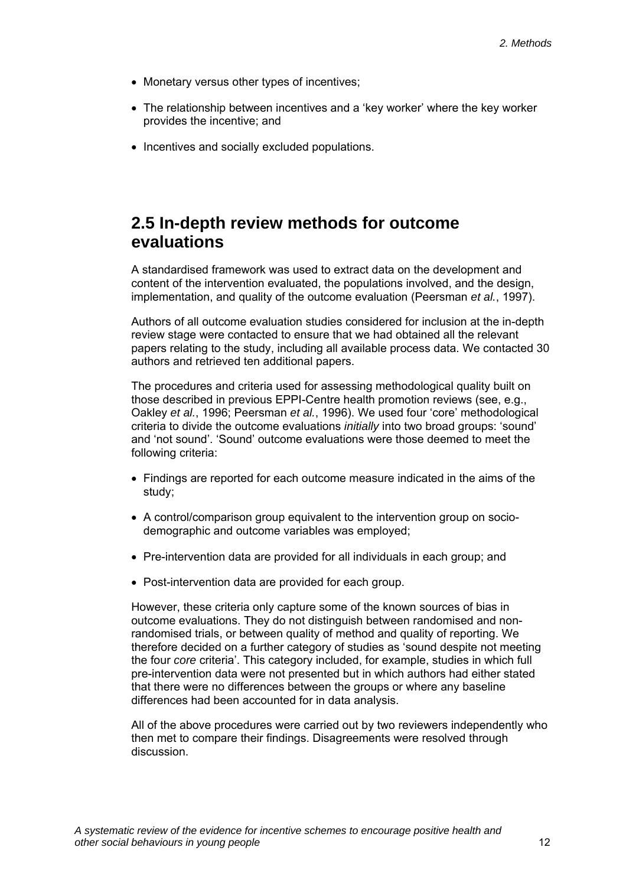- Monetary versus other types of incentives;
- The relationship between incentives and a 'key worker' where the key worker provides the incentive; and
- Incentives and socially excluded populations.

## 2.5 In-depth review methods for outcome evaluations

A standardised framework was used to extract data on the development and content of the intervention evaluated, the populations involved, and the design, implementation, and quality of the outcome evaluation (Peersman *et al.*, 1997).

Authors of all outcome evaluation studies considered for inclusion at the in-depth review stage were contacted to ensure that we had obtained all the relevant papers relating to the study, including all available process data. We contacted 30 authors and retrieved ten additional papers.

The procedures and criteria used for assessing methodological quality built on those described in previous EPPI-Centre health promotion reviews (see, e.g., Oakley *et al.*, 1996; Peersman *et al.*, 1996). We used four 'core' methodological criteria to divide the outcome evaluations *initially* into two broad groups: 'sound' and 'not sound'. 'Sound' outcome evaluations were those deemed to meet the following criteria:

- Findings are reported for each outcome measure indicated in the aims of the study;
- A control/comparison group equivalent to the intervention group on socio-demographic and outcome variables was employed;
- Pre-intervention data are provided for all individuals in each group; and
- Post-intervention data are provided for each group.

However, these criteria only capture some of the known sources of bias in outcome evaluations. They do not distinguish between randomised and non-randomised trials, or between quality of method and quality of reporting. We therefore decided on a further category of studies as 'sound despite not meeting the four *core* criteria'. This category included, for example, studies in which full pre-intervention data were not presented but in which authors had either stated that there were no differences between the groups or where any baseline differences had been accounted for in data analysis.

All of the above procedures were carried out by two reviewers independently who then met to compare their findings. Disagreements were resolved through discussion.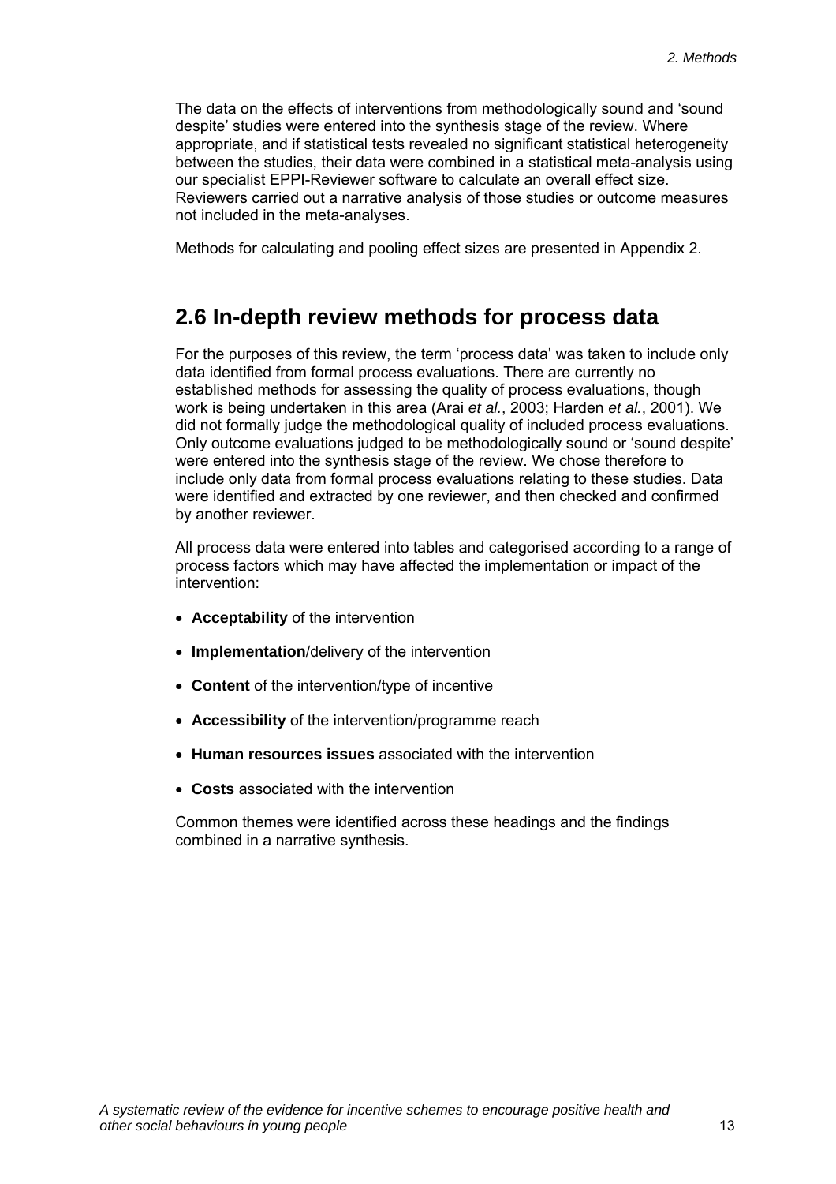The data on the effects of interventions from methodologically sound and 'sound despite' studies were entered into the synthesis stage of the review. Where appropriate, and if statistical tests revealed no significant statistical heterogeneity between the studies, their data were combined in a statistical meta-analysis using our specialist EPPI-Reviewer software to calculate an overall effect size. Reviewers carried out a narrative analysis of those studies or outcome measures not included in the meta-analyses.

Methods for calculating and pooling effect sizes are presented in Appendix 2.

## 2.6 In-depth review methods for process data

For the purposes of this review, the term 'process data' was taken to include only data identified from formal process evaluations. There are currently no established methods for assessing the quality of process evaluations, though work is being undertaken in this area (Arai *et al.*, 2003; Harden *et al.*, 2001). We did not formally judge the methodological quality of included process evaluations. Only outcome evaluations judged to be methodologically sound or 'sound despite' were entered into the synthesis stage of the review. We chose therefore to include only data from formal process evaluations relating to these studies. Data were identified and extracted by one reviewer, and then checked and confirmed by another reviewer.

All process data were entered into tables and categorised according to a range of process factors which may have affected the implementation or impact of the intervention:

- **Acceptability** of the intervention
- **Implementation**/delivery of the intervention
- **Content** of the intervention/type of incentive
- **Accessibility** of the intervention/programme reach
- **Human resources issues** associated with the intervention
- **Costs** associated with the intervention

Common themes were identified across these headings and the findings combined in a narrative synthesis.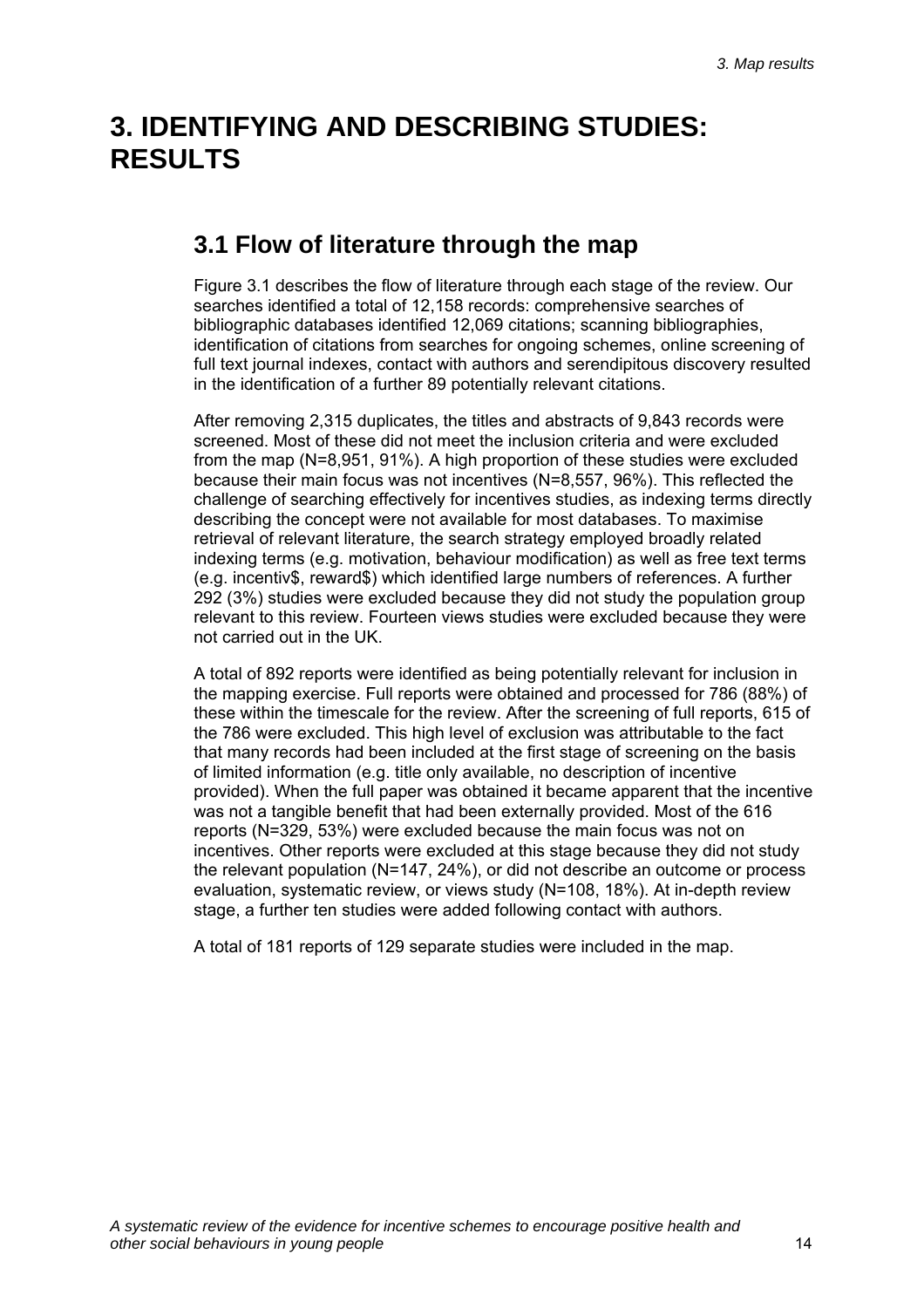# 3. IDENTIFYING AND DESCRIBING STUDIES: RESULTS

## 3.1 Flow of literature through the map

Figure 3.1 describes the flow of literature through each stage of the review. Our searches identified a total of 12,158 records: comprehensive searches of bibliographic databases identified 12,069 citations; scanning bibliographies, identification of citations from searches for ongoing schemes, online screening of full text journal indexes, contact with authors and serendipitous discovery resulted in the identification of a further 89 potentially relevant citations.

After removing 2,315 duplicates, the titles and abstracts of 9,843 records were screened. Most of these did not meet the inclusion criteria and were excluded from the map (N=8,951, 91%). A high proportion of these studies were excluded because their main focus was not incentives (N=8,557, 96%). This reflected the challenge of searching effectively for incentives studies, as indexing terms directly describing the concept were not available for most databases. To maximise retrieval of relevant literature, the search strategy employed broadly related indexing terms (e.g. motivation, behaviour modification) as well as free text terms (e.g. incentiv$, reward$) which identified large numbers of references. A further 292 (3%) studies were excluded because they did not study the population group relevant to this review. Fourteen views studies were excluded because they were not carried out in the UK.

A total of 892 reports were identified as being potentially relevant for inclusion in the mapping exercise. Full reports were obtained and processed for 786 (88%) of these within the timescale for the review. After the screening of full reports, 615 of the 786 were excluded. This high level of exclusion was attributable to the fact that many records had been included at the first stage of screening on the basis of limited information (e.g. title only available, no description of incentive provided). When the full paper was obtained it became apparent that the incentive was not a tangible benefit that had been externally provided. Most of the 616 reports (N=329, 53%) were excluded because the main focus was not on incentives. Other reports were excluded at this stage because they did not study the relevant population (N=147, 24%), or did not describe an outcome or process evaluation, systematic review, or views study (N=108, 18%). At in-depth review stage, a further ten studies were added following contact with authors.

A total of 181 reports of 129 separate studies were included in the map.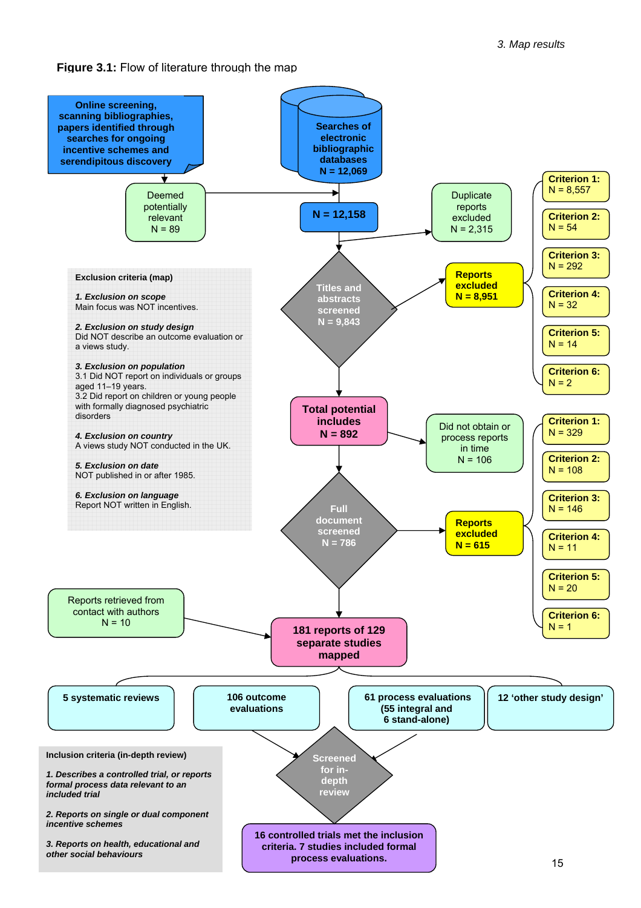**Figure 3.1:** Flow of literature through the map

Online screening, scanning bibliographies, papers identified through searches for ongoing incentive schemes and serendipitous discovery

Searches of electronic bibliographic databases N = 12,069

Deemed potentially relevant N = 89

N = 12,158

Duplicate reports excluded N = 2,315

Titles and abstracts screened N = 9,843

Reports excluded N = 8,951

- Criterion 1: N = 8,557
- Criterion 2: N = 54
- Criterion 3: N = 292
- Criterion 4: N = 32
- Criterion 5: N = 14
- Criterion 6: N = 2

**Exclusion criteria (map)**

*1. Exclusion on scope*
Main focus was NOT incentives.

*2. Exclusion on study design*
Did NOT describe an outcome evaluation or a views study.

*3. Exclusion on population*
3.1 Did NOT report on individuals or groups aged 11–19 years.
3.2 Did report on children or young people with formally diagnosed psychiatric disorders

*4. Exclusion on country*
A views study NOT conducted in the UK.

*5. Exclusion on date*
NOT published in or after 1985.

*6. Exclusion on language*
Report NOT written in English.

Total potential includes N = 892

Did not obtain or process reports in time N = 106

Full document screened N = 786

Reports excluded N = 615

- Criterion 1: N = 329
- Criterion 2: N = 108
- Criterion 3: N = 146
- Criterion 4: N = 11
- Criterion 5: N = 20
- Criterion 6: N = 1

Reports retrieved from contact with authors N = 10

181 reports of 129 separate studies mapped

- 5 systematic reviews
- 106 outcome evaluations
- 61 process evaluations (55 integral and 6 stand-alone)
- 12 'other study design'

Screened for in-depth review

**Inclusion criteria (in-depth review)**

*1. Describes a controlled trial, or reports formal process data relevant to an included trial*

*2. Reports on single or dual component incentive schemes*

*3. Reports on health, educational and other social behaviours*

16 controlled trials met the inclusion criteria. 7 studies included formal process evaluations.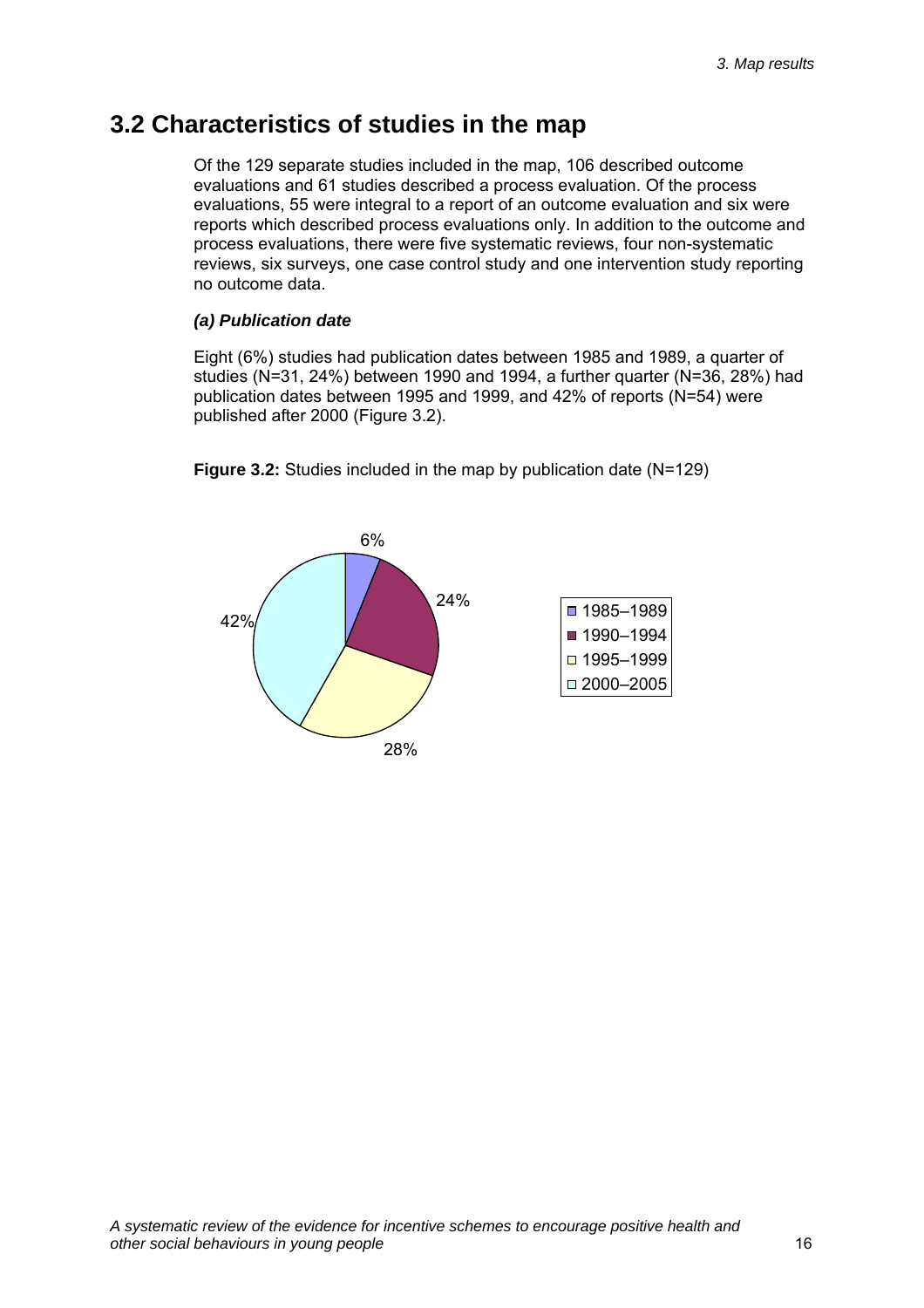## 3.2 Characteristics of studies in the map

Of the 129 separate studies included in the map, 106 described outcome evaluations and 61 studies described a process evaluation. Of the process evaluations, 55 were integral to a report of an outcome evaluation and six were reports which described process evaluations only. In addition to the outcome and process evaluations, there were five systematic reviews, four non-systematic reviews, six surveys, one case control study and one intervention study reporting no outcome data.

### *(a) Publication date*

Eight (6%) studies had publication dates between 1985 and 1989, a quarter of studies (N=31, 24%) between 1990 and 1994, a further quarter (N=36, 28%) had publication dates between 1995 and 1999, and 42% of reports (N=54) were published after 2000 (Figure 3.2).

**Figure 3.2:** Studies included in the map by publication date (N=129)

| Publication date | % |
|---|---|
| 1985–1989 | 6% |
| 1990–1994 | 24% |
| 1995–1999 | 28% |
| 2000–2005 | 42% |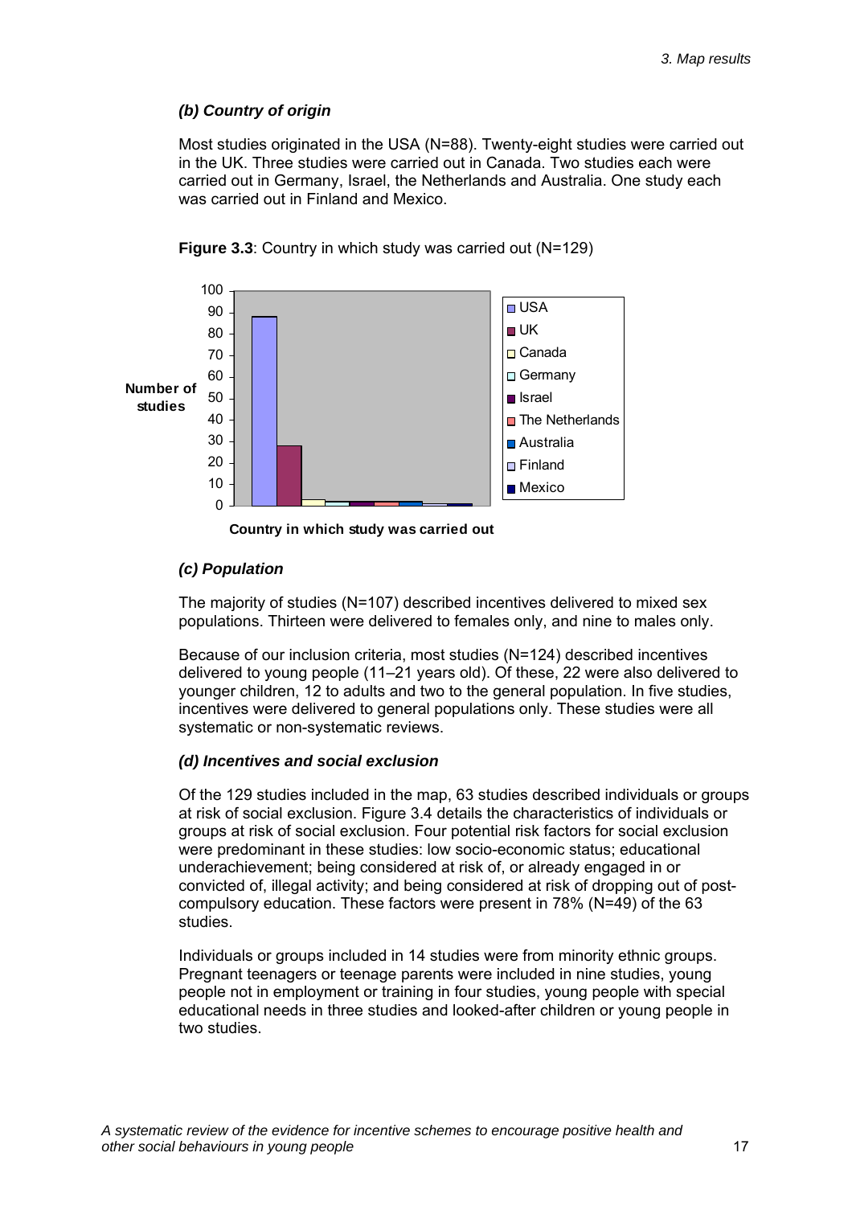### *(b) Country of origin*

Most studies originated in the USA (N=88). Twenty-eight studies were carried out in the UK. Three studies were carried out in Canada. Two studies each were carried out in Germany, Israel, the Netherlands and Australia. One study each was carried out in Finland and Mexico.

**Figure 3.3**: Country in which study was carried out (N=129)

### *(c) Population*

The majority of studies (N=107) described incentives delivered to mixed sex populations. Thirteen were delivered to females only, and nine to males only.

Because of our inclusion criteria, most studies (N=124) described incentives delivered to young people (11–21 years old). Of these, 22 were also delivered to younger children, 12 to adults and two to the general population. In five studies, incentives were delivered to general populations only. These studies were all systematic or non-systematic reviews.

### *(d) Incentives and social exclusion*

Of the 129 studies included in the map, 63 studies described individuals or groups at risk of social exclusion. Figure 3.4 details the characteristics of individuals or groups at risk of social exclusion. Four potential risk factors for social exclusion were predominant in these studies: low socio-economic status; educational underachievement; being considered at risk of, or already engaged in or convicted of, illegal activity; and being considered at risk of dropping out of post-compulsory education. These factors were present in 78% (N=49) of the 63 studies.

Individuals or groups included in 14 studies were from minority ethnic groups. Pregnant teenagers or teenage parents were included in nine studies, young people not in employment or training in four studies, young people with special educational needs in three studies and looked-after children or young people in two studies.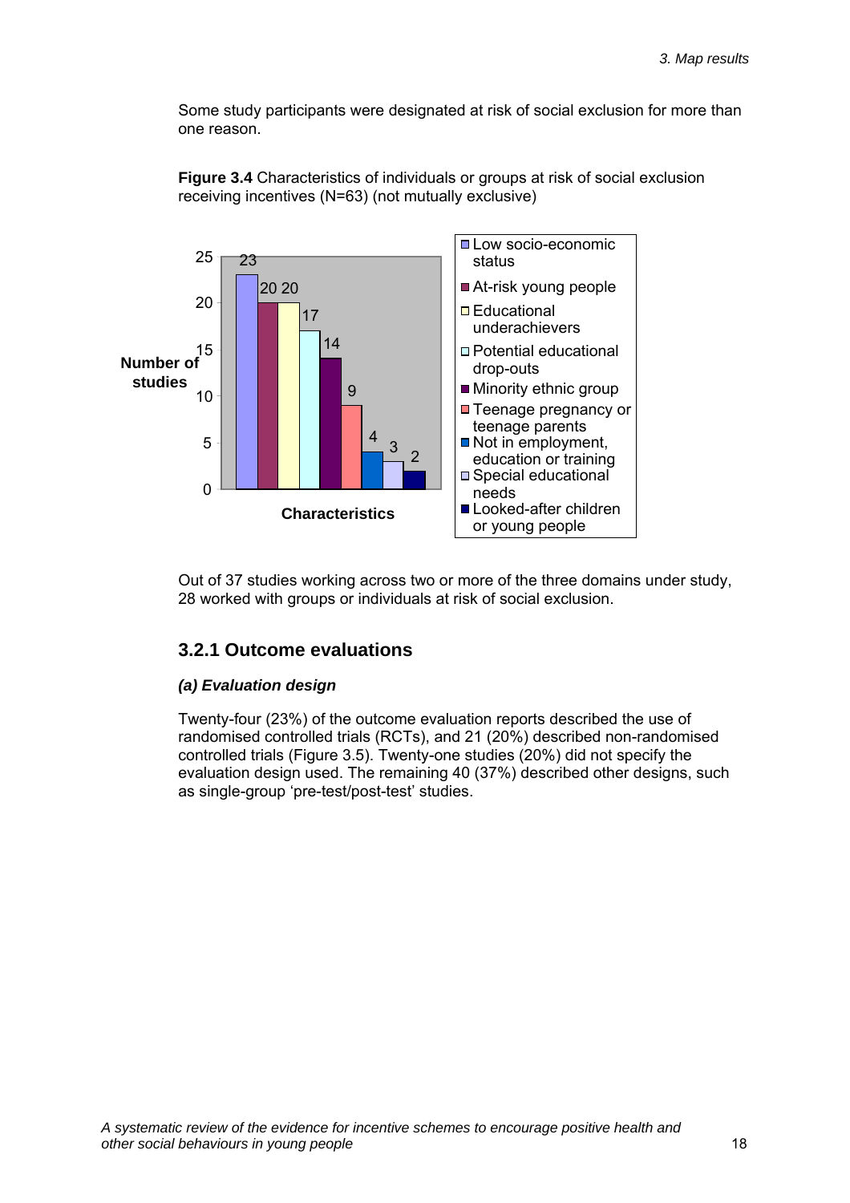Some study participants were designated at risk of social exclusion for more than one reason.

**Figure 3.4** Characteristics of individuals or groups at risk of social exclusion receiving incentives (N=63) (not mutually exclusive)

| Characteristics | Number of studies |
|---|---|
| Low socio-economic status | 23 |
| At-risk young people | 20 |
| Educational underachievers | 20 |
| Potential educational drop-outs | 17 |
| Minority ethnic group | 14 |
| Teenage pregnancy or teenage parents | 9 |
| Not in employment, education or training | 4 |
| Special educational needs | 3 |
| Looked-after children or young people | 2 |

Out of 37 studies working across two or more of the three domains under study, 28 worked with groups or individuals at risk of social exclusion.

### 3.2.1 Outcome evaluations

***(a) Evaluation design***

Twenty-four (23%) of the outcome evaluation reports described the use of randomised controlled trials (RCTs), and 21 (20%) described non-randomised controlled trials (Figure 3.5). Twenty-one studies (20%) did not specify the evaluation design used. The remaining 40 (37%) described other designs, such as single-group 'pre-test/post-test' studies.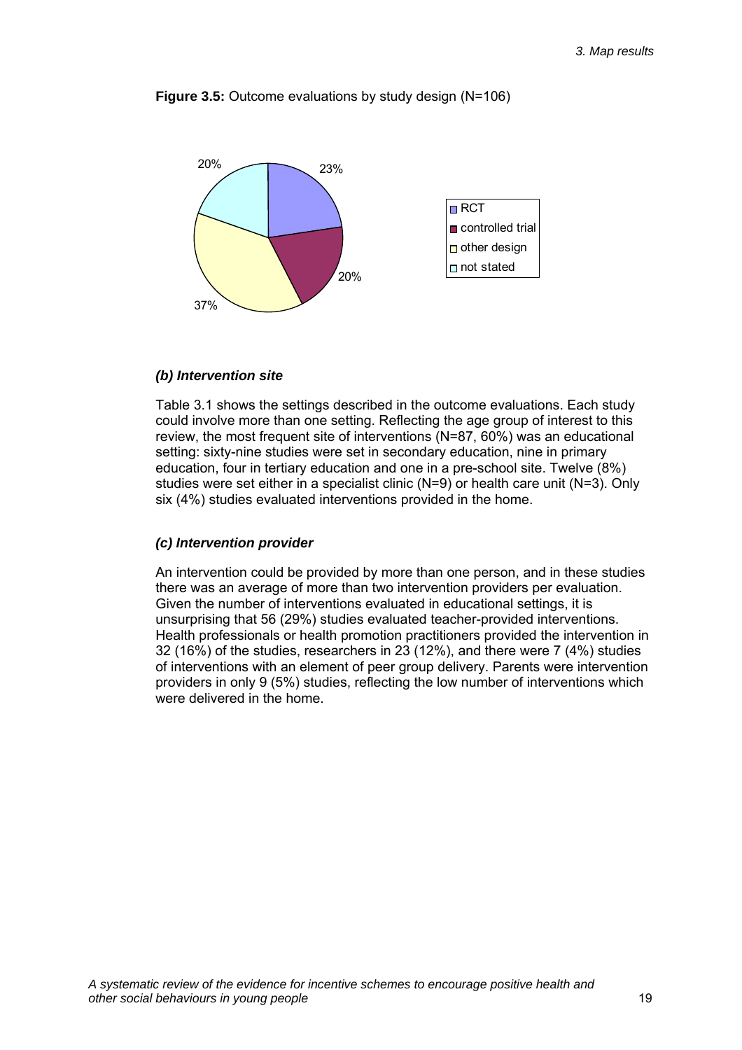**Figure 3.5:** Outcome evaluations by study design (N=106)

### *(b) Intervention site*

Table 3.1 shows the settings described in the outcome evaluations. Each study could involve more than one setting. Reflecting the age group of interest to this review, the most frequent site of interventions (N=87, 60%) was an educational setting: sixty-nine studies were set in secondary education, nine in primary education, four in tertiary education and one in a pre-school site. Twelve (8%) studies were set either in a specialist clinic (N=9) or health care unit (N=3). Only six (4%) studies evaluated interventions provided in the home.

### *(c) Intervention provider*

An intervention could be provided by more than one person, and in these studies there was an average of more than two intervention providers per evaluation. Given the number of interventions evaluated in educational settings, it is unsurprising that 56 (29%) studies evaluated teacher-provided interventions. Health professionals or health promotion practitioners provided the intervention in 32 (16%) of the studies, researchers in 23 (12%), and there were 7 (4%) studies of interventions with an element of peer group delivery. Parents were intervention providers in only 9 (5%) studies, reflecting the low number of interventions which were delivered in the home.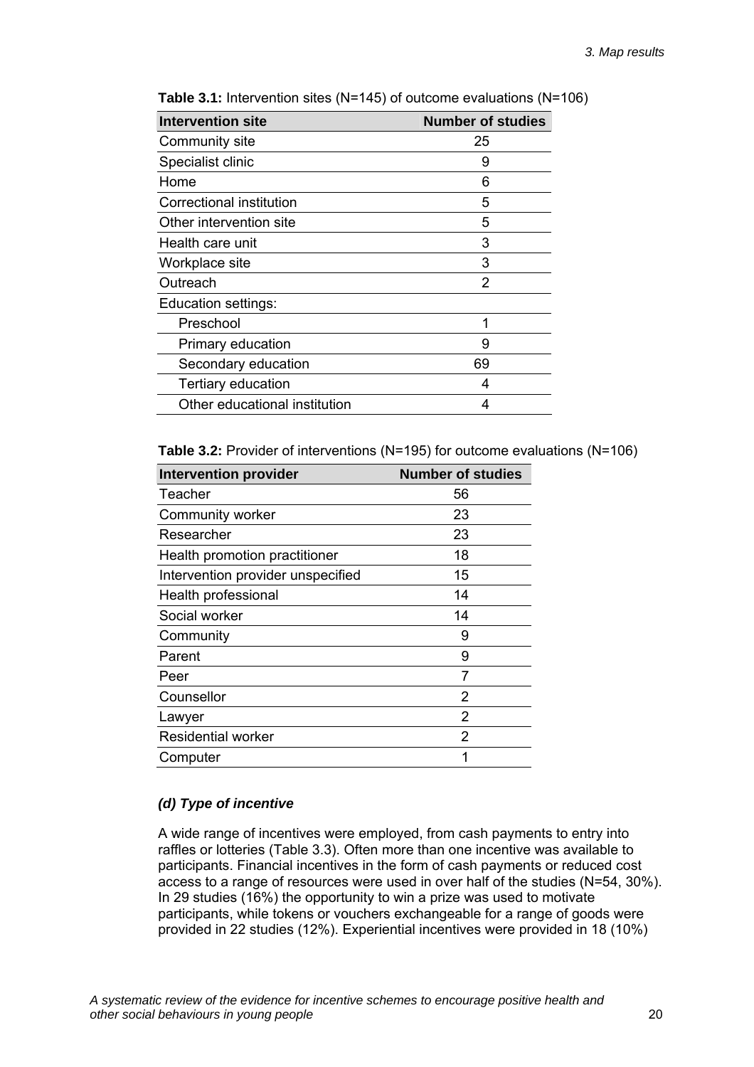**Table 3.1:** Intervention sites (N=145) of outcome evaluations (N=106)

| Intervention site | Number of studies |
|---|---|
| Community site | 25 |
| Specialist clinic | 9 |
| Home | 6 |
| Correctional institution | 5 |
| Other intervention site | 5 |
| Health care unit | 3 |
| Workplace site | 3 |
| Outreach | 2 |
| Education settings: | |
| Preschool | 1 |
| Primary education | 9 |
| Secondary education | 69 |
| Tertiary education | 4 |
| Other educational institution | 4 |

**Table 3.2:** Provider of interventions (N=195) for outcome evaluations (N=106)

| Intervention provider | Number of studies |
|---|---|
| Teacher | 56 |
| Community worker | 23 |
| Researcher | 23 |
| Health promotion practitioner | 18 |
| Intervention provider unspecified | 15 |
| Health professional | 14 |
| Social worker | 14 |
| Community | 9 |
| Parent | 9 |
| Peer | 7 |
| Counsellor | 2 |
| Lawyer | 2 |
| Residential worker | 2 |
| Computer | 1 |

### *(d) Type of incentive*

A wide range of incentives were employed, from cash payments to entry into raffles or lotteries (Table 3.3). Often more than one incentive was available to participants. Financial incentives in the form of cash payments or reduced cost access to a range of resources were used in over half of the studies (N=54, 30%). In 29 studies (16%) the opportunity to win a prize was used to motivate participants, while tokens or vouchers exchangeable for a range of goods were provided in 22 studies (12%). Experiential incentives were provided in 18 (10%)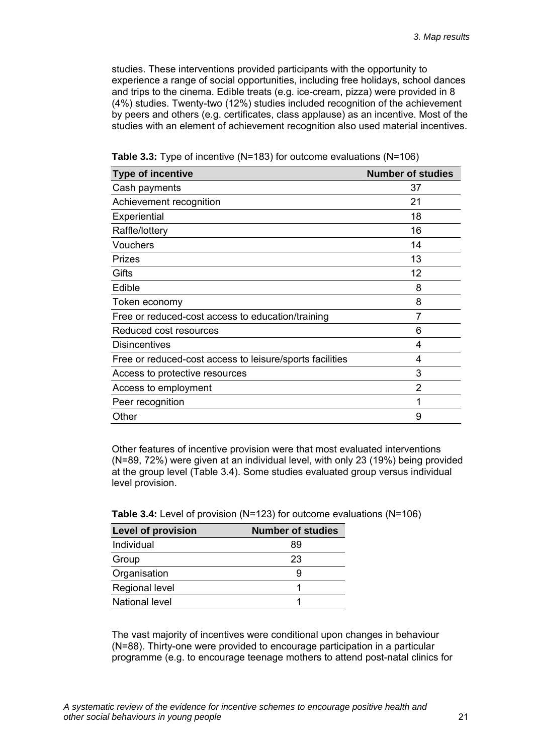studies. These interventions provided participants with the opportunity to experience a range of social opportunities, including free holidays, school dances and trips to the cinema. Edible treats (e.g. ice-cream, pizza) were provided in 8 (4%) studies. Twenty-two (12%) studies included recognition of the achievement by peers and others (e.g. certificates, class applause) as an incentive. Most of the studies with an element of achievement recognition also used material incentives.

**Table 3.3:** Type of incentive (N=183) for outcome evaluations (N=106)

| Type of incentive | Number of studies |
|---|---|
| Cash payments | 37 |
| Achievement recognition | 21 |
| Experiential | 18 |
| Raffle/lottery | 16 |
| Vouchers | 14 |
| Prizes | 13 |
| Gifts | 12 |
| Edible | 8 |
| Token economy | 8 |
| Free or reduced-cost access to education/training | 7 |
| Reduced cost resources | 6 |
| Disincentives | 4 |
| Free or reduced-cost access to leisure/sports facilities | 4 |
| Access to protective resources | 3 |
| Access to employment | 2 |
| Peer recognition | 1 |
| Other | 9 |

Other features of incentive provision were that most evaluated interventions (N=89, 72%) were given at an individual level, with only 23 (19%) being provided at the group level (Table 3.4). Some studies evaluated group versus individual level provision.

**Table 3.4:** Level of provision (N=123) for outcome evaluations (N=106)

| Level of provision | Number of studies |
|---|---|
| Individual | 89 |
| Group | 23 |
| Organisation | 9 |
| Regional level | 1 |
| National level | 1 |

The vast majority of incentives were conditional upon changes in behaviour (N=88). Thirty-one were provided to encourage participation in a particular programme (e.g. to encourage teenage mothers to attend post-natal clinics for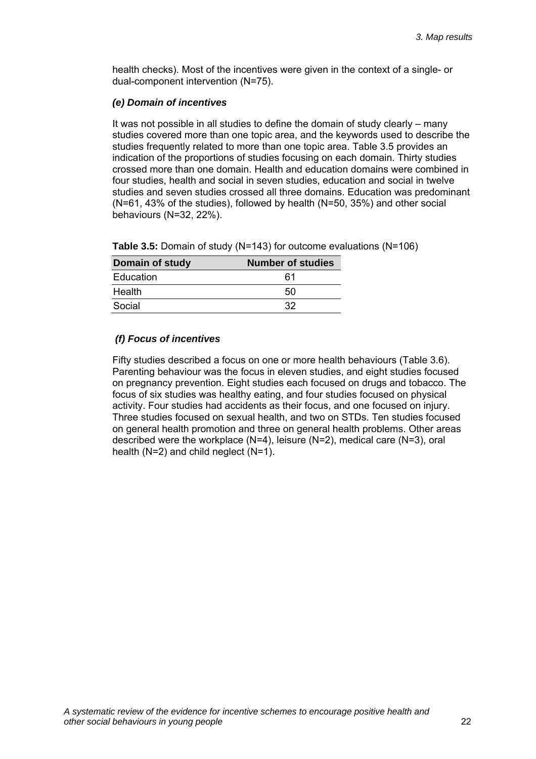health checks). Most of the incentives were given in the context of a single- or dual-component intervention (N=75).

### *(e) Domain of incentives*

It was not possible in all studies to define the domain of study clearly – many studies covered more than one topic area, and the keywords used to describe the studies frequently related to more than one topic area. Table 3.5 provides an indication of the proportions of studies focusing on each domain. Thirty studies crossed more than one domain. Health and education domains were combined in four studies, health and social in seven studies, education and social in twelve studies and seven studies crossed all three domains. Education was predominant (N=61, 43% of the studies), followed by health (N=50, 35%) and other social behaviours (N=32, 22%).

**Table 3.5:** Domain of study (N=143) for outcome evaluations (N=106)

| Domain of study | Number of studies |
|---|---|
| Education | 61 |
| Health | 50 |
| Social | 32 |

### *(f) Focus of incentives*

Fifty studies described a focus on one or more health behaviours (Table 3.6). Parenting behaviour was the focus in eleven studies, and eight studies focused on pregnancy prevention. Eight studies each focused on drugs and tobacco. The focus of six studies was healthy eating, and four studies focused on physical activity. Four studies had accidents as their focus, and one focused on injury. Three studies focused on sexual health, and two on STDs. Ten studies focused on general health promotion and three on general health problems. Other areas described were the workplace (N=4), leisure (N=2), medical care (N=3), oral health (N=2) and child neglect (N=1).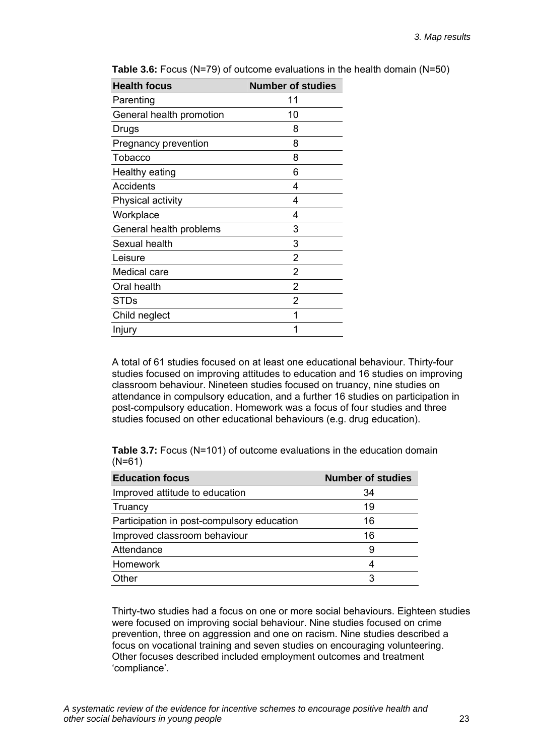**Table 3.6:** Focus (N=79) of outcome evaluations in the health domain (N=50)

| Health focus | Number of studies |
|---|---|
| Parenting | 11 |
| General health promotion | 10 |
| Drugs | 8 |
| Pregnancy prevention | 8 |
| Tobacco | 8 |
| Healthy eating | 6 |
| Accidents | 4 |
| Physical activity | 4 |
| Workplace | 4 |
| General health problems | 3 |
| Sexual health | 3 |
| Leisure | 2 |
| Medical care | 2 |
| Oral health | 2 |
| STDs | 2 |
| Child neglect | 1 |
| Injury | 1 |

A total of 61 studies focused on at least one educational behaviour. Thirty-four studies focused on improving attitudes to education and 16 studies on improving classroom behaviour. Nineteen studies focused on truancy, nine studies on attendance in compulsory education, and a further 16 studies on participation in post-compulsory education. Homework was a focus of four studies and three studies focused on other educational behaviours (e.g. drug education).

**Table 3.7:** Focus (N=101) of outcome evaluations in the education domain (N=61)

| Education focus | Number of studies |
|---|---|
| Improved attitude to education | 34 |
| Truancy | 19 |
| Participation in post-compulsory education | 16 |
| Improved classroom behaviour | 16 |
| Attendance | 9 |
| Homework | 4 |
| Other | 3 |

Thirty-two studies had a focus on one or more social behaviours. Eighteen studies were focused on improving social behaviour. Nine studies focused on crime prevention, three on aggression and one on racism. Nine studies described a focus on vocational training and seven studies on encouraging volunteering. Other focuses described included employment outcomes and treatment 'compliance'.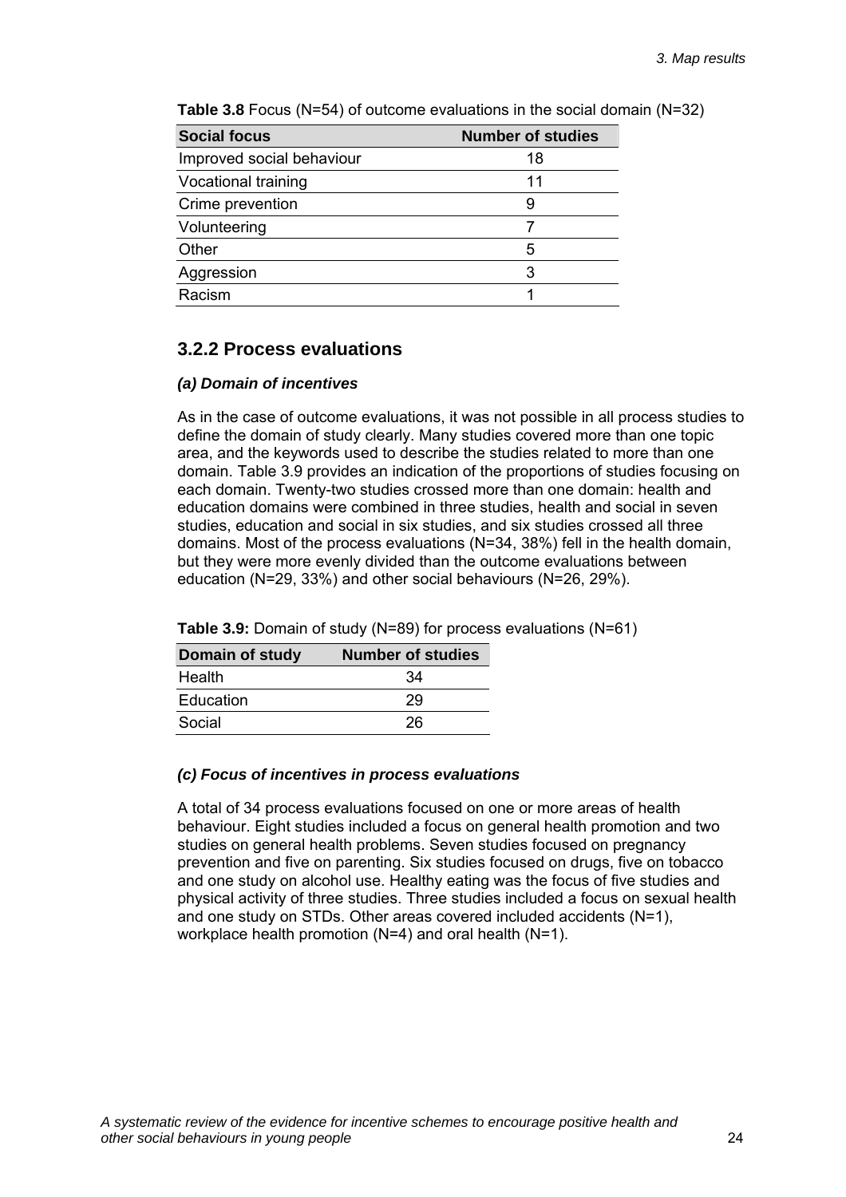**Table 3.8** Focus (N=54) of outcome evaluations in the social domain (N=32)

| Social focus | Number of studies |
|---|---|
| Improved social behaviour | 18 |
| Vocational training | 11 |
| Crime prevention | 9 |
| Volunteering | 7 |
| Other | 5 |
| Aggression | 3 |
| Racism | 1 |

### 3.2.2 Process evaluations

#### *(a) Domain of incentives*

As in the case of outcome evaluations, it was not possible in all process studies to define the domain of study clearly. Many studies covered more than one topic area, and the keywords used to describe the studies related to more than one domain. Table 3.9 provides an indication of the proportions of studies focusing on each domain. Twenty-two studies crossed more than one domain: health and education domains were combined in three studies, health and social in seven studies, education and social in six studies, and six studies crossed all three domains. Most of the process evaluations (N=34, 38%) fell in the health domain, but they were more evenly divided than the outcome evaluations between education (N=29, 33%) and other social behaviours (N=26, 29%).

**Table 3.9:** Domain of study (N=89) for process evaluations (N=61)

| Domain of study | Number of studies |
|---|---|
| Health | 34 |
| Education | 29 |
| Social | 26 |

#### *(c) Focus of incentives in process evaluations*

A total of 34 process evaluations focused on one or more areas of health behaviour. Eight studies included a focus on general health promotion and two studies on general health problems. Seven studies focused on pregnancy prevention and five on parenting. Six studies focused on drugs, five on tobacco and one study on alcohol use. Healthy eating was the focus of five studies and physical activity of three studies. Three studies included a focus on sexual health and one study on STDs. Other areas covered included accidents (N=1), workplace health promotion (N=4) and oral health (N=1).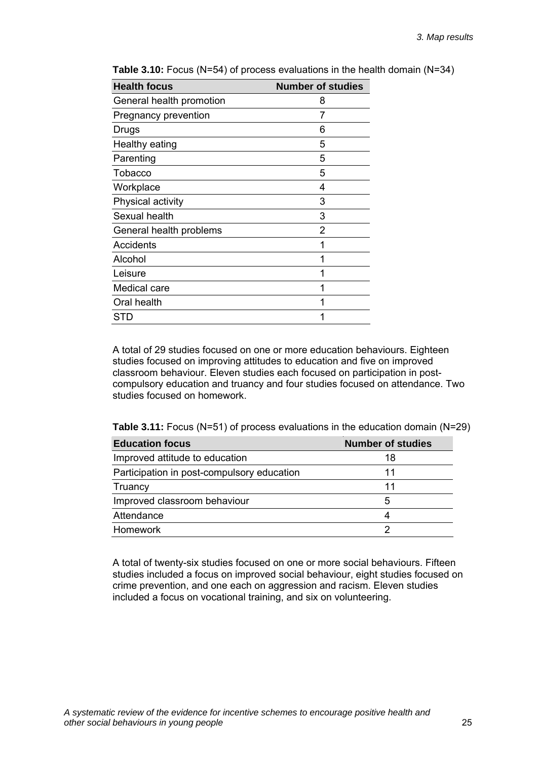**Table 3.10:** Focus (N=54) of process evaluations in the health domain (N=34)

| Health focus | Number of studies |
|---|---|
| General health promotion | 8 |
| Pregnancy prevention | 7 |
| Drugs | 6 |
| Healthy eating | 5 |
| Parenting | 5 |
| Tobacco | 5 |
| Workplace | 4 |
| Physical activity | 3 |
| Sexual health | 3 |
| General health problems | 2 |
| Accidents | 1 |
| Alcohol | 1 |
| Leisure | 1 |
| Medical care | 1 |
| Oral health | 1 |
| STD | 1 |

A total of 29 studies focused on one or more education behaviours. Eighteen studies focused on improving attitudes to education and five on improved classroom behaviour. Eleven studies each focused on participation in post-compulsory education and truancy and four studies focused on attendance. Two studies focused on homework.

**Table 3.11:** Focus (N=51) of process evaluations in the education domain (N=29)

| Education focus | Number of studies |
|---|---|
| Improved attitude to education | 18 |
| Participation in post-compulsory education | 11 |
| Truancy | 11 |
| Improved classroom behaviour | 5 |
| Attendance | 4 |
| Homework | 2 |

A total of twenty-six studies focused on one or more social behaviours. Fifteen studies included a focus on improved social behaviour, eight studies focused on crime prevention, and one each on aggression and racism. Eleven studies included a focus on vocational training, and six on volunteering.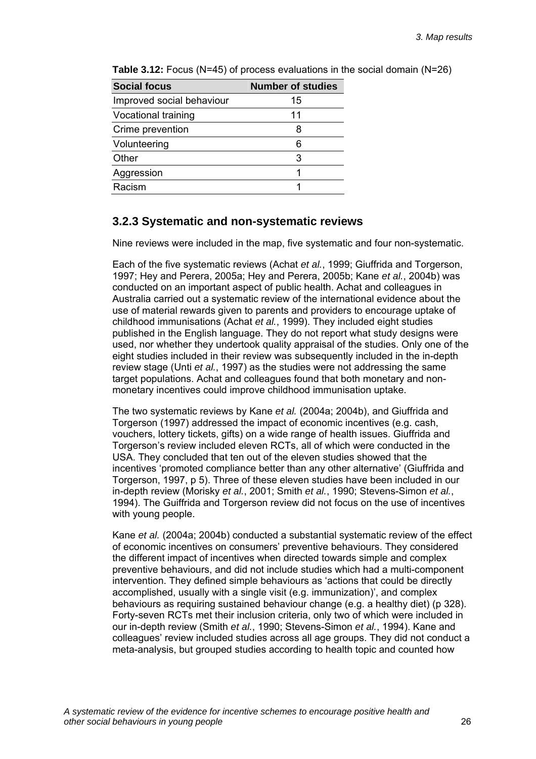**Table 3.12:** Focus (N=45) of process evaluations in the social domain (N=26)

| Social focus | Number of studies |
|---|---|
| Improved social behaviour | 15 |
| Vocational training | 11 |
| Crime prevention | 8 |
| Volunteering | 6 |
| Other | 3 |
| Aggression | 1 |
| Racism | 1 |

### 3.2.3 Systematic and non-systematic reviews

Nine reviews were included in the map, five systematic and four non-systematic.

Each of the five systematic reviews (Achat *et al.*, 1999; Giuffrida and Torgerson, 1997; Hey and Perera, 2005a; Hey and Perera, 2005b; Kane *et al.*, 2004b) was conducted on an important aspect of public health. Achat and colleagues in Australia carried out a systematic review of the international evidence about the use of material rewards given to parents and providers to encourage uptake of childhood immunisations (Achat *et al.*, 1999). They included eight studies published in the English language. They do not report what study designs were used, nor whether they undertook quality appraisal of the studies. Only one of the eight studies included in their review was subsequently included in the in-depth review stage (Unti *et al.*, 1997) as the studies were not addressing the same target populations. Achat and colleagues found that both monetary and non-monetary incentives could improve childhood immunisation uptake.

The two systematic reviews by Kane *et al.* (2004a; 2004b), and Giuffrida and Torgerson (1997) addressed the impact of economic incentives (e.g. cash, vouchers, lottery tickets, gifts) on a wide range of health issues. Giuffrida and Torgerson's review included eleven RCTs, all of which were conducted in the USA. They concluded that ten out of the eleven studies showed that the incentives 'promoted compliance better than any other alternative' (Giuffrida and Torgerson, 1997, p 5). Three of these eleven studies have been included in our in-depth review (Morisky *et al.*, 2001; Smith *et al.*, 1990; Stevens-Simon *et al.*, 1994). The Guiffrida and Torgerson review did not focus on the use of incentives with young people.

Kane *et al.* (2004a; 2004b) conducted a substantial systematic review of the effect of economic incentives on consumers' preventive behaviours. They considered the different impact of incentives when directed towards simple and complex preventive behaviours, and did not include studies which had a multi-component intervention. They defined simple behaviours as 'actions that could be directly accomplished, usually with a single visit (e.g. immunization)', and complex behaviours as requiring sustained behaviour change (e.g. a healthy diet) (p 328). Forty-seven RCTs met their inclusion criteria, only two of which were included in our in-depth review (Smith *et al.*, 1990; Stevens-Simon *et al.*, 1994). Kane and colleagues' review included studies across all age groups. They did not conduct a meta-analysis, but grouped studies according to health topic and counted how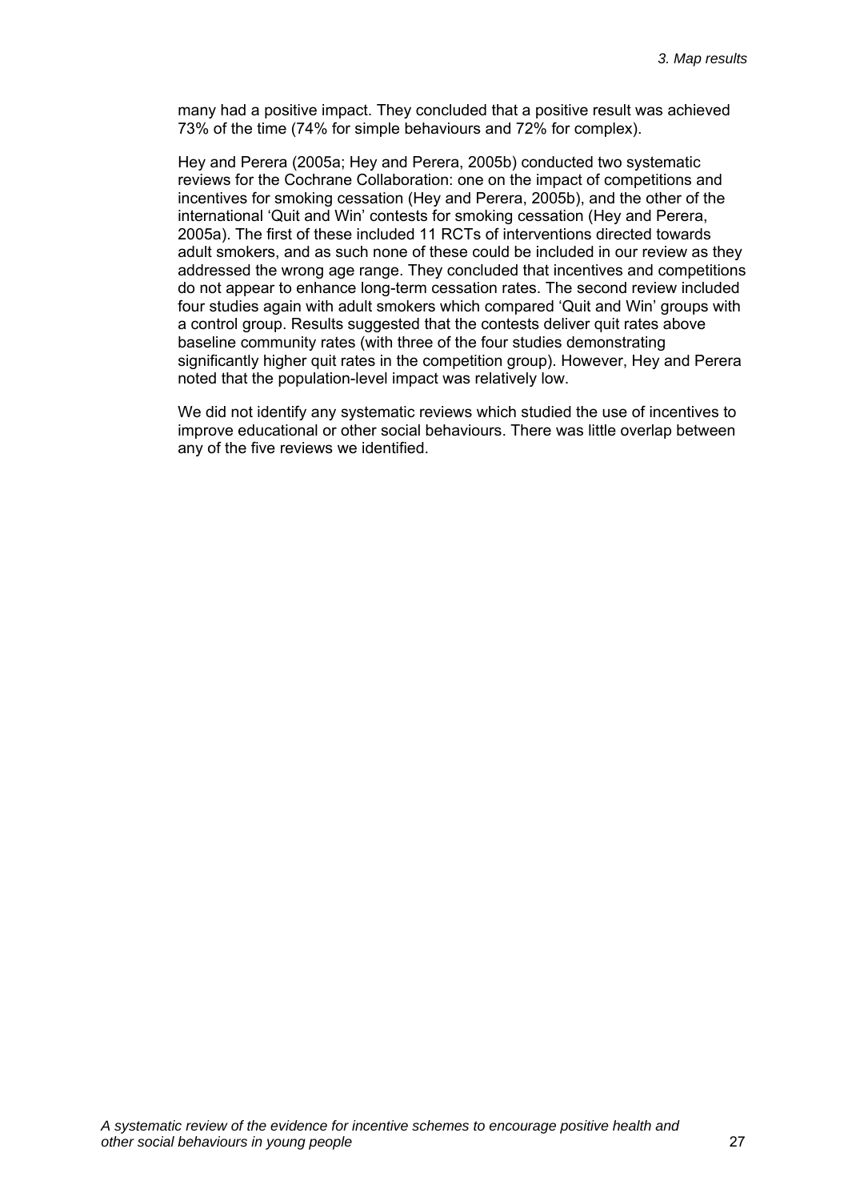many had a positive impact. They concluded that a positive result was achieved 73% of the time (74% for simple behaviours and 72% for complex).

Hey and Perera (2005a; Hey and Perera, 2005b) conducted two systematic reviews for the Cochrane Collaboration: one on the impact of competitions and incentives for smoking cessation (Hey and Perera, 2005b), and the other of the international 'Quit and Win' contests for smoking cessation (Hey and Perera, 2005a). The first of these included 11 RCTs of interventions directed towards adult smokers, and as such none of these could be included in our review as they addressed the wrong age range. They concluded that incentives and competitions do not appear to enhance long-term cessation rates. The second review included four studies again with adult smokers which compared 'Quit and Win' groups with a control group. Results suggested that the contests deliver quit rates above baseline community rates (with three of the four studies demonstrating significantly higher quit rates in the competition group). However, Hey and Perera noted that the population-level impact was relatively low.

We did not identify any systematic reviews which studied the use of incentives to improve educational or other social behaviours. There was little overlap between any of the five reviews we identified.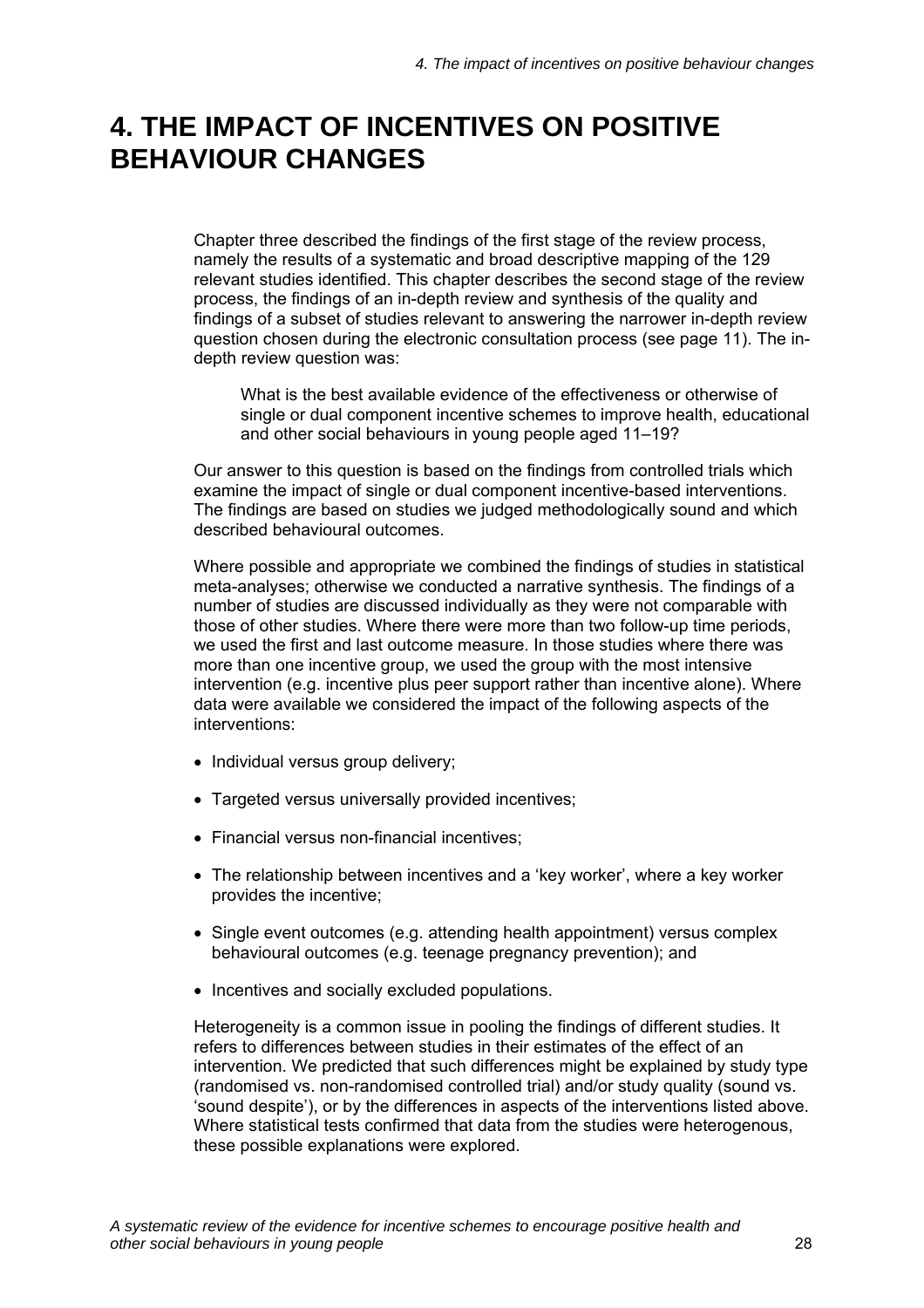# 4. THE IMPACT OF INCENTIVES ON POSITIVE BEHAVIOUR CHANGES

Chapter three described the findings of the first stage of the review process, namely the results of a systematic and broad descriptive mapping of the 129 relevant studies identified. This chapter describes the second stage of the review process, the findings of an in-depth review and synthesis of the quality and findings of a subset of studies relevant to answering the narrower in-depth review question chosen during the electronic consultation process (see page 11). The in-depth review question was:

> What is the best available evidence of the effectiveness or otherwise of single or dual component incentive schemes to improve health, educational and other social behaviours in young people aged 11–19?

Our answer to this question is based on the findings from controlled trials which examine the impact of single or dual component incentive-based interventions. The findings are based on studies we judged methodologically sound and which described behavioural outcomes.

Where possible and appropriate we combined the findings of studies in statistical meta-analyses; otherwise we conducted a narrative synthesis. The findings of a number of studies are discussed individually as they were not comparable with those of other studies. Where there were more than two follow-up time periods, we used the first and last outcome measure. In those studies where there was more than one incentive group, we used the group with the most intensive intervention (e.g. incentive plus peer support rather than incentive alone). Where data were available we considered the impact of the following aspects of the interventions:

- Individual versus group delivery;
- Targeted versus universally provided incentives;
- Financial versus non-financial incentives;
- The relationship between incentives and a 'key worker', where a key worker provides the incentive;
- Single event outcomes (e.g. attending health appointment) versus complex behavioural outcomes (e.g. teenage pregnancy prevention); and
- Incentives and socially excluded populations.

Heterogeneity is a common issue in pooling the findings of different studies. It refers to differences between studies in their estimates of the effect of an intervention. We predicted that such differences might be explained by study type (randomised vs. non-randomised controlled trial) and/or study quality (sound vs. 'sound despite'), or by the differences in aspects of the interventions listed above. Where statistical tests confirmed that data from the studies were heterogenous, these possible explanations were explored.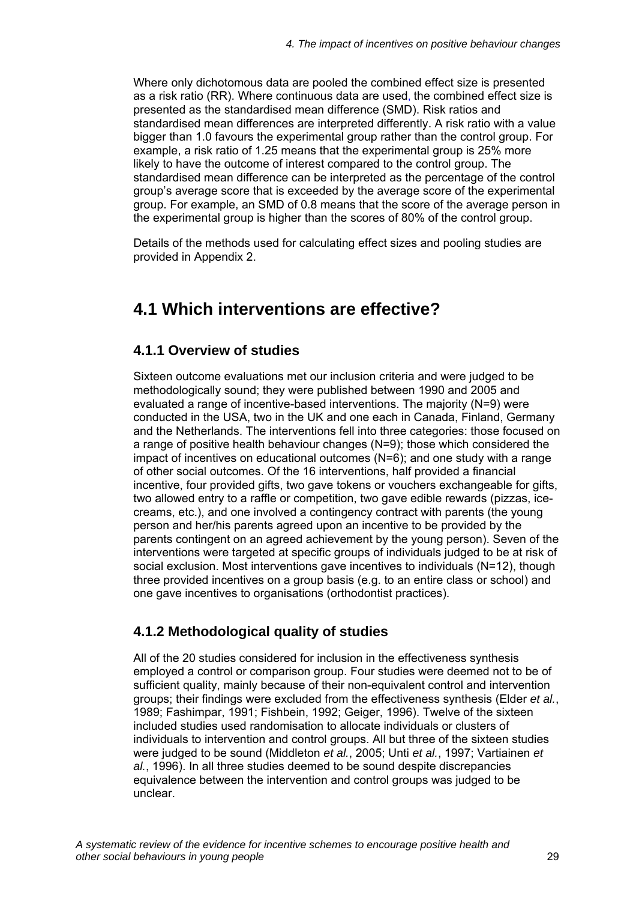Where only dichotomous data are pooled the combined effect size is presented as a risk ratio (RR). Where continuous data are used, the combined effect size is presented as the standardised mean difference (SMD). Risk ratios and standardised mean differences are interpreted differently. A risk ratio with a value bigger than 1.0 favours the experimental group rather than the control group. For example, a risk ratio of 1.25 means that the experimental group is 25% more likely to have the outcome of interest compared to the control group. The standardised mean difference can be interpreted as the percentage of the control group's average score that is exceeded by the average score of the experimental group. For example, an SMD of 0.8 means that the score of the average person in the experimental group is higher than the scores of 80% of the control group.

Details of the methods used for calculating effect sizes and pooling studies are provided in Appendix 2.

## 4.1 Which interventions are effective?

### 4.1.1 Overview of studies

Sixteen outcome evaluations met our inclusion criteria and were judged to be methodologically sound; they were published between 1990 and 2005 and evaluated a range of incentive-based interventions. The majority (N=9) were conducted in the USA, two in the UK and one each in Canada, Finland, Germany and the Netherlands. The interventions fell into three categories: those focused on a range of positive health behaviour changes (N=9); those which considered the impact of incentives on educational outcomes (N=6); and one study with a range of other social outcomes. Of the 16 interventions, half provided a financial incentive, four provided gifts, two gave tokens or vouchers exchangeable for gifts, two allowed entry to a raffle or competition, two gave edible rewards (pizzas, ice-creams, etc.), and one involved a contingency contract with parents (the young person and her/his parents agreed upon an incentive to be provided by the parents contingent on an agreed achievement by the young person). Seven of the interventions were targeted at specific groups of individuals judged to be at risk of social exclusion. Most interventions gave incentives to individuals (N=12), though three provided incentives on a group basis (e.g. to an entire class or school) and one gave incentives to organisations (orthodontist practices).

### 4.1.2 Methodological quality of studies

All of the 20 studies considered for inclusion in the effectiveness synthesis employed a control or comparison group. Four studies were deemed not to be of sufficient quality, mainly because of their non-equivalent control and intervention groups; their findings were excluded from the effectiveness synthesis (Elder *et al.*, 1989; Fashimpar, 1991; Fishbein, 1992; Geiger, 1996). Twelve of the sixteen included studies used randomisation to allocate individuals or clusters of individuals to intervention and control groups. All but three of the sixteen studies were judged to be sound (Middleton *et al.*, 2005; Unti *et al.*, 1997; Vartiainen *et al.*, 1996). In all three studies deemed to be sound despite discrepancies equivalence between the intervention and control groups was judged to be unclear.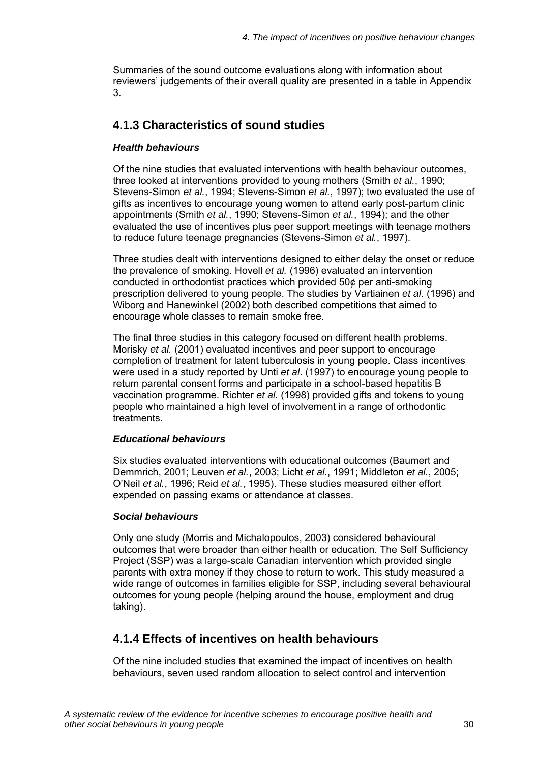Summaries of the sound outcome evaluations along with information about reviewers' judgements of their overall quality are presented in a table in Appendix 3.

### 4.1.3 Characteristics of sound studies

***Health behaviours***

Of the nine studies that evaluated interventions with health behaviour outcomes, three looked at interventions provided to young mothers (Smith *et al.*, 1990; Stevens-Simon *et al.*, 1994; Stevens-Simon *et al.*, 1997); two evaluated the use of gifts as incentives to encourage young women to attend early post-partum clinic appointments (Smith *et al.*, 1990; Stevens-Simon *et al.*, 1994); and the other evaluated the use of incentives plus peer support meetings with teenage mothers to reduce future teenage pregnancies (Stevens-Simon *et al.*, 1997).

Three studies dealt with interventions designed to either delay the onset or reduce the prevalence of smoking. Hovell *et al.* (1996) evaluated an intervention conducted in orthodontist practices which provided 50¢ per anti-smoking prescription delivered to young people. The studies by Vartiainen *et al*. (1996) and Wiborg and Hanewinkel (2002) both described competitions that aimed to encourage whole classes to remain smoke free.

The final three studies in this category focused on different health problems. Morisky *et al.* (2001) evaluated incentives and peer support to encourage completion of treatment for latent tuberculosis in young people. Class incentives were used in a study reported by Unti *et al*. (1997) to encourage young people to return parental consent forms and participate in a school-based hepatitis B vaccination programme. Richter *et al.* (1998) provided gifts and tokens to young people who maintained a high level of involvement in a range of orthodontic treatments.

***Educational behaviours***

Six studies evaluated interventions with educational outcomes (Baumert and Demmrich, 2001; Leuven *et al.*, 2003; Licht *et al.*, 1991; Middleton *et al.*, 2005; O'Neil *et al.*, 1996; Reid *et al.*, 1995). These studies measured either effort expended on passing exams or attendance at classes.

***Social behaviours***

Only one study (Morris and Michalopoulos, 2003) considered behavioural outcomes that were broader than either health or education. The Self Sufficiency Project (SSP) was a large-scale Canadian intervention which provided single parents with extra money if they chose to return to work. This study measured a wide range of outcomes in families eligible for SSP, including several behavioural outcomes for young people (helping around the house, employment and drug taking).

### 4.1.4 Effects of incentives on health behaviours

Of the nine included studies that examined the impact of incentives on health behaviours, seven used random allocation to select control and intervention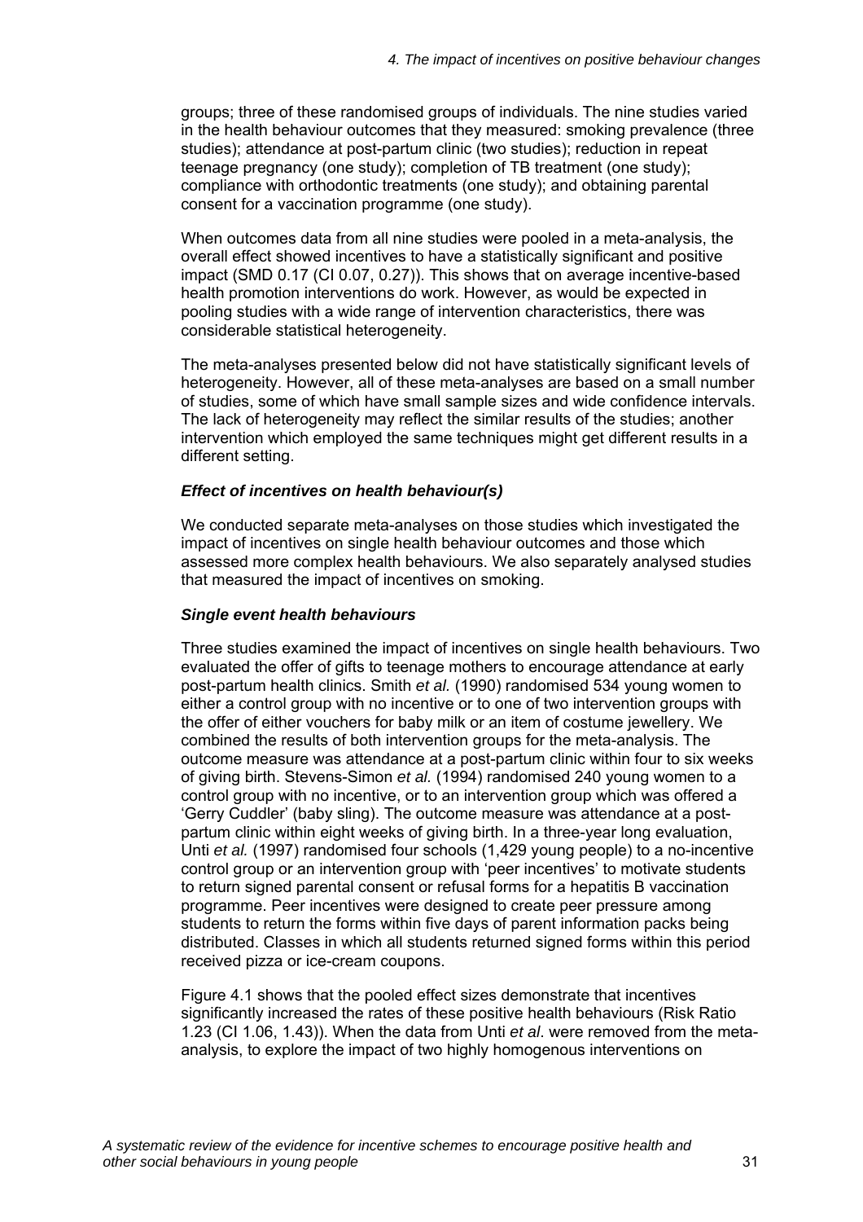groups; three of these randomised groups of individuals. The nine studies varied in the health behaviour outcomes that they measured: smoking prevalence (three studies); attendance at post-partum clinic (two studies); reduction in repeat teenage pregnancy (one study); completion of TB treatment (one study); compliance with orthodontic treatments (one study); and obtaining parental consent for a vaccination programme (one study).

When outcomes data from all nine studies were pooled in a meta-analysis, the overall effect showed incentives to have a statistically significant and positive impact (SMD 0.17 (CI 0.07, 0.27)). This shows that on average incentive-based health promotion interventions do work. However, as would be expected in pooling studies with a wide range of intervention characteristics, there was considerable statistical heterogeneity.

The meta-analyses presented below did not have statistically significant levels of heterogeneity. However, all of these meta-analyses are based on a small number of studies, some of which have small sample sizes and wide confidence intervals. The lack of heterogeneity may reflect the similar results of the studies; another intervention which employed the same techniques might get different results in a different setting.

### *Effect of incentives on health behaviour(s)*

We conducted separate meta-analyses on those studies which investigated the impact of incentives on single health behaviour outcomes and those which assessed more complex health behaviours. We also separately analysed studies that measured the impact of incentives on smoking.

### *Single event health behaviours*

Three studies examined the impact of incentives on single health behaviours. Two evaluated the offer of gifts to teenage mothers to encourage attendance at early post-partum health clinics. Smith *et al.* (1990) randomised 534 young women to either a control group with no incentive or to one of two intervention groups with the offer of either vouchers for baby milk or an item of costume jewellery. We combined the results of both intervention groups for the meta-analysis. The outcome measure was attendance at a post-partum clinic within four to six weeks of giving birth. Stevens-Simon *et al.* (1994) randomised 240 young women to a control group with no incentive, or to an intervention group which was offered a 'Gerry Cuddler' (baby sling). The outcome measure was attendance at a post-partum clinic within eight weeks of giving birth. In a three-year long evaluation, Unti *et al.* (1997) randomised four schools (1,429 young people) to a no-incentive control group or an intervention group with 'peer incentives' to motivate students to return signed parental consent or refusal forms for a hepatitis B vaccination programme. Peer incentives were designed to create peer pressure among students to return the forms within five days of parent information packs being distributed. Classes in which all students returned signed forms within this period received pizza or ice-cream coupons.

Figure 4.1 shows that the pooled effect sizes demonstrate that incentives significantly increased the rates of these positive health behaviours (Risk Ratio 1.23 (CI 1.06, 1.43)). When the data from Unti *et al*. were removed from the meta-analysis, to explore the impact of two highly homogenous interventions on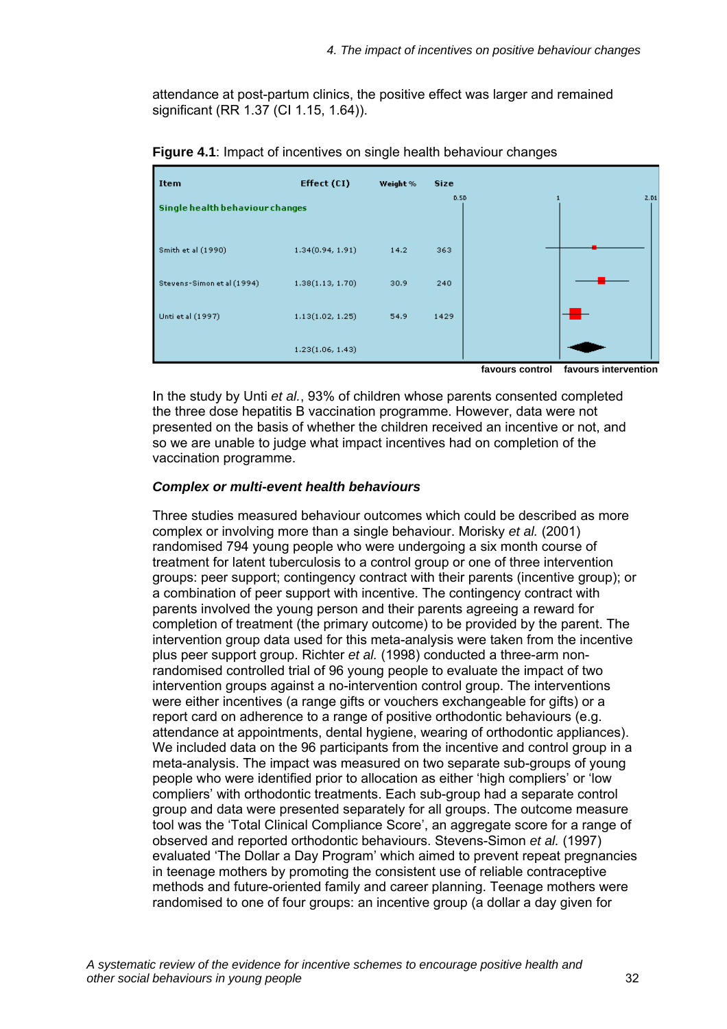attendance at post-partum clinics, the positive effect was larger and remained significant (RR 1.37 (CI 1.15, 1.64)).

**Figure 4.1**: Impact of incentives on single health behaviour changes

| Item | Effect (CI) | Weight % | Size |
|---|---|---|---|
| Single health behaviour changes | | | |
| Smith et al (1990) | 1.34(0.94, 1.91) | 14.2 | 363 |
| Stevens-Simon et al (1994) | 1.38(1.13, 1.70) | 30.9 | 240 |
| Unti et al (1997) | 1.13(1.02, 1.25) | 54.9 | 1429 |
| | 1.23(1.06, 1.43) | | |

favours control favours intervention

In the study by Unti *et al.*, 93% of children whose parents consented completed the three dose hepatitis B vaccination programme. However, data were not presented on the basis of whether the children received an incentive or not, and so we are unable to judge what impact incentives had on completion of the vaccination programme.

***Complex or multi-event health behaviours***

Three studies measured behaviour outcomes which could be described as more complex or involving more than a single behaviour. Morisky *et al.* (2001) randomised 794 young people who were undergoing a six month course of treatment for latent tuberculosis to a control group or one of three intervention groups: peer support; contingency contract with their parents (incentive group); or a combination of peer support with incentive. The contingency contract with parents involved the young person and their parents agreeing a reward for completion of treatment (the primary outcome) to be provided by the parent. The intervention group data used for this meta-analysis were taken from the incentive plus peer support group. Richter *et al.* (1998) conducted a three-arm non-randomised controlled trial of 96 young people to evaluate the impact of two intervention groups against a no-intervention control group. The interventions were either incentives (a range gifts or vouchers exchangeable for gifts) or a report card on adherence to a range of positive orthodontic behaviours (e.g. attendance at appointments, dental hygiene, wearing of orthodontic appliances). We included data on the 96 participants from the incentive and control group in a meta-analysis. The impact was measured on two separate sub-groups of young people who were identified prior to allocation as either 'high compliers' or 'low compliers' with orthodontic treatments. Each sub-group had a separate control group and data were presented separately for all groups. The outcome measure tool was the 'Total Clinical Compliance Score', an aggregate score for a range of observed and reported orthodontic behaviours. Stevens-Simon *et al.* (1997) evaluated 'The Dollar a Day Program' which aimed to prevent repeat pregnancies in teenage mothers by promoting the consistent use of reliable contraceptive methods and future-oriented family and career planning. Teenage mothers were randomised to one of four groups: an incentive group (a dollar a day given for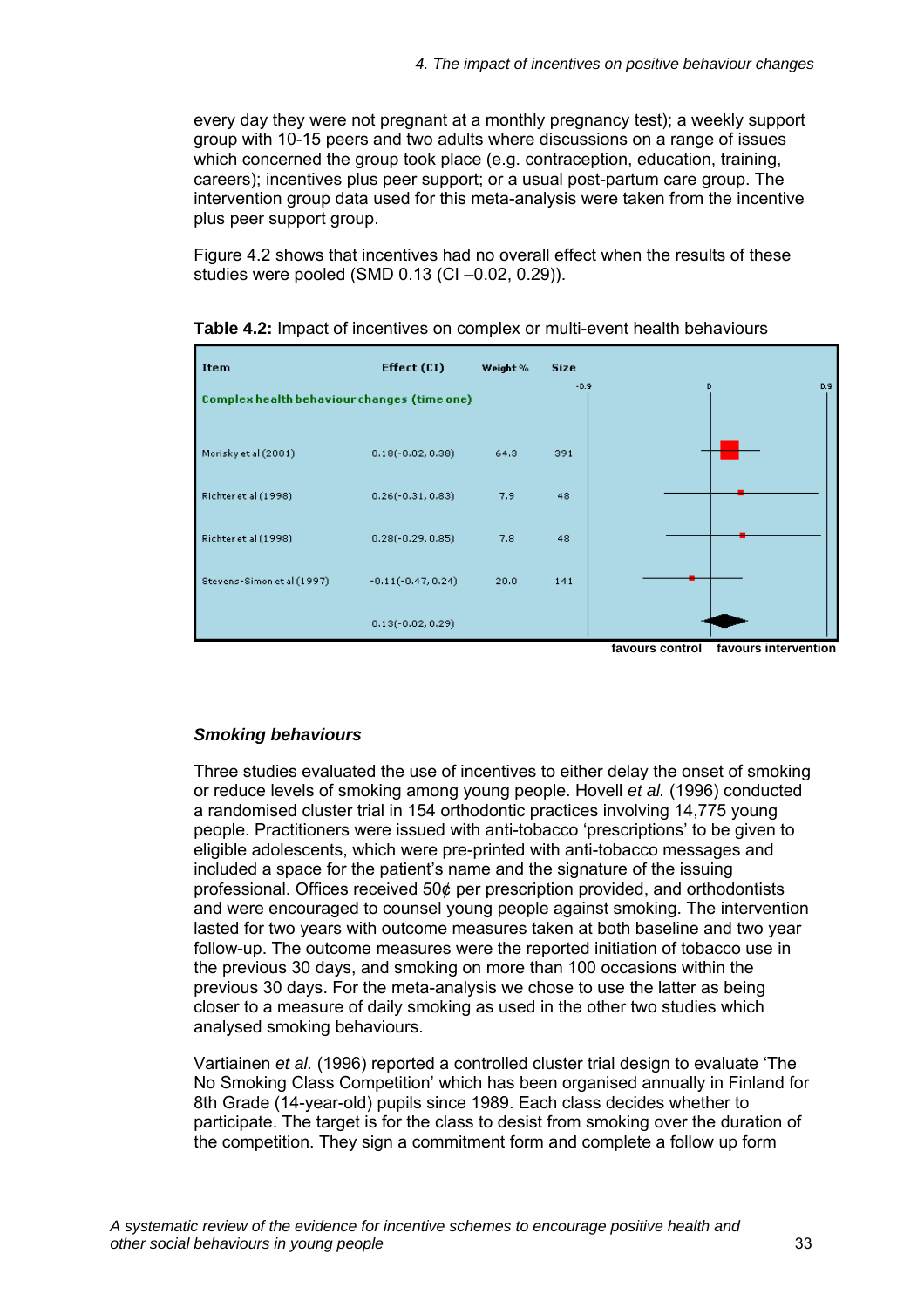every day they were not pregnant at a monthly pregnancy test); a weekly support group with 10-15 peers and two adults where discussions on a range of issues which concerned the group took place (e.g. contraception, education, training, careers); incentives plus peer support; or a usual post-partum care group. The intervention group data used for this meta-analysis were taken from the incentive plus peer support group.

Figure 4.2 shows that incentives had no overall effect when the results of these studies were pooled (SMD 0.13 (CI –0.02, 0.29)).

**Table 4.2:** Impact of incentives on complex or multi-event health behaviours

| Item | Effect (CI) | Weight % | Size |
|---|---|---|---|
| **Complex health behaviour changes (time one)** | | | |
| Morisky et al (2001) | 0.18(-0.02, 0.38) | 64.3 | 391 |
| Richter et al (1998) | 0.26(-0.31, 0.83) | 7.9 | 48 |
| Richter et al (1998) | 0.28(-0.29, 0.85) | 7.8 | 48 |
| Stevens-Simon et al (1997) | -0.11(-0.47, 0.24) | 20.0 | 141 |
| | 0.13(-0.02, 0.29) | | |

favours control | favours intervention

### *Smoking behaviours*

Three studies evaluated the use of incentives to either delay the onset of smoking or reduce levels of smoking among young people. Hovell *et al.* (1996) conducted a randomised cluster trial in 154 orthodontic practices involving 14,775 young people. Practitioners were issued with anti-tobacco 'prescriptions' to be given to eligible adolescents, which were pre-printed with anti-tobacco messages and included a space for the patient's name and the signature of the issuing professional. Offices received 50¢ per prescription provided, and orthodontists and were encouraged to counsel young people against smoking. The intervention lasted for two years with outcome measures taken at both baseline and two year follow-up. The outcome measures were the reported initiation of tobacco use in the previous 30 days, and smoking on more than 100 occasions within the previous 30 days. For the meta-analysis we chose to use the latter as being closer to a measure of daily smoking as used in the other two studies which analysed smoking behaviours.

Vartiainen *et al.* (1996) reported a controlled cluster trial design to evaluate 'The No Smoking Class Competition' which has been organised annually in Finland for 8th Grade (14-year-old) pupils since 1989. Each class decides whether to participate. The target is for the class to desist from smoking over the duration of the competition. They sign a commitment form and complete a follow up form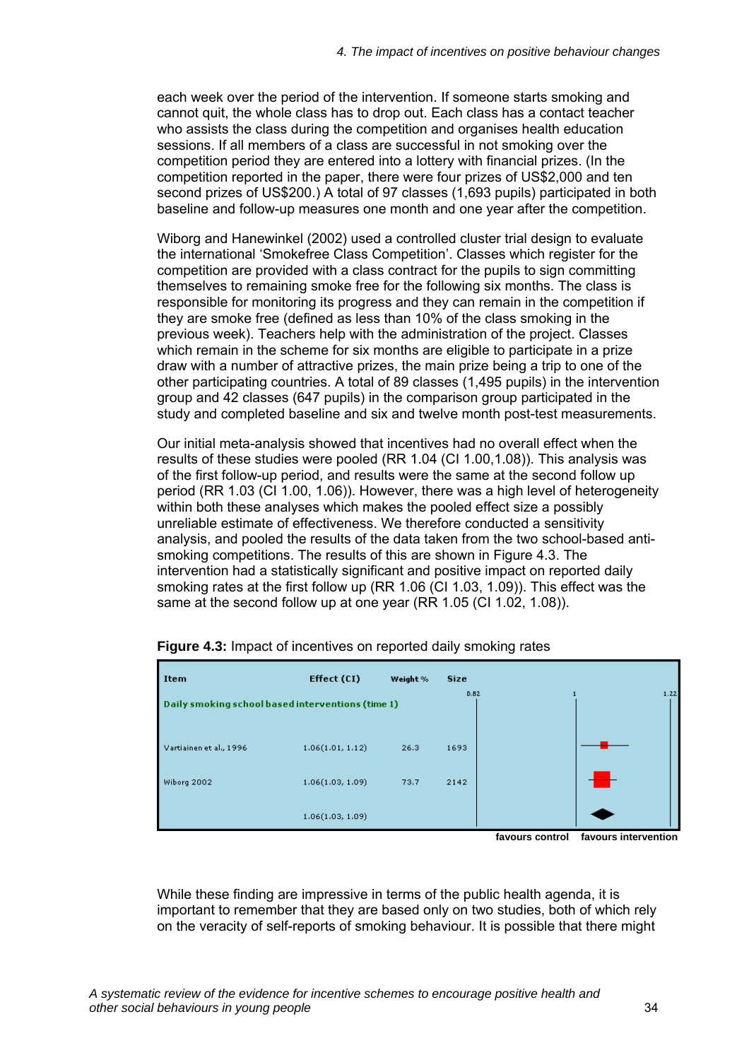each week over the period of the intervention. If someone starts smoking and cannot quit, the whole class has to drop out. Each class has a contact teacher who assists the class during the competition and organises health education sessions. If all members of a class are successful in not smoking over the competition period they are entered into a lottery with financial prizes. (In the competition reported in the paper, there were four prizes of US$2,000 and ten second prizes of US$200.) A total of 97 classes (1,693 pupils) participated in both baseline and follow-up measures one month and one year after the competition.

Wiborg and Hanewinkel (2002) used a controlled cluster trial design to evaluate the international 'Smokefree Class Competition'. Classes which register for the competition are provided with a class contract for the pupils to sign committing themselves to remaining smoke free for the following six months. The class is responsible for monitoring its progress and they can remain in the competition if they are smoke free (defined as less than 10% of the class smoking in the previous week). Teachers help with the administration of the project. Classes which remain in the scheme for six months are eligible to participate in a prize draw with a number of attractive prizes, the main prize being a trip to one of the other participating countries. A total of 89 classes (1,495 pupils) in the intervention group and 42 classes (647 pupils) in the comparison group participated in the study and completed baseline and six and twelve month post-test measurements.

Our initial meta-analysis showed that incentives had no overall effect when the results of these studies were pooled (RR 1.04 (CI 1.00,1.08)). This analysis was of the first follow-up period, and results were the same at the second follow up period (RR 1.03 (CI 1.00, 1.06)). However, there was a high level of heterogeneity within both these analyses which makes the pooled effect size a possibly unreliable estimate of effectiveness. We therefore conducted a sensitivity analysis, and pooled the results of the data taken from the two school-based anti-smoking competitions. The results of this are shown in Figure 4.3. The intervention had a statistically significant and positive impact on reported daily smoking rates at the first follow up (RR 1.06 (CI 1.03, 1.09)). This effect was the same at the second follow up at one year (RR 1.05 (CI 1.02, 1.08)).

**Figure 4.3:** Impact of incentives on reported daily smoking rates

| Item | Effect (CI) | Weight % | Size |
|---|---|---|---|
| **Daily smoking school based interventions (time 1)** | | | |
| Vartiainen et al., 1996 | 1.06(1.01, 1.12) | 26.3 | 1693 |
| Wiborg 2002 | 1.06(1.03, 1.09) | 73.7 | 2142 |
| | 1.06(1.03, 1.09) | | |

Axis: 0.82 – 1 – 1.22; favours control / favours intervention

While these finding are impressive in terms of the public health agenda, it is important to remember that they are based only on two studies, both of which rely on the veracity of self-reports of smoking behaviour. It is possible that there might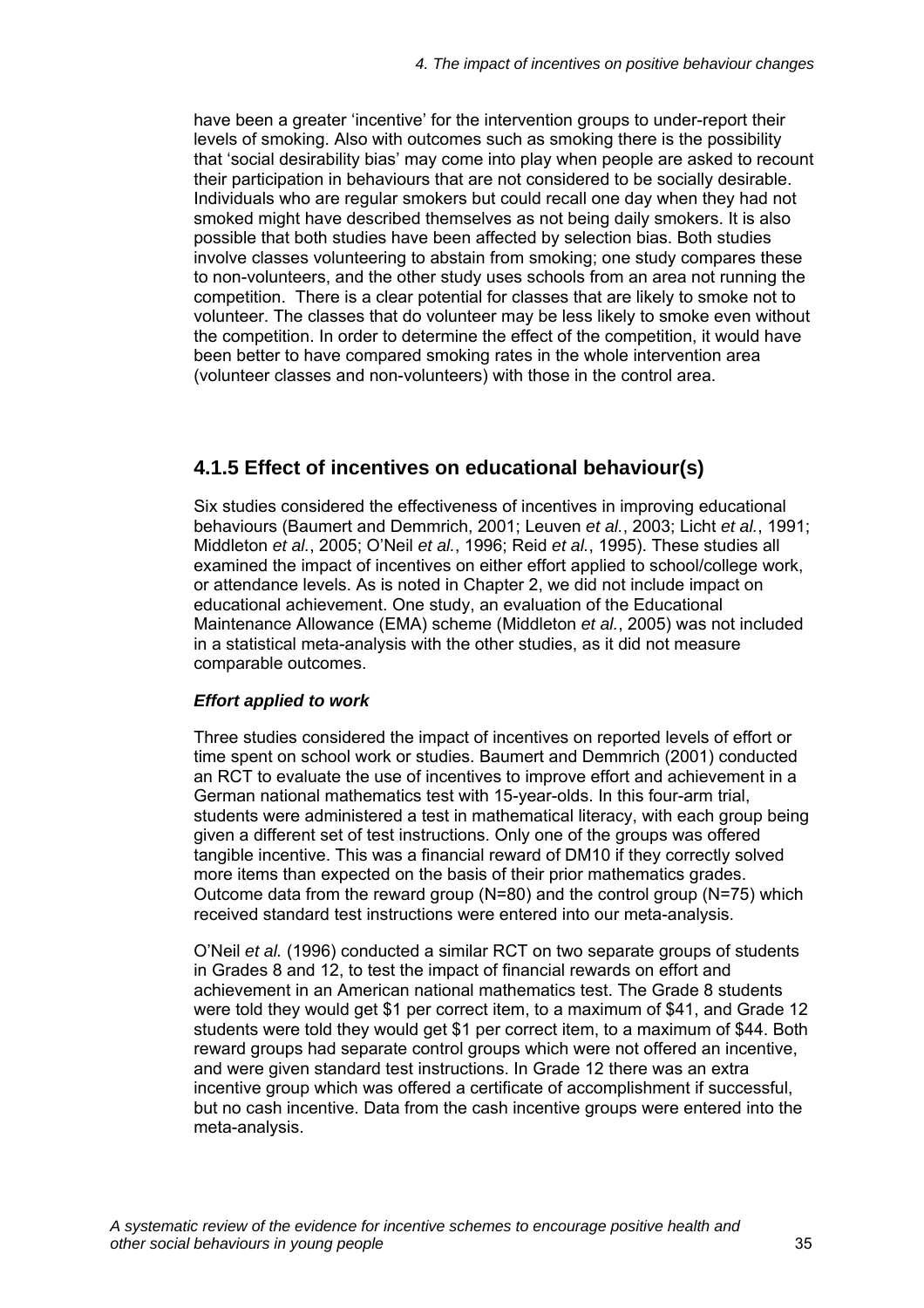have been a greater 'incentive' for the intervention groups to under-report their levels of smoking. Also with outcomes such as smoking there is the possibility that 'social desirability bias' may come into play when people are asked to recount their participation in behaviours that are not considered to be socially desirable. Individuals who are regular smokers but could recall one day when they had not smoked might have described themselves as not being daily smokers. It is also possible that both studies have been affected by selection bias. Both studies involve classes volunteering to abstain from smoking; one study compares these to non-volunteers, and the other study uses schools from an area not running the competition. There is a clear potential for classes that are likely to smoke not to volunteer. The classes that do volunteer may be less likely to smoke even without the competition. In order to determine the effect of the competition, it would have been better to have compared smoking rates in the whole intervention area (volunteer classes and non-volunteers) with those in the control area.

### 4.1.5 Effect of incentives on educational behaviour(s)

Six studies considered the effectiveness of incentives in improving educational behaviours (Baumert and Demmrich, 2001; Leuven *et al.*, 2003; Licht *et al.*, 1991; Middleton *et al.*, 2005; O'Neil *et al.*, 1996; Reid *et al.*, 1995). These studies all examined the impact of incentives on either effort applied to school/college work, or attendance levels. As is noted in Chapter 2, we did not include impact on educational achievement. One study, an evaluation of the Educational Maintenance Allowance (EMA) scheme (Middleton *et al.*, 2005) was not included in a statistical meta-analysis with the other studies, as it did not measure comparable outcomes.

***Effort applied to work***

Three studies considered the impact of incentives on reported levels of effort or time spent on school work or studies. Baumert and Demmrich (2001) conducted an RCT to evaluate the use of incentives to improve effort and achievement in a German national mathematics test with 15-year-olds. In this four-arm trial, students were administered a test in mathematical literacy, with each group being given a different set of test instructions. Only one of the groups was offered tangible incentive. This was a financial reward of DM10 if they correctly solved more items than expected on the basis of their prior mathematics grades. Outcome data from the reward group (N=80) and the control group (N=75) which received standard test instructions were entered into our meta-analysis.

O'Neil *et al.* (1996) conducted a similar RCT on two separate groups of students in Grades 8 and 12, to test the impact of financial rewards on effort and achievement in an American national mathematics test. The Grade 8 students were told they would get \$1 per correct item, to a maximum of \$41, and Grade 12 students were told they would get \$1 per correct item, to a maximum of \$44. Both reward groups had separate control groups which were not offered an incentive, and were given standard test instructions. In Grade 12 there was an extra incentive group which was offered a certificate of accomplishment if successful, but no cash incentive. Data from the cash incentive groups were entered into the meta-analysis.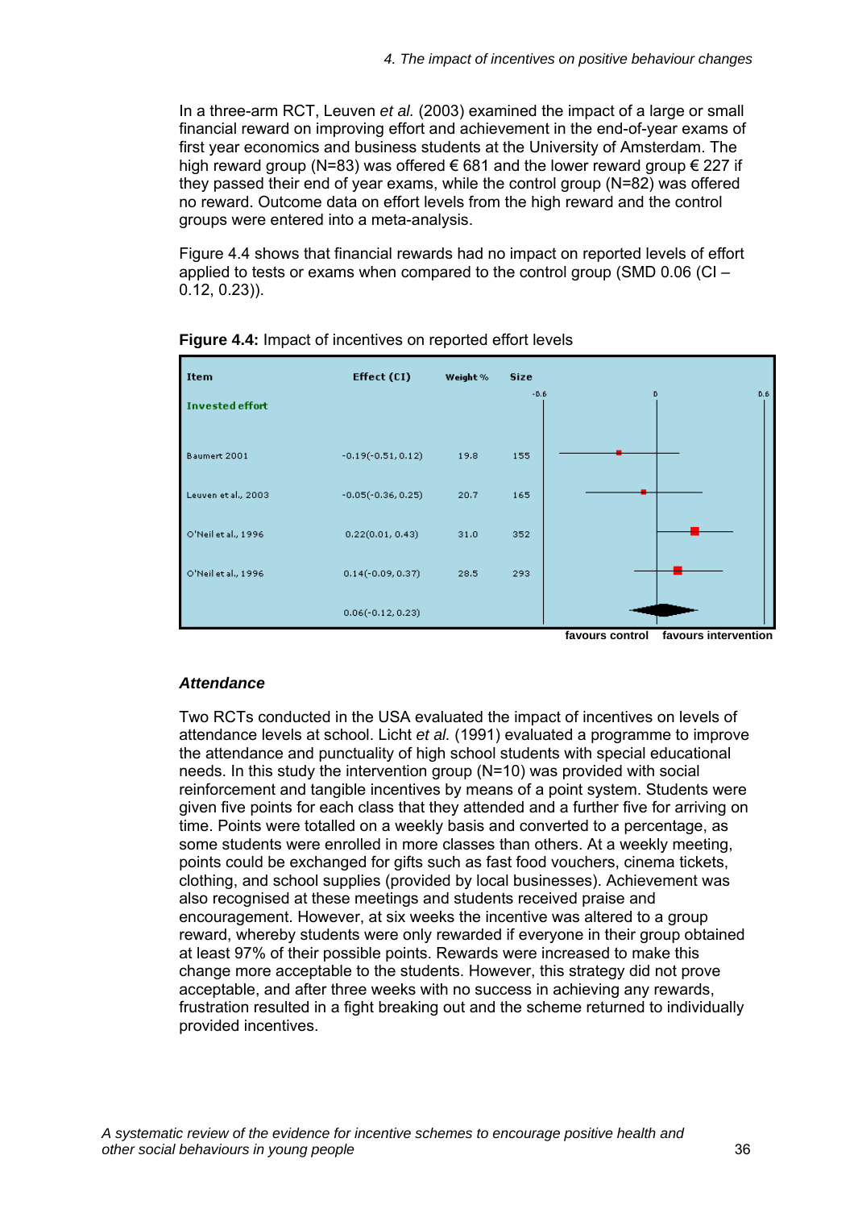In a three-arm RCT, Leuven *et al.* (2003) examined the impact of a large or small financial reward on improving effort and achievement in the end-of-year exams of first year economics and business students at the University of Amsterdam. The high reward group (N=83) was offered € 681 and the lower reward group € 227 if they passed their end of year exams, while the control group (N=82) was offered no reward. Outcome data on effort levels from the high reward and the control groups were entered into a meta-analysis.

Figure 4.4 shows that financial rewards had no impact on reported levels of effort applied to tests or exams when compared to the control group (SMD 0.06 (CI – 0.12, 0.23)).

**Figure 4.4:** Impact of incentives on reported effort levels

| Item | Effect (CI) | Weight % | Size |
|---|---|---|---|
| **Invested effort** | | | |
| Baumert 2001 | -0.19(-0.51, 0.12) | 19.8 | 155 |
| Leuven et al., 2003 | -0.05(-0.36, 0.25) | 20.7 | 165 |
| O'Neil et al., 1996 | 0.22(0.01, 0.43) | 31.0 | 352 |
| O'Neil et al., 1996 | 0.14(-0.09, 0.37) | 28.5 | 293 |
| | 0.06(-0.12, 0.23) | | |

favours control — favours intervention

### *Attendance*

Two RCTs conducted in the USA evaluated the impact of incentives on levels of attendance levels at school. Licht *et al.* (1991) evaluated a programme to improve the attendance and punctuality of high school students with special educational needs. In this study the intervention group (N=10) was provided with social reinforcement and tangible incentives by means of a point system. Students were given five points for each class that they attended and a further five for arriving on time. Points were totalled on a weekly basis and converted to a percentage, as some students were enrolled in more classes than others. At a weekly meeting, points could be exchanged for gifts such as fast food vouchers, cinema tickets, clothing, and school supplies (provided by local businesses). Achievement was also recognised at these meetings and students received praise and encouragement. However, at six weeks the incentive was altered to a group reward, whereby students were only rewarded if everyone in their group obtained at least 97% of their possible points. Rewards were increased to make this change more acceptable to the students. However, this strategy did not prove acceptable, and after three weeks with no success in achieving any rewards, frustration resulted in a fight breaking out and the scheme returned to individually provided incentives.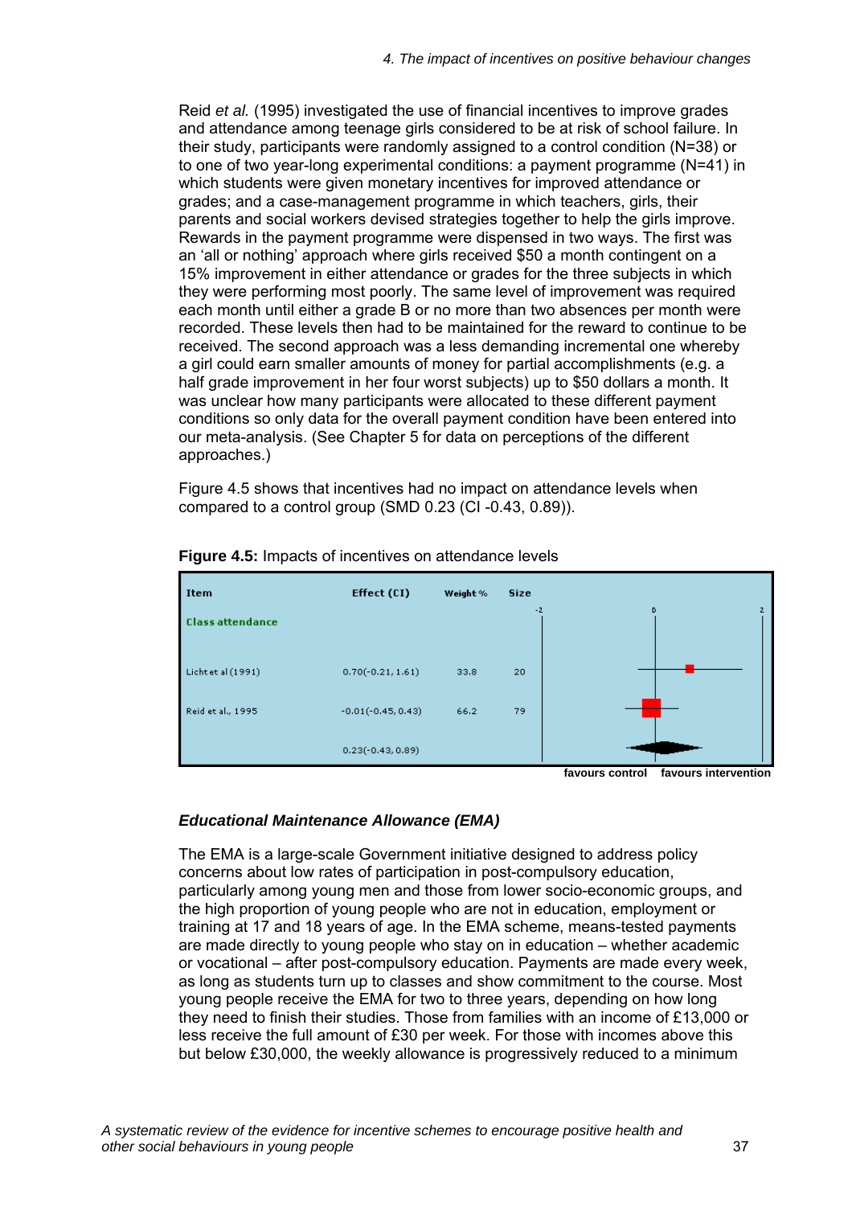Reid *et al.* (1995) investigated the use of financial incentives to improve grades and attendance among teenage girls considered to be at risk of school failure. In their study, participants were randomly assigned to a control condition (N=38) or to one of two year-long experimental conditions: a payment programme (N=41) in which students were given monetary incentives for improved attendance or grades; and a case-management programme in which teachers, girls, their parents and social workers devised strategies together to help the girls improve. Rewards in the payment programme were dispensed in two ways. The first was an 'all or nothing' approach where girls received $50 a month contingent on a 15% improvement in either attendance or grades for the three subjects in which they were performing most poorly. The same level of improvement was required each month until either a grade B or no more than two absences per month were recorded. These levels then had to be maintained for the reward to continue to be received. The second approach was a less demanding incremental one whereby a girl could earn smaller amounts of money for partial accomplishments (e.g. a half grade improvement in her four worst subjects) up to $50 dollars a month. It was unclear how many participants were allocated to these different payment conditions so only data for the overall payment condition have been entered into our meta-analysis. (See Chapter 5 for data on perceptions of the different approaches.)

Figure 4.5 shows that incentives had no impact on attendance levels when compared to a control group (SMD 0.23 (CI -0.43, 0.89)).

**Figure 4.5:** Impacts of incentives on attendance levels

| Item | Effect (CI) | Weight % | Size |
|---|---|---|---|
| **Class attendance** | | | |
| Licht et al (1991) | 0.70(-0.21, 1.61) | 33.8 | 20 |
| Reid et al., 1995 | -0.01(-0.45, 0.43) | 66.2 | 79 |
| | 0.23(-0.43, 0.89) | | |

favours control    favours intervention

### *Educational Maintenance Allowance (EMA)*

The EMA is a large-scale Government initiative designed to address policy concerns about low rates of participation in post-compulsory education, particularly among young men and those from lower socio-economic groups, and the high proportion of young people who are not in education, employment or training at 17 and 18 years of age. In the EMA scheme, means-tested payments are made directly to young people who stay on in education – whether academic or vocational – after post-compulsory education. Payments are made every week, as long as students turn up to classes and show commitment to the course. Most young people receive the EMA for two to three years, depending on how long they need to finish their studies. Those from families with an income of £13,000 or less receive the full amount of £30 per week. For those with incomes above this but below £30,000, the weekly allowance is progressively reduced to a minimum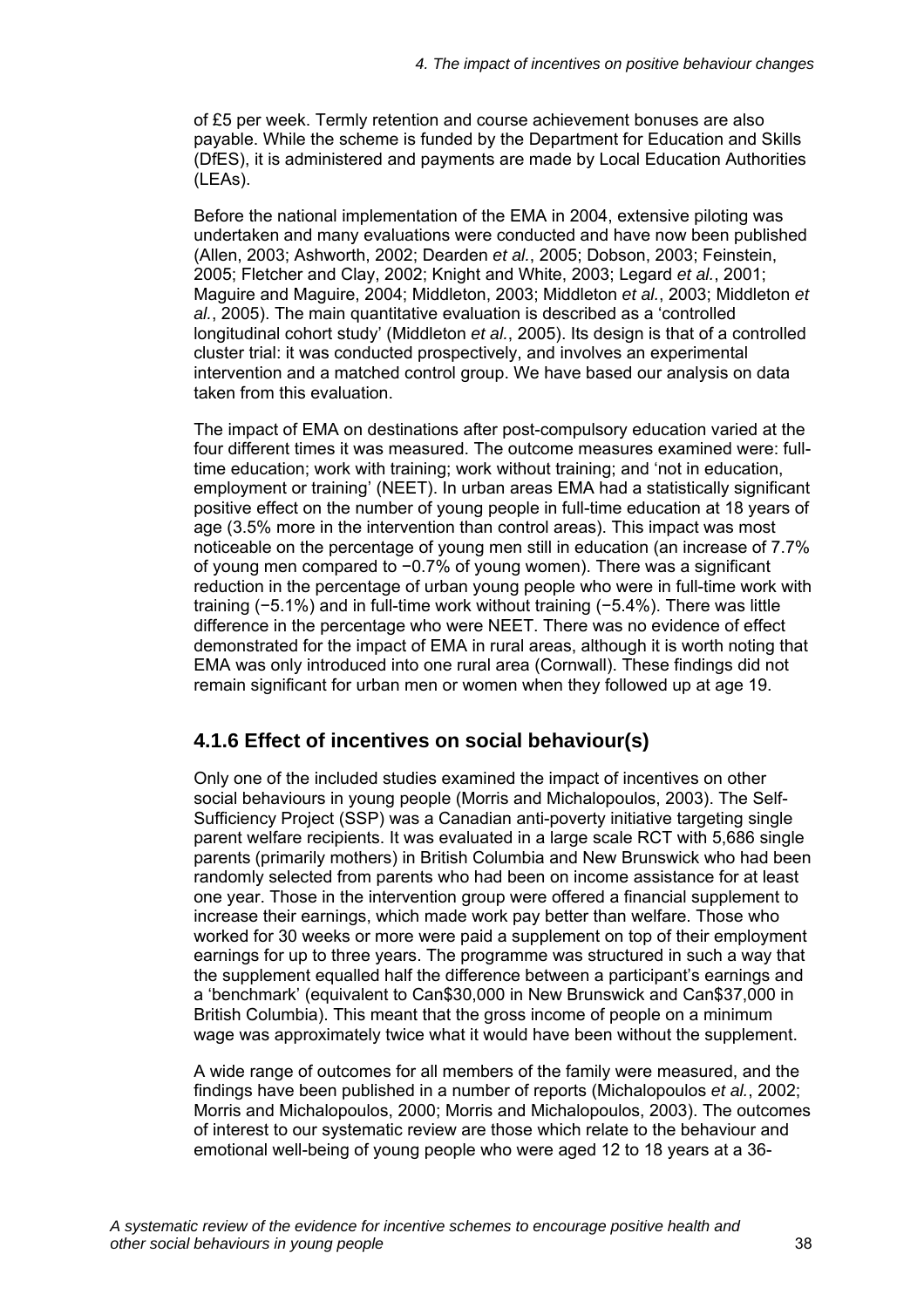of £5 per week. Termly retention and course achievement bonuses are also payable. While the scheme is funded by the Department for Education and Skills (DfES), it is administered and payments are made by Local Education Authorities (LEAs).

Before the national implementation of the EMA in 2004, extensive piloting was undertaken and many evaluations were conducted and have now been published (Allen, 2003; Ashworth, 2002; Dearden *et al.*, 2005; Dobson, 2003; Feinstein, 2005; Fletcher and Clay, 2002; Knight and White, 2003; Legard *et al.*, 2001; Maguire and Maguire, 2004; Middleton, 2003; Middleton *et al.*, 2003; Middleton *et al.*, 2005). The main quantitative evaluation is described as a 'controlled longitudinal cohort study' (Middleton *et al.*, 2005). Its design is that of a controlled cluster trial: it was conducted prospectively, and involves an experimental intervention and a matched control group. We have based our analysis on data taken from this evaluation.

The impact of EMA on destinations after post-compulsory education varied at the four different times it was measured. The outcome measures examined were: full-time education; work with training; work without training; and 'not in education, employment or training' (NEET). In urban areas EMA had a statistically significant positive effect on the number of young people in full-time education at 18 years of age (3.5% more in the intervention than control areas). This impact was most noticeable on the percentage of young men still in education (an increase of 7.7% of young men compared to −0.7% of young women). There was a significant reduction in the percentage of urban young people who were in full-time work with training (−5.1%) and in full-time work without training (−5.4%). There was little difference in the percentage who were NEET. There was no evidence of effect demonstrated for the impact of EMA in rural areas, although it is worth noting that EMA was only introduced into one rural area (Cornwall). These findings did not remain significant for urban men or women when they followed up at age 19.

### 4.1.6 Effect of incentives on social behaviour(s)

Only one of the included studies examined the impact of incentives on other social behaviours in young people (Morris and Michalopoulos, 2003). The Self-Sufficiency Project (SSP) was a Canadian anti-poverty initiative targeting single parent welfare recipients. It was evaluated in a large scale RCT with 5,686 single parents (primarily mothers) in British Columbia and New Brunswick who had been randomly selected from parents who had been on income assistance for at least one year. Those in the intervention group were offered a financial supplement to increase their earnings, which made work pay better than welfare. Those who worked for 30 weeks or more were paid a supplement on top of their employment earnings for up to three years. The programme was structured in such a way that the supplement equalled half the difference between a participant's earnings and a 'benchmark' (equivalent to Can$30,000 in New Brunswick and Can$37,000 in British Columbia). This meant that the gross income of people on a minimum wage was approximately twice what it would have been without the supplement.

A wide range of outcomes for all members of the family were measured, and the findings have been published in a number of reports (Michalopoulos *et al.*, 2002; Morris and Michalopoulos, 2000; Morris and Michalopoulos, 2003). The outcomes of interest to our systematic review are those which relate to the behaviour and emotional well-being of young people who were aged 12 to 18 years at a 36-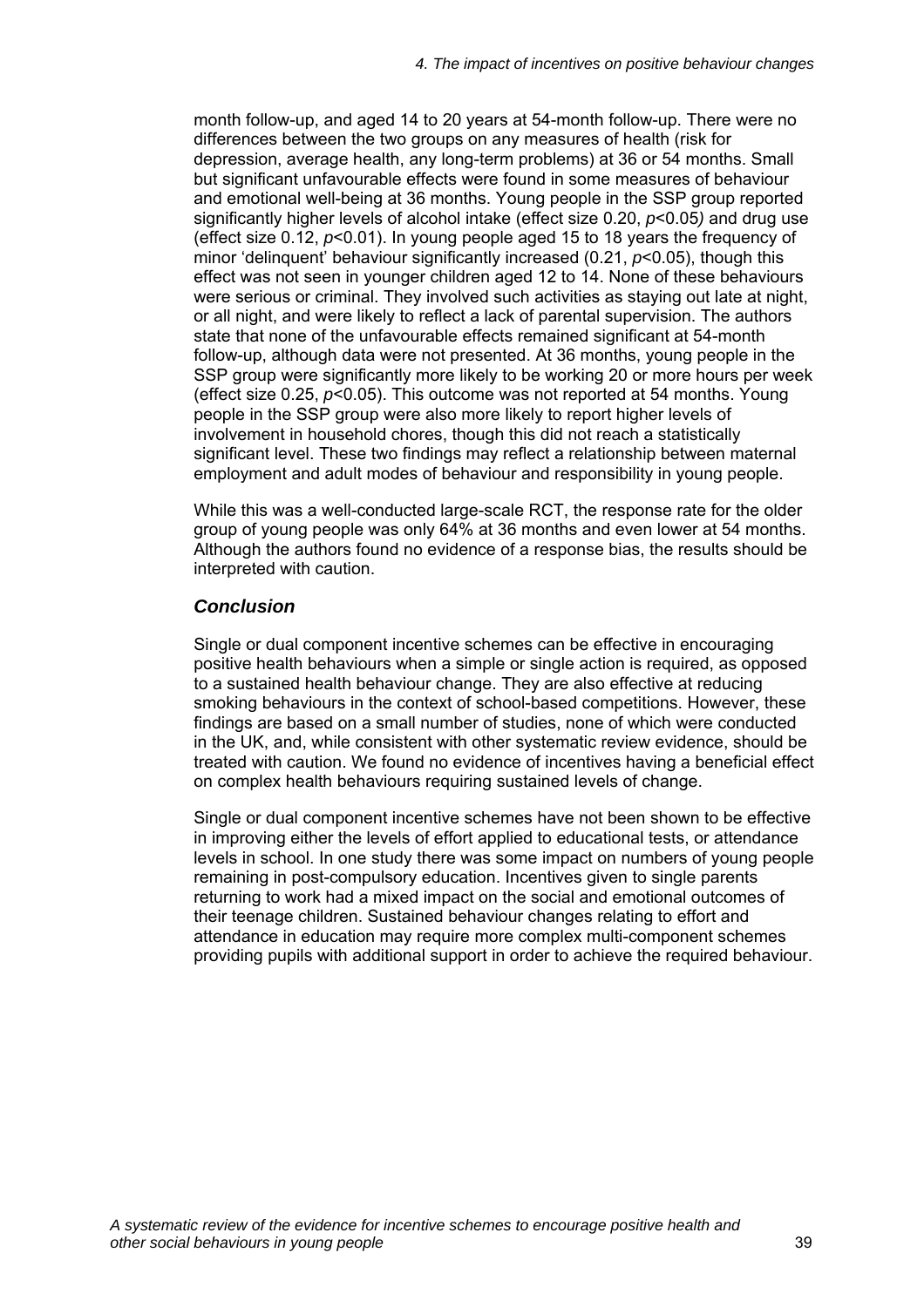month follow-up, and aged 14 to 20 years at 54-month follow-up. There were no differences between the two groups on any measures of health (risk for depression, average health, any long-term problems) at 36 or 54 months. Small but significant unfavourable effects were found in some measures of behaviour and emotional well-being at 36 months. Young people in the SSP group reported significantly higher levels of alcohol intake (effect size 0.20, $p<0.05$) and drug use (effect size 0.12, $p<0.01$). In young people aged 15 to 18 years the frequency of minor 'delinquent' behaviour significantly increased (0.21, $p<0.05$), though this effect was not seen in younger children aged 12 to 14. None of these behaviours were serious or criminal. They involved such activities as staying out late at night, or all night, and were likely to reflect a lack of parental supervision. The authors state that none of the unfavourable effects remained significant at 54-month follow-up, although data were not presented. At 36 months, young people in the SSP group were significantly more likely to be working 20 or more hours per week (effect size 0.25, $p<0.05$). This outcome was not reported at 54 months. Young people in the SSP group were also more likely to report higher levels of involvement in household chores, though this did not reach a statistically significant level. These two findings may reflect a relationship between maternal employment and adult modes of behaviour and responsibility in young people.

While this was a well-conducted large-scale RCT, the response rate for the older group of young people was only 64% at 36 months and even lower at 54 months. Although the authors found no evidence of a response bias, the results should be interpreted with caution.

### *Conclusion*

Single or dual component incentive schemes can be effective in encouraging positive health behaviours when a simple or single action is required, as opposed to a sustained health behaviour change. They are also effective at reducing smoking behaviours in the context of school-based competitions. However, these findings are based on a small number of studies, none of which were conducted in the UK, and, while consistent with other systematic review evidence, should be treated with caution. We found no evidence of incentives having a beneficial effect on complex health behaviours requiring sustained levels of change.

Single or dual component incentive schemes have not been shown to be effective in improving either the levels of effort applied to educational tests, or attendance levels in school. In one study there was some impact on numbers of young people remaining in post-compulsory education. Incentives given to single parents returning to work had a mixed impact on the social and emotional outcomes of their teenage children. Sustained behaviour changes relating to effort and attendance in education may require more complex multi-component schemes providing pupils with additional support in order to achieve the required behaviour.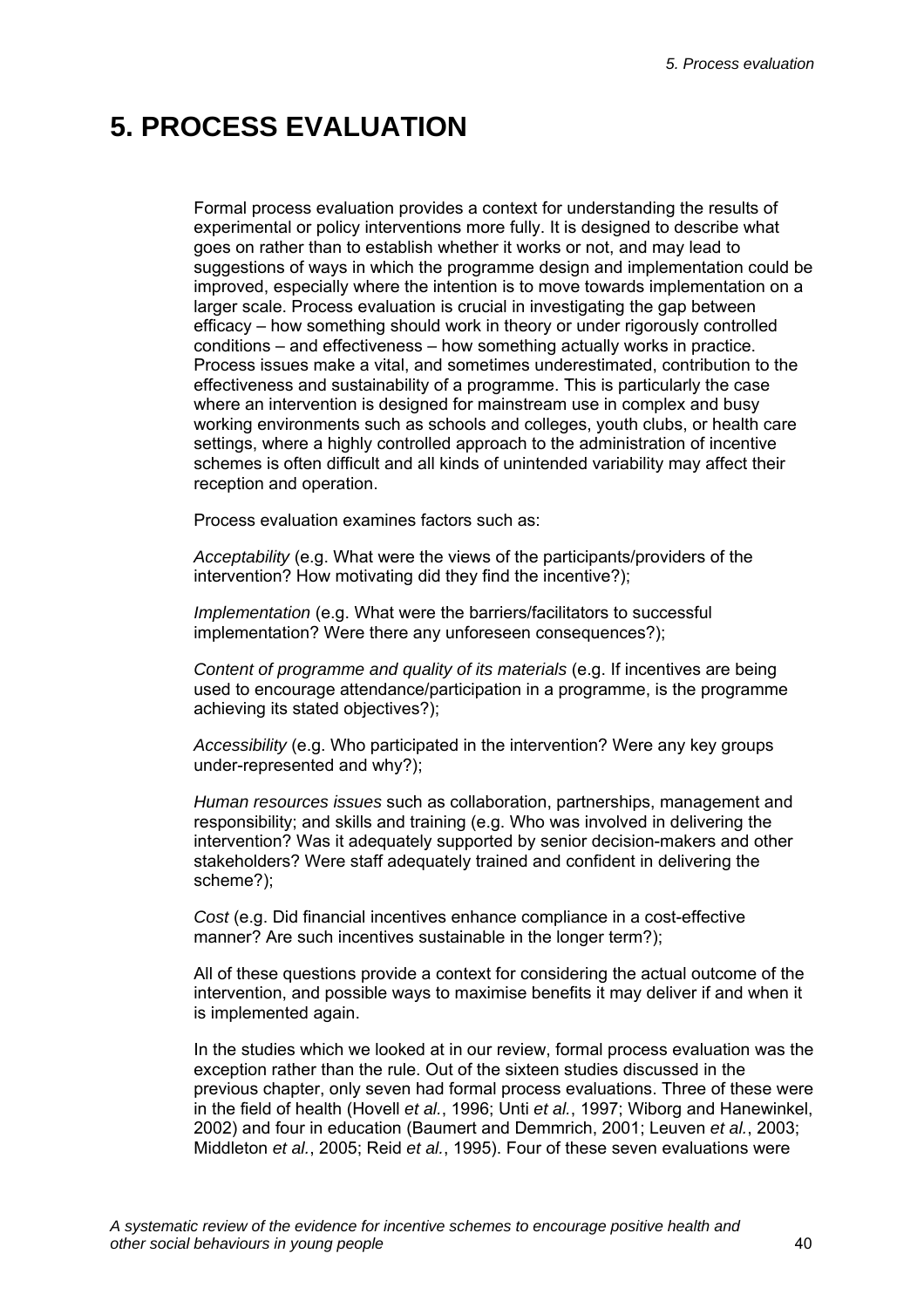# 5. PROCESS EVALUATION

Formal process evaluation provides a context for understanding the results of experimental or policy interventions more fully. It is designed to describe what goes on rather than to establish whether it works or not, and may lead to suggestions of ways in which the programme design and implementation could be improved, especially where the intention is to move towards implementation on a larger scale. Process evaluation is crucial in investigating the gap between efficacy – how something should work in theory or under rigorously controlled conditions – and effectiveness – how something actually works in practice. Process issues make a vital, and sometimes underestimated, contribution to the effectiveness and sustainability of a programme. This is particularly the case where an intervention is designed for mainstream use in complex and busy working environments such as schools and colleges, youth clubs, or health care settings, where a highly controlled approach to the administration of incentive schemes is often difficult and all kinds of unintended variability may affect their reception and operation.

Process evaluation examines factors such as:

*Acceptability* (e.g. What were the views of the participants/providers of the intervention? How motivating did they find the incentive?);

*Implementation* (e.g. What were the barriers/facilitators to successful implementation? Were there any unforeseen consequences?);

*Content of programme and quality of its materials* (e.g. If incentives are being used to encourage attendance/participation in a programme, is the programme achieving its stated objectives?);

*Accessibility* (e.g. Who participated in the intervention? Were any key groups under-represented and why?);

*Human resources issues* such as collaboration, partnerships, management and responsibility; and skills and training (e.g. Who was involved in delivering the intervention? Was it adequately supported by senior decision-makers and other stakeholders? Were staff adequately trained and confident in delivering the scheme?);

*Cost* (e.g. Did financial incentives enhance compliance in a cost-effective manner? Are such incentives sustainable in the longer term?);

All of these questions provide a context for considering the actual outcome of the intervention, and possible ways to maximise benefits it may deliver if and when it is implemented again.

In the studies which we looked at in our review, formal process evaluation was the exception rather than the rule. Out of the sixteen studies discussed in the previous chapter, only seven had formal process evaluations. Three of these were in the field of health (Hovell *et al.*, 1996; Unti *et al.*, 1997; Wiborg and Hanewinkel, 2002) and four in education (Baumert and Demmrich, 2001; Leuven *et al.*, 2003; Middleton *et al.*, 2005; Reid *et al.*, 1995). Four of these seven evaluations were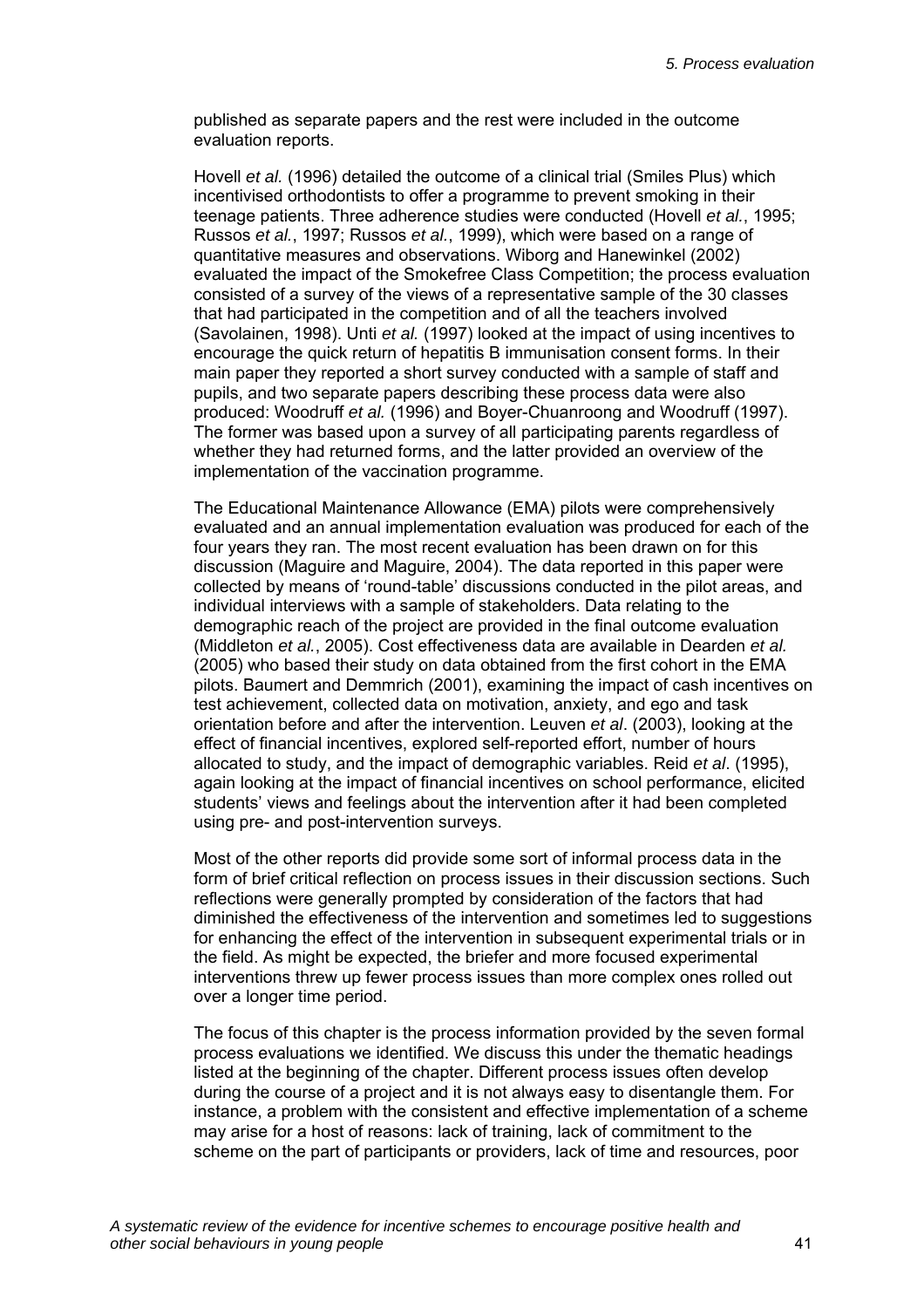published as separate papers and the rest were included in the outcome evaluation reports.

Hovell *et al.* (1996) detailed the outcome of a clinical trial (Smiles Plus) which incentivised orthodontists to offer a programme to prevent smoking in their teenage patients. Three adherence studies were conducted (Hovell *et al.*, 1995; Russos *et al.*, 1997; Russos *et al.*, 1999), which were based on a range of quantitative measures and observations. Wiborg and Hanewinkel (2002) evaluated the impact of the Smokefree Class Competition; the process evaluation consisted of a survey of the views of a representative sample of the 30 classes that had participated in the competition and of all the teachers involved (Savolainen, 1998). Unti *et al.* (1997) looked at the impact of using incentives to encourage the quick return of hepatitis B immunisation consent forms. In their main paper they reported a short survey conducted with a sample of staff and pupils, and two separate papers describing these process data were also produced: Woodruff *et al.* (1996) and Boyer-Chuanroong and Woodruff (1997). The former was based upon a survey of all participating parents regardless of whether they had returned forms, and the latter provided an overview of the implementation of the vaccination programme.

The Educational Maintenance Allowance (EMA) pilots were comprehensively evaluated and an annual implementation evaluation was produced for each of the four years they ran. The most recent evaluation has been drawn on for this discussion (Maguire and Maguire, 2004). The data reported in this paper were collected by means of 'round-table' discussions conducted in the pilot areas, and individual interviews with a sample of stakeholders. Data relating to the demographic reach of the project are provided in the final outcome evaluation (Middleton *et al.*, 2005). Cost effectiveness data are available in Dearden *et al.* (2005) who based their study on data obtained from the first cohort in the EMA pilots. Baumert and Demmrich (2001), examining the impact of cash incentives on test achievement, collected data on motivation, anxiety, and ego and task orientation before and after the intervention. Leuven *et al*. (2003), looking at the effect of financial incentives, explored self-reported effort, number of hours allocated to study, and the impact of demographic variables. Reid *et al*. (1995), again looking at the impact of financial incentives on school performance, elicited students' views and feelings about the intervention after it had been completed using pre- and post-intervention surveys.

Most of the other reports did provide some sort of informal process data in the form of brief critical reflection on process issues in their discussion sections. Such reflections were generally prompted by consideration of the factors that had diminished the effectiveness of the intervention and sometimes led to suggestions for enhancing the effect of the intervention in subsequent experimental trials or in the field. As might be expected, the briefer and more focused experimental interventions threw up fewer process issues than more complex ones rolled out over a longer time period.

The focus of this chapter is the process information provided by the seven formal process evaluations we identified. We discuss this under the thematic headings listed at the beginning of the chapter. Different process issues often develop during the course of a project and it is not always easy to disentangle them. For instance, a problem with the consistent and effective implementation of a scheme may arise for a host of reasons: lack of training, lack of commitment to the scheme on the part of participants or providers, lack of time and resources, poor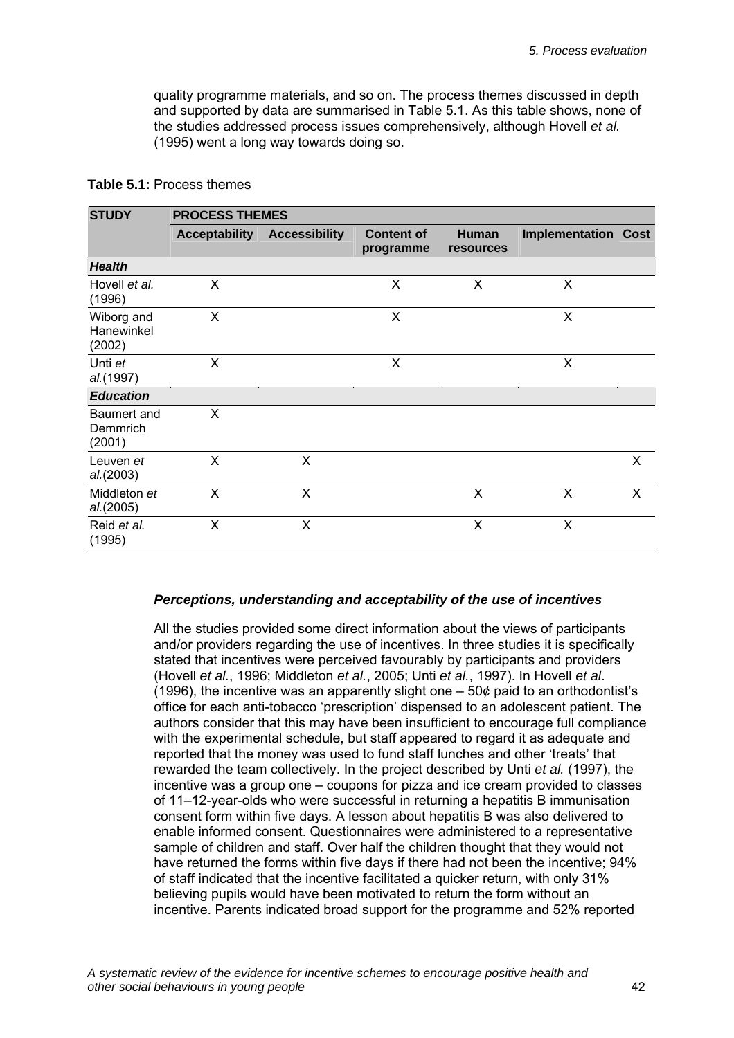quality programme materials, and so on. The process themes discussed in depth and supported by data are summarised in Table 5.1. As this table shows, none of the studies addressed process issues comprehensively, although Hovell *et al.* (1995) went a long way towards doing so.

**Table 5.1:** Process themes

| STUDY | PROCESS THEMES | | | | | |
|---|---|---|---|---|---|---|
| | Acceptability | Accessibility | Content of programme | Human resources | Implementation | Cost |
| ***Health*** | | | | | | |
| Hovell *et al.* (1996) | X | | X | X | X | |
| Wiborg and Hanewinkel (2002) | X | | X | | X | |
| Unti *et al.*(1997) | X | | X | | X | |
| ***Education*** | | | | | | |
| Baumert and Demmrich (2001) | X | | | | | |
| Leuven *et al.*(2003) | X | X | | | | X |
| Middleton *et al.*(2005) | X | X | | X | X | X |
| Reid *et al.* (1995) | X | X | | X | X | |

***Perceptions, understanding and acceptability of the use of incentives***

All the studies provided some direct information about the views of participants and/or providers regarding the use of incentives. In three studies it is specifically stated that incentives were perceived favourably by participants and providers (Hovell *et al.*, 1996; Middleton *et al.*, 2005; Unti *et al.*, 1997). In Hovell *et al*. (1996), the incentive was an apparently slight one – 50¢ paid to an orthodontist's office for each anti-tobacco 'prescription' dispensed to an adolescent patient. The authors consider that this may have been insufficient to encourage full compliance with the experimental schedule, but staff appeared to regard it as adequate and reported that the money was used to fund staff lunches and other 'treats' that rewarded the team collectively. In the project described by Unti *et al.* (1997), the incentive was a group one – coupons for pizza and ice cream provided to classes of 11–12-year-olds who were successful in returning a hepatitis B immunisation consent form within five days. A lesson about hepatitis B was also delivered to enable informed consent. Questionnaires were administered to a representative sample of children and staff. Over half the children thought that they would not have returned the forms within five days if there had not been the incentive; 94% of staff indicated that the incentive facilitated a quicker return, with only 31% believing pupils would have been motivated to return the form without an incentive. Parents indicated broad support for the programme and 52% reported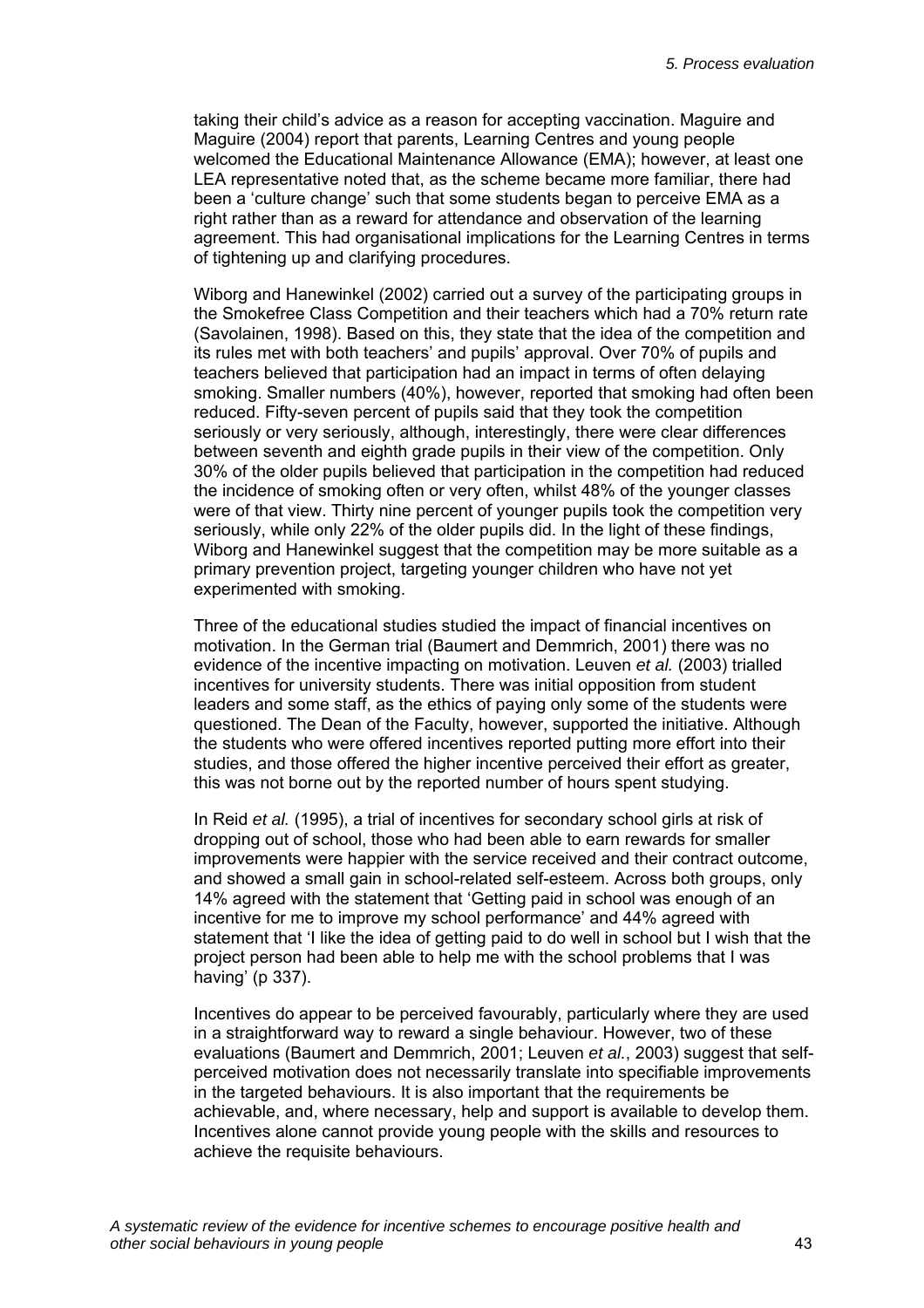taking their child's advice as a reason for accepting vaccination. Maguire and Maguire (2004) report that parents, Learning Centres and young people welcomed the Educational Maintenance Allowance (EMA); however, at least one LEA representative noted that, as the scheme became more familiar, there had been a 'culture change' such that some students began to perceive EMA as a right rather than as a reward for attendance and observation of the learning agreement. This had organisational implications for the Learning Centres in terms of tightening up and clarifying procedures.

Wiborg and Hanewinkel (2002) carried out a survey of the participating groups in the Smokefree Class Competition and their teachers which had a 70% return rate (Savolainen, 1998). Based on this, they state that the idea of the competition and its rules met with both teachers' and pupils' approval. Over 70% of pupils and teachers believed that participation had an impact in terms of often delaying smoking. Smaller numbers (40%), however, reported that smoking had often been reduced. Fifty-seven percent of pupils said that they took the competition seriously or very seriously, although, interestingly, there were clear differences between seventh and eighth grade pupils in their view of the competition. Only 30% of the older pupils believed that participation in the competition had reduced the incidence of smoking often or very often, whilst 48% of the younger classes were of that view. Thirty nine percent of younger pupils took the competition very seriously, while only 22% of the older pupils did. In the light of these findings, Wiborg and Hanewinkel suggest that the competition may be more suitable as a primary prevention project, targeting younger children who have not yet experimented with smoking.

Three of the educational studies studied the impact of financial incentives on motivation. In the German trial (Baumert and Demmrich, 2001) there was no evidence of the incentive impacting on motivation. Leuven *et al.* (2003) trialled incentives for university students. There was initial opposition from student leaders and some staff, as the ethics of paying only some of the students were questioned. The Dean of the Faculty, however, supported the initiative. Although the students who were offered incentives reported putting more effort into their studies, and those offered the higher incentive perceived their effort as greater, this was not borne out by the reported number of hours spent studying.

In Reid *et al.* (1995), a trial of incentives for secondary school girls at risk of dropping out of school, those who had been able to earn rewards for smaller improvements were happier with the service received and their contract outcome, and showed a small gain in school-related self-esteem. Across both groups, only 14% agreed with the statement that 'Getting paid in school was enough of an incentive for me to improve my school performance' and 44% agreed with statement that 'I like the idea of getting paid to do well in school but I wish that the project person had been able to help me with the school problems that I was having' (p 337).

Incentives do appear to be perceived favourably, particularly where they are used in a straightforward way to reward a single behaviour. However, two of these evaluations (Baumert and Demmrich, 2001; Leuven *et al.*, 2003) suggest that self-perceived motivation does not necessarily translate into specifiable improvements in the targeted behaviours. It is also important that the requirements be achievable, and, where necessary, help and support is available to develop them. Incentives alone cannot provide young people with the skills and resources to achieve the requisite behaviours.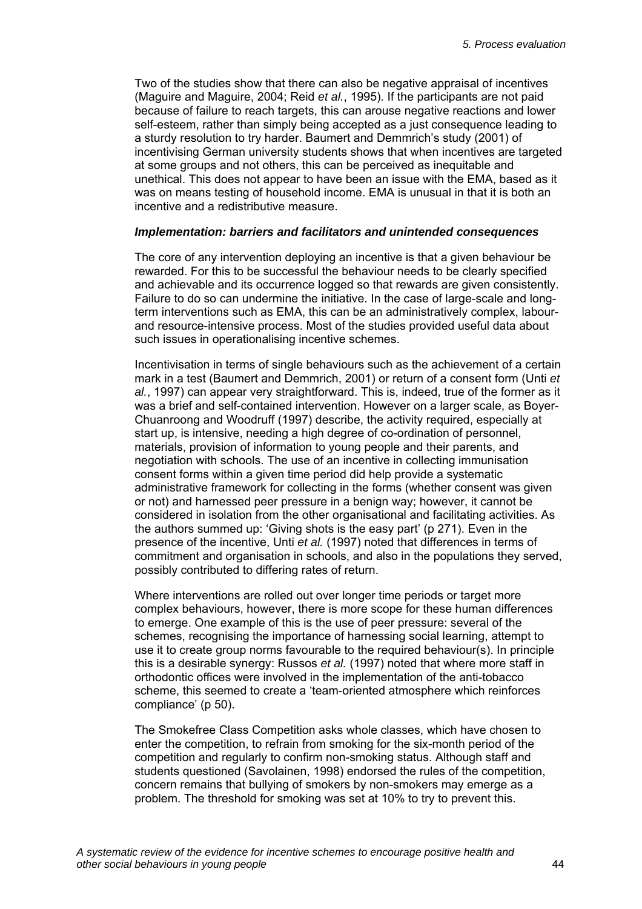Two of the studies show that there can also be negative appraisal of incentives (Maguire and Maguire, 2004; Reid *et al.*, 1995). If the participants are not paid because of failure to reach targets, this can arouse negative reactions and lower self-esteem, rather than simply being accepted as a just consequence leading to a sturdy resolution to try harder. Baumert and Demmrich's study (2001) of incentivising German university students shows that when incentives are targeted at some groups and not others, this can be perceived as inequitable and unethical. This does not appear to have been an issue with the EMA, based as it was on means testing of household income. EMA is unusual in that it is both an incentive and a redistributive measure.

### *Implementation: barriers and facilitators and unintended consequences*

The core of any intervention deploying an incentive is that a given behaviour be rewarded. For this to be successful the behaviour needs to be clearly specified and achievable and its occurrence logged so that rewards are given consistently. Failure to do so can undermine the initiative. In the case of large-scale and long-term interventions such as EMA, this can be an administratively complex, labour- and resource-intensive process. Most of the studies provided useful data about such issues in operationalising incentive schemes.

Incentivisation in terms of single behaviours such as the achievement of a certain mark in a test (Baumert and Demmrich, 2001) or return of a consent form (Unti *et al.*, 1997) can appear very straightforward. This is, indeed, true of the former as it was a brief and self-contained intervention. However on a larger scale, as Boyer-Chuanroong and Woodruff (1997) describe, the activity required, especially at start up, is intensive, needing a high degree of co-ordination of personnel, materials, provision of information to young people and their parents, and negotiation with schools. The use of an incentive in collecting immunisation consent forms within a given time period did help provide a systematic administrative framework for collecting in the forms (whether consent was given or not) and harnessed peer pressure in a benign way; however, it cannot be considered in isolation from the other organisational and facilitating activities. As the authors summed up: 'Giving shots is the easy part' (p 271). Even in the presence of the incentive, Unti *et al.* (1997) noted that differences in terms of commitment and organisation in schools, and also in the populations they served, possibly contributed to differing rates of return.

Where interventions are rolled out over longer time periods or target more complex behaviours, however, there is more scope for these human differences to emerge. One example of this is the use of peer pressure: several of the schemes, recognising the importance of harnessing social learning, attempt to use it to create group norms favourable to the required behaviour(s). In principle this is a desirable synergy: Russos *et al.* (1997) noted that where more staff in orthodontic offices were involved in the implementation of the anti-tobacco scheme, this seemed to create a 'team-oriented atmosphere which reinforces compliance' (p 50).

The Smokefree Class Competition asks whole classes, which have chosen to enter the competition, to refrain from smoking for the six-month period of the competition and regularly to confirm non-smoking status. Although staff and students questioned (Savolainen, 1998) endorsed the rules of the competition, concern remains that bullying of smokers by non-smokers may emerge as a problem. The threshold for smoking was set at 10% to try to prevent this.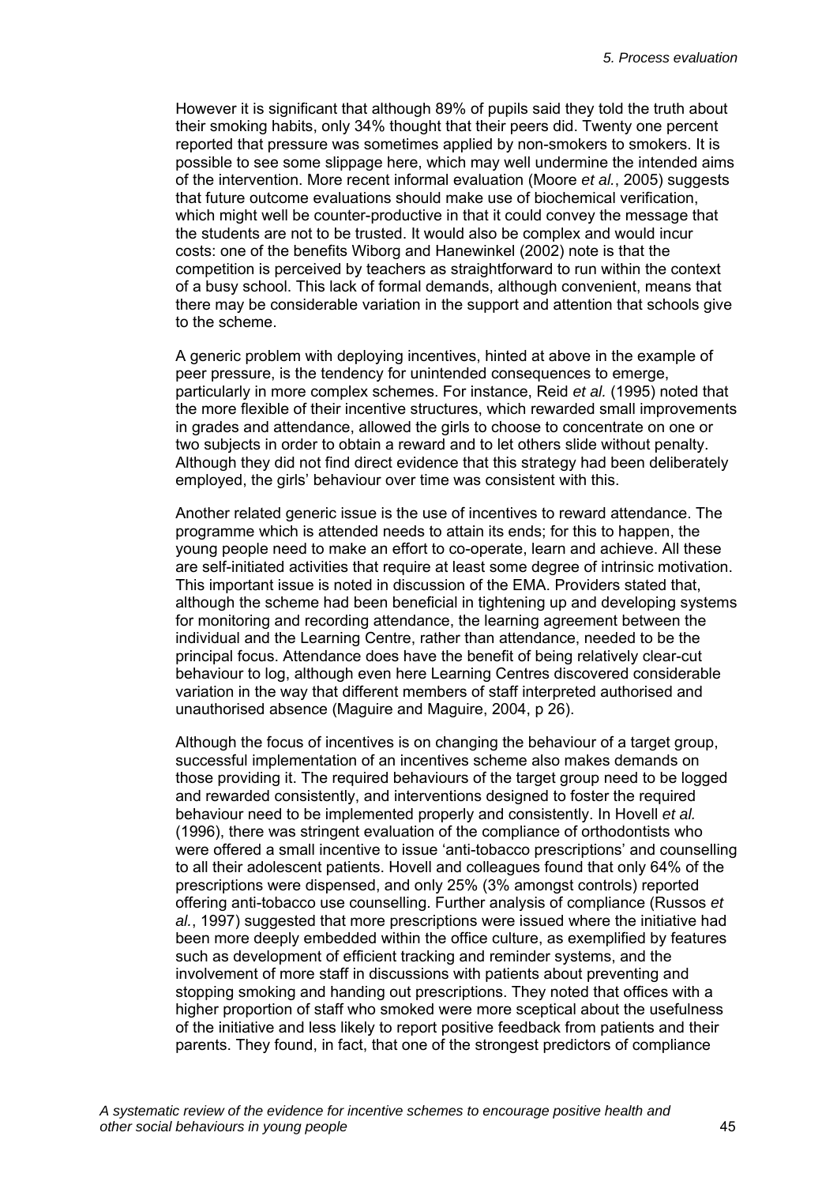However it is significant that although 89% of pupils said they told the truth about their smoking habits, only 34% thought that their peers did. Twenty one percent reported that pressure was sometimes applied by non-smokers to smokers. It is possible to see some slippage here, which may well undermine the intended aims of the intervention. More recent informal evaluation (Moore *et al.*, 2005) suggests that future outcome evaluations should make use of biochemical verification, which might well be counter-productive in that it could convey the message that the students are not to be trusted. It would also be complex and would incur costs: one of the benefits Wiborg and Hanewinkel (2002) note is that the competition is perceived by teachers as straightforward to run within the context of a busy school. This lack of formal demands, although convenient, means that there may be considerable variation in the support and attention that schools give to the scheme.

A generic problem with deploying incentives, hinted at above in the example of peer pressure, is the tendency for unintended consequences to emerge, particularly in more complex schemes. For instance, Reid *et al.* (1995) noted that the more flexible of their incentive structures, which rewarded small improvements in grades and attendance, allowed the girls to choose to concentrate on one or two subjects in order to obtain a reward and to let others slide without penalty. Although they did not find direct evidence that this strategy had been deliberately employed, the girls' behaviour over time was consistent with this.

Another related generic issue is the use of incentives to reward attendance. The programme which is attended needs to attain its ends; for this to happen, the young people need to make an effort to co-operate, learn and achieve. All these are self-initiated activities that require at least some degree of intrinsic motivation. This important issue is noted in discussion of the EMA. Providers stated that, although the scheme had been beneficial in tightening up and developing systems for monitoring and recording attendance, the learning agreement between the individual and the Learning Centre, rather than attendance, needed to be the principal focus. Attendance does have the benefit of being relatively clear-cut behaviour to log, although even here Learning Centres discovered considerable variation in the way that different members of staff interpreted authorised and unauthorised absence (Maguire and Maguire, 2004, p 26).

Although the focus of incentives is on changing the behaviour of a target group, successful implementation of an incentives scheme also makes demands on those providing it. The required behaviours of the target group need to be logged and rewarded consistently, and interventions designed to foster the required behaviour need to be implemented properly and consistently. In Hovell *et al.* (1996), there was stringent evaluation of the compliance of orthodontists who were offered a small incentive to issue 'anti-tobacco prescriptions' and counselling to all their adolescent patients. Hovell and colleagues found that only 64% of the prescriptions were dispensed, and only 25% (3% amongst controls) reported offering anti-tobacco use counselling. Further analysis of compliance (Russos *et al.*, 1997) suggested that more prescriptions were issued where the initiative had been more deeply embedded within the office culture, as exemplified by features such as development of efficient tracking and reminder systems, and the involvement of more staff in discussions with patients about preventing and stopping smoking and handing out prescriptions. They noted that offices with a higher proportion of staff who smoked were more sceptical about the usefulness of the initiative and less likely to report positive feedback from patients and their parents. They found, in fact, that one of the strongest predictors of compliance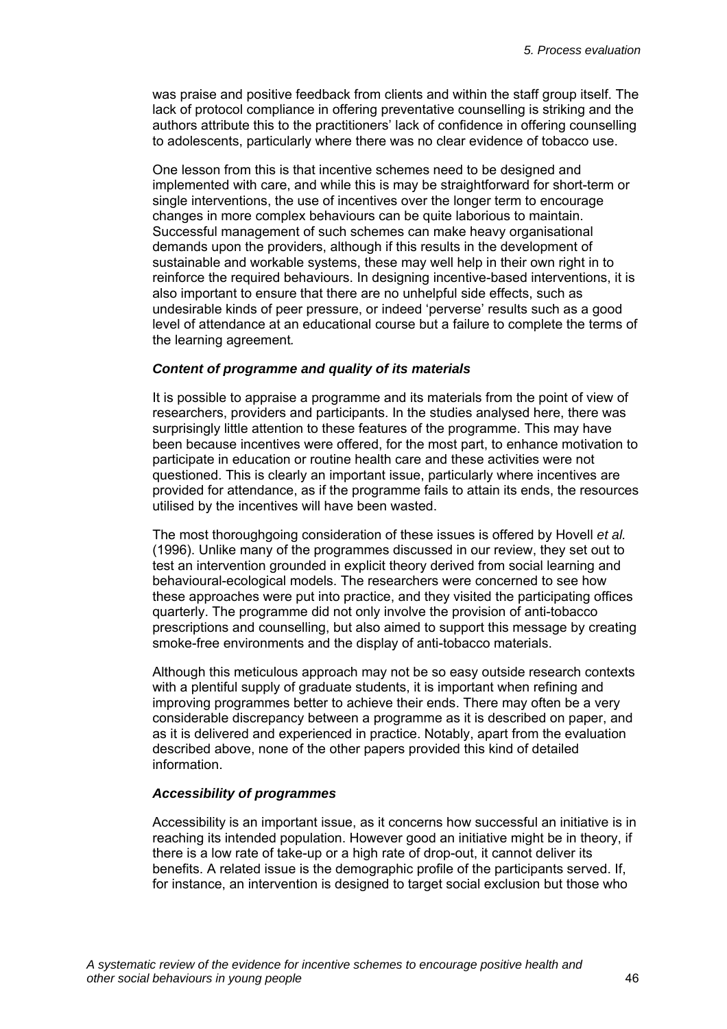was praise and positive feedback from clients and within the staff group itself. The lack of protocol compliance in offering preventative counselling is striking and the authors attribute this to the practitioners' lack of confidence in offering counselling to adolescents, particularly where there was no clear evidence of tobacco use.

One lesson from this is that incentive schemes need to be designed and implemented with care, and while this is may be straightforward for short-term or single interventions, the use of incentives over the longer term to encourage changes in more complex behaviours can be quite laborious to maintain. Successful management of such schemes can make heavy organisational demands upon the providers, although if this results in the development of sustainable and workable systems, these may well help in their own right in to reinforce the required behaviours. In designing incentive-based interventions, it is also important to ensure that there are no unhelpful side effects, such as undesirable kinds of peer pressure, or indeed 'perverse' results such as a good level of attendance at an educational course but a failure to complete the terms of the learning agreement.

### *Content of programme and quality of its materials*

It is possible to appraise a programme and its materials from the point of view of researchers, providers and participants. In the studies analysed here, there was surprisingly little attention to these features of the programme. This may have been because incentives were offered, for the most part, to enhance motivation to participate in education or routine health care and these activities were not questioned. This is clearly an important issue, particularly where incentives are provided for attendance, as if the programme fails to attain its ends, the resources utilised by the incentives will have been wasted.

The most thoroughgoing consideration of these issues is offered by Hovell *et al.* (1996). Unlike many of the programmes discussed in our review, they set out to test an intervention grounded in explicit theory derived from social learning and behavioural-ecological models. The researchers were concerned to see how these approaches were put into practice, and they visited the participating offices quarterly. The programme did not only involve the provision of anti-tobacco prescriptions and counselling, but also aimed to support this message by creating smoke-free environments and the display of anti-tobacco materials.

Although this meticulous approach may not be so easy outside research contexts with a plentiful supply of graduate students, it is important when refining and improving programmes better to achieve their ends. There may often be a very considerable discrepancy between a programme as it is described on paper, and as it is delivered and experienced in practice. Notably, apart from the evaluation described above, none of the other papers provided this kind of detailed information.

### *Accessibility of programmes*

Accessibility is an important issue, as it concerns how successful an initiative is in reaching its intended population. However good an initiative might be in theory, if there is a low rate of take-up or a high rate of drop-out, it cannot deliver its benefits. A related issue is the demographic profile of the participants served. If, for instance, an intervention is designed to target social exclusion but those who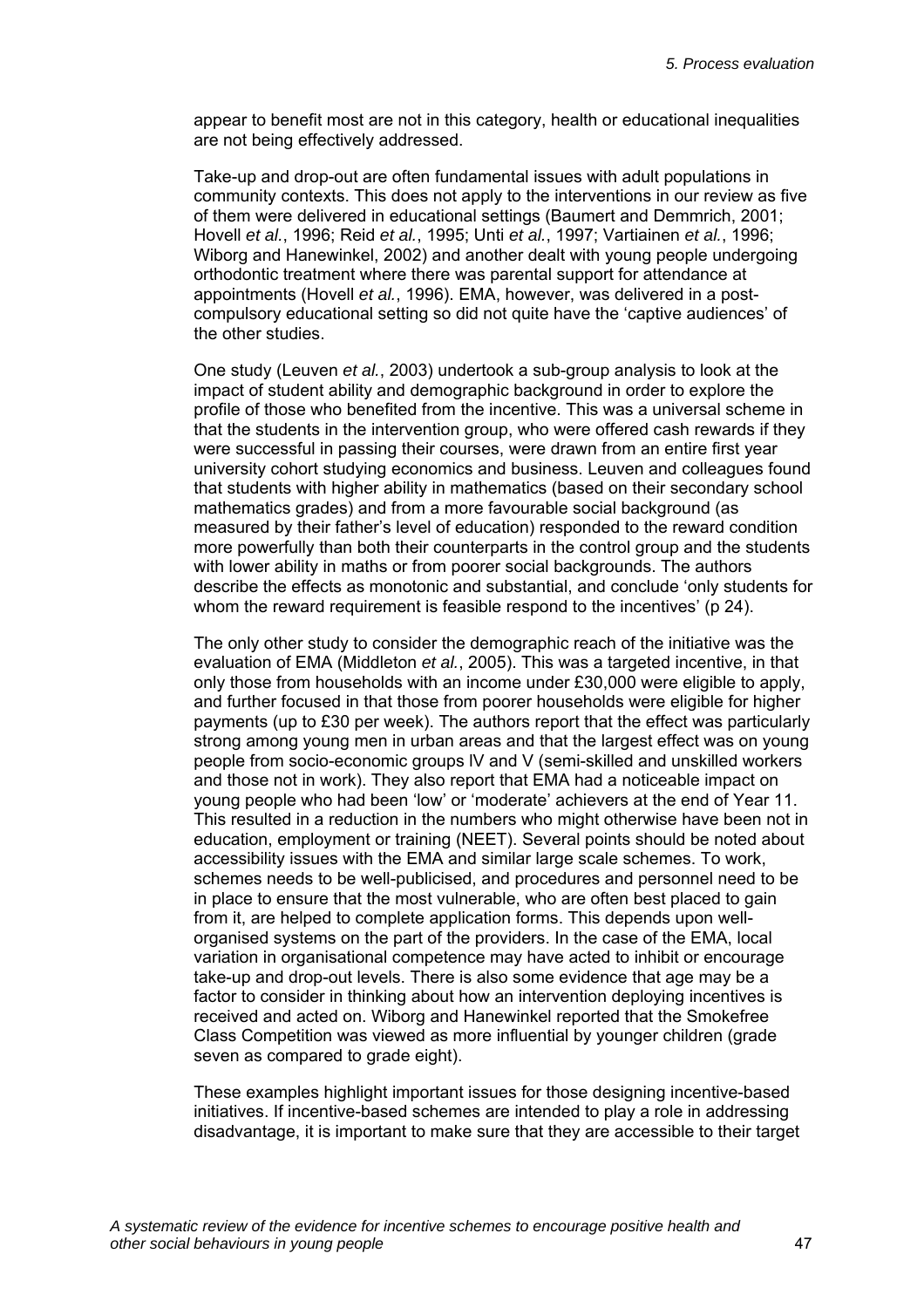appear to benefit most are not in this category, health or educational inequalities are not being effectively addressed.

Take-up and drop-out are often fundamental issues with adult populations in community contexts. This does not apply to the interventions in our review as five of them were delivered in educational settings (Baumert and Demmrich, 2001; Hovell *et al.*, 1996; Reid *et al.*, 1995; Unti *et al.*, 1997; Vartiainen *et al.*, 1996; Wiborg and Hanewinkel, 2002) and another dealt with young people undergoing orthodontic treatment where there was parental support for attendance at appointments (Hovell *et al.*, 1996). EMA, however, was delivered in a post-compulsory educational setting so did not quite have the 'captive audiences' of the other studies.

One study (Leuven *et al.*, 2003) undertook a sub-group analysis to look at the impact of student ability and demographic background in order to explore the profile of those who benefited from the incentive. This was a universal scheme in that the students in the intervention group, who were offered cash rewards if they were successful in passing their courses, were drawn from an entire first year university cohort studying economics and business. Leuven and colleagues found that students with higher ability in mathematics (based on their secondary school mathematics grades) and from a more favourable social background (as measured by their father's level of education) responded to the reward condition more powerfully than both their counterparts in the control group and the students with lower ability in maths or from poorer social backgrounds. The authors describe the effects as monotonic and substantial, and conclude 'only students for whom the reward requirement is feasible respond to the incentives' (p 24).

The only other study to consider the demographic reach of the initiative was the evaluation of EMA (Middleton *et al.*, 2005). This was a targeted incentive, in that only those from households with an income under £30,000 were eligible to apply, and further focused in that those from poorer households were eligible for higher payments (up to £30 per week). The authors report that the effect was particularly strong among young men in urban areas and that the largest effect was on young people from socio-economic groups IV and V (semi-skilled and unskilled workers and those not in work). They also report that EMA had a noticeable impact on young people who had been 'low' or 'moderate' achievers at the end of Year 11. This resulted in a reduction in the numbers who might otherwise have been not in education, employment or training (NEET). Several points should be noted about accessibility issues with the EMA and similar large scale schemes. To work, schemes needs to be well-publicised, and procedures and personnel need to be in place to ensure that the most vulnerable, who are often best placed to gain from it, are helped to complete application forms. This depends upon well-organised systems on the part of the providers. In the case of the EMA, local variation in organisational competence may have acted to inhibit or encourage take-up and drop-out levels. There is also some evidence that age may be a factor to consider in thinking about how an intervention deploying incentives is received and acted on. Wiborg and Hanewinkel reported that the Smokefree Class Competition was viewed as more influential by younger children (grade seven as compared to grade eight).

These examples highlight important issues for those designing incentive-based initiatives. If incentive-based schemes are intended to play a role in addressing disadvantage, it is important to make sure that they are accessible to their target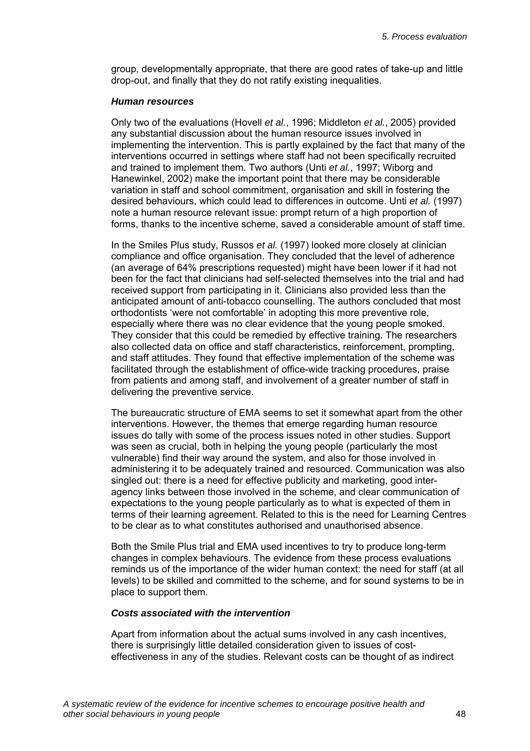group, developmentally appropriate, that there are good rates of take-up and little drop-out, and finally that they do not ratify existing inequalities.

### *Human resources*

Only two of the evaluations (Hovell *et al.*, 1996; Middleton *et al.*, 2005) provided any substantial discussion about the human resource issues involved in implementing the intervention. This is partly explained by the fact that many of the interventions occurred in settings where staff had not been specifically recruited and trained to implement them. Two authors (Unti *et al.*, 1997; Wiborg and Hanewinkel, 2002) make the important point that there may be considerable variation in staff and school commitment, organisation and skill in fostering the desired behaviours, which could lead to differences in outcome. Unti *et al.* (1997) note a human resource relevant issue: prompt return of a high proportion of forms, thanks to the incentive scheme, saved a considerable amount of staff time.

In the Smiles Plus study, Russos *et al.* (1997) looked more closely at clinician compliance and office organisation. They concluded that the level of adherence (an average of 64% prescriptions requested) might have been lower if it had not been for the fact that clinicians had self-selected themselves into the trial and had received support from participating in it. Clinicians also provided less than the anticipated amount of anti-tobacco counselling. The authors concluded that most orthodontists 'were not comfortable' in adopting this more preventive role, especially where there was no clear evidence that the young people smoked. They consider that this could be remedied by effective training. The researchers also collected data on office and staff characteristics, reinforcement, prompting, and staff attitudes. They found that effective implementation of the scheme was facilitated through the establishment of office-wide tracking procedures, praise from patients and among staff, and involvement of a greater number of staff in delivering the preventive service.

The bureaucratic structure of EMA seems to set it somewhat apart from the other interventions. However, the themes that emerge regarding human resource issues do tally with some of the process issues noted in other studies. Support was seen as crucial, both in helping the young people (particularly the most vulnerable) find their way around the system, and also for those involved in administering it to be adequately trained and resourced. Communication was also singled out: there is a need for effective publicity and marketing, good inter-agency links between those involved in the scheme, and clear communication of expectations to the young people particularly as to what is expected of them in terms of their learning agreement. Related to this is the need for Learning Centres to be clear as to what constitutes authorised and unauthorised absence.

Both the Smile Plus trial and EMA used incentives to try to produce long-term changes in complex behaviours. The evidence from these process evaluations reminds us of the importance of the wider human context: the need for staff (at all levels) to be skilled and committed to the scheme, and for sound systems to be in place to support them.

### *Costs associated with the intervention*

Apart from information about the actual sums involved in any cash incentives, there is surprisingly little detailed consideration given to issues of cost-effectiveness in any of the studies. Relevant costs can be thought of as indirect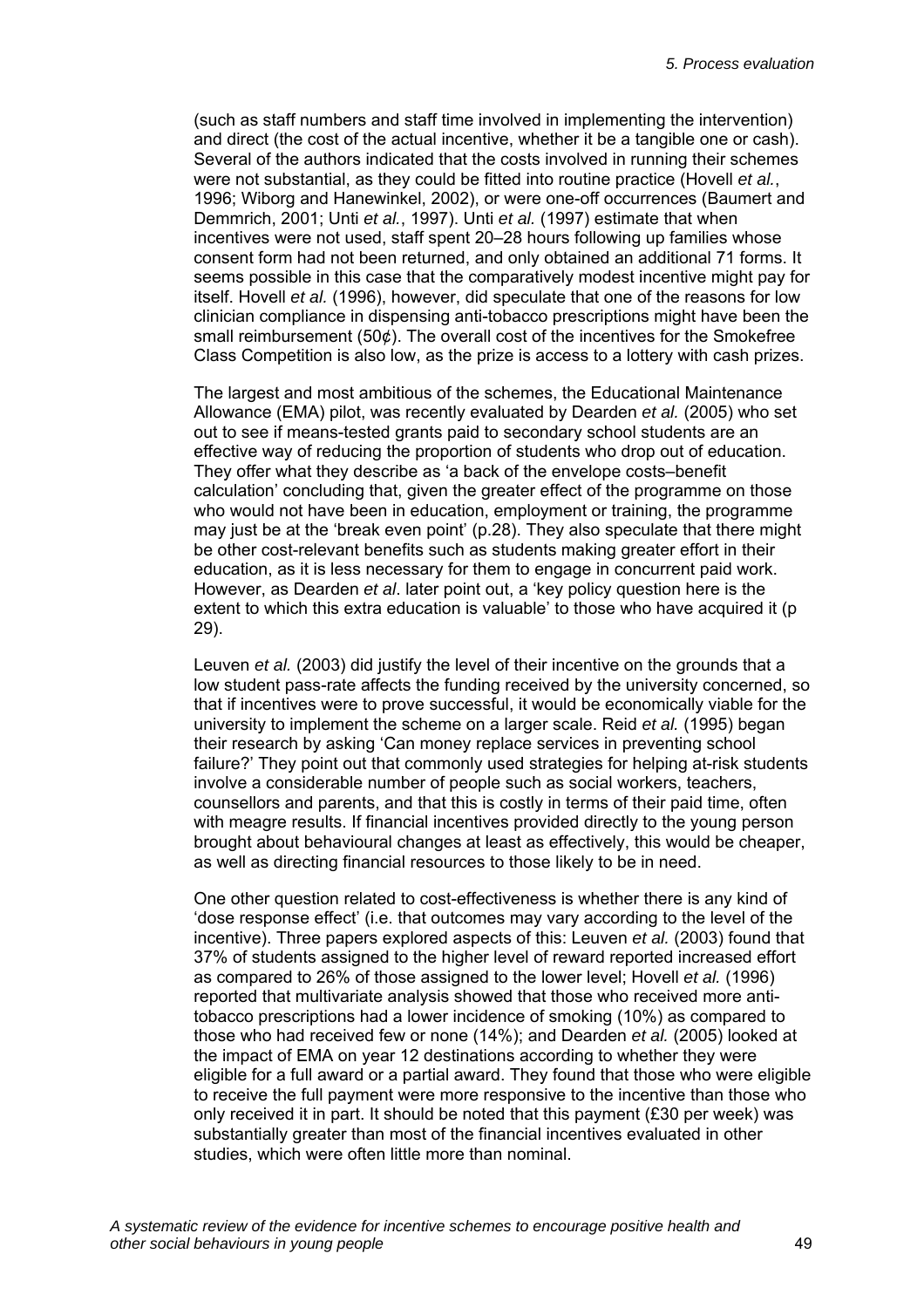(such as staff numbers and staff time involved in implementing the intervention) and direct (the cost of the actual incentive, whether it be a tangible one or cash). Several of the authors indicated that the costs involved in running their schemes were not substantial, as they could be fitted into routine practice (Hovell *et al.*, 1996; Wiborg and Hanewinkel, 2002), or were one-off occurrences (Baumert and Demmrich, 2001; Unti *et al.*, 1997). Unti *et al.* (1997) estimate that when incentives were not used, staff spent 20–28 hours following up families whose consent form had not been returned, and only obtained an additional 71 forms. It seems possible in this case that the comparatively modest incentive might pay for itself. Hovell *et al.* (1996), however, did speculate that one of the reasons for low clinician compliance in dispensing anti-tobacco prescriptions might have been the small reimbursement (50¢). The overall cost of the incentives for the Smokefree Class Competition is also low, as the prize is access to a lottery with cash prizes.

The largest and most ambitious of the schemes, the Educational Maintenance Allowance (EMA) pilot, was recently evaluated by Dearden *et al.* (2005) who set out to see if means-tested grants paid to secondary school students are an effective way of reducing the proportion of students who drop out of education. They offer what they describe as 'a back of the envelope costs–benefit calculation' concluding that, given the greater effect of the programme on those who would not have been in education, employment or training, the programme may just be at the 'break even point' (p.28). They also speculate that there might be other cost-relevant benefits such as students making greater effort in their education, as it is less necessary for them to engage in concurrent paid work. However, as Dearden *et al*. later point out, a 'key policy question here is the extent to which this extra education is valuable' to those who have acquired it (p 29).

Leuven *et al.* (2003) did justify the level of their incentive on the grounds that a low student pass-rate affects the funding received by the university concerned, so that if incentives were to prove successful, it would be economically viable for the university to implement the scheme on a larger scale. Reid *et al.* (1995) began their research by asking 'Can money replace services in preventing school failure?' They point out that commonly used strategies for helping at-risk students involve a considerable number of people such as social workers, teachers, counsellors and parents, and that this is costly in terms of their paid time, often with meagre results. If financial incentives provided directly to the young person brought about behavioural changes at least as effectively, this would be cheaper, as well as directing financial resources to those likely to be in need.

One other question related to cost-effectiveness is whether there is any kind of 'dose response effect' (i.e. that outcomes may vary according to the level of the incentive). Three papers explored aspects of this: Leuven *et al.* (2003) found that 37% of students assigned to the higher level of reward reported increased effort as compared to 26% of those assigned to the lower level; Hovell *et al.* (1996) reported that multivariate analysis showed that those who received more anti-tobacco prescriptions had a lower incidence of smoking (10%) as compared to those who had received few or none (14%); and Dearden *et al.* (2005) looked at the impact of EMA on year 12 destinations according to whether they were eligible for a full award or a partial award. They found that those who were eligible to receive the full payment were more responsive to the incentive than those who only received it in part. It should be noted that this payment (£30 per week) was substantially greater than most of the financial incentives evaluated in other studies, which were often little more than nominal.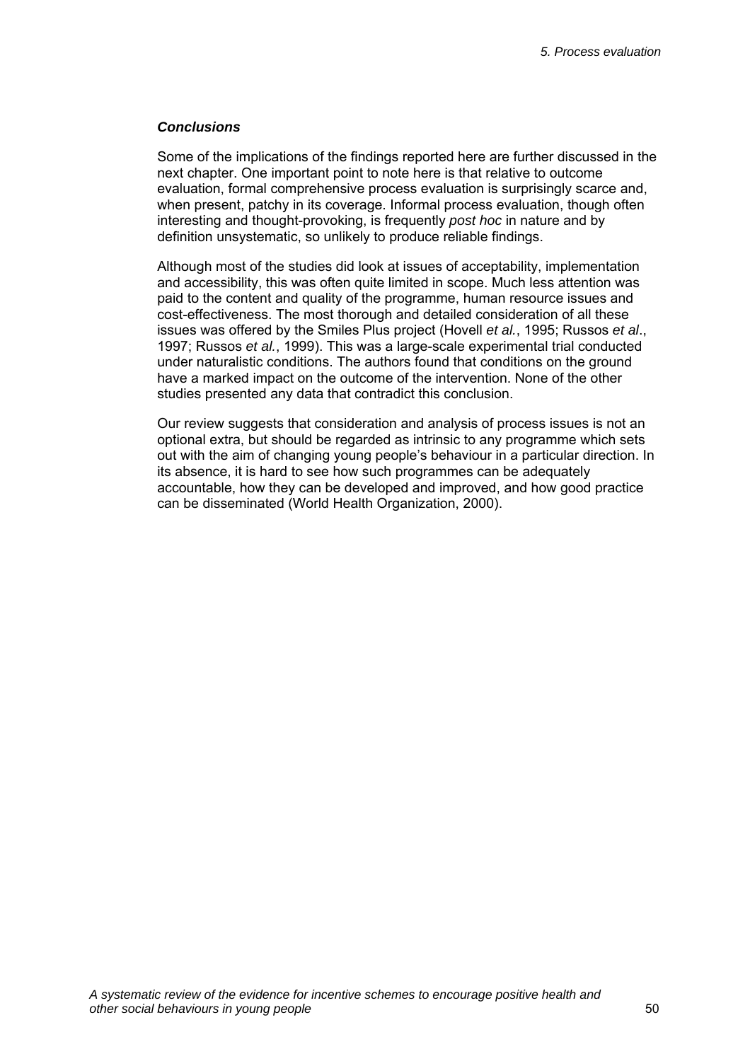### *Conclusions*

Some of the implications of the findings reported here are further discussed in the next chapter. One important point to note here is that relative to outcome evaluation, formal comprehensive process evaluation is surprisingly scarce and, when present, patchy in its coverage. Informal process evaluation, though often interesting and thought-provoking, is frequently *post hoc* in nature and by definition unsystematic, so unlikely to produce reliable findings.

Although most of the studies did look at issues of acceptability, implementation and accessibility, this was often quite limited in scope. Much less attention was paid to the content and quality of the programme, human resource issues and cost-effectiveness. The most thorough and detailed consideration of all these issues was offered by the Smiles Plus project (Hovell *et al.*, 1995; Russos *et al*., 1997; Russos *et al.*, 1999). This was a large-scale experimental trial conducted under naturalistic conditions. The authors found that conditions on the ground have a marked impact on the outcome of the intervention. None of the other studies presented any data that contradict this conclusion.

Our review suggests that consideration and analysis of process issues is not an optional extra, but should be regarded as intrinsic to any programme which sets out with the aim of changing young people's behaviour in a particular direction. In its absence, it is hard to see how such programmes can be adequately accountable, how they can be developed and improved, and how good practice can be disseminated (World Health Organization, 2000).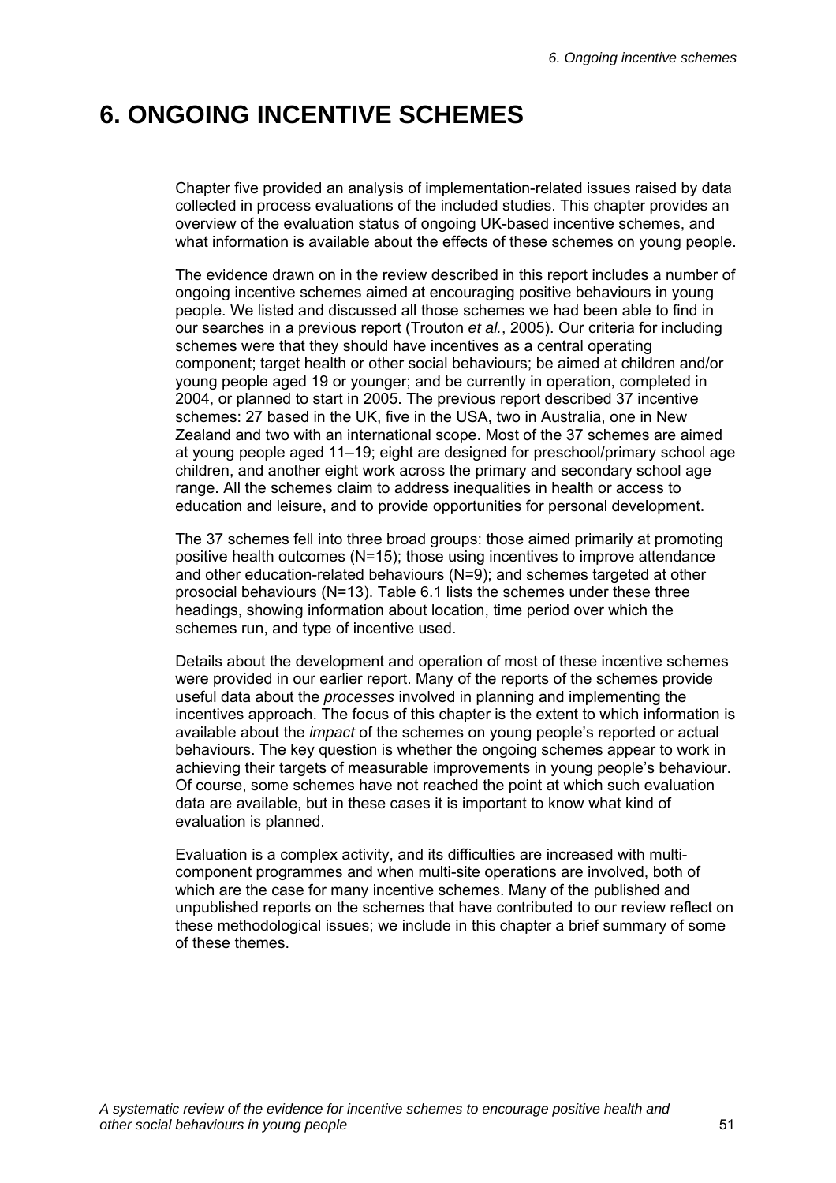# 6. ONGOING INCENTIVE SCHEMES

Chapter five provided an analysis of implementation-related issues raised by data collected in process evaluations of the included studies. This chapter provides an overview of the evaluation status of ongoing UK-based incentive schemes, and what information is available about the effects of these schemes on young people.

The evidence drawn on in the review described in this report includes a number of ongoing incentive schemes aimed at encouraging positive behaviours in young people. We listed and discussed all those schemes we had been able to find in our searches in a previous report (Trouton *et al.*, 2005). Our criteria for including schemes were that they should have incentives as a central operating component; target health or other social behaviours; be aimed at children and/or young people aged 19 or younger; and be currently in operation, completed in 2004, or planned to start in 2005. The previous report described 37 incentive schemes: 27 based in the UK, five in the USA, two in Australia, one in New Zealand and two with an international scope. Most of the 37 schemes are aimed at young people aged 11–19; eight are designed for preschool/primary school age children, and another eight work across the primary and secondary school age range. All the schemes claim to address inequalities in health or access to education and leisure, and to provide opportunities for personal development.

The 37 schemes fell into three broad groups: those aimed primarily at promoting positive health outcomes (N=15); those using incentives to improve attendance and other education-related behaviours (N=9); and schemes targeted at other prosocial behaviours (N=13). Table 6.1 lists the schemes under these three headings, showing information about location, time period over which the schemes run, and type of incentive used.

Details about the development and operation of most of these incentive schemes were provided in our earlier report. Many of the reports of the schemes provide useful data about the *processes* involved in planning and implementing the incentives approach. The focus of this chapter is the extent to which information is available about the *impact* of the schemes on young people's reported or actual behaviours. The key question is whether the ongoing schemes appear to work in achieving their targets of measurable improvements in young people's behaviour. Of course, some schemes have not reached the point at which such evaluation data are available, but in these cases it is important to know what kind of evaluation is planned.

Evaluation is a complex activity, and its difficulties are increased with multi-component programmes and when multi-site operations are involved, both of which are the case for many incentive schemes. Many of the published and unpublished reports on the schemes that have contributed to our review reflect on these methodological issues; we include in this chapter a brief summary of some of these themes.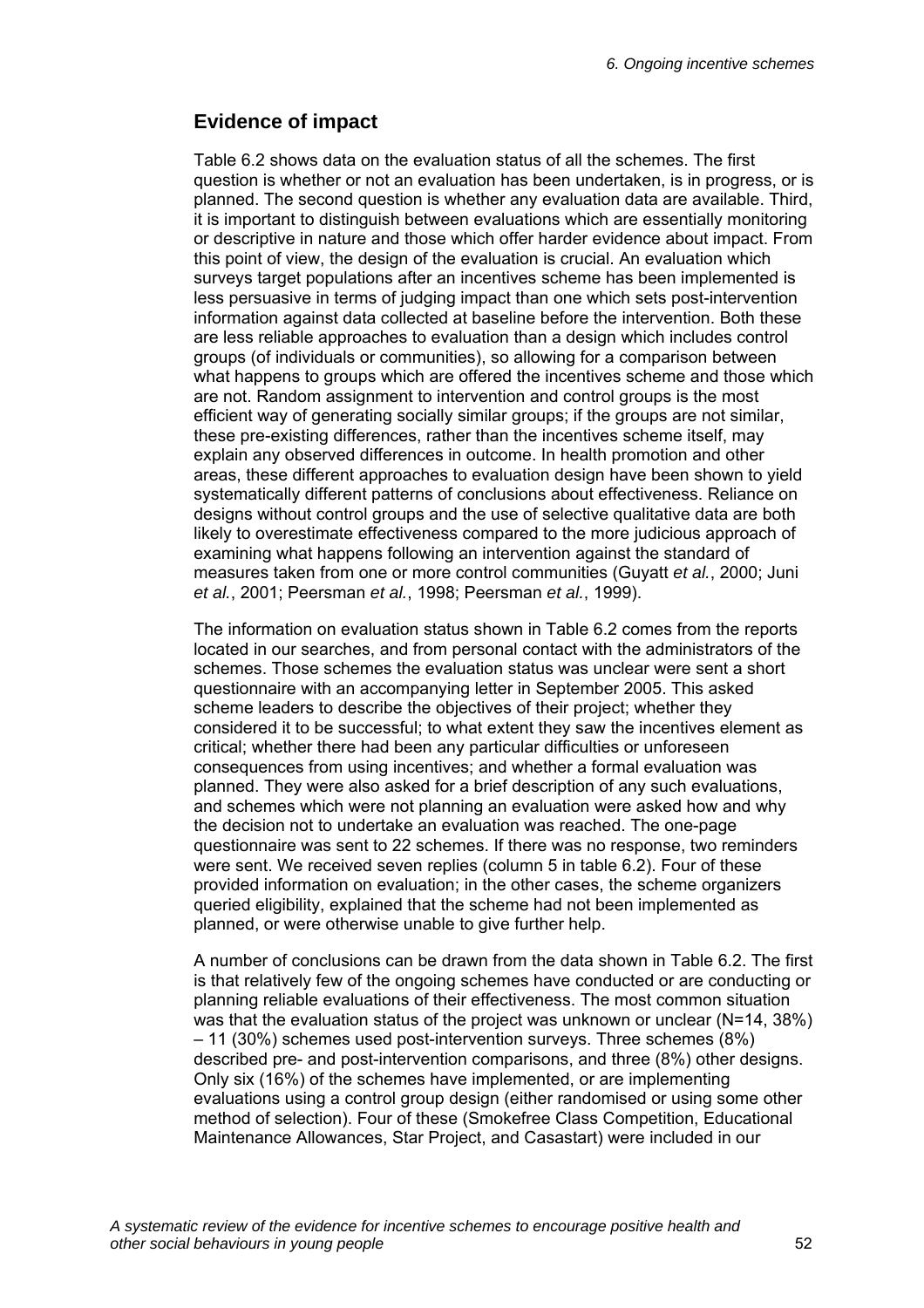## Evidence of impact

Table 6.2 shows data on the evaluation status of all the schemes. The first question is whether or not an evaluation has been undertaken, is in progress, or is planned. The second question is whether any evaluation data are available. Third, it is important to distinguish between evaluations which are essentially monitoring or descriptive in nature and those which offer harder evidence about impact. From this point of view, the design of the evaluation is crucial. An evaluation which surveys target populations after an incentives scheme has been implemented is less persuasive in terms of judging impact than one which sets post-intervention information against data collected at baseline before the intervention. Both these are less reliable approaches to evaluation than a design which includes control groups (of individuals or communities), so allowing for a comparison between what happens to groups which are offered the incentives scheme and those which are not. Random assignment to intervention and control groups is the most efficient way of generating socially similar groups; if the groups are not similar, these pre-existing differences, rather than the incentives scheme itself, may explain any observed differences in outcome. In health promotion and other areas, these different approaches to evaluation design have been shown to yield systematically different patterns of conclusions about effectiveness. Reliance on designs without control groups and the use of selective qualitative data are both likely to overestimate effectiveness compared to the more judicious approach of examining what happens following an intervention against the standard of measures taken from one or more control communities (Guyatt *et al.*, 2000; Juni *et al.*, 2001; Peersman *et al.*, 1998; Peersman *et al.*, 1999).

The information on evaluation status shown in Table 6.2 comes from the reports located in our searches, and from personal contact with the administrators of the schemes. Those schemes the evaluation status was unclear were sent a short questionnaire with an accompanying letter in September 2005. This asked scheme leaders to describe the objectives of their project; whether they considered it to be successful; to what extent they saw the incentives element as critical; whether there had been any particular difficulties or unforeseen consequences from using incentives; and whether a formal evaluation was planned. They were also asked for a brief description of any such evaluations, and schemes which were not planning an evaluation were asked how and why the decision not to undertake an evaluation was reached. The one-page questionnaire was sent to 22 schemes. If there was no response, two reminders were sent. We received seven replies (column 5 in table 6.2). Four of these provided information on evaluation; in the other cases, the scheme organizers queried eligibility, explained that the scheme had not been implemented as planned, or were otherwise unable to give further help.

A number of conclusions can be drawn from the data shown in Table 6.2. The first is that relatively few of the ongoing schemes have conducted or are conducting or planning reliable evaluations of their effectiveness. The most common situation was that the evaluation status of the project was unknown or unclear (N=14, 38%) – 11 (30%) schemes used post-intervention surveys. Three schemes (8%) described pre- and post-intervention comparisons, and three (8%) other designs. Only six (16%) of the schemes have implemented, or are implementing evaluations using a control group design (either randomised or using some other method of selection). Four of these (Smokefree Class Competition, Educational Maintenance Allowances, Star Project, and Casastart) were included in our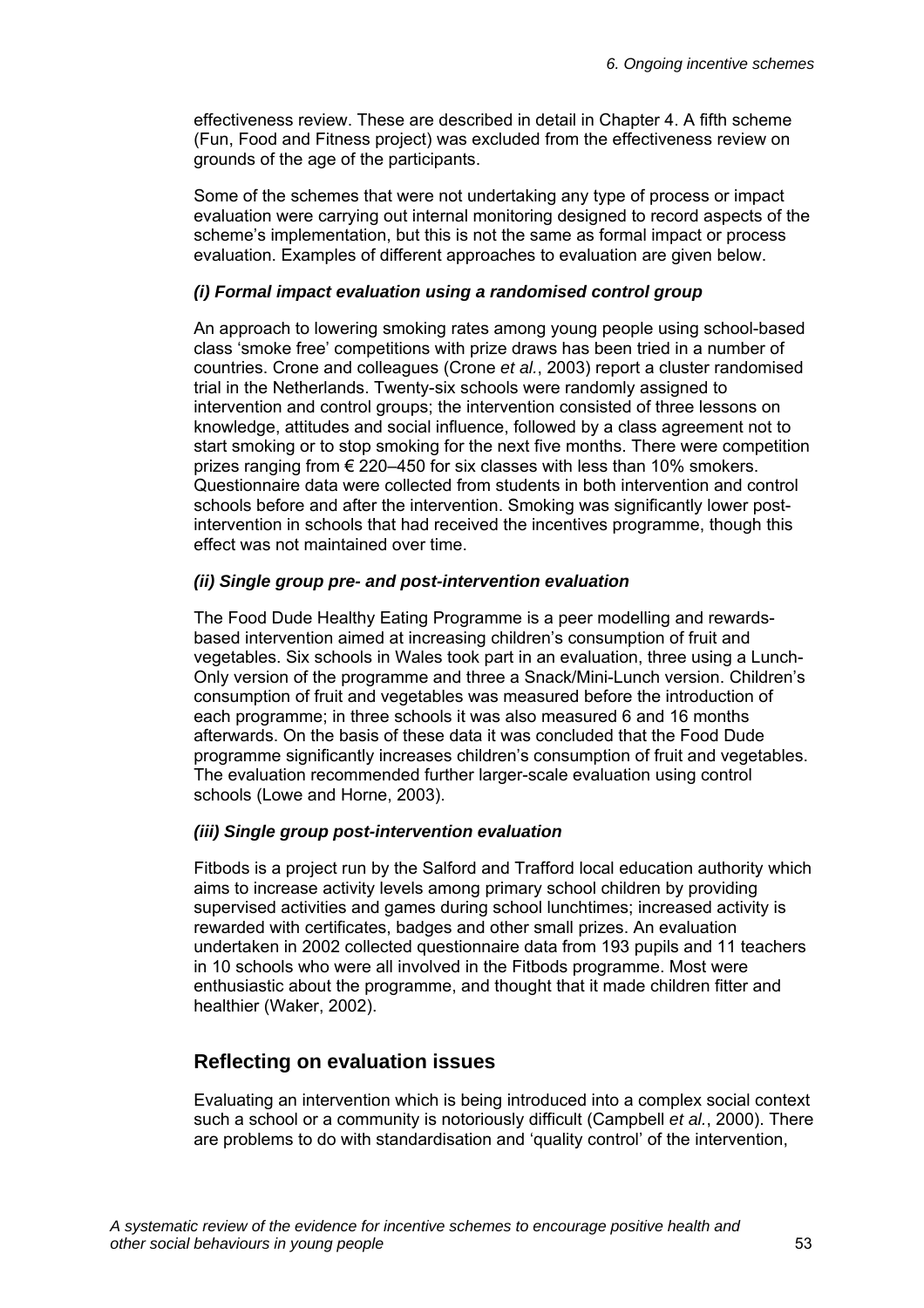effectiveness review. These are described in detail in Chapter 4. A fifth scheme (Fun, Food and Fitness project) was excluded from the effectiveness review on grounds of the age of the participants.

Some of the schemes that were not undertaking any type of process or impact evaluation were carrying out internal monitoring designed to record aspects of the scheme's implementation, but this is not the same as formal impact or process evaluation. Examples of different approaches to evaluation are given below.

***(i) Formal impact evaluation using a randomised control group***

An approach to lowering smoking rates among young people using school-based class 'smoke free' competitions with prize draws has been tried in a number of countries. Crone and colleagues (Crone *et al.*, 2003) report a cluster randomised trial in the Netherlands. Twenty-six schools were randomly assigned to intervention and control groups; the intervention consisted of three lessons on knowledge, attitudes and social influence, followed by a class agreement not to start smoking or to stop smoking for the next five months. There were competition prizes ranging from € 220–450 for six classes with less than 10% smokers. Questionnaire data were collected from students in both intervention and control schools before and after the intervention. Smoking was significantly lower post-intervention in schools that had received the incentives programme, though this effect was not maintained over time.

***(ii) Single group pre- and post-intervention evaluation***

The Food Dude Healthy Eating Programme is a peer modelling and rewards-based intervention aimed at increasing children's consumption of fruit and vegetables. Six schools in Wales took part in an evaluation, three using a Lunch-Only version of the programme and three a Snack/Mini-Lunch version. Children's consumption of fruit and vegetables was measured before the introduction of each programme; in three schools it was also measured 6 and 16 months afterwards. On the basis of these data it was concluded that the Food Dude programme significantly increases children's consumption of fruit and vegetables. The evaluation recommended further larger-scale evaluation using control schools (Lowe and Horne, 2003).

***(iii) Single group post-intervention evaluation***

Fitbods is a project run by the Salford and Trafford local education authority which aims to increase activity levels among primary school children by providing supervised activities and games during school lunchtimes; increased activity is rewarded with certificates, badges and other small prizes. An evaluation undertaken in 2002 collected questionnaire data from 193 pupils and 11 teachers in 10 schools who were all involved in the Fitbods programme. Most were enthusiastic about the programme, and thought that it made children fitter and healthier (Waker, 2002).

## Reflecting on evaluation issues

Evaluating an intervention which is being introduced into a complex social context such a school or a community is notoriously difficult (Campbell *et al.*, 2000). There are problems to do with standardisation and 'quality control' of the intervention,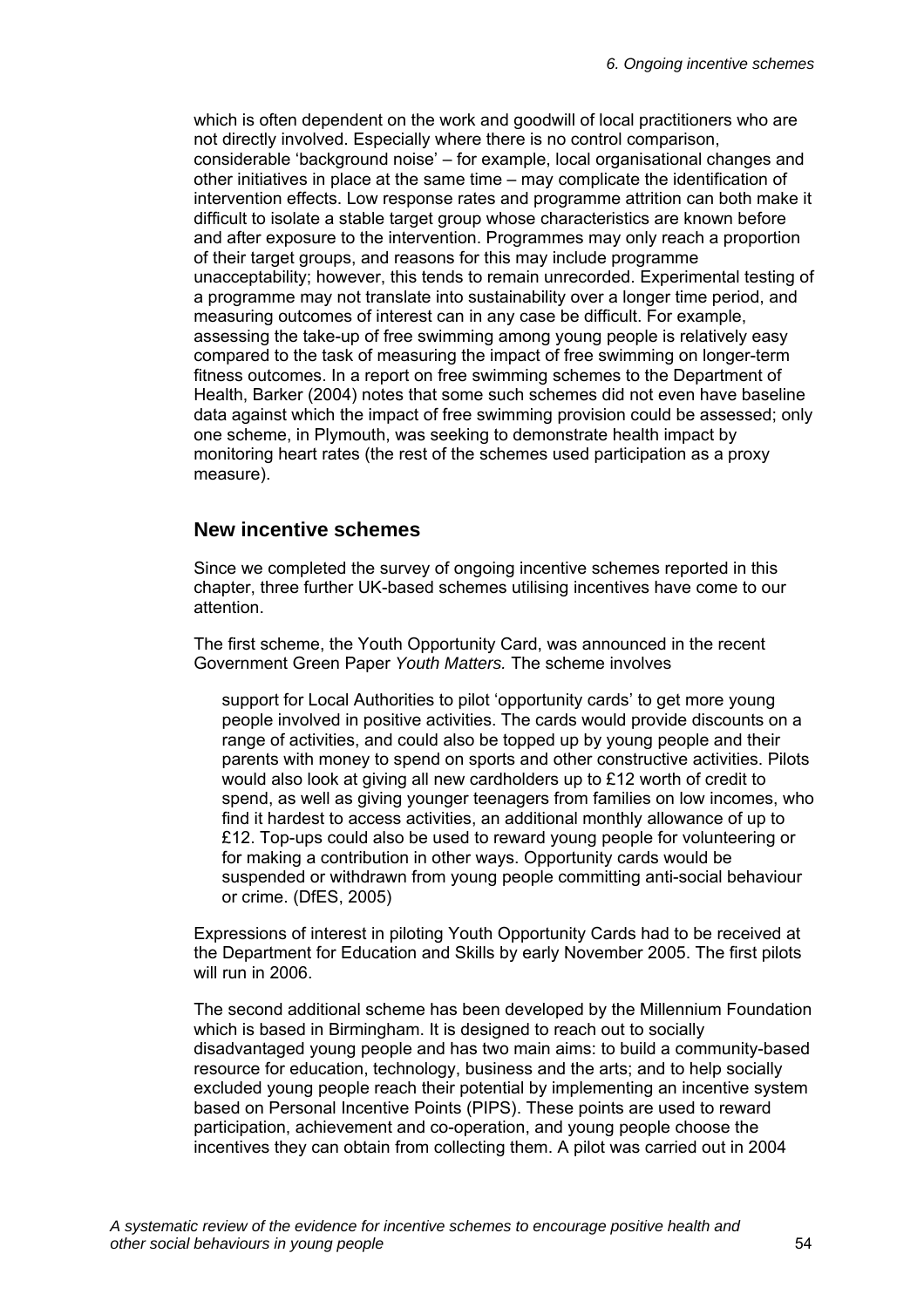which is often dependent on the work and goodwill of local practitioners who are not directly involved. Especially where there is no control comparison, considerable 'background noise' – for example, local organisational changes and other initiatives in place at the same time – may complicate the identification of intervention effects. Low response rates and programme attrition can both make it difficult to isolate a stable target group whose characteristics are known before and after exposure to the intervention. Programmes may only reach a proportion of their target groups, and reasons for this may include programme unacceptability; however, this tends to remain unrecorded. Experimental testing of a programme may not translate into sustainability over a longer time period, and measuring outcomes of interest can in any case be difficult. For example, assessing the take-up of free swimming among young people is relatively easy compared to the task of measuring the impact of free swimming on longer-term fitness outcomes. In a report on free swimming schemes to the Department of Health, Barker (2004) notes that some such schemes did not even have baseline data against which the impact of free swimming provision could be assessed; only one scheme, in Plymouth, was seeking to demonstrate health impact by monitoring heart rates (the rest of the schemes used participation as a proxy measure).

## New incentive schemes

Since we completed the survey of ongoing incentive schemes reported in this chapter, three further UK-based schemes utilising incentives have come to our attention.

The first scheme, the Youth Opportunity Card, was announced in the recent Government Green Paper *Youth Matters.* The scheme involves

> support for Local Authorities to pilot 'opportunity cards' to get more young people involved in positive activities. The cards would provide discounts on a range of activities, and could also be topped up by young people and their parents with money to spend on sports and other constructive activities. Pilots would also look at giving all new cardholders up to £12 worth of credit to spend, as well as giving younger teenagers from families on low incomes, who find it hardest to access activities, an additional monthly allowance of up to £12. Top-ups could also be used to reward young people for volunteering or for making a contribution in other ways. Opportunity cards would be suspended or withdrawn from young people committing anti-social behaviour or crime. (DfES, 2005)

Expressions of interest in piloting Youth Opportunity Cards had to be received at the Department for Education and Skills by early November 2005. The first pilots will run in 2006.

The second additional scheme has been developed by the Millennium Foundation which is based in Birmingham. It is designed to reach out to socially disadvantaged young people and has two main aims: to build a community-based resource for education, technology, business and the arts; and to help socially excluded young people reach their potential by implementing an incentive system based on Personal Incentive Points (PIPS). These points are used to reward participation, achievement and co-operation, and young people choose the incentives they can obtain from collecting them. A pilot was carried out in 2004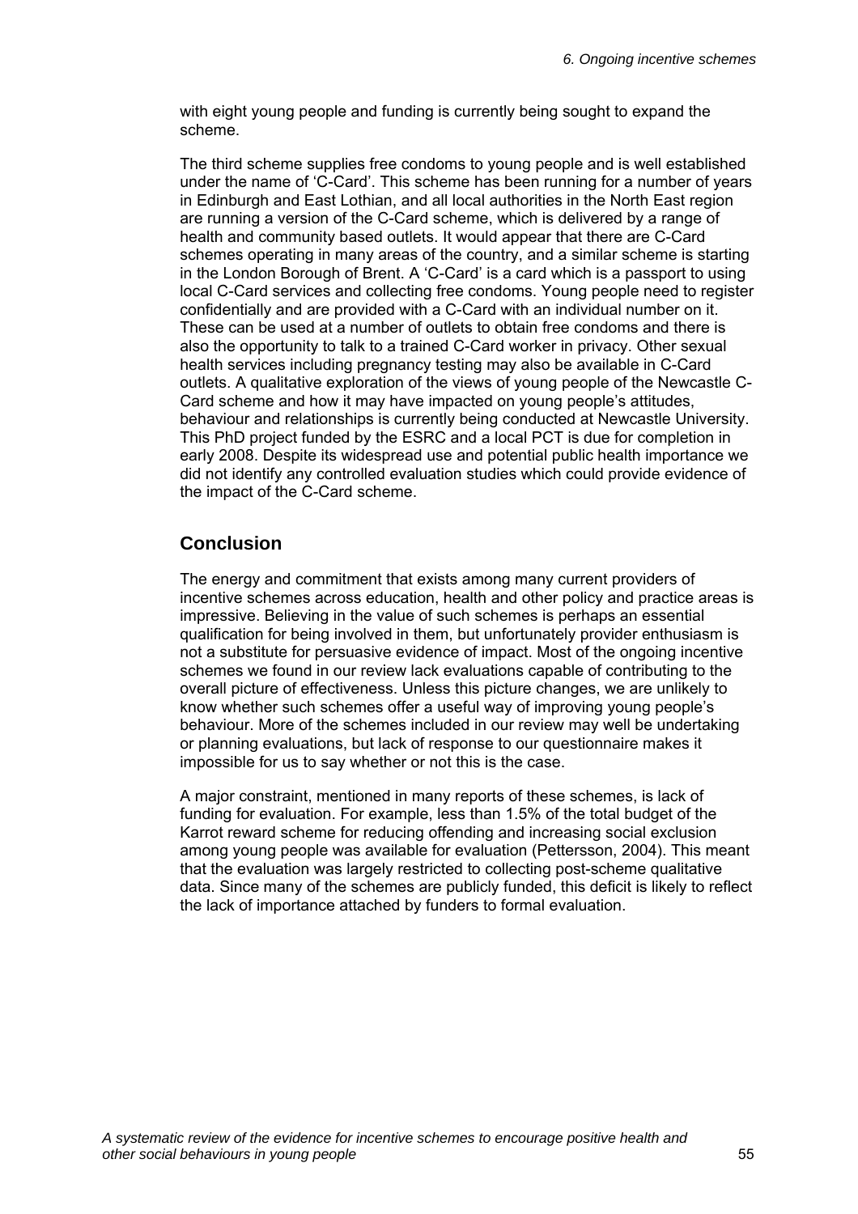with eight young people and funding is currently being sought to expand the scheme.

The third scheme supplies free condoms to young people and is well established under the name of 'C-Card'. This scheme has been running for a number of years in Edinburgh and East Lothian, and all local authorities in the North East region are running a version of the C-Card scheme, which is delivered by a range of health and community based outlets. It would appear that there are C-Card schemes operating in many areas of the country, and a similar scheme is starting in the London Borough of Brent. A 'C-Card' is a card which is a passport to using local C-Card services and collecting free condoms. Young people need to register confidentially and are provided with a C-Card with an individual number on it. These can be used at a number of outlets to obtain free condoms and there is also the opportunity to talk to a trained C-Card worker in privacy. Other sexual health services including pregnancy testing may also be available in C-Card outlets. A qualitative exploration of the views of young people of the Newcastle C-Card scheme and how it may have impacted on young people's attitudes, behaviour and relationships is currently being conducted at Newcastle University. This PhD project funded by the ESRC and a local PCT is due for completion in early 2008. Despite its widespread use and potential public health importance we did not identify any controlled evaluation studies which could provide evidence of the impact of the C-Card scheme.

## Conclusion

The energy and commitment that exists among many current providers of incentive schemes across education, health and other policy and practice areas is impressive. Believing in the value of such schemes is perhaps an essential qualification for being involved in them, but unfortunately provider enthusiasm is not a substitute for persuasive evidence of impact. Most of the ongoing incentive schemes we found in our review lack evaluations capable of contributing to the overall picture of effectiveness. Unless this picture changes, we are unlikely to know whether such schemes offer a useful way of improving young people's behaviour. More of the schemes included in our review may well be undertaking or planning evaluations, but lack of response to our questionnaire makes it impossible for us to say whether or not this is the case.

A major constraint, mentioned in many reports of these schemes, is lack of funding for evaluation. For example, less than 1.5% of the total budget of the Karrot reward scheme for reducing offending and increasing social exclusion among young people was available for evaluation (Pettersson, 2004). This meant that the evaluation was largely restricted to collecting post-scheme qualitative data. Since many of the schemes are publicly funded, this deficit is likely to reflect the lack of importance attached by funders to formal evaluation.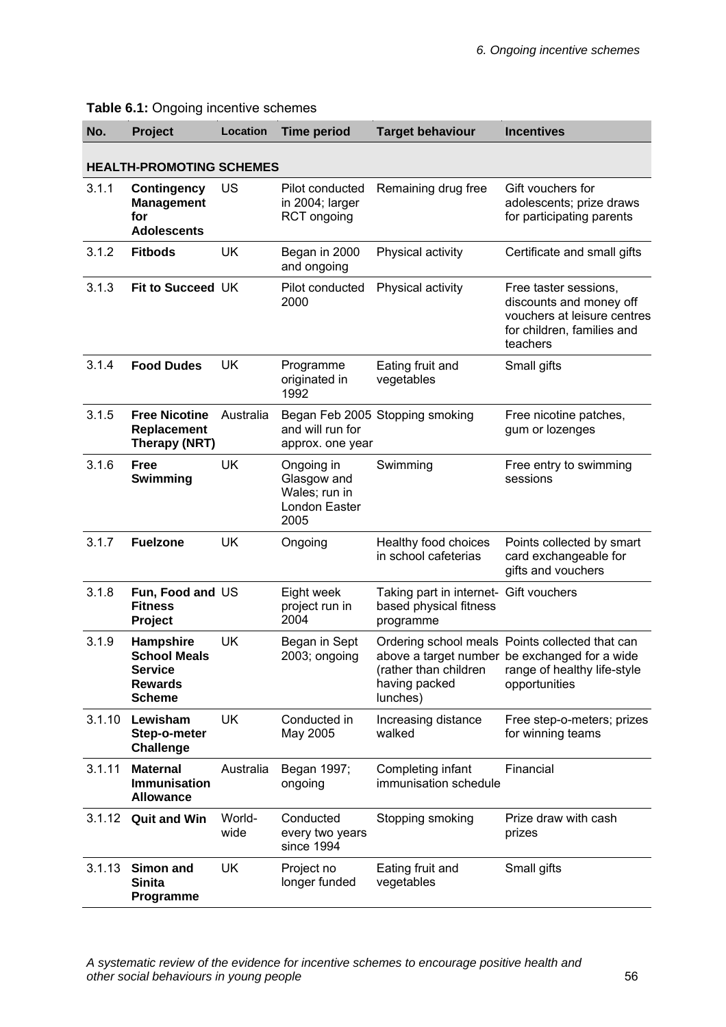**Table 6.1:** Ongoing incentive schemes

| No. | Project | Location | Time period | Target behaviour | Incentives |
|---|---|---|---|---|---|
| **HEALTH-PROMOTING SCHEMES** | | | | | |
| 3.1.1 | **Contingency Management for Adolescents** | US | Pilot conducted in 2004; larger RCT ongoing | Remaining drug free | Gift vouchers for adolescents; prize draws for participating parents |
| 3.1.2 | **Fitbods** | UK | Began in 2000 and ongoing | Physical activity | Certificate and small gifts |
| 3.1.3 | **Fit to Succeed** | UK | Pilot conducted 2000 | Physical activity | Free taster sessions, discounts and money off vouchers at leisure centres for children, families and teachers |
| 3.1.4 | **Food Dudes** | UK | Programme originated in 1992 | Eating fruit and vegetables | Small gifts |
| 3.1.5 | **Free Nicotine Replacement Therapy (NRT)** | Australia | Began Feb 2005 and will run for approx. one year | Stopping smoking | Free nicotine patches, gum or lozenges |
| 3.1.6 | **Free Swimming** | UK | Ongoing in Glasgow and Wales; run in London Easter 2005 | Swimming | Free entry to swimming sessions |
| 3.1.7 | **Fuelzone** | UK | Ongoing | Healthy food choices in school cafeterias | Points collected by smart card exchangeable for gifts and vouchers |
| 3.1.8 | **Fun, Food and Fitness Project** | US | Eight week project run in 2004 | Taking part in internet-based physical fitness programme | Gift vouchers |
| 3.1.9 | **Hampshire School Meals Service Rewards Scheme** | UK | Began in Sept 2003; ongoing | Ordering school meals above a target number (rather than children having packed lunches) | Points collected that can be exchanged for a wide range of healthy life-style opportunities |
| 3.1.10 | **Lewisham Step-o-meter Challenge** | UK | Conducted in May 2005 | Increasing distance walked | Free step-o-meters; prizes for winning teams |
| 3.1.11 | **Maternal Immunisation Allowance** | Australia | Began 1997; ongoing | Completing infant immunisation schedule | Financial |
| 3.1.12 | **Quit and Win** | World-wide | Conducted every two years since 1994 | Stopping smoking | Prize draw with cash prizes |
| 3.1.13 | **Simon and Sinita Programme** | UK | Project no longer funded | Eating fruit and vegetables | Small gifts |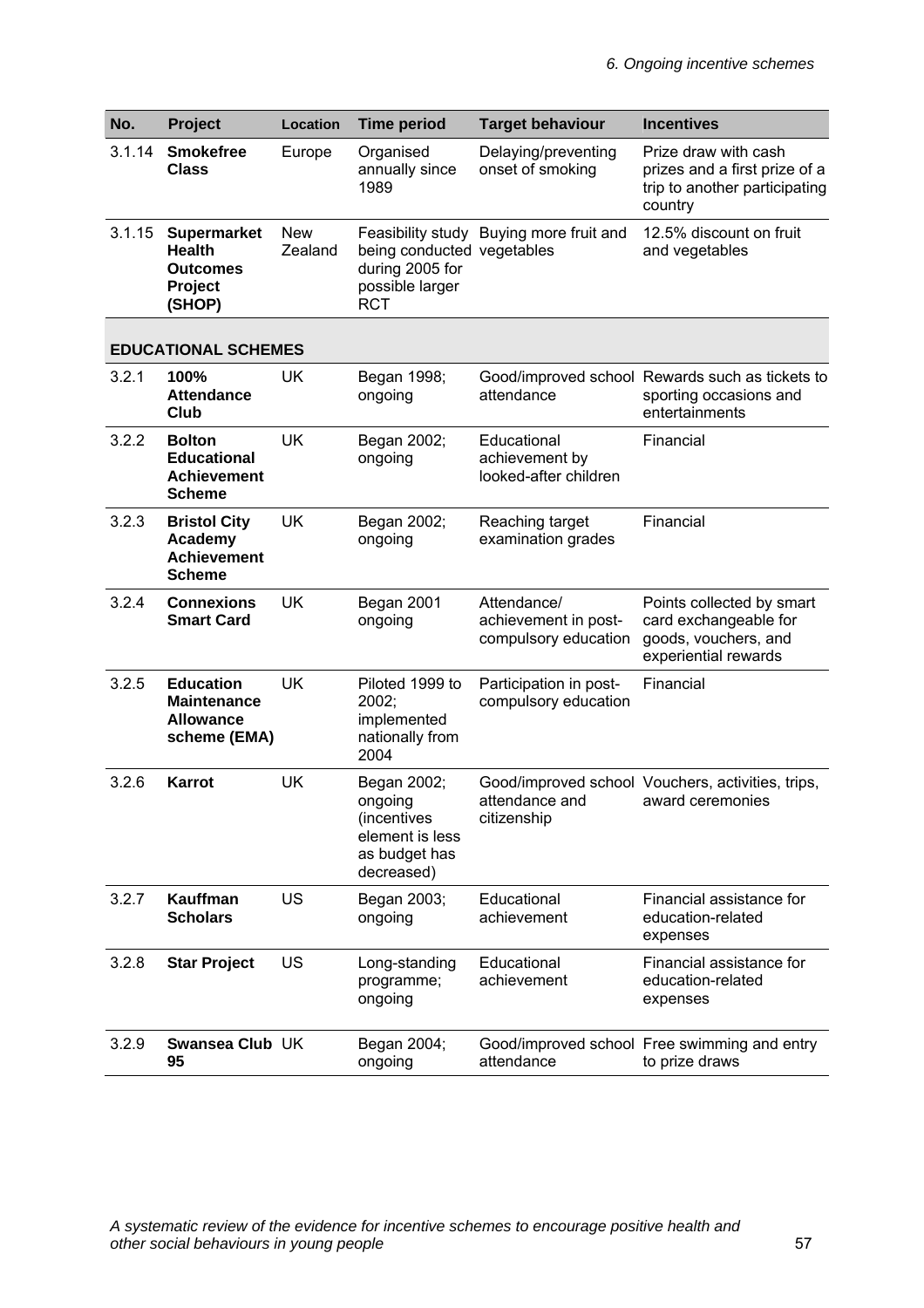| No. | Project | Location | Time period | Target behaviour | Incentives |
|---|---|---|---|---|---|
| 3.1.14 | **Smokefree Class** | Europe | Organised annually since 1989 | Delaying/preventing onset of smoking | Prize draw with cash prizes and a first prize of a trip to another participating country |
| 3.1.15 | **Supermarket Health Outcomes Project (SHOP)** | New Zealand | Feasibility study being conducted during 2005 for possible larger RCT | Buying more fruit and vegetables | 12.5% discount on fruit and vegetables |
| **EDUCATIONAL SCHEMES** | | | | | |
| 3.2.1 | **100% Attendance Club** | UK | Began 1998; ongoing | Good/improved school attendance | Rewards such as tickets to sporting occasions and entertainments |
| 3.2.2 | **Bolton Educational Achievement Scheme** | UK | Began 2002; ongoing | Educational achievement by looked-after children | Financial |
| 3.2.3 | **Bristol City Academy Achievement Scheme** | UK | Began 2002; ongoing | Reaching target examination grades | Financial |
| 3.2.4 | **Connexions Smart Card** | UK | Began 2001 ongoing | Attendance/ achievement in post-compulsory education | Points collected by smart card exchangeable for goods, vouchers, and experiential rewards |
| 3.2.5 | **Education Maintenance Allowance scheme (EMA)** | UK | Piloted 1999 to 2002; implemented nationally from 2004 | Participation in post-compulsory education | Financial |
| 3.2.6 | **Karrot** | UK | Began 2002; ongoing (incentives element is less as budget has decreased) | Good/improved school attendance and citizenship | Vouchers, activities, trips, award ceremonies |
| 3.2.7 | **Kauffman Scholars** | US | Began 2003; ongoing | Educational achievement | Financial assistance for education-related expenses |
| 3.2.8 | **Star Project** | US | Long-standing programme; ongoing | Educational achievement | Financial assistance for education-related expenses |
| 3.2.9 | **Swansea Club 95** | UK | Began 2004; ongoing | Good/improved school attendance | Free swimming and entry to prize draws |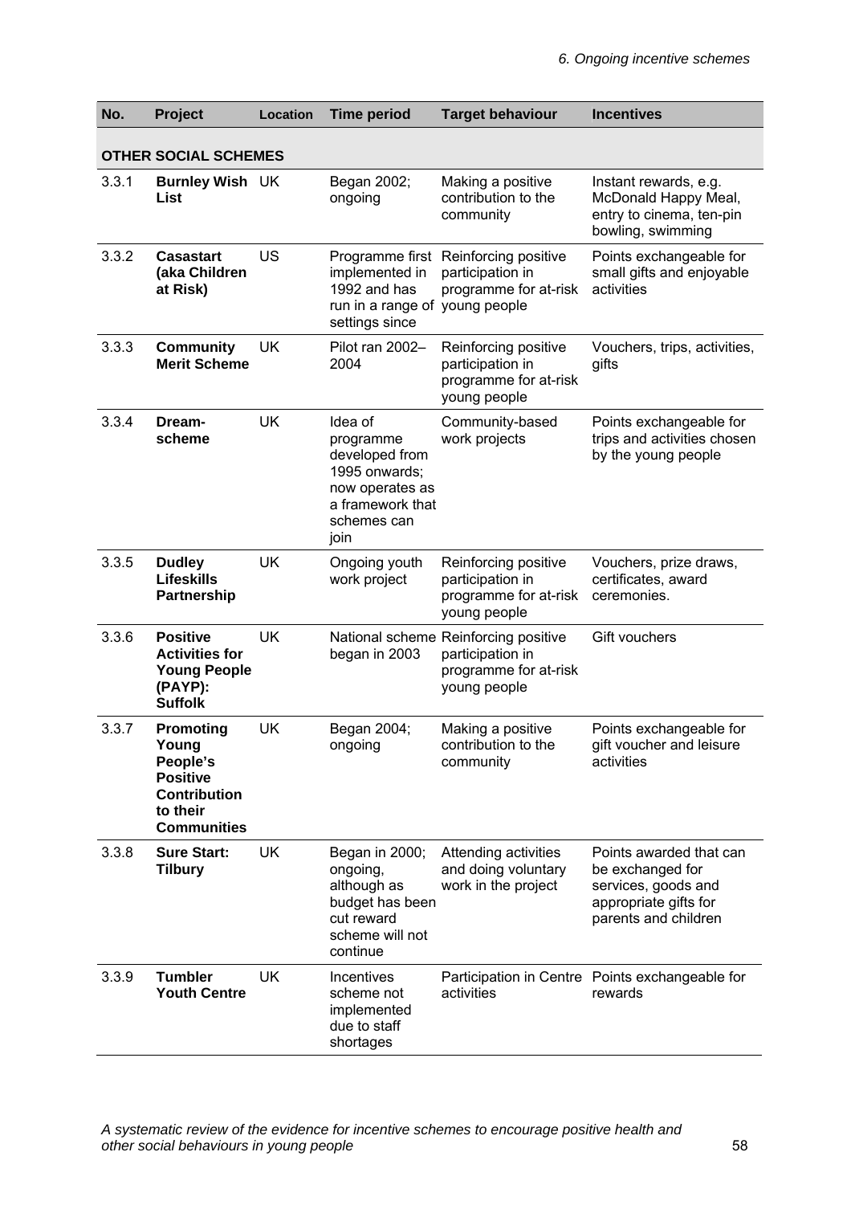| No. | Project | Location | Time period | Target behaviour | Incentives |
|---|---|---|---|---|---|
| **OTHER SOCIAL SCHEMES** | | | | | |
| 3.3.1 | **Burnley Wish List** | UK | Began 2002; ongoing | Making a positive contribution to the community | Instant rewards, e.g. McDonald Happy Meal, entry to cinema, ten-pin bowling, swimming |
| 3.3.2 | **Casastart (aka Children at Risk)** | US | Programme first implemented in 1992 and has run in a range of settings since | Reinforcing positive participation in programme for at-risk young people | Points exchangeable for small gifts and enjoyable activities |
| 3.3.3 | **Community Merit Scheme** | UK | Pilot ran 2002–2004 | Reinforcing positive participation in programme for at-risk young people | Vouchers, trips, activities, gifts |
| 3.3.4 | **Dream-scheme** | UK | Idea of programme developed from 1995 onwards; now operates as a framework that schemes can join | Community-based work projects | Points exchangeable for trips and activities chosen by the young people |
| 3.3.5 | **Dudley Lifeskills Partnership** | UK | Ongoing youth work project | Reinforcing positive participation in programme for at-risk young people | Vouchers, prize draws, certificates, award ceremonies. |
| 3.3.6 | **Positive Activities for Young People (PAYP): Suffolk** | UK | National scheme began in 2003 | Reinforcing positive participation in programme for at-risk young people | Gift vouchers |
| 3.3.7 | **Promoting Young People's Positive Contribution to their Communities** | UK | Began 2004; ongoing | Making a positive contribution to the community | Points exchangeable for gift voucher and leisure activities |
| 3.3.8 | **Sure Start: Tilbury** | UK | Began in 2000; ongoing, although as budget has been cut reward scheme will not continue | Attending activities and doing voluntary work in the project | Points awarded that can be exchanged for services, goods and appropriate gifts for parents and children |
| 3.3.9 | **Tumbler Youth Centre** | UK | Incentives scheme not implemented due to staff shortages | Participation in Centre activities | Points exchangeable for rewards |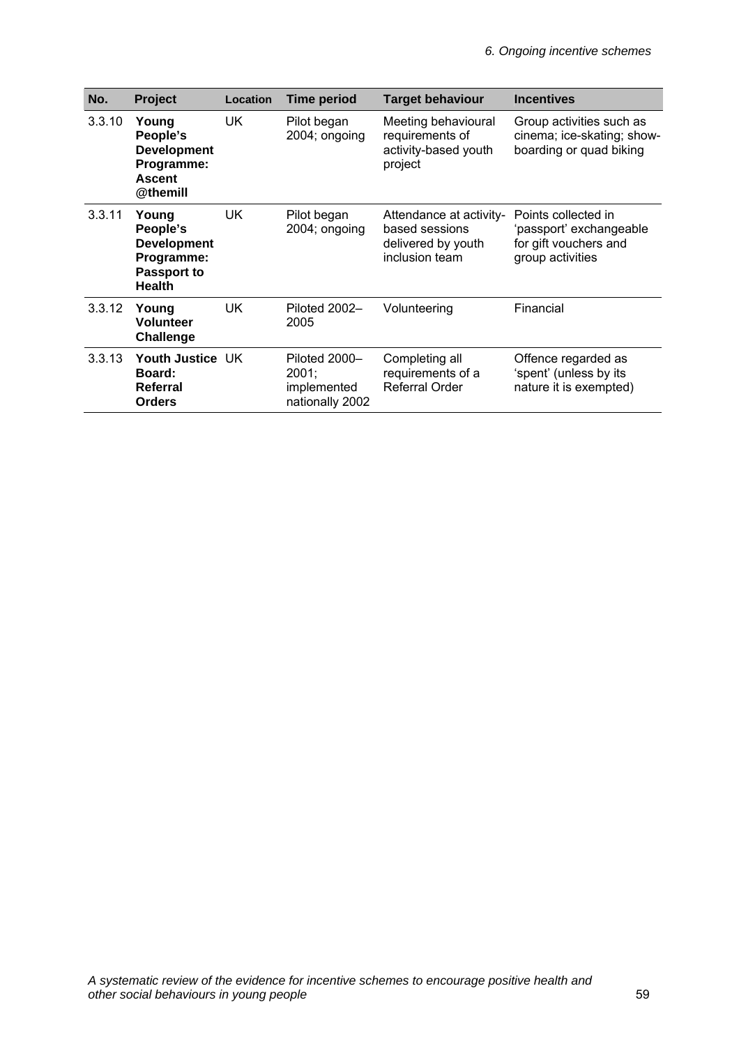| No. | Project | Location | Time period | Target behaviour | Incentives |
|---|---|---|---|---|---|
| 3.3.10 | **Young People's Development Programme: Ascent @themill** | UK | Pilot began 2004; ongoing | Meeting behavioural requirements of activity-based youth project | Group activities such as cinema; ice-skating; show-boarding or quad biking |
| 3.3.11 | **Young People's Development Programme: Passport to Health** | UK | Pilot began 2004; ongoing | Attendance at activity-based sessions delivered by youth inclusion team | Points collected in 'passport' exchangeable for gift vouchers and group activities |
| 3.3.12 | **Young Volunteer Challenge** | UK | Piloted 2002–2005 | Volunteering | Financial |
| 3.3.13 | **Youth Justice Board: Referral Orders** | UK | Piloted 2000–2001; implemented nationally 2002 | Completing all requirements of a Referral Order | Offence regarded as 'spent' (unless by its nature it is exempted) |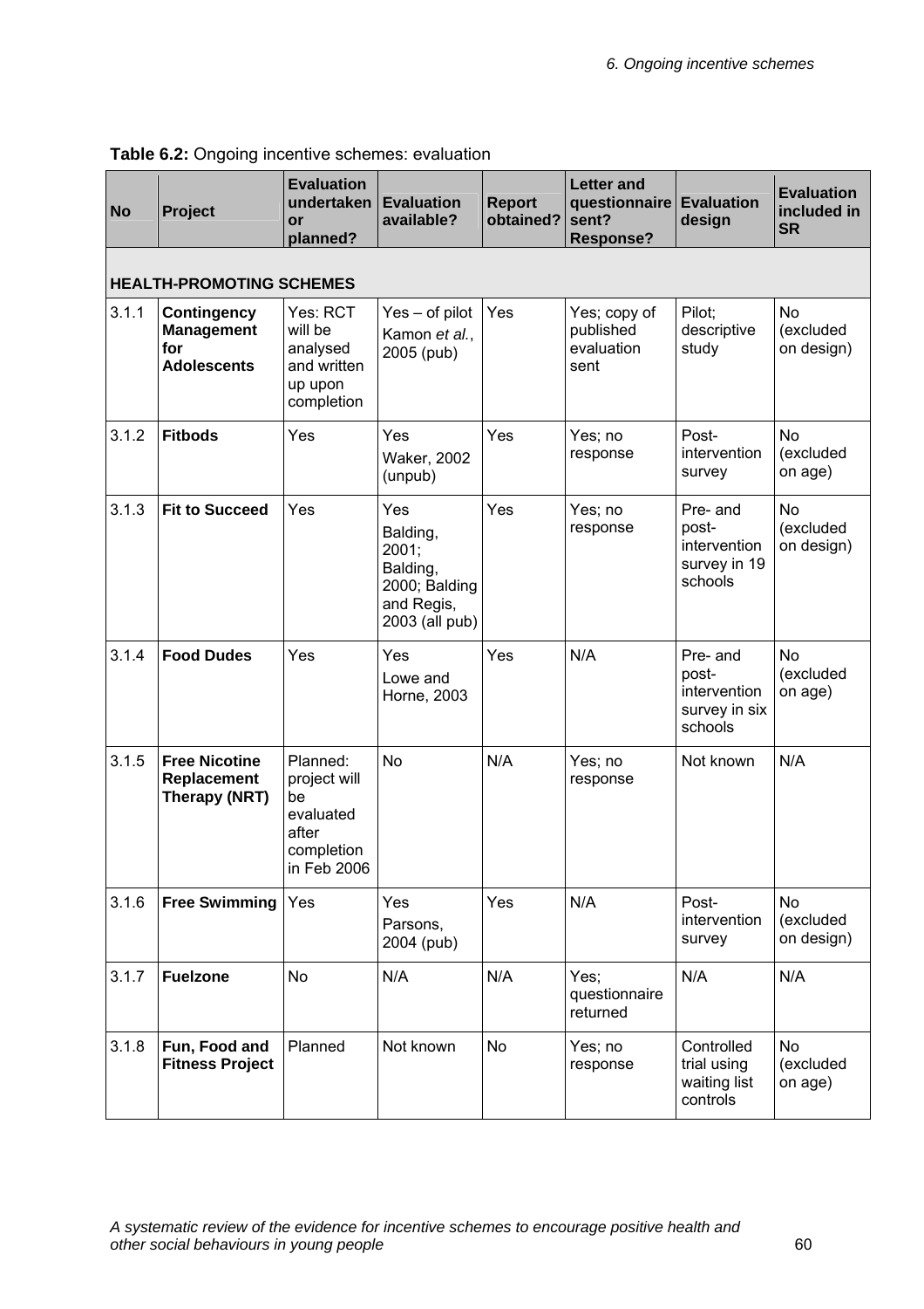**Table 6.2:** Ongoing incentive schemes: evaluation

| No | Project | Evaluation undertaken or planned? | Evaluation available? | Report obtained? | Letter and questionnaire sent? Response? | Evaluation design | Evaluation included in SR |
|---|---|---|---|---|---|---|---|
| **HEALTH-PROMOTING SCHEMES** | | | | | | | |
| 3.1.1 | **Contingency Management for Adolescents** | Yes: RCT will be analysed and written up upon completion | Yes – of pilot Kamon *et al.*, 2005 (pub) | Yes | Yes; copy of published evaluation sent | Pilot; descriptive study | No (excluded on design) |
| 3.1.2 | **Fitbods** | Yes | Yes Waker, 2002 (unpub) | Yes | Yes; no response | Post-intervention survey | No (excluded on age) |
| 3.1.3 | **Fit to Succeed** | Yes | Yes Balding, 2001; Balding, 2000; Balding and Regis, 2003 (all pub) | Yes | Yes; no response | Pre- and post-intervention survey in 19 schools | No (excluded on design) |
| 3.1.4 | **Food Dudes** | Yes | Yes Lowe and Horne, 2003 | Yes | N/A | Pre- and post-intervention survey in six schools | No (excluded on age) |
| 3.1.5 | **Free Nicotine Replacement Therapy (NRT)** | Planned: project will be evaluated after completion in Feb 2006 | No | N/A | Yes; no response | Not known | N/A |
| 3.1.6 | **Free Swimming** | Yes | Yes Parsons, 2004 (pub) | Yes | N/A | Post-intervention survey | No (excluded on design) |
| 3.1.7 | **Fuelzone** | No | N/A | N/A | Yes; questionnaire returned | N/A | N/A |
| 3.1.8 | **Fun, Food and Fitness Project** | Planned | Not known | No | Yes; no response | Controlled trial using waiting list controls | No (excluded on age) |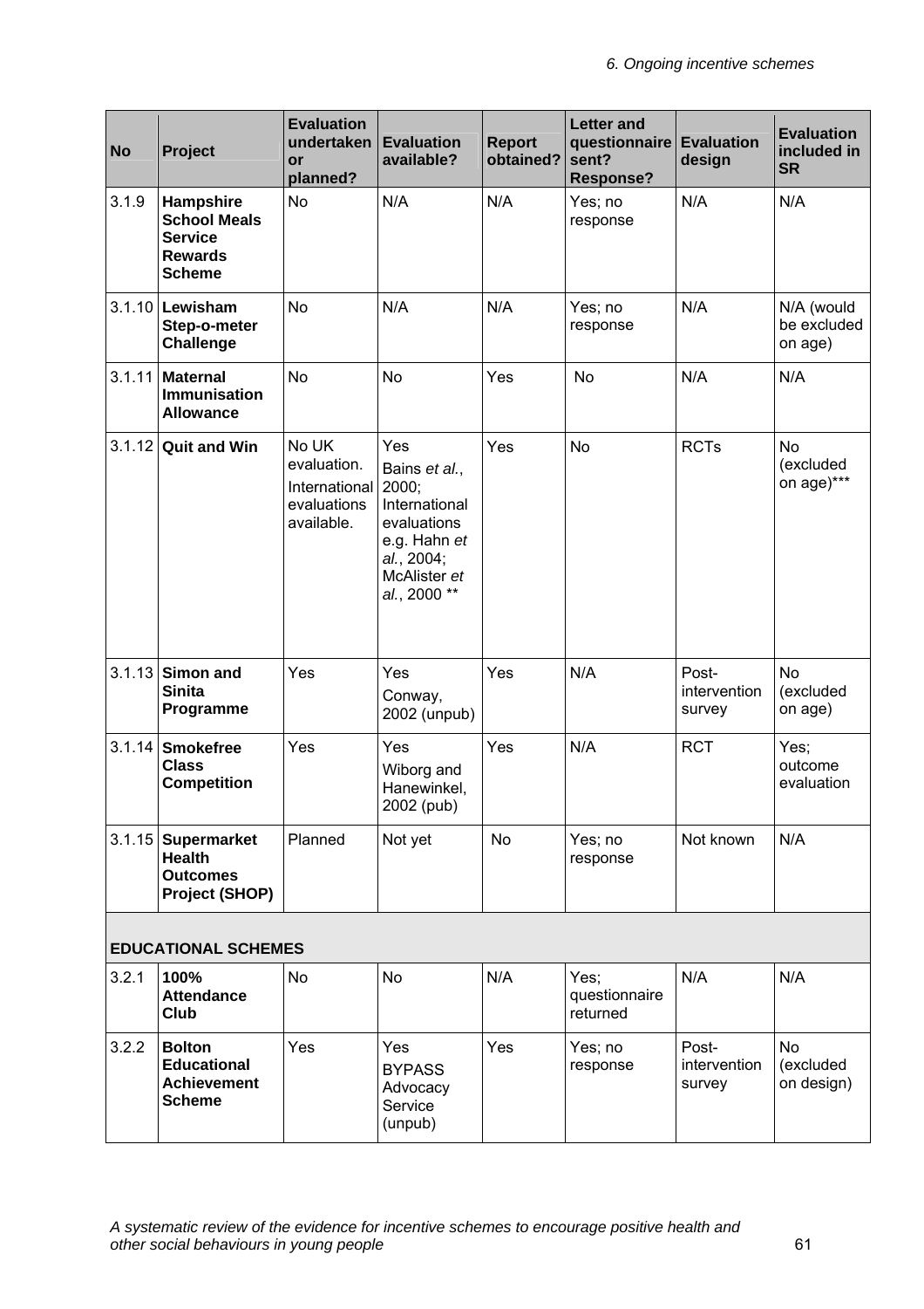| No | Project | Evaluation undertaken or planned? | Evaluation available? | Report obtained? | Letter and questionnaire sent? Response? | Evaluation design | Evaluation included in SR |
|---|---|---|---|---|---|---|---|
| 3.1.9 | **Hampshire School Meals Service Rewards Scheme** | No | N/A | N/A | Yes; no response | N/A | N/A |
| 3.1.10 | **Lewisham Step-o-meter Challenge** | No | N/A | N/A | Yes; no response | N/A | N/A (would be excluded on age) |
| 3.1.11 | **Maternal Immunisation Allowance** | No | No | Yes | No | N/A | N/A |
| 3.1.12 | **Quit and Win** | No UK evaluation. International evaluations available. | Yes Bains *et al.*, 2000; International evaluations e.g. Hahn *et al.*, 2004; McAlister *et al.*, 2000 ** | Yes | No | RCTs | No (excluded on age)*** |
| 3.1.13 | **Simon and Sinita Programme** | Yes | Yes Conway, 2002 (unpub) | Yes | N/A | Post-intervention survey | No (excluded on age) |
| 3.1.14 | **Smokefree Class Competition** | Yes | Yes Wiborg and Hanewinkel, 2002 (pub) | Yes | N/A | RCT | Yes; outcome evaluation |
| 3.1.15 | **Supermarket Health Outcomes Project (SHOP)** | Planned | Not yet | No | Yes; no response | Not known | N/A |
| | **EDUCATIONAL SCHEMES** | | | | | | |
| 3.2.1 | **100% Attendance Club** | No | No | N/A | Yes; questionnaire returned | N/A | N/A |
| 3.2.2 | **Bolton Educational Achievement Scheme** | Yes | Yes BYPASS Advocacy Service (unpub) | Yes | Yes; no response | Post-intervention survey | No (excluded on design) |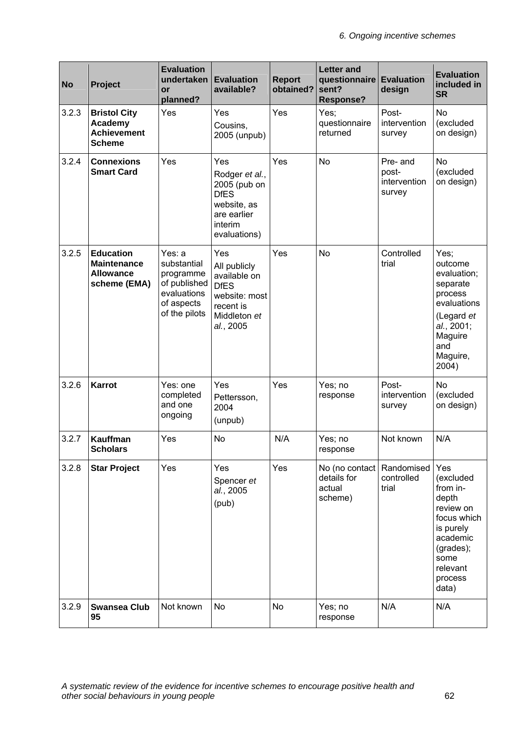| No | Project | Evaluation undertaken or planned? | Evaluation available? | Report obtained? | Letter and questionnaire sent? Response? | Evaluation design | Evaluation included in SR |
|---|---|---|---|---|---|---|---|
| 3.2.3 | **Bristol City Academy Achievement Scheme** | Yes | Yes Cousins, 2005 (unpub) | Yes | Yes; questionnaire returned | Post-intervention survey | No (excluded on design) |
| 3.2.4 | **Connexions Smart Card** | Yes | Yes Rodger *et al.*, 2005 (pub on DfES website, as are earlier interim evaluations) | Yes | No | Pre- and post-intervention survey | No (excluded on design) |
| 3.2.5 | **Education Maintenance Allowance scheme (EMA)** | Yes: a substantial programme of published evaluations of aspects of the pilots | Yes All publicly available on DfES website: most recent is Middleton *et al.*, 2005 | Yes | No | Controlled trial | Yes; outcome evaluation; separate process evaluations (Legard *et al.*, 2001; Maguire and Maguire, 2004) |
| 3.2.6 | **Karrot** | Yes: one completed and one ongoing | Yes Pettersson, 2004 (unpub) | Yes | Yes; no response | Post-intervention survey | No (excluded on design) |
| 3.2.7 | **Kauffman Scholars** | Yes | No | N/A | Yes; no response | Not known | N/A |
| 3.2.8 | **Star Project** | Yes | Yes Spencer *et al.*, 2005 (pub) | Yes | No (no contact details for actual scheme) | Randomised controlled trial | Yes (excluded from in-depth review on focus which is purely academic (grades); some relevant process data) |
| 3.2.9 | **Swansea Club 95** | Not known | No | No | Yes; no response | N/A | N/A |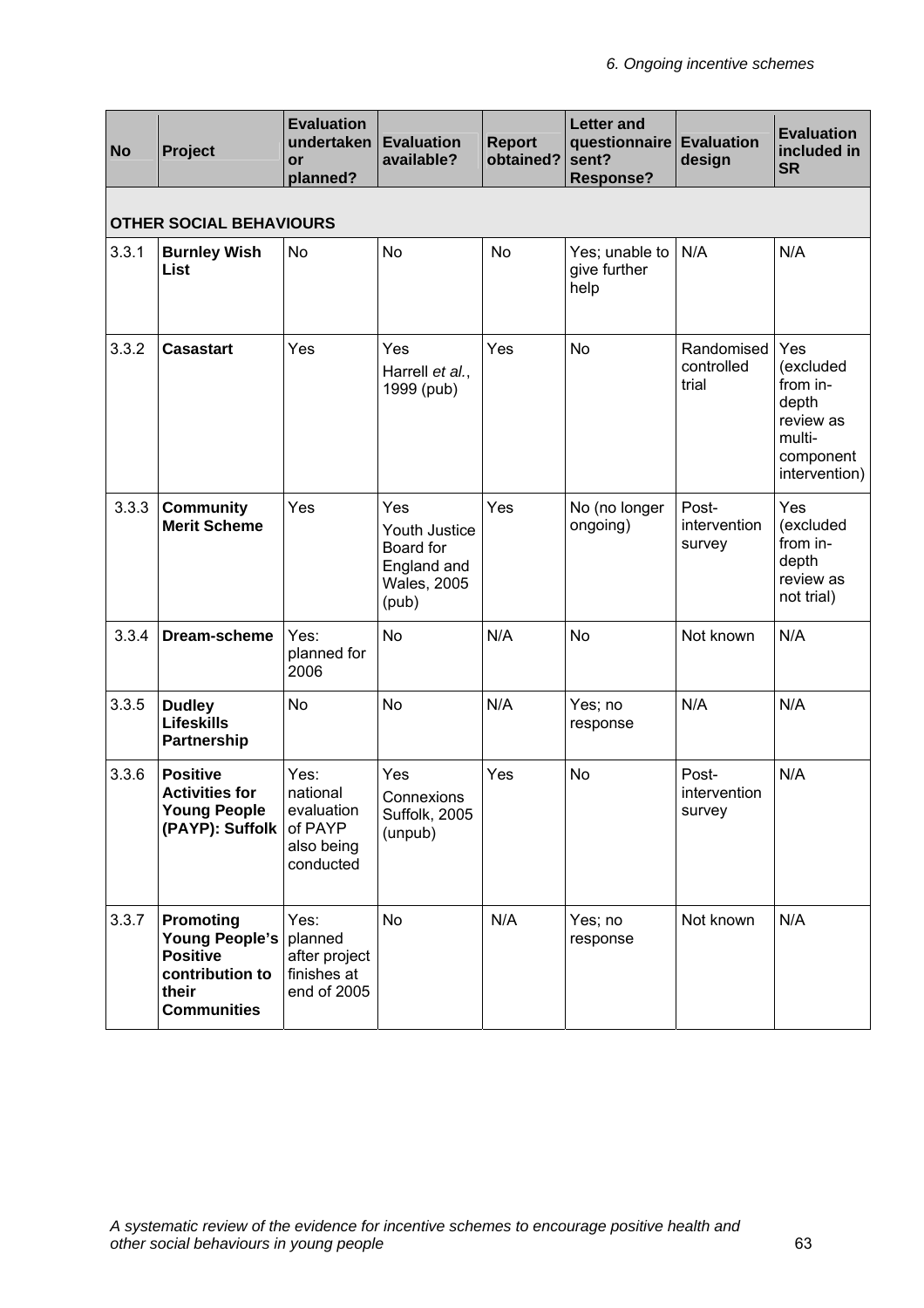| No | Project | Evaluation undertaken or planned? | Evaluation available? | Report obtained? | Letter and questionnaire sent? Response? | Evaluation design | Evaluation included in SR |
|---|---|---|---|---|---|---|---|
| **OTHER SOCIAL BEHAVIOURS** | | | | | | | |
| 3.3.1 | **Burnley Wish List** | No | No | No | Yes; unable to give further help | N/A | N/A |
| 3.3.2 | **Casastart** | Yes | Yes Harrell *et al.*, 1999 (pub) | Yes | No | Randomised controlled trial | Yes (excluded from in-depth review as multi-component intervention) |
| 3.3.3 | **Community Merit Scheme** | Yes | Yes Youth Justice Board for England and Wales, 2005 (pub) | Yes | No (no longer ongoing) | Post-intervention survey | Yes (excluded from in-depth review as not trial) |
| 3.3.4 | **Dream-scheme** | Yes: planned for 2006 | No | N/A | No | Not known | N/A |
| 3.3.5 | **Dudley Lifeskills Partnership** | No | No | N/A | Yes; no response | N/A | N/A |
| 3.3.6 | **Positive Activities for Young People (PAYP): Suffolk** | Yes: national evaluation of PAYP also being conducted | Yes Connexions Suffolk, 2005 (unpub) | Yes | No | Post-intervention survey | N/A |
| 3.3.7 | **Promoting Young People's Positive contribution to their Communities** | Yes: planned after project finishes at end of 2005 | No | N/A | Yes; no response | Not known | N/A |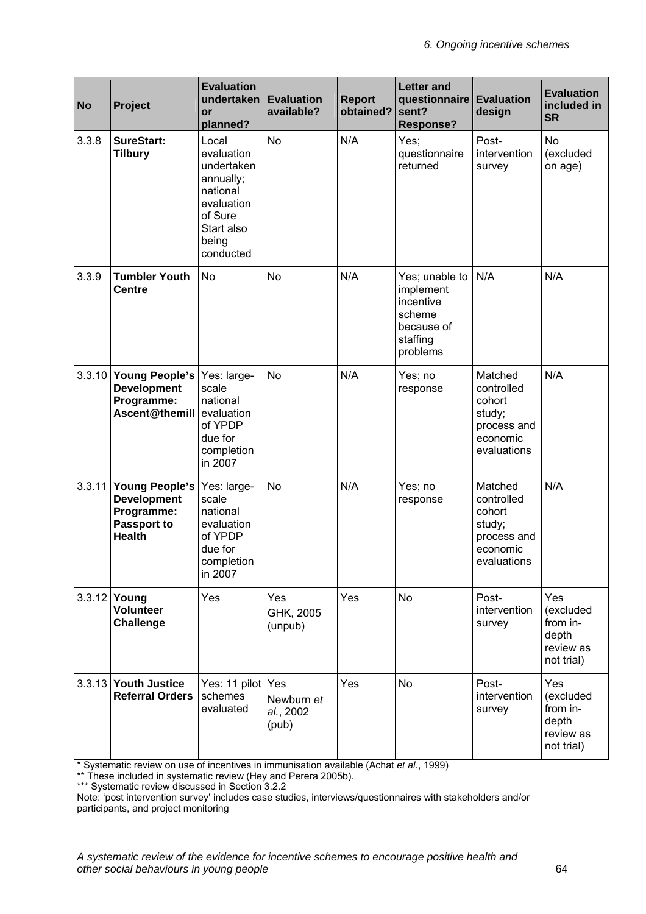| No | Project | Evaluation undertaken or planned? | Evaluation available? | Report obtained? | Letter and questionnaire sent? Response? | Evaluation design | Evaluation included in SR |
|---|---|---|---|---|---|---|---|
| 3.3.8 | **SureStart: Tilbury** | Local evaluation undertaken annually; national evaluation of Sure Start also being conducted | No | N/A | Yes; questionnaire returned | Post-intervention survey | No (excluded on age) |
| 3.3.9 | **Tumbler Youth Centre** | No | No | N/A | Yes; unable to implement incentive scheme because of staffing problems | N/A | N/A |
| 3.3.10 | **Young People's Development Programme: Ascent@themill** | Yes: large-scale national evaluation of YPDP due for completion in 2007 | No | N/A | Yes; no response | Matched controlled cohort study; process and economic evaluations | N/A |
| 3.3.11 | **Young People's Development Programme: Passport to Health** | Yes: large-scale national evaluation of YPDP due for completion in 2007 | No | N/A | Yes; no response | Matched controlled cohort study; process and economic evaluations | N/A |
| 3.3.12 | **Young Volunteer Challenge** | Yes | Yes GHK, 2005 (unpub) | Yes | No | Post-intervention survey | Yes (excluded from in-depth review as not trial) |
| 3.3.13 | **Youth Justice Referral Orders** | Yes: 11 pilot schemes evaluated | Yes Newburn *et al.*, 2002 (pub) | Yes | No | Post-intervention survey | Yes (excluded from in-depth review as not trial) |

* Systematic review on use of incentives in immunisation available (Achat *et al.*, 1999)
** These included in systematic review (Hey and Perera 2005b).
*** Systematic review discussed in Section 3.2.2
Note: 'post intervention survey' includes case studies, interviews/questionnaires with stakeholders and/or participants, and project monitoring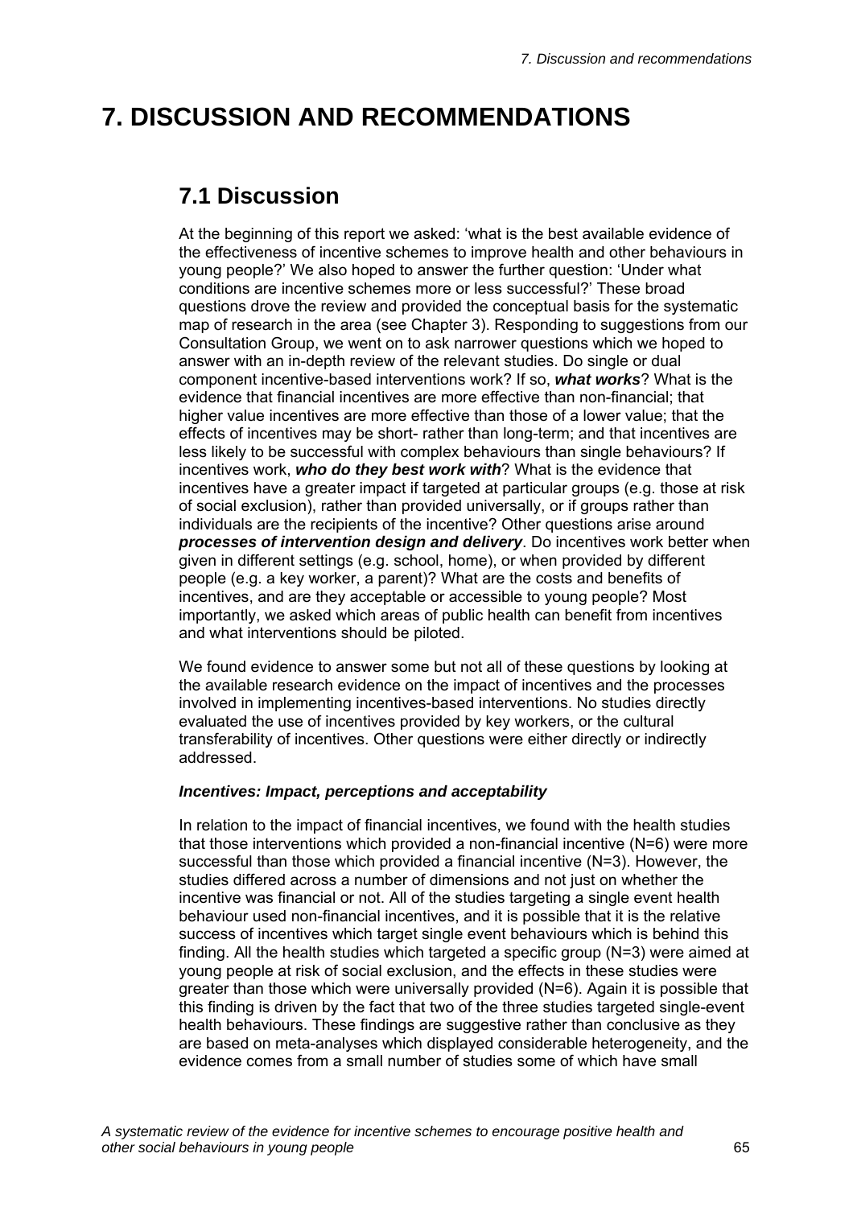# 7. DISCUSSION AND RECOMMENDATIONS

## 7.1 Discussion

At the beginning of this report we asked: 'what is the best available evidence of the effectiveness of incentive schemes to improve health and other behaviours in young people?' We also hoped to answer the further question: 'Under what conditions are incentive schemes more or less successful?' These broad questions drove the review and provided the conceptual basis for the systematic map of research in the area (see Chapter 3). Responding to suggestions from our Consultation Group, we went on to ask narrower questions which we hoped to answer with an in-depth review of the relevant studies. Do single or dual component incentive-based interventions work? If so, ***what works***? What is the evidence that financial incentives are more effective than non-financial; that higher value incentives are more effective than those of a lower value; that the effects of incentives may be short- rather than long-term; and that incentives are less likely to be successful with complex behaviours than single behaviours? If incentives work, ***who do they best work with***? What is the evidence that incentives have a greater impact if targeted at particular groups (e.g. those at risk of social exclusion), rather than provided universally, or if groups rather than individuals are the recipients of the incentive? Other questions arise around ***processes of intervention design and delivery***. Do incentives work better when given in different settings (e.g. school, home), or when provided by different people (e.g. a key worker, a parent)? What are the costs and benefits of incentives, and are they acceptable or accessible to young people? Most importantly, we asked which areas of public health can benefit from incentives and what interventions should be piloted.

We found evidence to answer some but not all of these questions by looking at the available research evidence on the impact of incentives and the processes involved in implementing incentives-based interventions. No studies directly evaluated the use of incentives provided by key workers, or the cultural transferability of incentives. Other questions were either directly or indirectly addressed.

***Incentives: Impact, perceptions and acceptability***

In relation to the impact of financial incentives, we found with the health studies that those interventions which provided a non-financial incentive (N=6) were more successful than those which provided a financial incentive (N=3). However, the studies differed across a number of dimensions and not just on whether the incentive was financial or not. All of the studies targeting a single event health behaviour used non-financial incentives, and it is possible that it is the relative success of incentives which target single event behaviours which is behind this finding. All the health studies which targeted a specific group (N=3) were aimed at young people at risk of social exclusion, and the effects in these studies were greater than those which were universally provided (N=6). Again it is possible that this finding is driven by the fact that two of the three studies targeted single-event health behaviours. These findings are suggestive rather than conclusive as they are based on meta-analyses which displayed considerable heterogeneity, and the evidence comes from a small number of studies some of which have small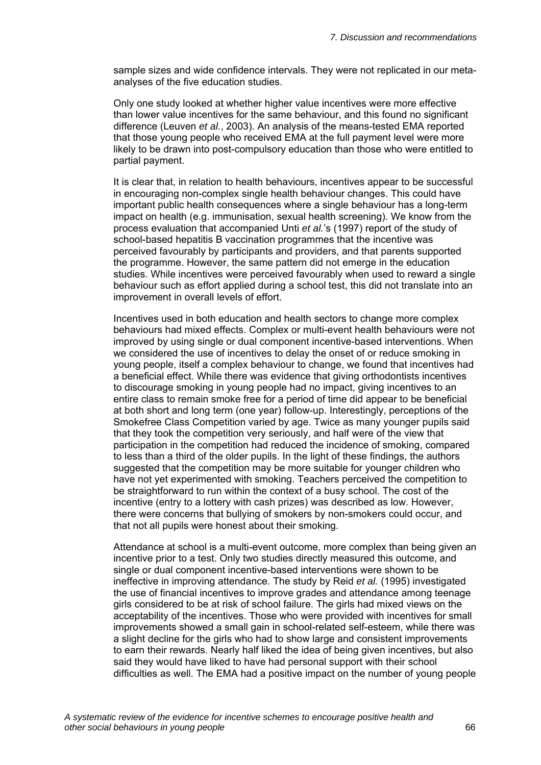sample sizes and wide confidence intervals. They were not replicated in our meta-analyses of the five education studies.

Only one study looked at whether higher value incentives were more effective than lower value incentives for the same behaviour, and this found no significant difference (Leuven *et al.*, 2003). An analysis of the means-tested EMA reported that those young people who received EMA at the full payment level were more likely to be drawn into post-compulsory education than those who were entitled to partial payment.

It is clear that, in relation to health behaviours, incentives appear to be successful in encouraging non-complex single health behaviour changes. This could have important public health consequences where a single behaviour has a long-term impact on health (e.g. immunisation, sexual health screening). We know from the process evaluation that accompanied Unti *et al.*'s (1997) report of the study of school-based hepatitis B vaccination programmes that the incentive was perceived favourably by participants and providers, and that parents supported the programme. However, the same pattern did not emerge in the education studies. While incentives were perceived favourably when used to reward a single behaviour such as effort applied during a school test, this did not translate into an improvement in overall levels of effort.

Incentives used in both education and health sectors to change more complex behaviours had mixed effects. Complex or multi-event health behaviours were not improved by using single or dual component incentive-based interventions. When we considered the use of incentives to delay the onset of or reduce smoking in young people, itself a complex behaviour to change, we found that incentives had a beneficial effect. While there was evidence that giving orthodontists incentives to discourage smoking in young people had no impact, giving incentives to an entire class to remain smoke free for a period of time did appear to be beneficial at both short and long term (one year) follow-up. Interestingly, perceptions of the Smokefree Class Competition varied by age. Twice as many younger pupils said that they took the competition very seriously, and half were of the view that participation in the competition had reduced the incidence of smoking, compared to less than a third of the older pupils. In the light of these findings, the authors suggested that the competition may be more suitable for younger children who have not yet experimented with smoking. Teachers perceived the competition to be straightforward to run within the context of a busy school. The cost of the incentive (entry to a lottery with cash prizes) was described as low. However, there were concerns that bullying of smokers by non-smokers could occur, and that not all pupils were honest about their smoking.

Attendance at school is a multi-event outcome, more complex than being given an incentive prior to a test. Only two studies directly measured this outcome, and single or dual component incentive-based interventions were shown to be ineffective in improving attendance. The study by Reid *et al.* (1995) investigated the use of financial incentives to improve grades and attendance among teenage girls considered to be at risk of school failure. The girls had mixed views on the acceptability of the incentives. Those who were provided with incentives for small improvements showed a small gain in school-related self-esteem, while there was a slight decline for the girls who had to show large and consistent improvements to earn their rewards. Nearly half liked the idea of being given incentives, but also said they would have liked to have had personal support with their school difficulties as well. The EMA had a positive impact on the number of young people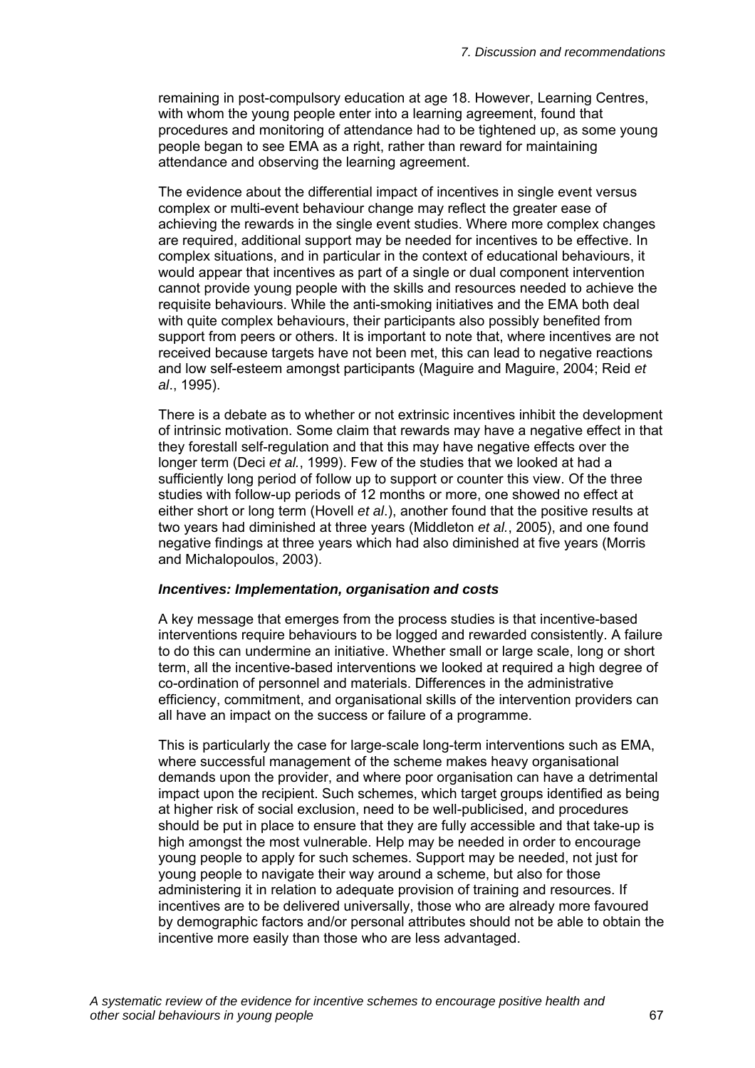remaining in post-compulsory education at age 18. However, Learning Centres, with whom the young people enter into a learning agreement, found that procedures and monitoring of attendance had to be tightened up, as some young people began to see EMA as a right, rather than reward for maintaining attendance and observing the learning agreement.

The evidence about the differential impact of incentives in single event versus complex or multi-event behaviour change may reflect the greater ease of achieving the rewards in the single event studies. Where more complex changes are required, additional support may be needed for incentives to be effective. In complex situations, and in particular in the context of educational behaviours, it would appear that incentives as part of a single or dual component intervention cannot provide young people with the skills and resources needed to achieve the requisite behaviours. While the anti-smoking initiatives and the EMA both deal with quite complex behaviours, their participants also possibly benefited from support from peers or others. It is important to note that, where incentives are not received because targets have not been met, this can lead to negative reactions and low self-esteem amongst participants (Maguire and Maguire, 2004; Reid *et al*., 1995).

There is a debate as to whether or not extrinsic incentives inhibit the development of intrinsic motivation. Some claim that rewards may have a negative effect in that they forestall self-regulation and that this may have negative effects over the longer term (Deci *et al.*, 1999). Few of the studies that we looked at had a sufficiently long period of follow up to support or counter this view. Of the three studies with follow-up periods of 12 months or more, one showed no effect at either short or long term (Hovell *et al*.), another found that the positive results at two years had diminished at three years (Middleton *et al.*, 2005), and one found negative findings at three years which had also diminished at five years (Morris and Michalopoulos, 2003).

***Incentives: Implementation, organisation and costs***

A key message that emerges from the process studies is that incentive-based interventions require behaviours to be logged and rewarded consistently. A failure to do this can undermine an initiative. Whether small or large scale, long or short term, all the incentive-based interventions we looked at required a high degree of co-ordination of personnel and materials. Differences in the administrative efficiency, commitment, and organisational skills of the intervention providers can all have an impact on the success or failure of a programme.

This is particularly the case for large-scale long-term interventions such as EMA, where successful management of the scheme makes heavy organisational demands upon the provider, and where poor organisation can have a detrimental impact upon the recipient. Such schemes, which target groups identified as being at higher risk of social exclusion, need to be well-publicised, and procedures should be put in place to ensure that they are fully accessible and that take-up is high amongst the most vulnerable. Help may be needed in order to encourage young people to apply for such schemes. Support may be needed, not just for young people to navigate their way around a scheme, but also for those administering it in relation to adequate provision of training and resources. If incentives are to be delivered universally, those who are already more favoured by demographic factors and/or personal attributes should not be able to obtain the incentive more easily than those who are less advantaged.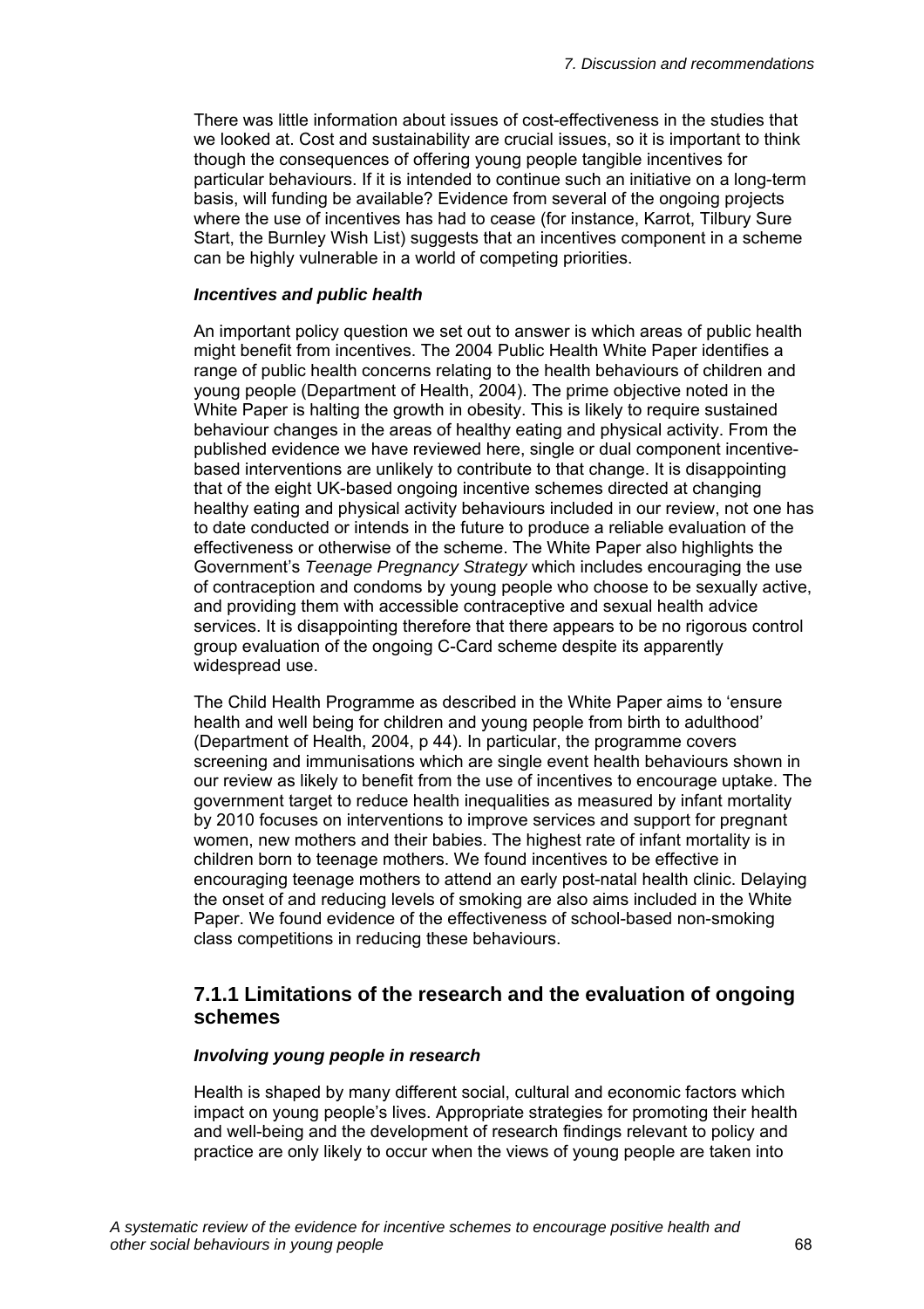There was little information about issues of cost-effectiveness in the studies that we looked at. Cost and sustainability are crucial issues, so it is important to think though the consequences of offering young people tangible incentives for particular behaviours. If it is intended to continue such an initiative on a long-term basis, will funding be available? Evidence from several of the ongoing projects where the use of incentives has had to cease (for instance, Karrot, Tilbury Sure Start, the Burnley Wish List) suggests that an incentives component in a scheme can be highly vulnerable in a world of competing priorities.

***Incentives and public health***

An important policy question we set out to answer is which areas of public health might benefit from incentives. The 2004 Public Health White Paper identifies a range of public health concerns relating to the health behaviours of children and young people (Department of Health, 2004). The prime objective noted in the White Paper is halting the growth in obesity. This is likely to require sustained behaviour changes in the areas of healthy eating and physical activity. From the published evidence we have reviewed here, single or dual component incentive-based interventions are unlikely to contribute to that change. It is disappointing that of the eight UK-based ongoing incentive schemes directed at changing healthy eating and physical activity behaviours included in our review, not one has to date conducted or intends in the future to produce a reliable evaluation of the effectiveness or otherwise of the scheme. The White Paper also highlights the Government's *Teenage Pregnancy Strategy* which includes encouraging the use of contraception and condoms by young people who choose to be sexually active, and providing them with accessible contraceptive and sexual health advice services. It is disappointing therefore that there appears to be no rigorous control group evaluation of the ongoing C-Card scheme despite its apparently widespread use.

The Child Health Programme as described in the White Paper aims to 'ensure health and well being for children and young people from birth to adulthood' (Department of Health, 2004, p 44). In particular, the programme covers screening and immunisations which are single event health behaviours shown in our review as likely to benefit from the use of incentives to encourage uptake. The government target to reduce health inequalities as measured by infant mortality by 2010 focuses on interventions to improve services and support for pregnant women, new mothers and their babies. The highest rate of infant mortality is in children born to teenage mothers. We found incentives to be effective in encouraging teenage mothers to attend an early post-natal health clinic. Delaying the onset of and reducing levels of smoking are also aims included in the White Paper. We found evidence of the effectiveness of school-based non-smoking class competitions in reducing these behaviours.

## 7.1.1 Limitations of the research and the evaluation of ongoing schemes

***Involving young people in research***

Health is shaped by many different social, cultural and economic factors which impact on young people's lives. Appropriate strategies for promoting their health and well-being and the development of research findings relevant to policy and practice are only likely to occur when the views of young people are taken into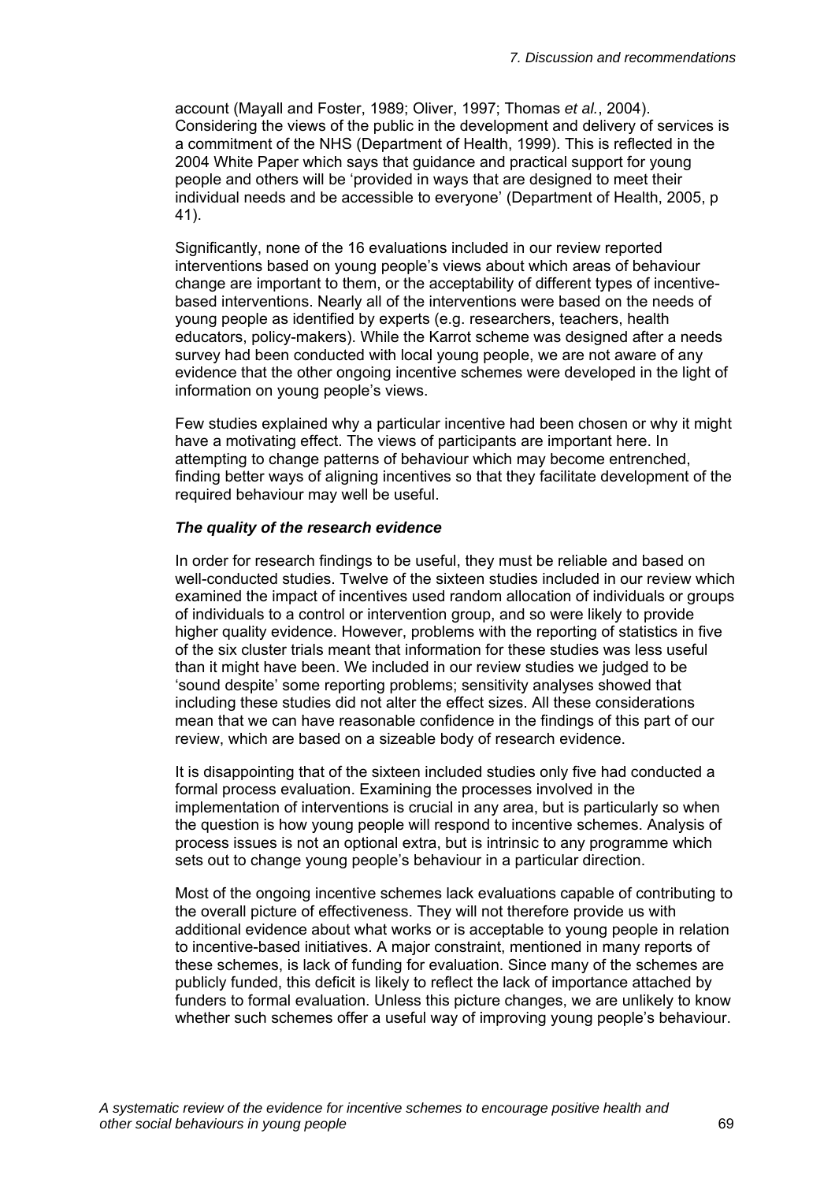account (Mayall and Foster, 1989; Oliver, 1997; Thomas *et al.*, 2004). Considering the views of the public in the development and delivery of services is a commitment of the NHS (Department of Health, 1999). This is reflected in the 2004 White Paper which says that guidance and practical support for young people and others will be 'provided in ways that are designed to meet their individual needs and be accessible to everyone' (Department of Health, 2005, p 41).

Significantly, none of the 16 evaluations included in our review reported interventions based on young people's views about which areas of behaviour change are important to them, or the acceptability of different types of incentive-based interventions. Nearly all of the interventions were based on the needs of young people as identified by experts (e.g. researchers, teachers, health educators, policy-makers). While the Karrot scheme was designed after a needs survey had been conducted with local young people, we are not aware of any evidence that the other ongoing incentive schemes were developed in the light of information on young people's views.

Few studies explained why a particular incentive had been chosen or why it might have a motivating effect. The views of participants are important here. In attempting to change patterns of behaviour which may become entrenched, finding better ways of aligning incentives so that they facilitate development of the required behaviour may well be useful.

***The quality of the research evidence***

In order for research findings to be useful, they must be reliable and based on well-conducted studies. Twelve of the sixteen studies included in our review which examined the impact of incentives used random allocation of individuals or groups of individuals to a control or intervention group, and so were likely to provide higher quality evidence. However, problems with the reporting of statistics in five of the six cluster trials meant that information for these studies was less useful than it might have been. We included in our review studies we judged to be 'sound despite' some reporting problems; sensitivity analyses showed that including these studies did not alter the effect sizes. All these considerations mean that we can have reasonable confidence in the findings of this part of our review, which are based on a sizeable body of research evidence.

It is disappointing that of the sixteen included studies only five had conducted a formal process evaluation. Examining the processes involved in the implementation of interventions is crucial in any area, but is particularly so when the question is how young people will respond to incentive schemes. Analysis of process issues is not an optional extra, but is intrinsic to any programme which sets out to change young people's behaviour in a particular direction.

Most of the ongoing incentive schemes lack evaluations capable of contributing to the overall picture of effectiveness. They will not therefore provide us with additional evidence about what works or is acceptable to young people in relation to incentive-based initiatives. A major constraint, mentioned in many reports of these schemes, is lack of funding for evaluation. Since many of the schemes are publicly funded, this deficit is likely to reflect the lack of importance attached by funders to formal evaluation. Unless this picture changes, we are unlikely to know whether such schemes offer a useful way of improving young people's behaviour.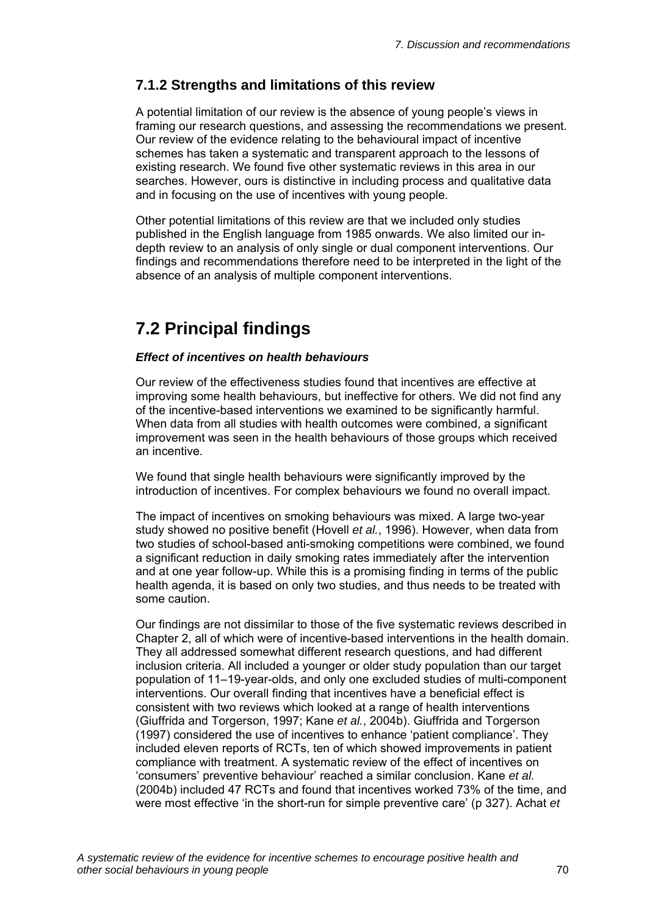### 7.1.2 Strengths and limitations of this review

A potential limitation of our review is the absence of young people's views in framing our research questions, and assessing the recommendations we present. Our review of the evidence relating to the behavioural impact of incentive schemes has taken a systematic and transparent approach to the lessons of existing research. We found five other systematic reviews in this area in our searches. However, ours is distinctive in including process and qualitative data and in focusing on the use of incentives with young people.

Other potential limitations of this review are that we included only studies published in the English language from 1985 onwards. We also limited our in-depth review to an analysis of only single or dual component interventions. Our findings and recommendations therefore need to be interpreted in the light of the absence of an analysis of multiple component interventions.

## 7.2 Principal findings

***Effect of incentives on health behaviours***

Our review of the effectiveness studies found that incentives are effective at improving some health behaviours, but ineffective for others. We did not find any of the incentive-based interventions we examined to be significantly harmful. When data from all studies with health outcomes were combined, a significant improvement was seen in the health behaviours of those groups which received an incentive.

We found that single health behaviours were significantly improved by the introduction of incentives. For complex behaviours we found no overall impact.

The impact of incentives on smoking behaviours was mixed. A large two-year study showed no positive benefit (Hovell *et al.*, 1996). However, when data from two studies of school-based anti-smoking competitions were combined, we found a significant reduction in daily smoking rates immediately after the intervention and at one year follow-up. While this is a promising finding in terms of the public health agenda, it is based on only two studies, and thus needs to be treated with some caution.

Our findings are not dissimilar to those of the five systematic reviews described in Chapter 2, all of which were of incentive-based interventions in the health domain. They all addressed somewhat different research questions, and had different inclusion criteria. All included a younger or older study population than our target population of 11–19-year-olds, and only one excluded studies of multi-component interventions. Our overall finding that incentives have a beneficial effect is consistent with two reviews which looked at a range of health interventions (Giuffrida and Torgerson, 1997; Kane *et al.*, 2004b). Giuffrida and Torgerson (1997) considered the use of incentives to enhance 'patient compliance'. They included eleven reports of RCTs, ten of which showed improvements in patient compliance with treatment. A systematic review of the effect of incentives on 'consumers' preventive behaviour' reached a similar conclusion. Kane *et al.* (2004b) included 47 RCTs and found that incentives worked 73% of the time, and were most effective 'in the short-run for simple preventive care' (p 327). Achat *et*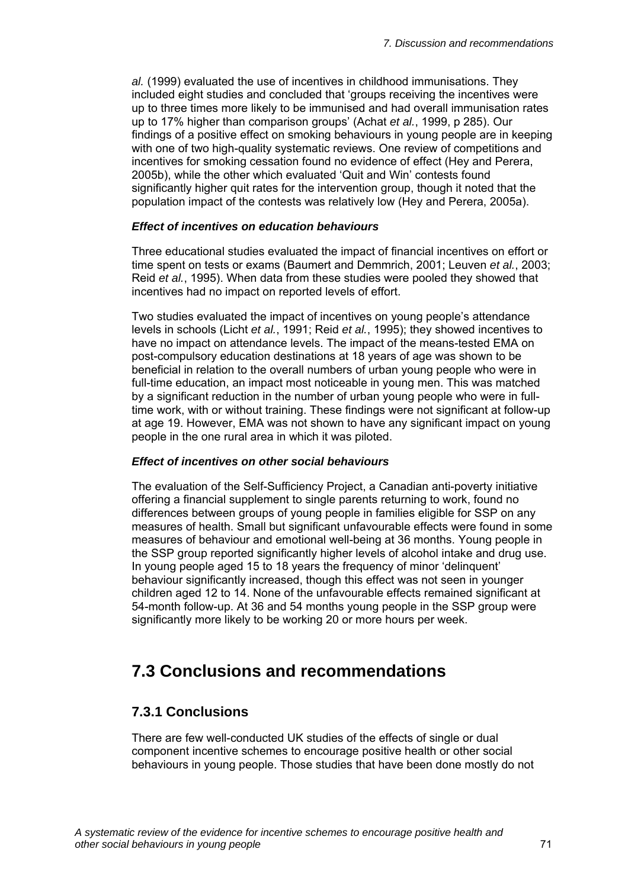*al.* (1999) evaluated the use of incentives in childhood immunisations. They included eight studies and concluded that 'groups receiving the incentives were up to three times more likely to be immunised and had overall immunisation rates up to 17% higher than comparison groups' (Achat *et al.*, 1999, p 285). Our findings of a positive effect on smoking behaviours in young people are in keeping with one of two high-quality systematic reviews. One review of competitions and incentives for smoking cessation found no evidence of effect (Hey and Perera, 2005b), while the other which evaluated 'Quit and Win' contests found significantly higher quit rates for the intervention group, though it noted that the population impact of the contests was relatively low (Hey and Perera, 2005a).

#### *Effect of incentives on education behaviours*

Three educational studies evaluated the impact of financial incentives on effort or time spent on tests or exams (Baumert and Demmrich, 2001; Leuven *et al.*, 2003; Reid *et al.*, 1995). When data from these studies were pooled they showed that incentives had no impact on reported levels of effort.

Two studies evaluated the impact of incentives on young people's attendance levels in schools (Licht *et al.*, 1991; Reid *et al.*, 1995); they showed incentives to have no impact on attendance levels. The impact of the means-tested EMA on post-compulsory education destinations at 18 years of age was shown to be beneficial in relation to the overall numbers of urban young people who were in full-time education, an impact most noticeable in young men. This was matched by a significant reduction in the number of urban young people who were in full-time work, with or without training. These findings were not significant at follow-up at age 19. However, EMA was not shown to have any significant impact on young people in the one rural area in which it was piloted.

#### *Effect of incentives on other social behaviours*

The evaluation of the Self-Sufficiency Project, a Canadian anti-poverty initiative offering a financial supplement to single parents returning to work, found no differences between groups of young people in families eligible for SSP on any measures of health. Small but significant unfavourable effects were found in some measures of behaviour and emotional well-being at 36 months. Young people in the SSP group reported significantly higher levels of alcohol intake and drug use. In young people aged 15 to 18 years the frequency of minor 'delinquent' behaviour significantly increased, though this effect was not seen in younger children aged 12 to 14. None of the unfavourable effects remained significant at 54-month follow-up. At 36 and 54 months young people in the SSP group were significantly more likely to be working 20 or more hours per week.

## 7.3 Conclusions and recommendations

### 7.3.1 Conclusions

There are few well-conducted UK studies of the effects of single or dual component incentive schemes to encourage positive health or other social behaviours in young people. Those studies that have been done mostly do not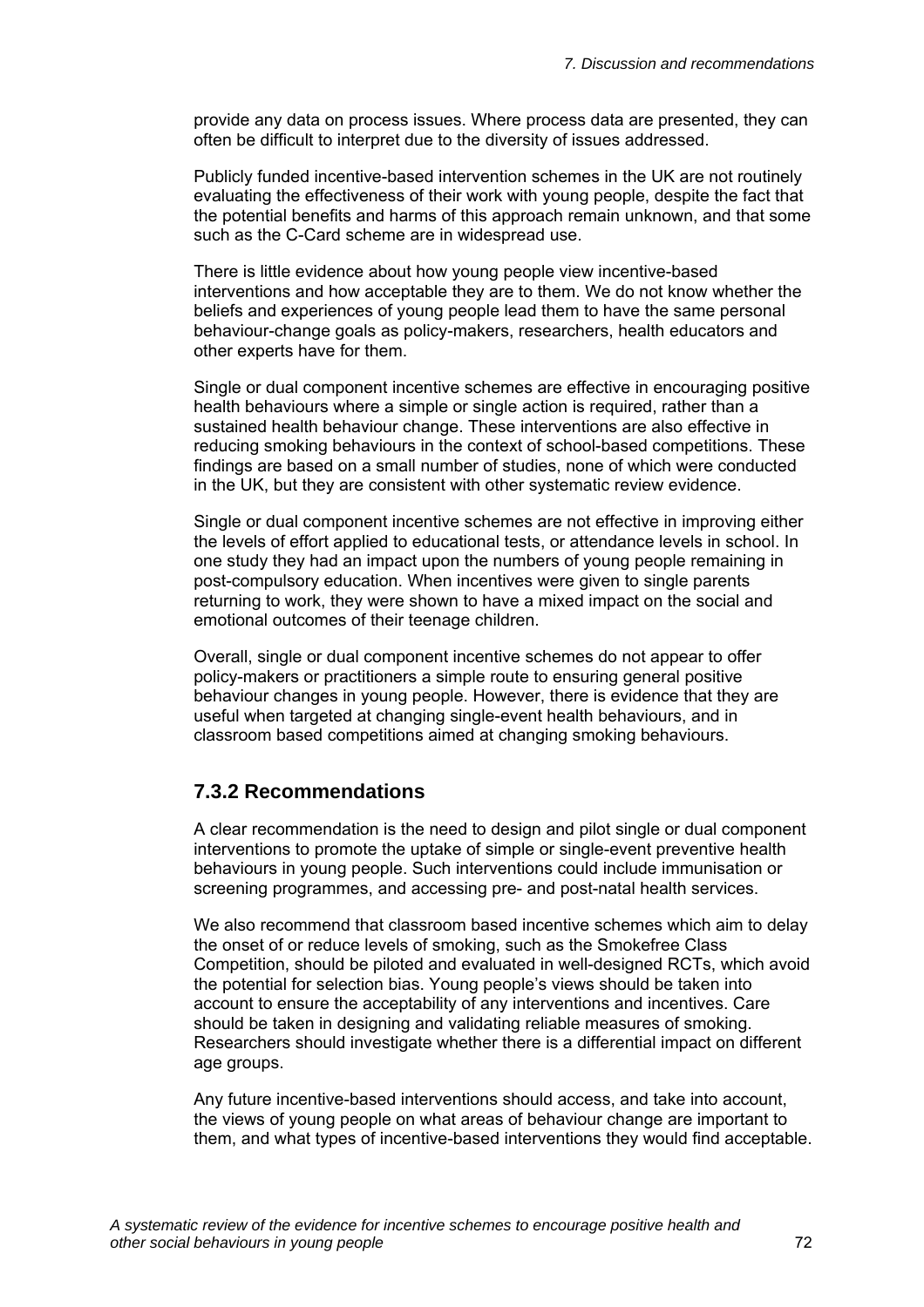provide any data on process issues. Where process data are presented, they can often be difficult to interpret due to the diversity of issues addressed.

Publicly funded incentive-based intervention schemes in the UK are not routinely evaluating the effectiveness of their work with young people, despite the fact that the potential benefits and harms of this approach remain unknown, and that some such as the C-Card scheme are in widespread use.

There is little evidence about how young people view incentive-based interventions and how acceptable they are to them. We do not know whether the beliefs and experiences of young people lead them to have the same personal behaviour-change goals as policy-makers, researchers, health educators and other experts have for them.

Single or dual component incentive schemes are effective in encouraging positive health behaviours where a simple or single action is required, rather than a sustained health behaviour change. These interventions are also effective in reducing smoking behaviours in the context of school-based competitions. These findings are based on a small number of studies, none of which were conducted in the UK, but they are consistent with other systematic review evidence.

Single or dual component incentive schemes are not effective in improving either the levels of effort applied to educational tests, or attendance levels in school. In one study they had an impact upon the numbers of young people remaining in post-compulsory education. When incentives were given to single parents returning to work, they were shown to have a mixed impact on the social and emotional outcomes of their teenage children.

Overall, single or dual component incentive schemes do not appear to offer policy-makers or practitioners a simple route to ensuring general positive behaviour changes in young people. However, there is evidence that they are useful when targeted at changing single-event health behaviours, and in classroom based competitions aimed at changing smoking behaviours.

### 7.3.2 Recommendations

A clear recommendation is the need to design and pilot single or dual component interventions to promote the uptake of simple or single-event preventive health behaviours in young people. Such interventions could include immunisation or screening programmes, and accessing pre- and post-natal health services.

We also recommend that classroom based incentive schemes which aim to delay the onset of or reduce levels of smoking, such as the Smokefree Class Competition, should be piloted and evaluated in well-designed RCTs, which avoid the potential for selection bias. Young people's views should be taken into account to ensure the acceptability of any interventions and incentives. Care should be taken in designing and validating reliable measures of smoking. Researchers should investigate whether there is a differential impact on different age groups.

Any future incentive-based interventions should access, and take into account, the views of young people on what areas of behaviour change are important to them, and what types of incentive-based interventions they would find acceptable.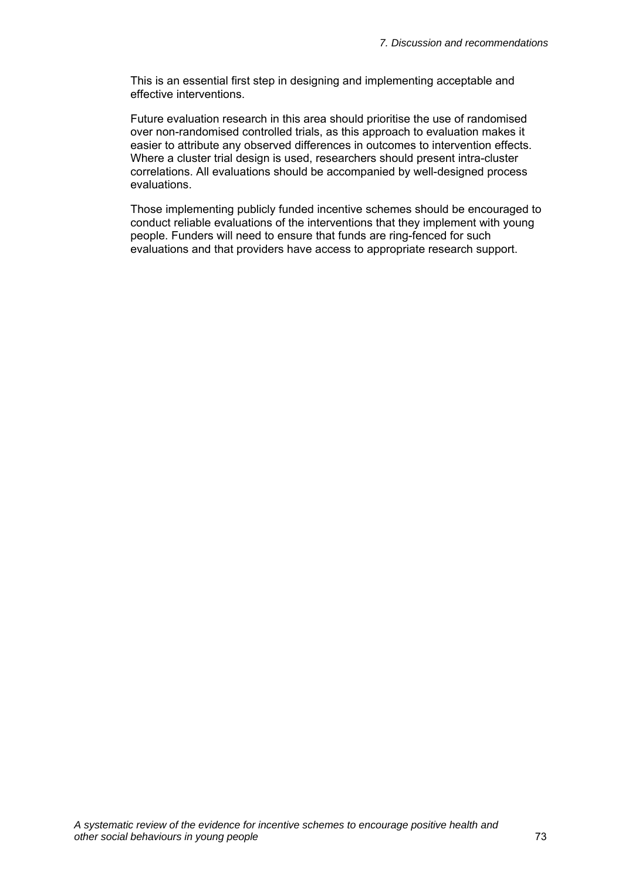This is an essential first step in designing and implementing acceptable and effective interventions.

Future evaluation research in this area should prioritise the use of randomised over non-randomised controlled trials, as this approach to evaluation makes it easier to attribute any observed differences in outcomes to intervention effects. Where a cluster trial design is used, researchers should present intra-cluster correlations. All evaluations should be accompanied by well-designed process evaluations.

Those implementing publicly funded incentive schemes should be encouraged to conduct reliable evaluations of the interventions that they implement with young people. Funders will need to ensure that funds are ring-fenced for such evaluations and that providers have access to appropriate research support.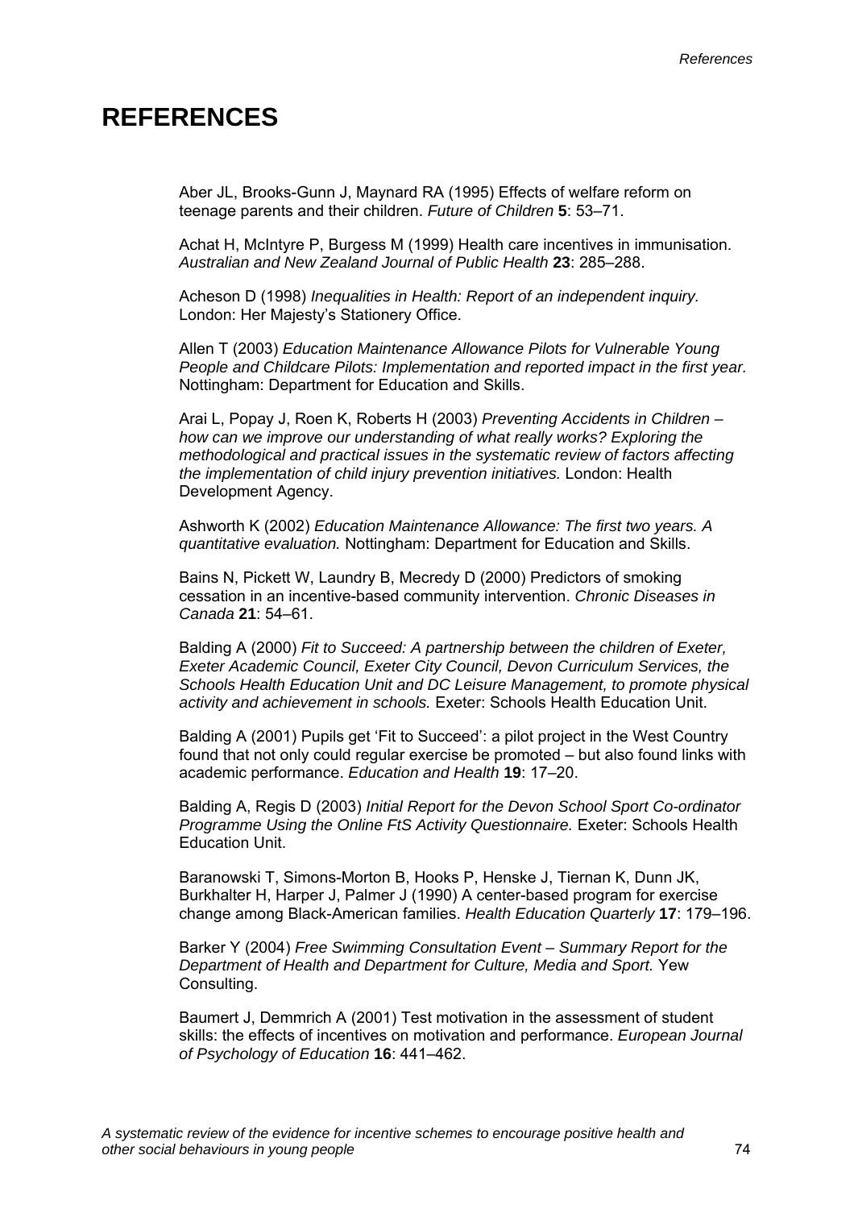# REFERENCES

Aber JL, Brooks-Gunn J, Maynard RA (1995) Effects of welfare reform on teenage parents and their children. *Future of Children* **5**: 53–71.

Achat H, McIntyre P, Burgess M (1999) Health care incentives in immunisation. *Australian and New Zealand Journal of Public Health* **23**: 285–288.

Acheson D (1998) *Inequalities in Health: Report of an independent inquiry.* London: Her Majesty's Stationery Office.

Allen T (2003) *Education Maintenance Allowance Pilots for Vulnerable Young People and Childcare Pilots: Implementation and reported impact in the first year.* Nottingham: Department for Education and Skills.

Arai L, Popay J, Roen K, Roberts H (2003) *Preventing Accidents in Children – how can we improve our understanding of what really works? Exploring the methodological and practical issues in the systematic review of factors affecting the implementation of child injury prevention initiatives.* London: Health Development Agency.

Ashworth K (2002) *Education Maintenance Allowance: The first two years. A quantitative evaluation.* Nottingham: Department for Education and Skills.

Bains N, Pickett W, Laundry B, Mecredy D (2000) Predictors of smoking cessation in an incentive-based community intervention. *Chronic Diseases in Canada* **21**: 54–61.

Balding A (2000) *Fit to Succeed: A partnership between the children of Exeter, Exeter Academic Council, Exeter City Council, Devon Curriculum Services, the Schools Health Education Unit and DC Leisure Management, to promote physical activity and achievement in schools.* Exeter: Schools Health Education Unit.

Balding A (2001) Pupils get 'Fit to Succeed': a pilot project in the West Country found that not only could regular exercise be promoted – but also found links with academic performance. *Education and Health* **19**: 17–20.

Balding A, Regis D (2003) *Initial Report for the Devon School Sport Co-ordinator Programme Using the Online FtS Activity Questionnaire.* Exeter: Schools Health Education Unit.

Baranowski T, Simons-Morton B, Hooks P, Henske J, Tiernan K, Dunn JK, Burkhalter H, Harper J, Palmer J (1990) A center-based program for exercise change among Black-American families. *Health Education Quarterly* **17**: 179–196.

Barker Y (2004) *Free Swimming Consultation Event – Summary Report for the Department of Health and Department for Culture, Media and Sport.* Yew Consulting.

Baumert J, Demmrich A (2001) Test motivation in the assessment of student skills: the effects of incentives on motivation and performance. *European Journal of Psychology of Education* **16**: 441–462.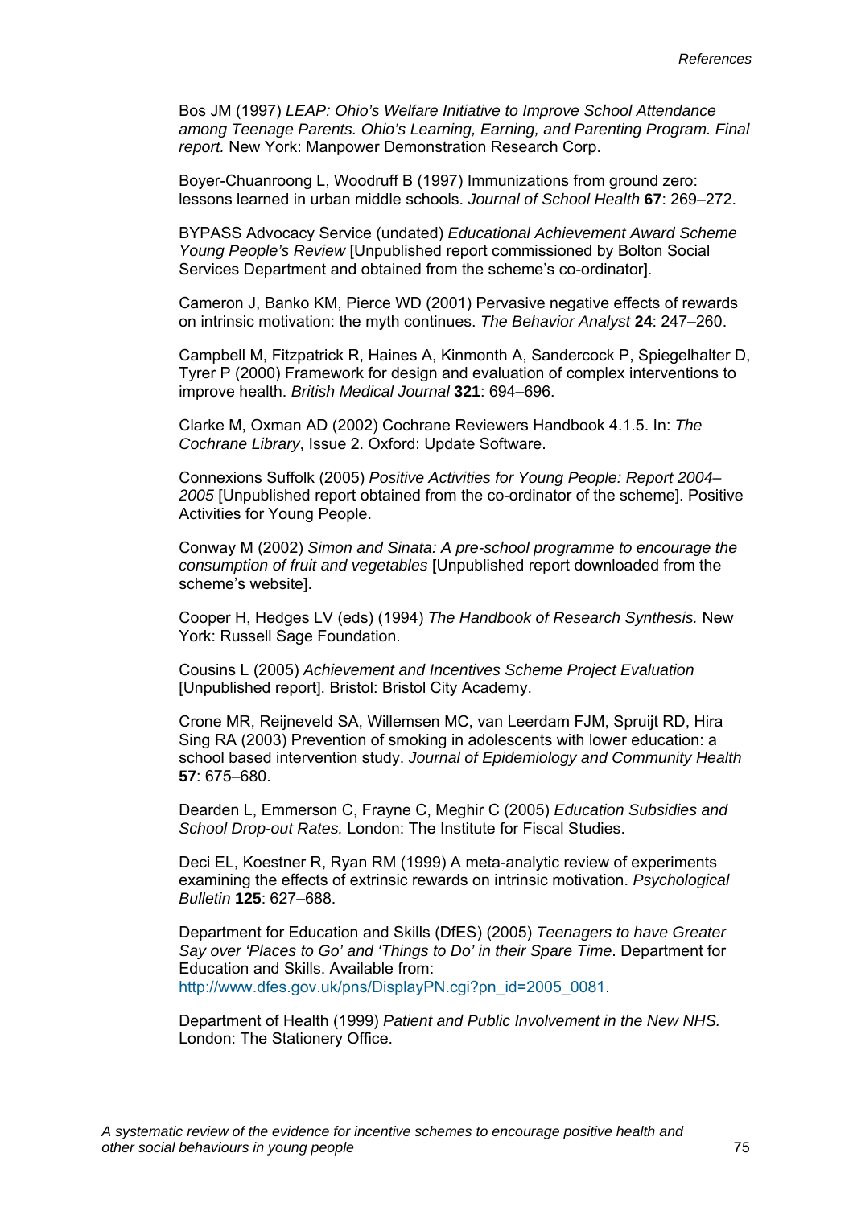Bos JM (1997) *LEAP: Ohio's Welfare Initiative to Improve School Attendance among Teenage Parents. Ohio's Learning, Earning, and Parenting Program. Final report.* New York: Manpower Demonstration Research Corp.

Boyer-Chuanroong L, Woodruff B (1997) Immunizations from ground zero: lessons learned in urban middle schools. *Journal of School Health* **67**: 269–272.

BYPASS Advocacy Service (undated) *Educational Achievement Award Scheme Young People's Review* [Unpublished report commissioned by Bolton Social Services Department and obtained from the scheme's co-ordinator].

Cameron J, Banko KM, Pierce WD (2001) Pervasive negative effects of rewards on intrinsic motivation: the myth continues. *The Behavior Analyst* **24**: 247–260.

Campbell M, Fitzpatrick R, Haines A, Kinmonth A, Sandercock P, Spiegelhalter D, Tyrer P (2000) Framework for design and evaluation of complex interventions to improve health. *British Medical Journal* **321**: 694–696.

Clarke M, Oxman AD (2002) Cochrane Reviewers Handbook 4.1.5. In: *The Cochrane Library*, Issue 2. Oxford: Update Software.

Connexions Suffolk (2005) *Positive Activities for Young People: Report 2004–2005* [Unpublished report obtained from the co-ordinator of the scheme]. Positive Activities for Young People.

Conway M (2002) *Simon and Sinata: A pre-school programme to encourage the consumption of fruit and vegetables* [Unpublished report downloaded from the scheme's website].

Cooper H, Hedges LV (eds) (1994) *The Handbook of Research Synthesis.* New York: Russell Sage Foundation.

Cousins L (2005) *Achievement and Incentives Scheme Project Evaluation* [Unpublished report]. Bristol: Bristol City Academy.

Crone MR, Reijneveld SA, Willemsen MC, van Leerdam FJM, Spruijt RD, Hira Sing RA (2003) Prevention of smoking in adolescents with lower education: a school based intervention study. *Journal of Epidemiology and Community Health* **57**: 675–680.

Dearden L, Emmerson C, Frayne C, Meghir C (2005) *Education Subsidies and School Drop-out Rates.* London: The Institute for Fiscal Studies.

Deci EL, Koestner R, Ryan RM (1999) A meta-analytic review of experiments examining the effects of extrinsic rewards on intrinsic motivation. *Psychological Bulletin* **125**: 627–688.

Department for Education and Skills (DfES) (2005) *Teenagers to have Greater Say over 'Places to Go' and 'Things to Do' in their Spare Time*. Department for Education and Skills. Available from: http://www.dfes.gov.uk/pns/DisplayPN.cgi?pn_id=2005_0081.

Department of Health (1999) *Patient and Public Involvement in the New NHS.* London: The Stationery Office.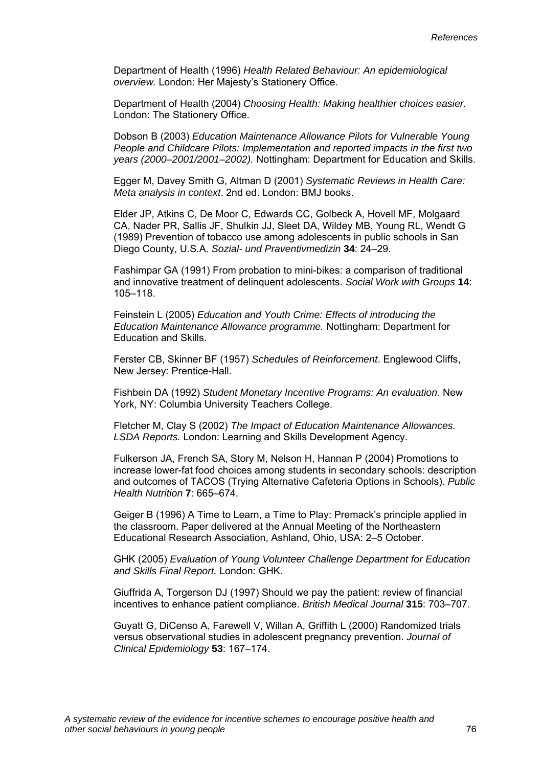Department of Health (1996) *Health Related Behaviour: An epidemiological overview.* London: Her Majesty's Stationery Office.

Department of Health (2004) *Choosing Health: Making healthier choices easier.* London: The Stationery Office.

Dobson B (2003) *Education Maintenance Allowance Pilots for Vulnerable Young People and Childcare Pilots: Implementation and reported impacts in the first two years (2000–2001/2001–2002).* Nottingham: Department for Education and Skills.

Egger M, Davey Smith G, Altman D (2001) *Systematic Reviews in Health Care: Meta analysis in context*. 2nd ed. London: BMJ books.

Elder JP, Atkins C, De Moor C, Edwards CC, Golbeck A, Hovell MF, Molgaard CA, Nader PR, Sallis JF, Shulkin JJ, Sleet DA, Wildey MB, Young RL, Wendt G (1989) Prevention of tobacco use among adolescents in public schools in San Diego County, U.S.A. *Sozial- und Praventivmedizin* **34**: 24–29.

Fashimpar GA (1991) From probation to mini-bikes: a comparison of traditional and innovative treatment of delinquent adolescents. *Social Work with Groups* **14**: 105–118.

Feinstein L (2005) *Education and Youth Crime: Effects of introducing the Education Maintenance Allowance programme.* Nottingham: Department for Education and Skills.

Ferster CB, Skinner BF (1957) *Schedules of Reinforcement*. Englewood Cliffs, New Jersey: Prentice-Hall.

Fishbein DA (1992) *Student Monetary Incentive Programs: An evaluation.* New York, NY: Columbia University Teachers College.

Fletcher M, Clay S (2002) *The Impact of Education Maintenance Allowances. LSDA Reports.* London: Learning and Skills Development Agency.

Fulkerson JA, French SA, Story M, Nelson H, Hannan P (2004) Promotions to increase lower-fat food choices among students in secondary schools: description and outcomes of TACOS (Trying Alternative Cafeteria Options in Schools). *Public Health Nutrition* **7**: 665–674.

Geiger B (1996) A Time to Learn, a Time to Play: Premack's principle applied in the classroom. Paper delivered at the Annual Meeting of the Northeastern Educational Research Association, Ashland, Ohio, USA: 2–5 October.

GHK (2005) *Evaluation of Young Volunteer Challenge Department for Education and Skills Final Report.* London: GHK.

Giuffrida A, Torgerson DJ (1997) Should we pay the patient: review of financial incentives to enhance patient compliance. *British Medical Journal* **315**: 703–707.

Guyatt G, DiCenso A, Farewell V, Willan A, Griffith L (2000) Randomized trials versus observational studies in adolescent pregnancy prevention. *Journal of Clinical Epidemiology* **53**: 167–174.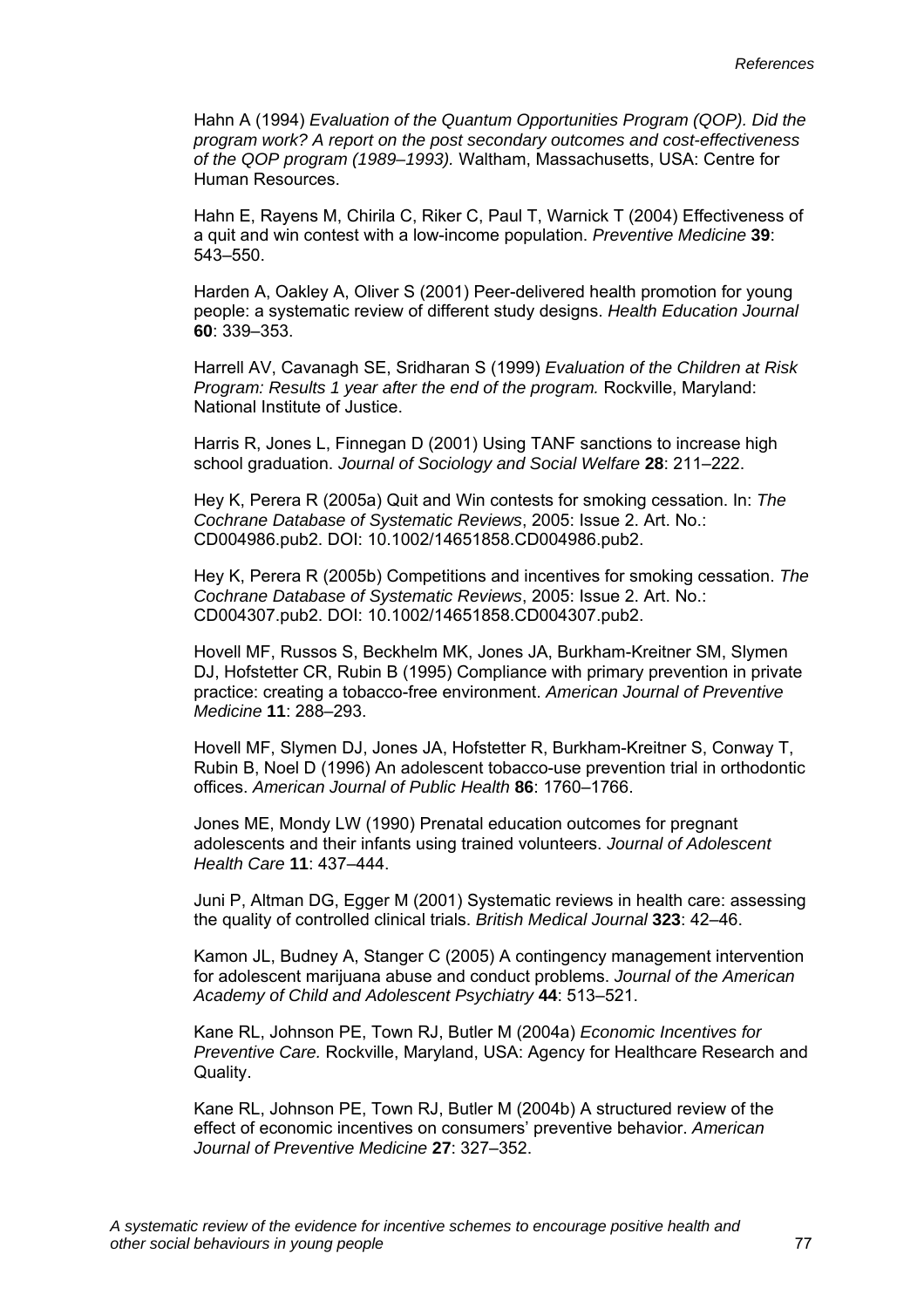Hahn A (1994) *Evaluation of the Quantum Opportunities Program (QOP). Did the program work? A report on the post secondary outcomes and cost-effectiveness of the QOP program (1989–1993).* Waltham, Massachusetts, USA: Centre for Human Resources.

Hahn E, Rayens M, Chirila C, Riker C, Paul T, Warnick T (2004) Effectiveness of a quit and win contest with a low-income population. *Preventive Medicine* **39**: 543–550.

Harden A, Oakley A, Oliver S (2001) Peer-delivered health promotion for young people: a systematic review of different study designs. *Health Education Journal* **60**: 339–353.

Harrell AV, Cavanagh SE, Sridharan S (1999) *Evaluation of the Children at Risk Program: Results 1 year after the end of the program.* Rockville, Maryland: National Institute of Justice.

Harris R, Jones L, Finnegan D (2001) Using TANF sanctions to increase high school graduation. *Journal of Sociology and Social Welfare* **28**: 211–222.

Hey K, Perera R (2005a) Quit and Win contests for smoking cessation. In: *The Cochrane Database of Systematic Reviews*, 2005: Issue 2. Art. No.: CD004986.pub2. DOI: 10.1002/14651858.CD004986.pub2.

Hey K, Perera R (2005b) Competitions and incentives for smoking cessation. *The Cochrane Database of Systematic Reviews*, 2005: Issue 2. Art. No.: CD004307.pub2. DOI: 10.1002/14651858.CD004307.pub2.

Hovell MF, Russos S, Beckhelm MK, Jones JA, Burkham-Kreitner SM, Slymen DJ, Hofstetter CR, Rubin B (1995) Compliance with primary prevention in private practice: creating a tobacco-free environment. *American Journal of Preventive Medicine* **11**: 288–293.

Hovell MF, Slymen DJ, Jones JA, Hofstetter R, Burkham-Kreitner S, Conway T, Rubin B, Noel D (1996) An adolescent tobacco-use prevention trial in orthodontic offices. *American Journal of Public Health* **86**: 1760–1766.

Jones ME, Mondy LW (1990) Prenatal education outcomes for pregnant adolescents and their infants using trained volunteers. *Journal of Adolescent Health Care* **11**: 437–444.

Juni P, Altman DG, Egger M (2001) Systematic reviews in health care: assessing the quality of controlled clinical trials. *British Medical Journal* **323**: 42–46.

Kamon JL, Budney A, Stanger C (2005) A contingency management intervention for adolescent marijuana abuse and conduct problems. *Journal of the American Academy of Child and Adolescent Psychiatry* **44**: 513–521.

Kane RL, Johnson PE, Town RJ, Butler M (2004a) *Economic Incentives for Preventive Care.* Rockville, Maryland, USA: Agency for Healthcare Research and Quality.

Kane RL, Johnson PE, Town RJ, Butler M (2004b) A structured review of the effect of economic incentives on consumers' preventive behavior. *American Journal of Preventive Medicine* **27**: 327–352.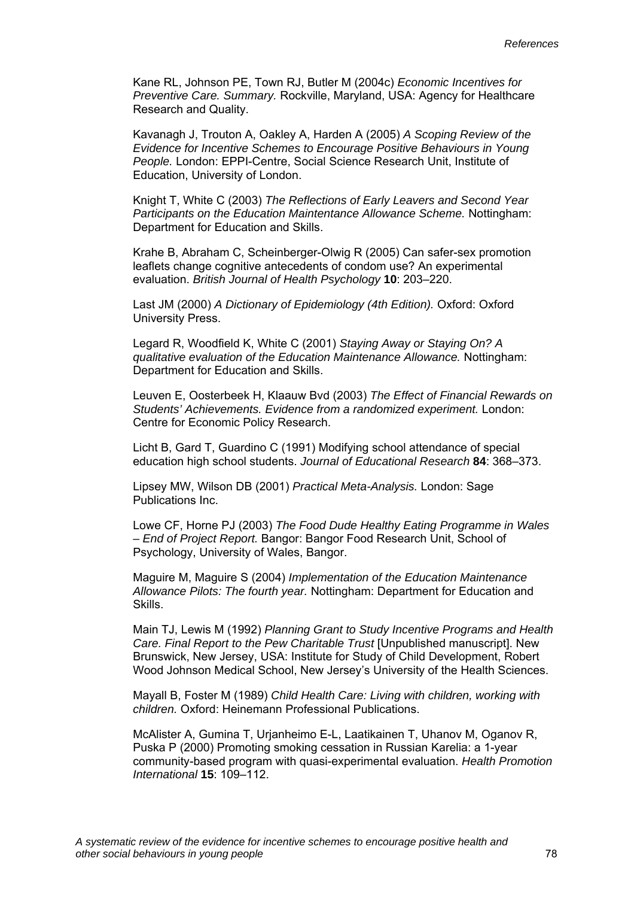Kane RL, Johnson PE, Town RJ, Butler M (2004c) *Economic Incentives for Preventive Care. Summary.* Rockville, Maryland, USA: Agency for Healthcare Research and Quality.

Kavanagh J, Trouton A, Oakley A, Harden A (2005) *A Scoping Review of the Evidence for Incentive Schemes to Encourage Positive Behaviours in Young People.* London: EPPI-Centre, Social Science Research Unit, Institute of Education, University of London.

Knight T, White C (2003) *The Reflections of Early Leavers and Second Year Participants on the Education Maintentance Allowance Scheme.* Nottingham: Department for Education and Skills.

Krahe B, Abraham C, Scheinberger-Olwig R (2005) Can safer-sex promotion leaflets change cognitive antecedents of condom use? An experimental evaluation. *British Journal of Health Psychology* **10**: 203–220.

Last JM (2000) *A Dictionary of Epidemiology (4th Edition).* Oxford: Oxford University Press.

Legard R, Woodfield K, White C (2001) *Staying Away or Staying On? A qualitative evaluation of the Education Maintenance Allowance.* Nottingham: Department for Education and Skills.

Leuven E, Oosterbeek H, Klaauw Bvd (2003) *The Effect of Financial Rewards on Students' Achievements. Evidence from a randomized experiment.* London: Centre for Economic Policy Research.

Licht B, Gard T, Guardino C (1991) Modifying school attendance of special education high school students. *Journal of Educational Research* **84**: 368–373.

Lipsey MW, Wilson DB (2001) *Practical Meta-Analysis.* London: Sage Publications Inc.

Lowe CF, Horne PJ (2003) *The Food Dude Healthy Eating Programme in Wales – End of Project Report.* Bangor: Bangor Food Research Unit, School of Psychology, University of Wales, Bangor.

Maguire M, Maguire S (2004) *Implementation of the Education Maintenance Allowance Pilots: The fourth year.* Nottingham: Department for Education and Skills.

Main TJ, Lewis M (1992) *Planning Grant to Study Incentive Programs and Health Care. Final Report to the Pew Charitable Trust* [Unpublished manuscript]. New Brunswick, New Jersey, USA: Institute for Study of Child Development, Robert Wood Johnson Medical School, New Jersey's University of the Health Sciences.

Mayall B, Foster M (1989) *Child Health Care: Living with children, working with children.* Oxford: Heinemann Professional Publications.

McAlister A, Gumina T, Urjanheimo E-L, Laatikainen T, Uhanov M, Oganov R, Puska P (2000) Promoting smoking cessation in Russian Karelia: a 1-year community-based program with quasi-experimental evaluation. *Health Promotion International* **15**: 109–112.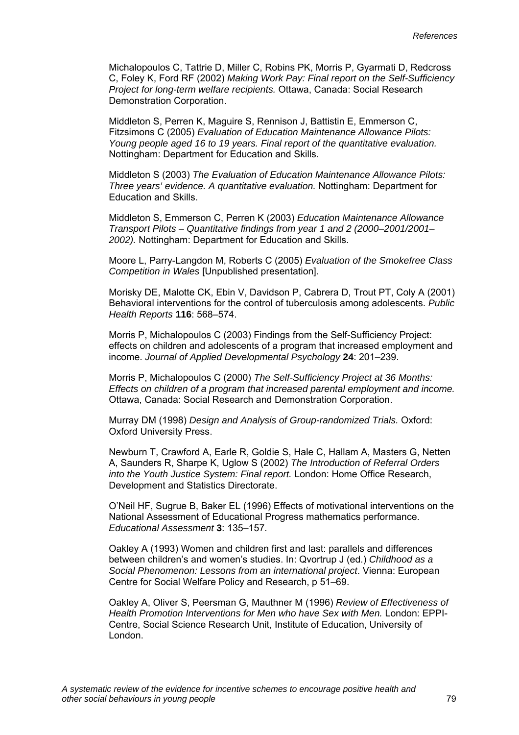Michalopoulos C, Tattrie D, Miller C, Robins PK, Morris P, Gyarmati D, Redcross C, Foley K, Ford RF (2002) *Making Work Pay: Final report on the Self-Sufficiency Project for long-term welfare recipients.* Ottawa, Canada: Social Research Demonstration Corporation.

Middleton S, Perren K, Maguire S, Rennison J, Battistin E, Emmerson C, Fitzsimons C (2005) *Evaluation of Education Maintenance Allowance Pilots: Young people aged 16 to 19 years. Final report of the quantitative evaluation.* Nottingham: Department for Education and Skills.

Middleton S (2003) *The Evaluation of Education Maintenance Allowance Pilots: Three years' evidence. A quantitative evaluation.* Nottingham: Department for Education and Skills.

Middleton S, Emmerson C, Perren K (2003) *Education Maintenance Allowance Transport Pilots – Quantitative findings from year 1 and 2 (2000–2001/2001–2002).* Nottingham: Department for Education and Skills.

Moore L, Parry-Langdon M, Roberts C (2005) *Evaluation of the Smokefree Class Competition in Wales* [Unpublished presentation].

Morisky DE, Malotte CK, Ebin V, Davidson P, Cabrera D, Trout PT, Coly A (2001) Behavioral interventions for the control of tuberculosis among adolescents. *Public Health Reports* **116**: 568–574.

Morris P, Michalopoulos C (2003) Findings from the Self-Sufficiency Project: effects on children and adolescents of a program that increased employment and income. *Journal of Applied Developmental Psychology* **24**: 201–239.

Morris P, Michalopoulos C (2000) *The Self-Sufficiency Project at 36 Months: Effects on children of a program that increased parental employment and income.* Ottawa, Canada: Social Research and Demonstration Corporation.

Murray DM (1998) *Design and Analysis of Group-randomized Trials.* Oxford: Oxford University Press.

Newburn T, Crawford A, Earle R, Goldie S, Hale C, Hallam A, Masters G, Netten A, Saunders R, Sharpe K, Uglow S (2002) *The Introduction of Referral Orders into the Youth Justice System: Final report.* London: Home Office Research, Development and Statistics Directorate.

O'Neil HF, Sugrue B, Baker EL (1996) Effects of motivational interventions on the National Assessment of Educational Progress mathematics performance. *Educational Assessment* **3**: 135–157.

Oakley A (1993) Women and children first and last: parallels and differences between children's and women's studies. In: Qvortrup J (ed.) *Childhood as a Social Phenomenon: Lessons from an international project*. Vienna: European Centre for Social Welfare Policy and Research, p 51–69.

Oakley A, Oliver S, Peersman G, Mauthner M (1996) *Review of Effectiveness of Health Promotion Interventions for Men who have Sex with Men.* London: EPPI-Centre, Social Science Research Unit, Institute of Education, University of London.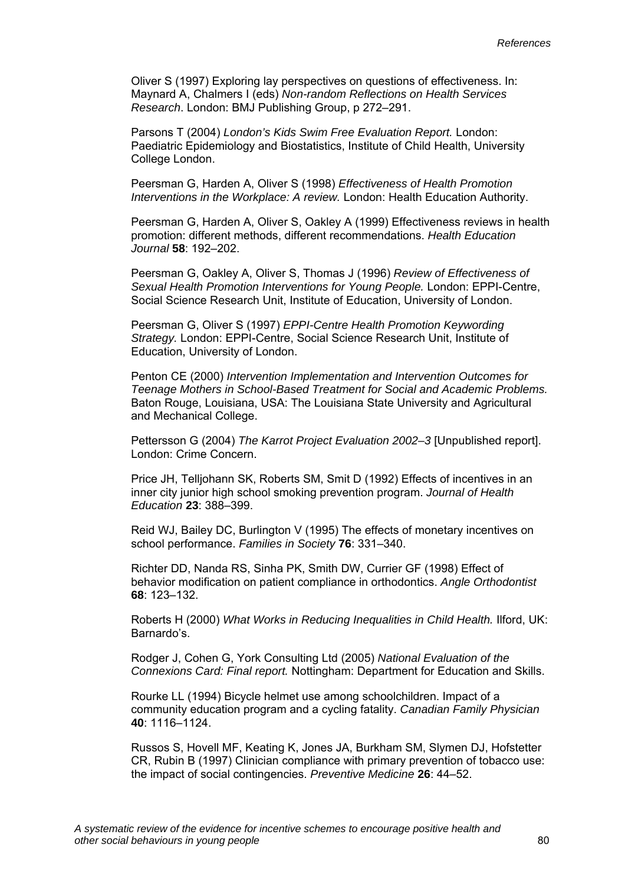Oliver S (1997) Exploring lay perspectives on questions of effectiveness. In: Maynard A, Chalmers I (eds) *Non-random Reflections on Health Services Research*. London: BMJ Publishing Group, p 272–291.

Parsons T (2004) *London's Kids Swim Free Evaluation Report.* London: Paediatric Epidemiology and Biostatistics, Institute of Child Health, University College London.

Peersman G, Harden A, Oliver S (1998) *Effectiveness of Health Promotion Interventions in the Workplace: A review.* London: Health Education Authority.

Peersman G, Harden A, Oliver S, Oakley A (1999) Effectiveness reviews in health promotion: different methods, different recommendations. *Health Education Journal* **58**: 192–202.

Peersman G, Oakley A, Oliver S, Thomas J (1996) *Review of Effectiveness of Sexual Health Promotion Interventions for Young People.* London: EPPI-Centre, Social Science Research Unit, Institute of Education, University of London.

Peersman G, Oliver S (1997) *EPPI-Centre Health Promotion Keywording Strategy.* London: EPPI-Centre, Social Science Research Unit, Institute of Education, University of London.

Penton CE (2000) *Intervention Implementation and Intervention Outcomes for Teenage Mothers in School-Based Treatment for Social and Academic Problems.* Baton Rouge, Louisiana, USA: The Louisiana State University and Agricultural and Mechanical College.

Pettersson G (2004) *The Karrot Project Evaluation 2002–3* [Unpublished report]. London: Crime Concern.

Price JH, Telljohann SK, Roberts SM, Smit D (1992) Effects of incentives in an inner city junior high school smoking prevention program. *Journal of Health Education* **23**: 388–399.

Reid WJ, Bailey DC, Burlington V (1995) The effects of monetary incentives on school performance. *Families in Society* **76**: 331–340.

Richter DD, Nanda RS, Sinha PK, Smith DW, Currier GF (1998) Effect of behavior modification on patient compliance in orthodontics. *Angle Orthodontist* **68**: 123–132.

Roberts H (2000) *What Works in Reducing Inequalities in Child Health.* Ilford, UK: Barnardo's.

Rodger J, Cohen G, York Consulting Ltd (2005) *National Evaluation of the Connexions Card: Final report.* Nottingham: Department for Education and Skills.

Rourke LL (1994) Bicycle helmet use among schoolchildren. Impact of a community education program and a cycling fatality. *Canadian Family Physician* **40**: 1116–1124.

Russos S, Hovell MF, Keating K, Jones JA, Burkham SM, Slymen DJ, Hofstetter CR, Rubin B (1997) Clinician compliance with primary prevention of tobacco use: the impact of social contingencies. *Preventive Medicine* **26**: 44–52.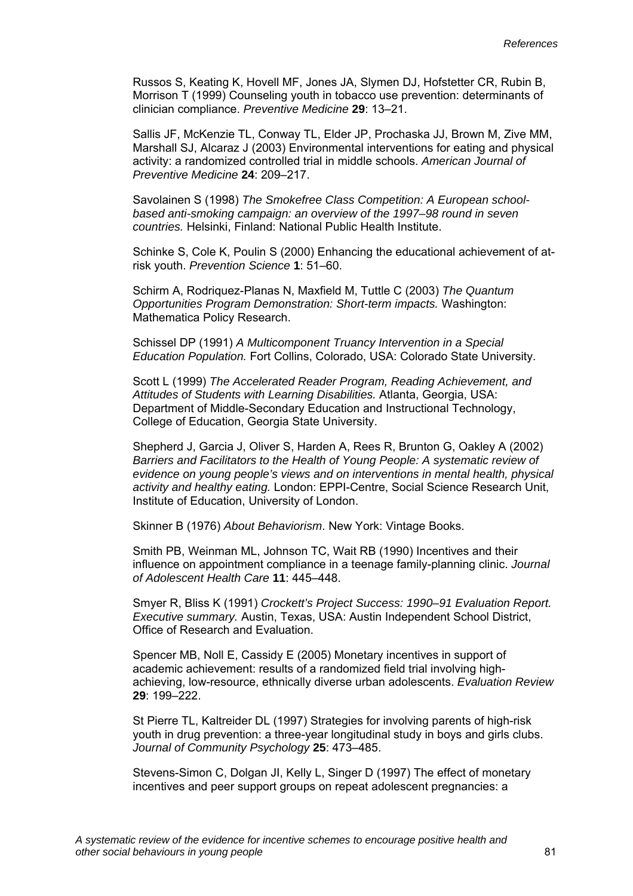Russos S, Keating K, Hovell MF, Jones JA, Slymen DJ, Hofstetter CR, Rubin B, Morrison T (1999) Counseling youth in tobacco use prevention: determinants of clinician compliance. *Preventive Medicine* **29**: 13–21.

Sallis JF, McKenzie TL, Conway TL, Elder JP, Prochaska JJ, Brown M, Zive MM, Marshall SJ, Alcaraz J (2003) Environmental interventions for eating and physical activity: a randomized controlled trial in middle schools. *American Journal of Preventive Medicine* **24**: 209–217.

Savolainen S (1998) *The Smokefree Class Competition: A European school-based anti-smoking campaign: an overview of the 1997–98 round in seven countries.* Helsinki, Finland: National Public Health Institute.

Schinke S, Cole K, Poulin S (2000) Enhancing the educational achievement of at-risk youth. *Prevention Science* **1**: 51–60.

Schirm A, Rodriquez-Planas N, Maxfield M, Tuttle C (2003) *The Quantum Opportunities Program Demonstration: Short-term impacts.* Washington: Mathematica Policy Research.

Schissel DP (1991) *A Multicomponent Truancy Intervention in a Special Education Population.* Fort Collins, Colorado, USA: Colorado State University.

Scott L (1999) *The Accelerated Reader Program, Reading Achievement, and Attitudes of Students with Learning Disabilities.* Atlanta, Georgia, USA: Department of Middle-Secondary Education and Instructional Technology, College of Education, Georgia State University.

Shepherd J, Garcia J, Oliver S, Harden A, Rees R, Brunton G, Oakley A (2002) *Barriers and Facilitators to the Health of Young People: A systematic review of evidence on young people's views and on interventions in mental health, physical activity and healthy eating.* London: EPPI-Centre, Social Science Research Unit, Institute of Education, University of London.

Skinner B (1976) *About Behaviorism*. New York: Vintage Books.

Smith PB, Weinman ML, Johnson TC, Wait RB (1990) Incentives and their influence on appointment compliance in a teenage family-planning clinic. *Journal of Adolescent Health Care* **11**: 445–448.

Smyer R, Bliss K (1991) *Crockett's Project Success: 1990–91 Evaluation Report. Executive summary.* Austin, Texas, USA: Austin Independent School District, Office of Research and Evaluation.

Spencer MB, Noll E, Cassidy E (2005) Monetary incentives in support of academic achievement: results of a randomized field trial involving high-achieving, low-resource, ethnically diverse urban adolescents. *Evaluation Review* **29**: 199–222.

St Pierre TL, Kaltreider DL (1997) Strategies for involving parents of high-risk youth in drug prevention: a three-year longitudinal study in boys and girls clubs. *Journal of Community Psychology* **25**: 473–485.

Stevens-Simon C, Dolgan JI, Kelly L, Singer D (1997) The effect of monetary incentives and peer support groups on repeat adolescent pregnancies: a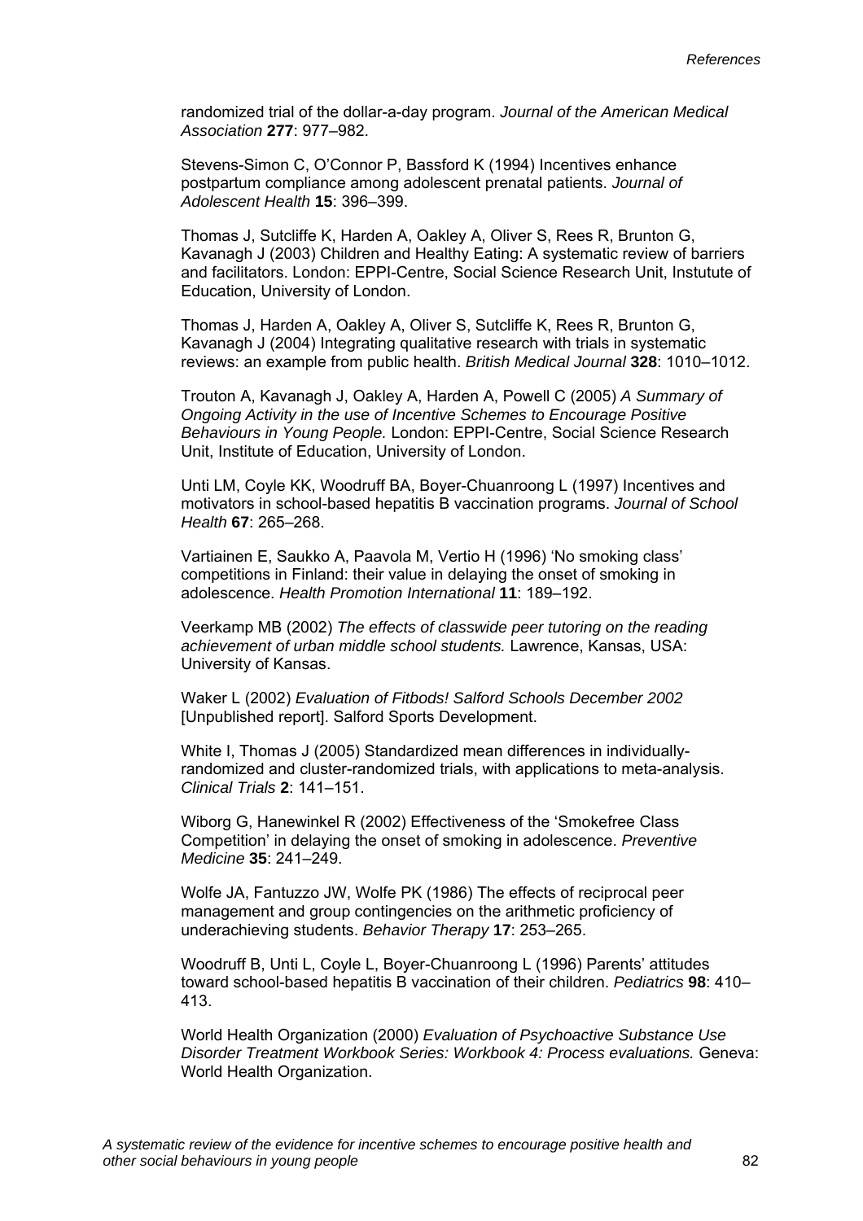randomized trial of the dollar-a-day program. *Journal of the American Medical Association* **277**: 977–982.

Stevens-Simon C, O'Connor P, Bassford K (1994) Incentives enhance postpartum compliance among adolescent prenatal patients. *Journal of Adolescent Health* **15**: 396–399.

Thomas J, Sutcliffe K, Harden A, Oakley A, Oliver S, Rees R, Brunton G, Kavanagh J (2003) Children and Healthy Eating: A systematic review of barriers and facilitators. London: EPPI-Centre, Social Science Research Unit, Instutute of Education, University of London.

Thomas J, Harden A, Oakley A, Oliver S, Sutcliffe K, Rees R, Brunton G, Kavanagh J (2004) Integrating qualitative research with trials in systematic reviews: an example from public health. *British Medical Journal* **328**: 1010–1012.

Trouton A, Kavanagh J, Oakley A, Harden A, Powell C (2005) *A Summary of Ongoing Activity in the use of Incentive Schemes to Encourage Positive Behaviours in Young People.* London: EPPI-Centre, Social Science Research Unit, Institute of Education, University of London.

Unti LM, Coyle KK, Woodruff BA, Boyer-Chuanroong L (1997) Incentives and motivators in school-based hepatitis B vaccination programs. *Journal of School Health* **67**: 265–268.

Vartiainen E, Saukko A, Paavola M, Vertio H (1996) 'No smoking class' competitions in Finland: their value in delaying the onset of smoking in adolescence. *Health Promotion International* **11**: 189–192.

Veerkamp MB (2002) *The effects of classwide peer tutoring on the reading achievement of urban middle school students.* Lawrence, Kansas, USA: University of Kansas.

Waker L (2002) *Evaluation of Fitbods! Salford Schools December 2002* [Unpublished report]. Salford Sports Development.

White I, Thomas J (2005) Standardized mean differences in individually-randomized and cluster-randomized trials, with applications to meta-analysis. *Clinical Trials* **2**: 141–151.

Wiborg G, Hanewinkel R (2002) Effectiveness of the 'Smokefree Class Competition' in delaying the onset of smoking in adolescence. *Preventive Medicine* **35**: 241–249.

Wolfe JA, Fantuzzo JW, Wolfe PK (1986) The effects of reciprocal peer management and group contingencies on the arithmetic proficiency of underachieving students. *Behavior Therapy* **17**: 253–265.

Woodruff B, Unti L, Coyle L, Boyer-Chuanroong L (1996) Parents' attitudes toward school-based hepatitis B vaccination of their children. *Pediatrics* **98**: 410–413.

World Health Organization (2000) *Evaluation of Psychoactive Substance Use Disorder Treatment Workbook Series: Workbook 4: Process evaluations.* Geneva: World Health Organization.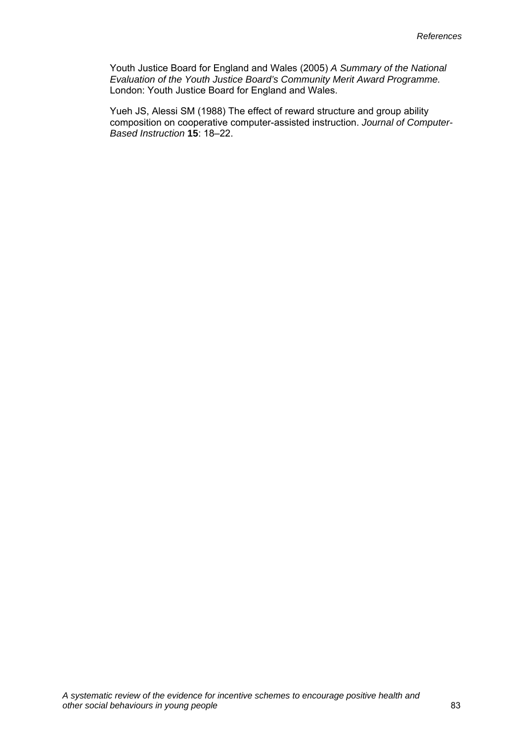Youth Justice Board for England and Wales (2005) *A Summary of the National Evaluation of the Youth Justice Board's Community Merit Award Programme.* London: Youth Justice Board for England and Wales.

Yueh JS, Alessi SM (1988) The effect of reward structure and group ability composition on cooperative computer-assisted instruction. *Journal of Computer-Based Instruction* **15**: 18–22.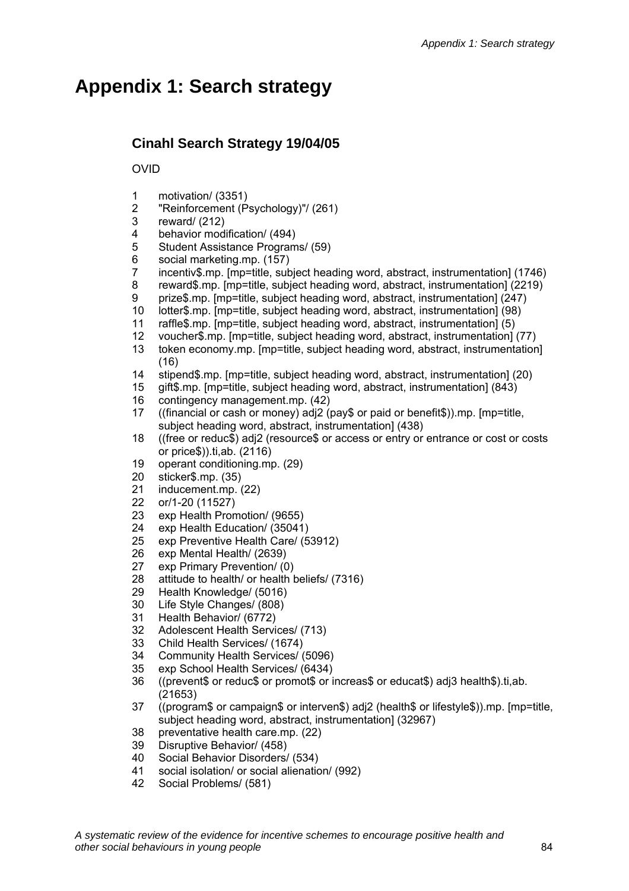# Appendix 1: Search strategy

## Cinahl Search Strategy 19/04/05

OVID

1. motivation/ (3351)
2. "Reinforcement (Psychology)"/ (261)
3. reward/ (212)
4. behavior modification/ (494)
5. Student Assistance Programs/ (59)
6. social marketing.mp. (157)
7. incentiv$.mp. [mp=title, subject heading word, abstract, instrumentation] (1746)
8. reward$.mp. [mp=title, subject heading word, abstract, instrumentation] (2219)
9. prize$.mp. [mp=title, subject heading word, abstract, instrumentation] (247)
10. lotter$.mp. [mp=title, subject heading word, abstract, instrumentation] (98)
11. raffle$.mp. [mp=title, subject heading word, abstract, instrumentation] (5)
12. voucher$.mp. [mp=title, subject heading word, abstract, instrumentation] (77)
13. token economy.mp. [mp=title, subject heading word, abstract, instrumentation] (16)
14. stipend$.mp. [mp=title, subject heading word, abstract, instrumentation] (20)
15. gift$.mp. [mp=title, subject heading word, abstract, instrumentation] (843)
16. contingency management.mp. (42)
17. ((financial or cash or money) adj2 (pay$ or paid or benefit$)).mp. [mp=title, subject heading word, abstract, instrumentation] (438)
18. ((free or reduc$) adj2 (resource$ or access or entry or entrance or cost or costs or price$)).ti,ab. (2116)
19. operant conditioning.mp. (29)
20. sticker$.mp. (35)
21. inducement.mp. (22)
22. or/1-20 (11527)
23. exp Health Promotion/ (9655)
24. exp Health Education/ (35041)
25. exp Preventive Health Care/ (53912)
26. exp Mental Health/ (2639)
27. exp Primary Prevention/ (0)
28. attitude to health/ or health beliefs/ (7316)
29. Health Knowledge/ (5016)
30. Life Style Changes/ (808)
31. Health Behavior/ (6772)
32. Adolescent Health Services/ (713)
33. Child Health Services/ (1674)
34. Community Health Services/ (5096)
35. exp School Health Services/ (6434)
36. ((prevent$ or reduc$ or promot$ or increas$ or educat$) adj3 health$).ti,ab. (21653)
37. ((program$ or campaign$ or interven$) adj2 (health$ or lifestyle$)).mp. [mp=title, subject heading word, abstract, instrumentation] (32967)
38. preventative health care.mp. (22)
39. Disruptive Behavior/ (458)
40. Social Behavior Disorders/ (534)
41. social isolation/ or social alienation/ (992)
42. Social Problems/ (581)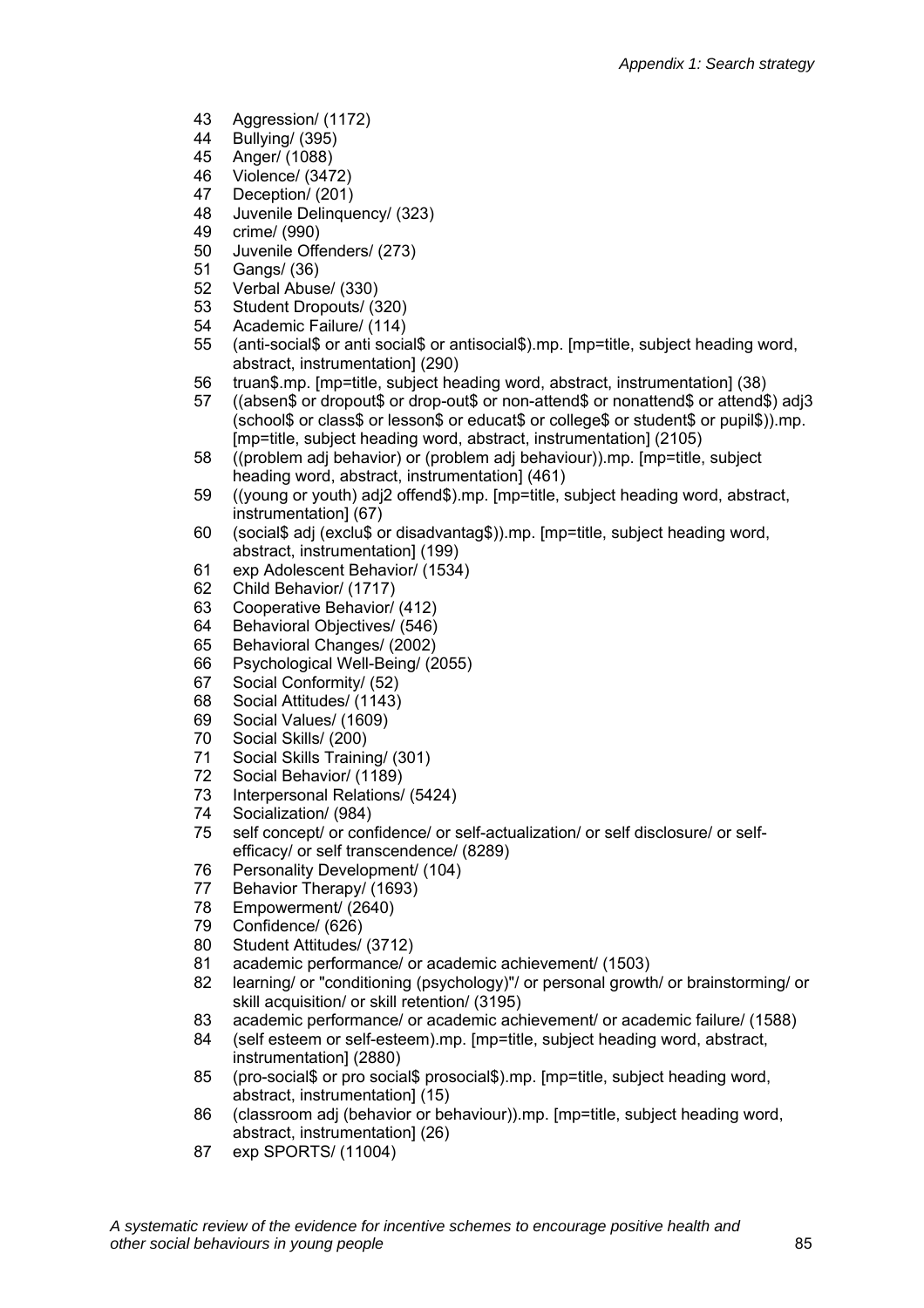43 Aggression/ (1172)
44 Bullying/ (395)
45 Anger/ (1088)
46 Violence/ (3472)
47 Deception/ (201)
48 Juvenile Delinquency/ (323)
49 crime/ (990)
50 Juvenile Offenders/ (273)
51 Gangs/ (36)
52 Verbal Abuse/ (330)
53 Student Dropouts/ (320)
54 Academic Failure/ (114)
55 (anti-social$ or anti social$ or antisocial$).mp. [mp=title, subject heading word, abstract, instrumentation] (290)
56 truan$.mp. [mp=title, subject heading word, abstract, instrumentation] (38)
57 ((absen$ or dropout$ or drop-out$ or non-attend$ or nonattend$ or attend$) adj3 (school$ or class$ or lesson$ or educat$ or college$ or student$ or pupil$)).mp. [mp=title, subject heading word, abstract, instrumentation] (2105)
58 ((problem adj behavior) or (problem adj behaviour)).mp. [mp=title, subject heading word, abstract, instrumentation] (461)
59 ((young or youth) adj2 offend$).mp. [mp=title, subject heading word, abstract, instrumentation] (67)
60 (social$ adj (exclu$ or disadvantag$)).mp. [mp=title, subject heading word, abstract, instrumentation] (199)
61 exp Adolescent Behavior/ (1534)
62 Child Behavior/ (1717)
63 Cooperative Behavior/ (412)
64 Behavioral Objectives/ (546)
65 Behavioral Changes/ (2002)
66 Psychological Well-Being/ (2055)
67 Social Conformity/ (52)
68 Social Attitudes/ (1143)
69 Social Values/ (1609)
70 Social Skills/ (200)
71 Social Skills Training/ (301)
72 Social Behavior/ (1189)
73 Interpersonal Relations/ (5424)
74 Socialization/ (984)
75 self concept/ or confidence/ or self-actualization/ or self disclosure/ or self-efficacy/ or self transcendence/ (8289)
76 Personality Development/ (104)
77 Behavior Therapy/ (1693)
78 Empowerment/ (2640)
79 Confidence/ (626)
80 Student Attitudes/ (3712)
81 academic performance/ or academic achievement/ (1503)
82 learning/ or "conditioning (psychology)"/ or personal growth/ or brainstorming/ or skill acquisition/ or skill retention/ (3195)
83 academic performance/ or academic achievement/ or academic failure/ (1588)
84 (self esteem or self-esteem).mp. [mp=title, subject heading word, abstract, instrumentation] (2880)
85 (pro-social$ or pro social$ prosocial$).mp. [mp=title, subject heading word, abstract, instrumentation] (15)
86 (classroom adj (behavior or behaviour)).mp. [mp=title, subject heading word, abstract, instrumentation] (26)
87 exp SPORTS/ (11004)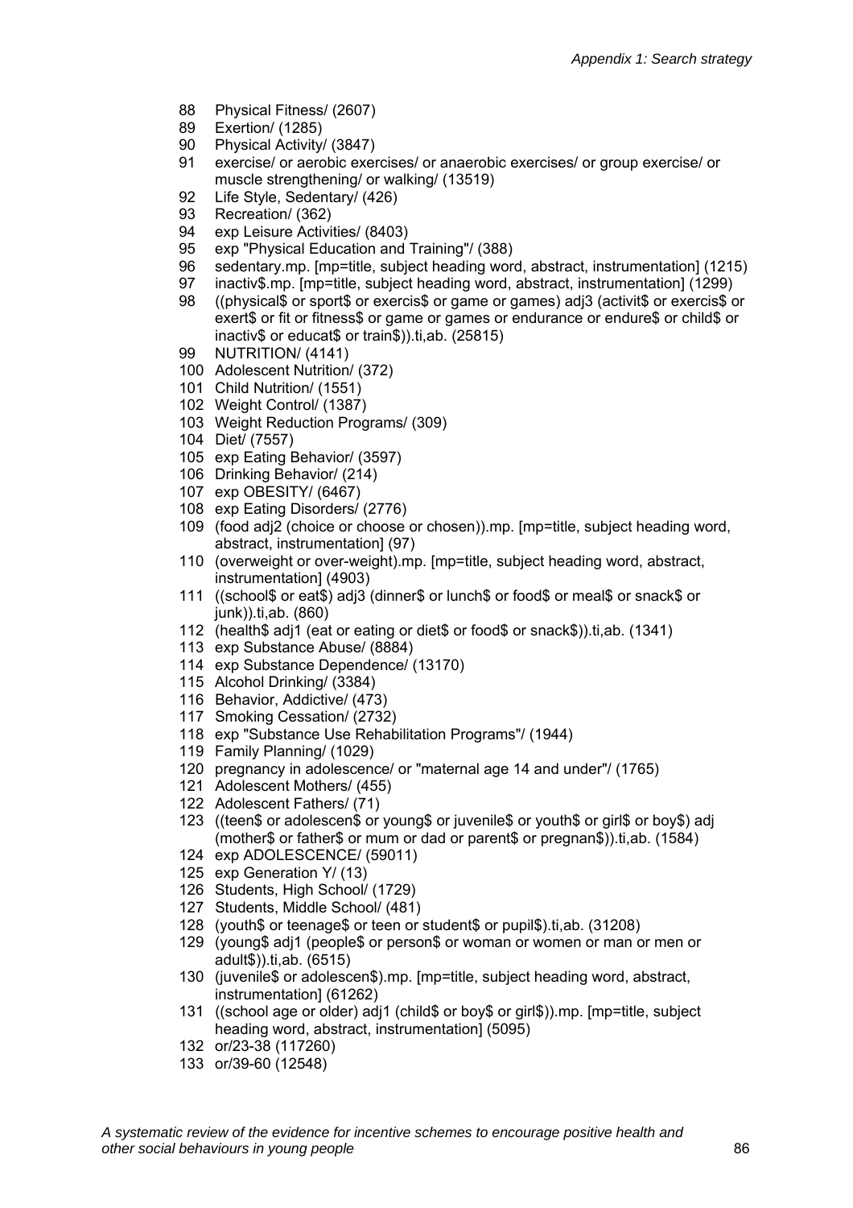88 Physical Fitness/ (2607)
89 Exertion/ (1285)
90 Physical Activity/ (3847)
91 exercise/ or aerobic exercises/ or anaerobic exercises/ or group exercise/ or muscle strengthening/ or walking/ (13519)
92 Life Style, Sedentary/ (426)
93 Recreation/ (362)
94 exp Leisure Activities/ (8403)
95 exp "Physical Education and Training"/ (388)
96 sedentary.mp. [mp=title, subject heading word, abstract, instrumentation] (1215)
97 inactiv$.mp. [mp=title, subject heading word, abstract, instrumentation] (1299)
98 ((physical$ or sport$ or exercis$ or game or games) adj3 (activit$ or exercis$ or exert$ or fit or fitness$ or game or games or endurance or endure$ or child$ or inactiv$ or educat$ or train$)).ti,ab. (25815)
99 NUTRITION/ (4141)
100 Adolescent Nutrition/ (372)
101 Child Nutrition/ (1551)
102 Weight Control/ (1387)
103 Weight Reduction Programs/ (309)
104 Diet/ (7557)
105 exp Eating Behavior/ (3597)
106 Drinking Behavior/ (214)
107 exp OBESITY/ (6467)
108 exp Eating Disorders/ (2776)
109 (food adj2 (choice or choose or chosen)).mp. [mp=title, subject heading word, abstract, instrumentation] (97)
110 (overweight or over-weight).mp. [mp=title, subject heading word, abstract, instrumentation] (4903)
111 ((school$ or eat$) adj3 (dinner$ or lunch$ or food$ or meal$ or snack$ or junk)).ti,ab. (860)
112 (health$ adj1 (eat or eating or diet$ or food$ or snack$)).ti,ab. (1341)
113 exp Substance Abuse/ (8884)
114 exp Substance Dependence/ (13170)
115 Alcohol Drinking/ (3384)
116 Behavior, Addictive/ (473)
117 Smoking Cessation/ (2732)
118 exp "Substance Use Rehabilitation Programs"/ (1944)
119 Family Planning/ (1029)
120 pregnancy in adolescence/ or "maternal age 14 and under"/ (1765)
121 Adolescent Mothers/ (455)
122 Adolescent Fathers/ (71)
123 ((teen$ or adolescen$ or young$ or juvenile$ or youth$ or girl$ or boy$) adj (mother$ or father$ or mum or dad or parent$ or pregnan$)).ti,ab. (1584)
124 exp ADOLESCENCE/ (59011)
125 exp Generation Y/ (13)
126 Students, High School/ (1729)
127 Students, Middle School/ (481)
128 (youth$ or teenage$ or teen or student$ or pupil$).ti,ab. (31208)
129 (young$ adj1 (people$ or person$ or woman or women or man or men or adult$)).ti,ab. (6515)
130 (juvenile$ or adolescen$).mp. [mp=title, subject heading word, abstract, instrumentation] (61262)
131 ((school age or older) adj1 (child$ or boy$ or girl$)).mp. [mp=title, subject heading word, abstract, instrumentation] (5095)
132 or/23-38 (117260)
133 or/39-60 (12548)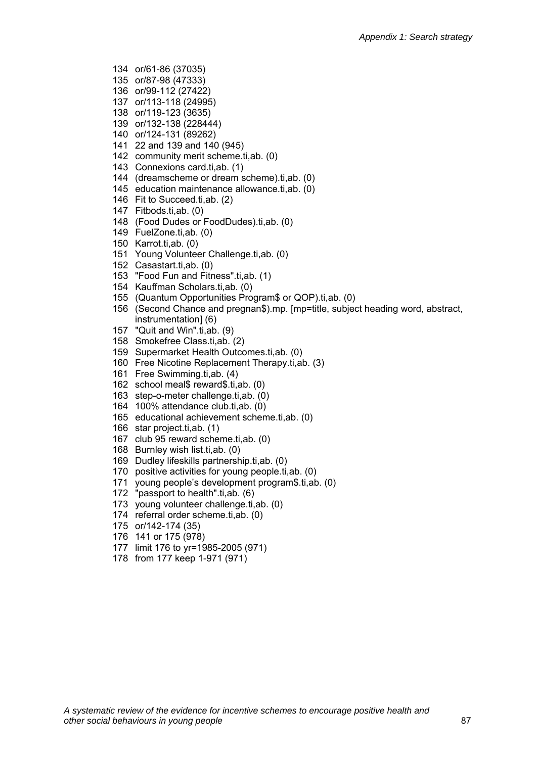134 or/61-86 (37035)
135 or/87-98 (47333)
136 or/99-112 (27422)
137 or/113-118 (24995)
138 or/119-123 (3635)
139 or/132-138 (228444)
140 or/124-131 (89262)
141 22 and 139 and 140 (945)
142 community merit scheme.ti,ab. (0)
143 Connexions card.ti,ab. (1)
144 (dreamscheme or dream scheme).ti,ab. (0)
145 education maintenance allowance.ti,ab. (0)
146 Fit to Succeed.ti,ab. (2)
147 Fitbods.ti,ab. (0)
148 (Food Dudes or FoodDudes).ti,ab. (0)
149 FuelZone.ti,ab. (0)
150 Karrot.ti,ab. (0)
151 Young Volunteer Challenge.ti,ab. (0)
152 Casastart.ti,ab. (0)
153 "Food Fun and Fitness".ti,ab. (1)
154 Kauffman Scholars.ti,ab. (0)
155 (Quantum Opportunities Program$ or QOP).ti,ab. (0)
156 (Second Chance and pregnan$).mp. [mp=title, subject heading word, abstract, instrumentation] (6)
157 "Quit and Win".ti,ab. (9)
158 Smokefree Class.ti,ab. (2)
159 Supermarket Health Outcomes.ti,ab. (0)
160 Free Nicotine Replacement Therapy.ti,ab. (3)
161 Free Swimming.ti,ab. (4)
162 school meal$ reward$.ti,ab. (0)
163 step-o-meter challenge.ti,ab. (0)
164 100% attendance club.ti,ab. (0)
165 educational achievement scheme.ti,ab. (0)
166 star project.ti,ab. (1)
167 club 95 reward scheme.ti,ab. (0)
168 Burnley wish list.ti,ab. (0)
169 Dudley lifeskills partnership.ti,ab. (0)
170 positive activities for young people.ti,ab. (0)
171 young people's development program$.ti,ab. (0)
172 "passport to health".ti,ab. (6)
173 young volunteer challenge.ti,ab. (0)
174 referral order scheme.ti,ab. (0)
175 or/142-174 (35)
176 141 or 175 (978)
177 limit 176 to yr=1985-2005 (971)
178 from 177 keep 1-971 (971)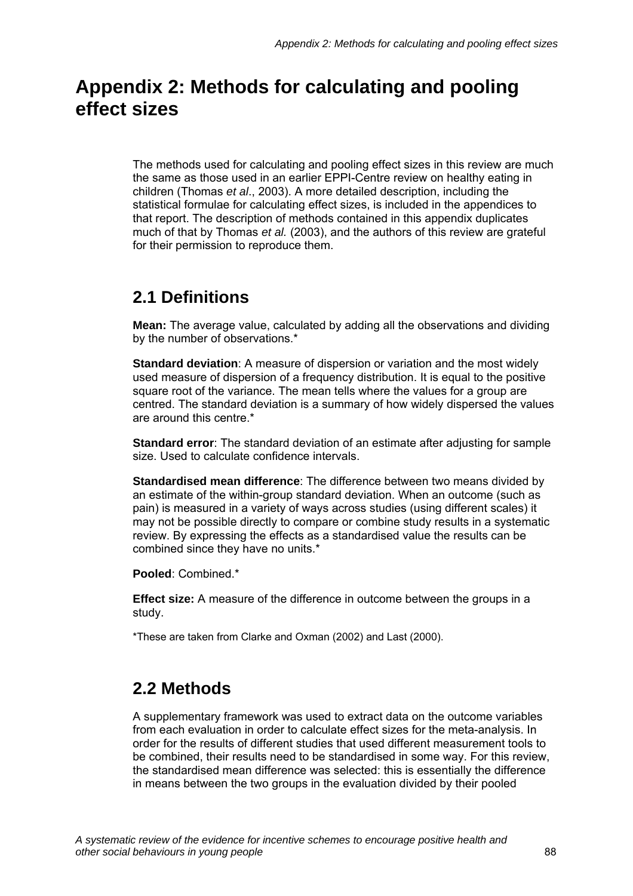# Appendix 2: Methods for calculating and pooling effect sizes

The methods used for calculating and pooling effect sizes in this review are much the same as those used in an earlier EPPI-Centre review on healthy eating in children (Thomas *et al*., 2003). A more detailed description, including the statistical formulae for calculating effect sizes, is included in the appendices to that report. The description of methods contained in this appendix duplicates much of that by Thomas *et al.* (2003), and the authors of this review are grateful for their permission to reproduce them.

## 2.1 Definitions

**Mean:** The average value, calculated by adding all the observations and dividing by the number of observations.*

**Standard deviation**: A measure of dispersion or variation and the most widely used measure of dispersion of a frequency distribution. It is equal to the positive square root of the variance. The mean tells where the values for a group are centred. The standard deviation is a summary of how widely dispersed the values are around this centre.*

**Standard error**: The standard deviation of an estimate after adjusting for sample size. Used to calculate confidence intervals.

**Standardised mean difference**: The difference between two means divided by an estimate of the within-group standard deviation. When an outcome (such as pain) is measured in a variety of ways across studies (using different scales) it may not be possible directly to compare or combine study results in a systematic review. By expressing the effects as a standardised value the results can be combined since they have no units.*

**Pooled**: Combined.*

**Effect size:** A measure of the difference in outcome between the groups in a study.

*These are taken from Clarke and Oxman (2002) and Last (2000).

## 2.2 Methods

A supplementary framework was used to extract data on the outcome variables from each evaluation in order to calculate effect sizes for the meta-analysis. In order for the results of different studies that used different measurement tools to be combined, their results need to be standardised in some way. For this review, the standardised mean difference was selected: this is essentially the difference in means between the two groups in the evaluation divided by their pooled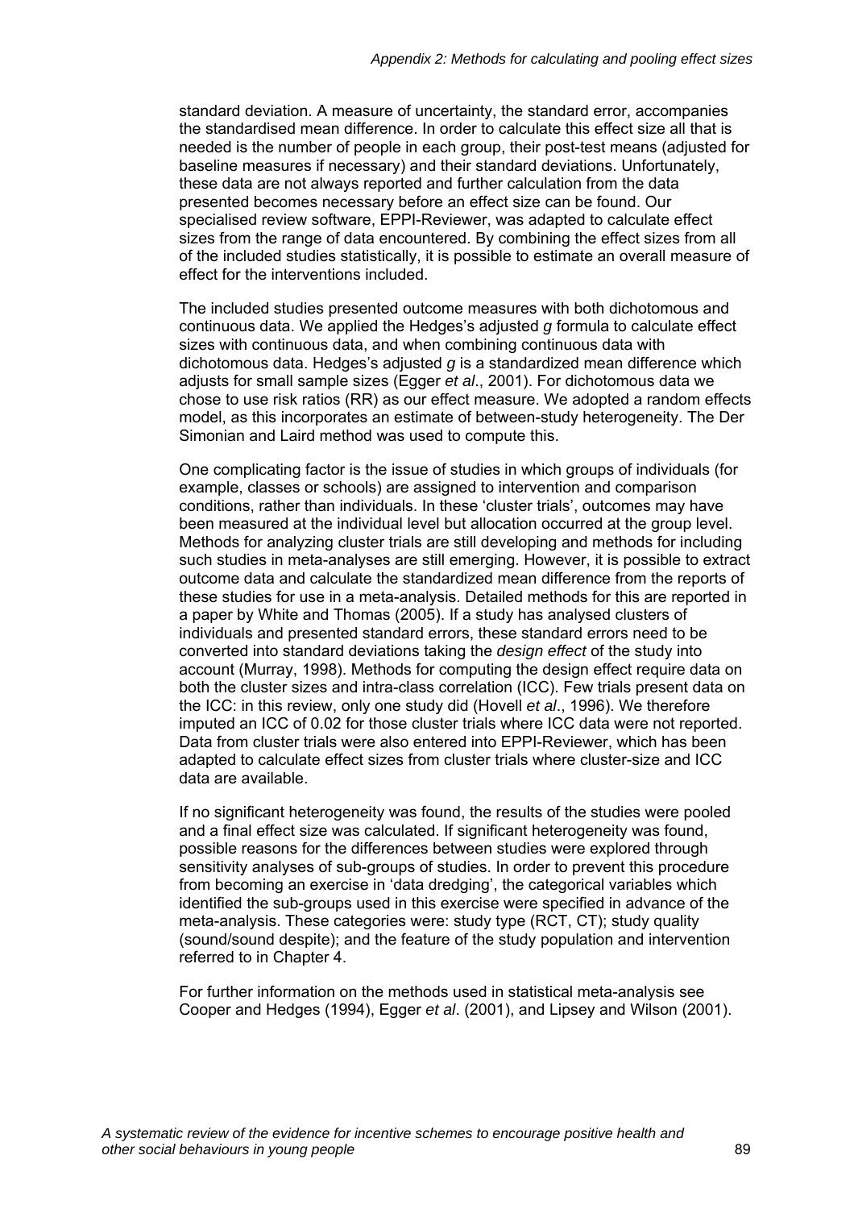standard deviation. A measure of uncertainty, the standard error, accompanies the standardised mean difference. In order to calculate this effect size all that is needed is the number of people in each group, their post-test means (adjusted for baseline measures if necessary) and their standard deviations. Unfortunately, these data are not always reported and further calculation from the data presented becomes necessary before an effect size can be found. Our specialised review software, EPPI-Reviewer, was adapted to calculate effect sizes from the range of data encountered. By combining the effect sizes from all of the included studies statistically, it is possible to estimate an overall measure of effect for the interventions included.

The included studies presented outcome measures with both dichotomous and continuous data. We applied the Hedges's adjusted *g* formula to calculate effect sizes with continuous data, and when combining continuous data with dichotomous data. Hedges's adjusted *g* is a standardized mean difference which adjusts for small sample sizes (Egger *et al*., 2001). For dichotomous data we chose to use risk ratios (RR) as our effect measure. We adopted a random effects model, as this incorporates an estimate of between-study heterogeneity. The Der Simonian and Laird method was used to compute this.

One complicating factor is the issue of studies in which groups of individuals (for example, classes or schools) are assigned to intervention and comparison conditions, rather than individuals. In these 'cluster trials', outcomes may have been measured at the individual level but allocation occurred at the group level. Methods for analyzing cluster trials are still developing and methods for including such studies in meta-analyses are still emerging. However, it is possible to extract outcome data and calculate the standardized mean difference from the reports of these studies for use in a meta-analysis. Detailed methods for this are reported in a paper by White and Thomas (2005). If a study has analysed clusters of individuals and presented standard errors, these standard errors need to be converted into standard deviations taking the *design effect* of the study into account (Murray, 1998). Methods for computing the design effect require data on both the cluster sizes and intra-class correlation (ICC). Few trials present data on the ICC: in this review, only one study did (Hovell *et al*., 1996). We therefore imputed an ICC of 0.02 for those cluster trials where ICC data were not reported. Data from cluster trials were also entered into EPPI-Reviewer, which has been adapted to calculate effect sizes from cluster trials where cluster-size and ICC data are available.

If no significant heterogeneity was found, the results of the studies were pooled and a final effect size was calculated. If significant heterogeneity was found, possible reasons for the differences between studies were explored through sensitivity analyses of sub-groups of studies. In order to prevent this procedure from becoming an exercise in 'data dredging', the categorical variables which identified the sub-groups used in this exercise were specified in advance of the meta-analysis. These categories were: study type (RCT, CT); study quality (sound/sound despite); and the feature of the study population and intervention referred to in Chapter 4.

For further information on the methods used in statistical meta-analysis see Cooper and Hedges (1994), Egger *et al*. (2001), and Lipsey and Wilson (2001).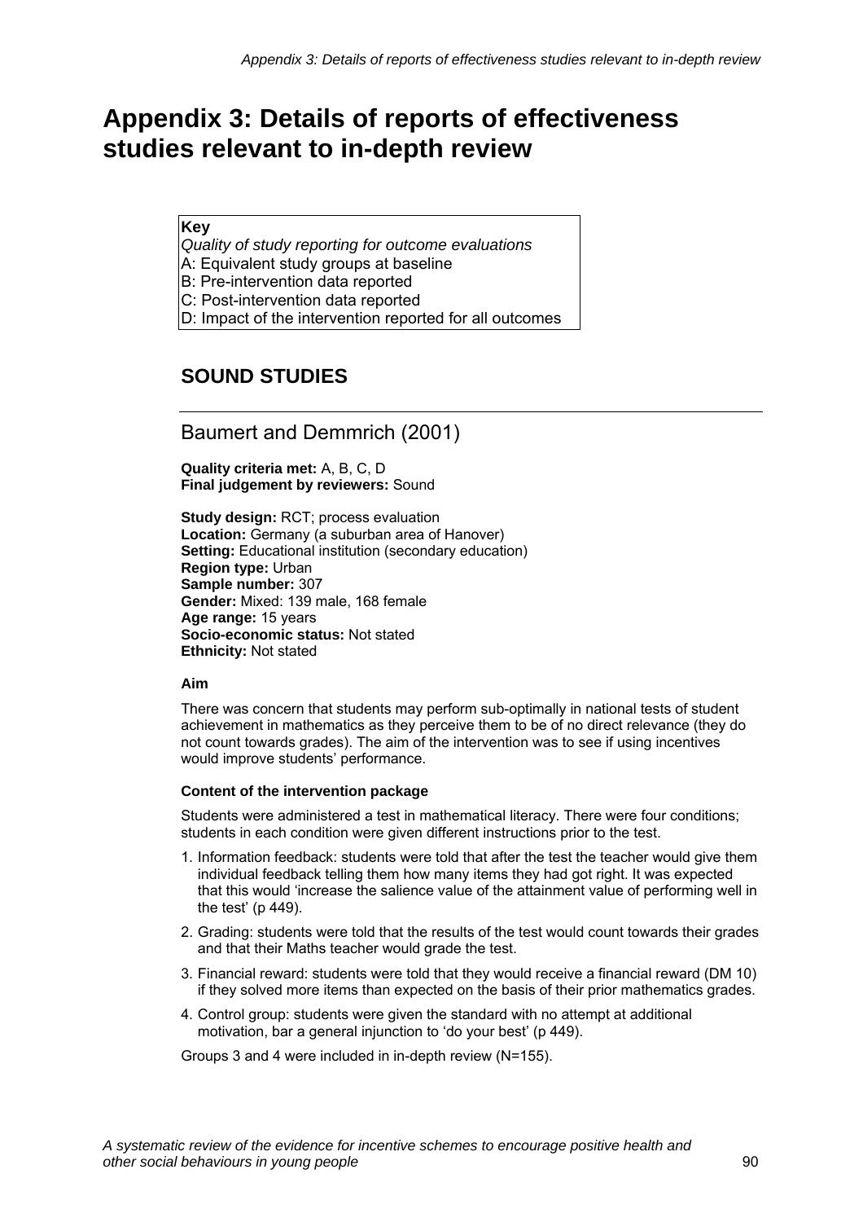# Appendix 3: Details of reports of effectiveness studies relevant to in-depth review

**Key**
*Quality of study reporting for outcome evaluations*
A: Equivalent study groups at baseline
B: Pre-intervention data reported
C: Post-intervention data reported
D: Impact of the intervention reported for all outcomes

## SOUND STUDIES

### Baumert and Demmrich (2001)

**Quality criteria met:** A, B, C, D
**Final judgement by reviewers:** Sound

**Study design:** RCT; process evaluation
**Location:** Germany (a suburban area of Hanover)
**Setting:** Educational institution (secondary education)
**Region type:** Urban
**Sample number:** 307
**Gender:** Mixed: 139 male, 168 female
**Age range:** 15 years
**Socio-economic status:** Not stated
**Ethnicity:** Not stated

#### Aim

There was concern that students may perform sub-optimally in national tests of student achievement in mathematics as they perceive them to be of no direct relevance (they do not count towards grades). The aim of the intervention was to see if using incentives would improve students' performance.

#### Content of the intervention package

Students were administered a test in mathematical literacy. There were four conditions; students in each condition were given different instructions prior to the test.

1. Information feedback: students were told that after the test the teacher would give them individual feedback telling them how many items they had got right. It was expected that this would 'increase the salience value of the attainment value of performing well in the test' (p 449).
2. Grading: students were told that the results of the test would count towards their grades and that their Maths teacher would grade the test.
3. Financial reward: students were told that they would receive a financial reward (DM 10) if they solved more items than expected on the basis of their prior mathematics grades.
4. Control group: students were given the standard with no attempt at additional motivation, bar a general injunction to 'do your best' (p 449).

Groups 3 and 4 were included in in-depth review (N=155).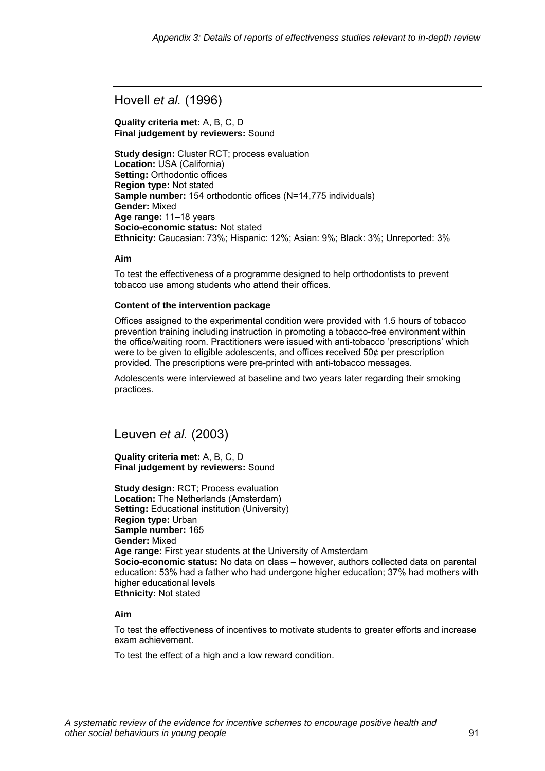## Hovell *et al.* (1996)

**Quality criteria met:** A, B, C, D
**Final judgement by reviewers:** Sound

**Study design:** Cluster RCT; process evaluation
**Location:** USA (California)
**Setting:** Orthodontic offices
**Region type:** Not stated
**Sample number:** 154 orthodontic offices (N=14,775 individuals)
**Gender:** Mixed
**Age range:** 11–18 years
**Socio-economic status:** Not stated
**Ethnicity:** Caucasian: 73%; Hispanic: 12%; Asian: 9%; Black: 3%; Unreported: 3%

#### Aim

To test the effectiveness of a programme designed to help orthodontists to prevent tobacco use among students who attend their offices.

#### Content of the intervention package

Offices assigned to the experimental condition were provided with 1.5 hours of tobacco prevention training including instruction in promoting a tobacco-free environment within the office/waiting room. Practitioners were issued with anti-tobacco 'prescriptions' which were to be given to eligible adolescents, and offices received 50¢ per prescription provided. The prescriptions were pre-printed with anti-tobacco messages.

Adolescents were interviewed at baseline and two years later regarding their smoking practices.

## Leuven *et al.* (2003)

**Quality criteria met:** A, B, C, D
**Final judgement by reviewers:** Sound

**Study design:** RCT; Process evaluation
**Location:** The Netherlands (Amsterdam)
**Setting:** Educational institution (University)
**Region type:** Urban
**Sample number:** 165
**Gender:** Mixed
**Age range:** First year students at the University of Amsterdam
**Socio-economic status:** No data on class – however, authors collected data on parental education: 53% had a father who had undergone higher education; 37% had mothers with higher educational levels
**Ethnicity:** Not stated

#### Aim

To test the effectiveness of incentives to motivate students to greater efforts and increase exam achievement.

To test the effect of a high and a low reward condition.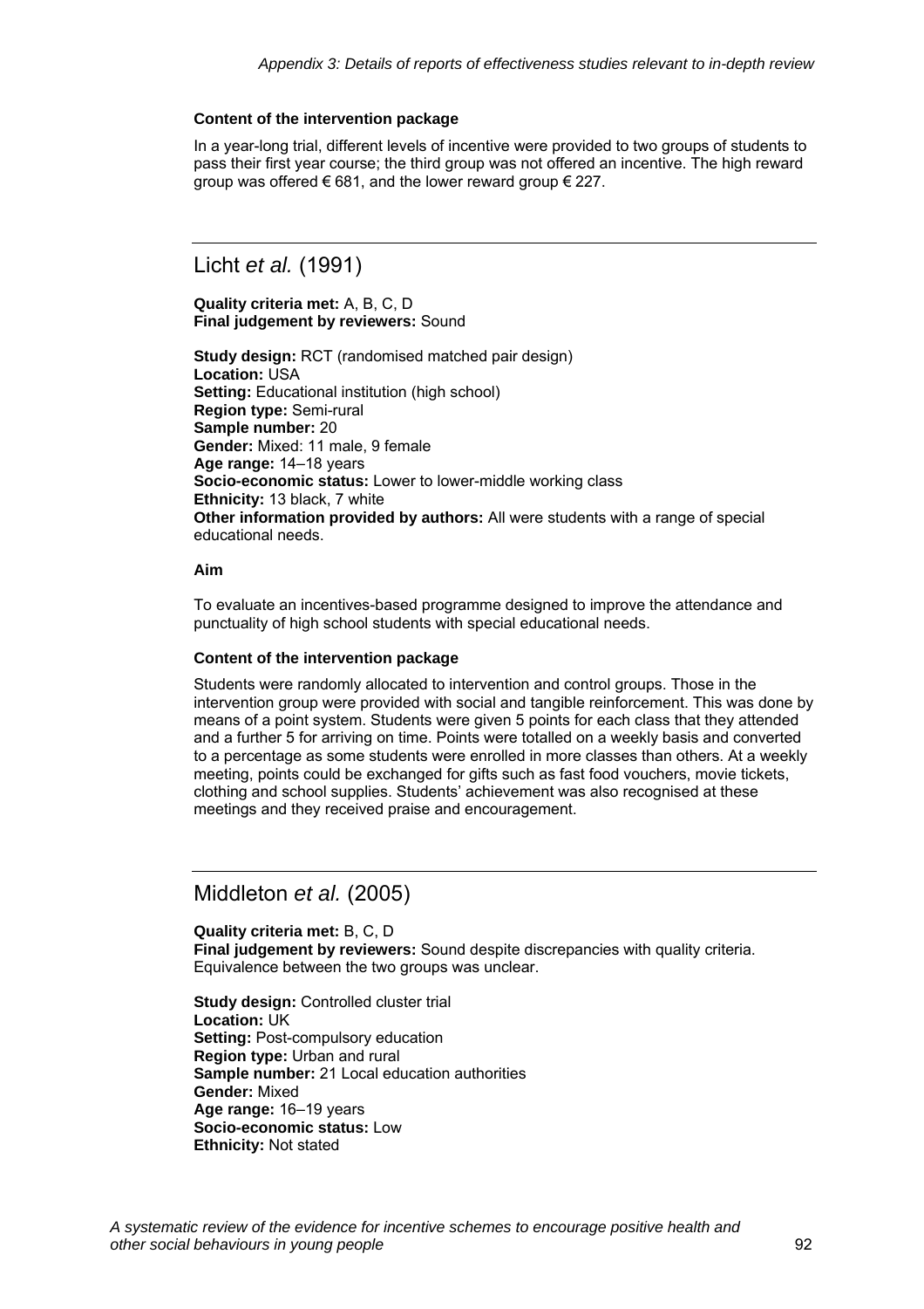#### Content of the intervention package

In a year-long trial, different levels of incentive were provided to two groups of students to pass their first year course; the third group was not offered an incentive. The high reward group was offered € 681, and the lower reward group € 227.

---

## Licht *et al.* (1991)

**Quality criteria met:** A, B, C, D
**Final judgement by reviewers:** Sound

**Study design:** RCT (randomised matched pair design)
**Location:** USA
**Setting:** Educational institution (high school)
**Region type:** Semi-rural
**Sample number:** 20
**Gender:** Mixed: 11 male, 9 female
**Age range:** 14–18 years
**Socio-economic status:** Lower to lower-middle working class
**Ethnicity:** 13 black, 7 white
**Other information provided by authors:** All were students with a range of special educational needs.

#### Aim

To evaluate an incentives-based programme designed to improve the attendance and punctuality of high school students with special educational needs.

#### Content of the intervention package

Students were randomly allocated to intervention and control groups. Those in the intervention group were provided with social and tangible reinforcement. This was done by means of a point system. Students were given 5 points for each class that they attended and a further 5 for arriving on time. Points were totalled on a weekly basis and converted to a percentage as some students were enrolled in more classes than others. At a weekly meeting, points could be exchanged for gifts such as fast food vouchers, movie tickets, clothing and school supplies. Students' achievement was also recognised at these meetings and they received praise and encouragement.

---

## Middleton *et al.* (2005)

**Quality criteria met:** B, C, D
**Final judgement by reviewers:** Sound despite discrepancies with quality criteria. Equivalence between the two groups was unclear.

**Study design:** Controlled cluster trial
**Location:** UK
**Setting:** Post-compulsory education
**Region type:** Urban and rural
**Sample number:** 21 Local education authorities
**Gender:** Mixed
**Age range:** 16–19 years
**Socio-economic status:** Low
**Ethnicity:** Not stated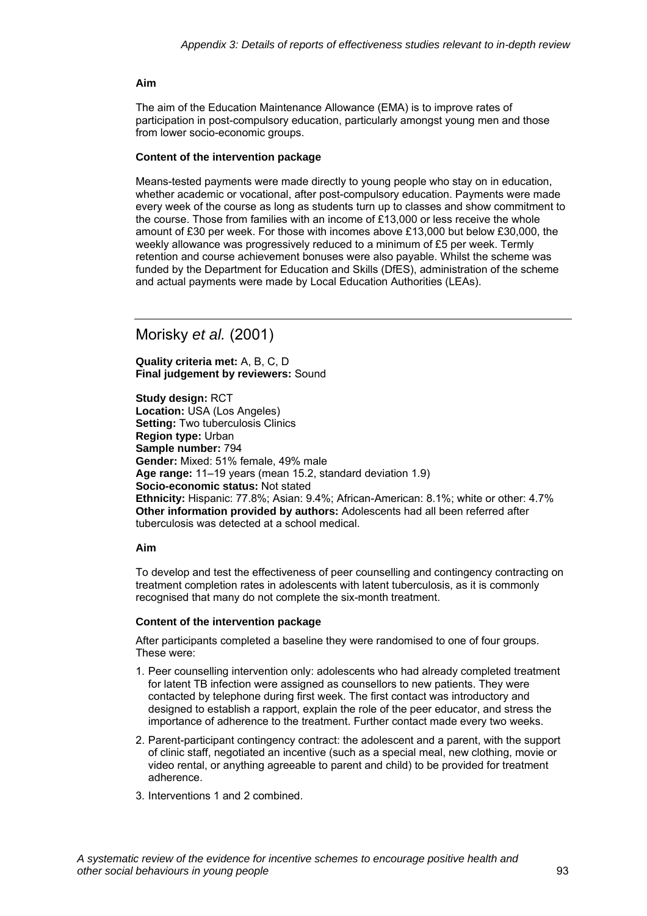**Aim**

The aim of the Education Maintenance Allowance (EMA) is to improve rates of participation in post-compulsory education, particularly amongst young men and those from lower socio-economic groups.

**Content of the intervention package**

Means-tested payments were made directly to young people who stay on in education, whether academic or vocational, after post-compulsory education. Payments were made every week of the course as long as students turn up to classes and show commitment to the course. Those from families with an income of £13,000 or less receive the whole amount of £30 per week. For those with incomes above £13,000 but below £30,000, the weekly allowance was progressively reduced to a minimum of £5 per week. Termly retention and course achievement bonuses were also payable. Whilst the scheme was funded by the Department for Education and Skills (DfES), administration of the scheme and actual payments were made by Local Education Authorities (LEAs).

## Morisky *et al.* (2001)

**Quality criteria met:** A, B, C, D
**Final judgement by reviewers:** Sound

**Study design:** RCT
**Location:** USA (Los Angeles)
**Setting:** Two tuberculosis Clinics
**Region type:** Urban
**Sample number:** 794
**Gender:** Mixed: 51% female, 49% male
**Age range:** 11–19 years (mean 15.2, standard deviation 1.9)
**Socio-economic status:** Not stated
**Ethnicity:** Hispanic: 77.8%; Asian: 9.4%; African-American: 8.1%; white or other: 4.7%
**Other information provided by authors:** Adolescents had all been referred after tuberculosis was detected at a school medical.

**Aim**

To develop and test the effectiveness of peer counselling and contingency contracting on treatment completion rates in adolescents with latent tuberculosis, as it is commonly recognised that many do not complete the six-month treatment.

**Content of the intervention package**

After participants completed a baseline they were randomised to one of four groups. These were:

1. Peer counselling intervention only: adolescents who had already completed treatment for latent TB infection were assigned as counsellors to new patients. They were contacted by telephone during first week. The first contact was introductory and designed to establish a rapport, explain the role of the peer educator, and stress the importance of adherence to the treatment. Further contact made every two weeks.
2. Parent-participant contingency contract: the adolescent and a parent, with the support of clinic staff, negotiated an incentive (such as a special meal, new clothing, movie or video rental, or anything agreeable to parent and child) to be provided for treatment adherence.
3. Interventions 1 and 2 combined.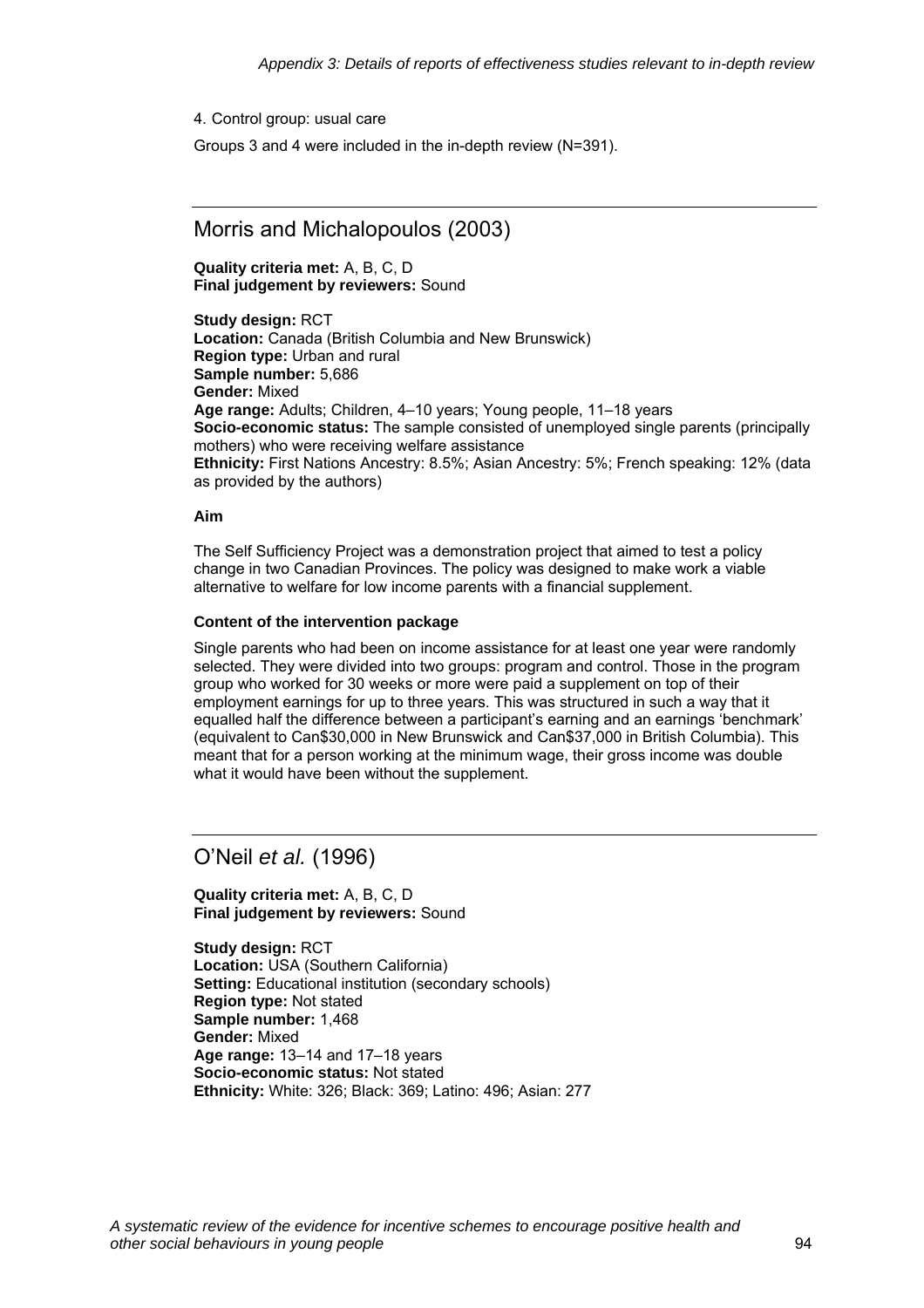4. Control group: usual care

Groups 3 and 4 were included in the in-depth review (N=391).

## Morris and Michalopoulos (2003)

**Quality criteria met:** A, B, C, D
**Final judgement by reviewers:** Sound

**Study design:** RCT
**Location:** Canada (British Columbia and New Brunswick)
**Region type:** Urban and rural
**Sample number:** 5,686
**Gender:** Mixed
**Age range:** Adults; Children, 4–10 years; Young people, 11–18 years
**Socio-economic status:** The sample consisted of unemployed single parents (principally mothers) who were receiving welfare assistance
**Ethnicity:** First Nations Ancestry: 8.5%; Asian Ancestry: 5%; French speaking: 12% (data as provided by the authors)

**Aim**

The Self Sufficiency Project was a demonstration project that aimed to test a policy change in two Canadian Provinces. The policy was designed to make work a viable alternative to welfare for low income parents with a financial supplement.

**Content of the intervention package**

Single parents who had been on income assistance for at least one year were randomly selected. They were divided into two groups: program and control. Those in the program group who worked for 30 weeks or more were paid a supplement on top of their employment earnings for up to three years. This was structured in such a way that it equalled half the difference between a participant's earning and an earnings 'benchmark' (equivalent to Can$30,000 in New Brunswick and Can$37,000 in British Columbia). This meant that for a person working at the minimum wage, their gross income was double what it would have been without the supplement.

## O'Neil *et al.* (1996)

**Quality criteria met:** A, B, C, D
**Final judgement by reviewers:** Sound

**Study design:** RCT
**Location:** USA (Southern California)
**Setting:** Educational institution (secondary schools)
**Region type:** Not stated
**Sample number:** 1,468
**Gender:** Mixed
**Age range:** 13–14 and 17–18 years
**Socio-economic status:** Not stated
**Ethnicity:** White: 326; Black: 369; Latino: 496; Asian: 277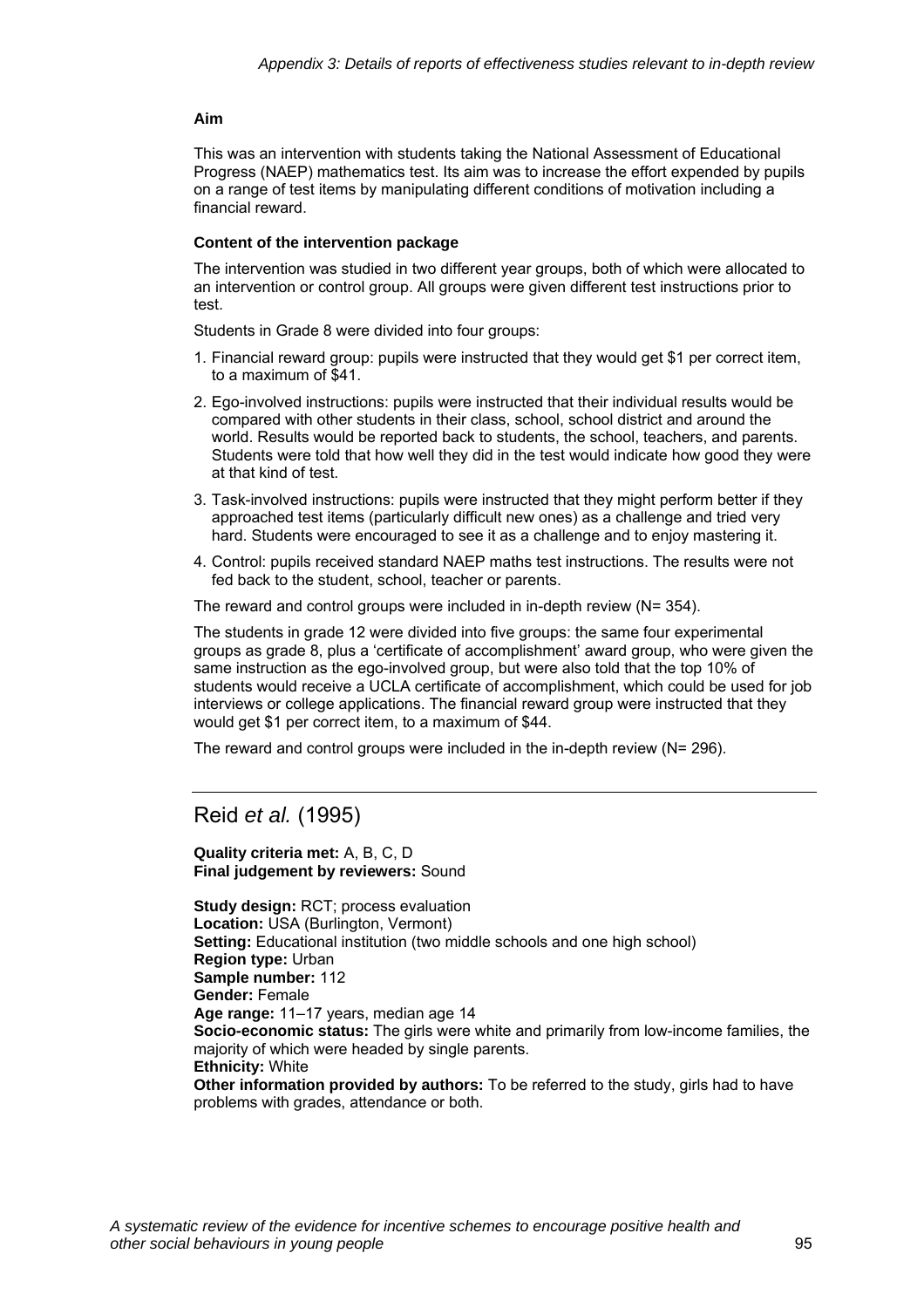**Aim**

This was an intervention with students taking the National Assessment of Educational Progress (NAEP) mathematics test. Its aim was to increase the effort expended by pupils on a range of test items by manipulating different conditions of motivation including a financial reward.

**Content of the intervention package**

The intervention was studied in two different year groups, both of which were allocated to an intervention or control group. All groups were given different test instructions prior to test.

Students in Grade 8 were divided into four groups:

1. Financial reward group: pupils were instructed that they would get $1 per correct item, to a maximum of $41.
2. Ego-involved instructions: pupils were instructed that their individual results would be compared with other students in their class, school, school district and around the world. Results would be reported back to students, the school, teachers, and parents. Students were told that how well they did in the test would indicate how good they were at that kind of test.
3. Task-involved instructions: pupils were instructed that they might perform better if they approached test items (particularly difficult new ones) as a challenge and tried very hard. Students were encouraged to see it as a challenge and to enjoy mastering it.
4. Control: pupils received standard NAEP maths test instructions. The results were not fed back to the student, school, teacher or parents.

The reward and control groups were included in in-depth review (N= 354).

The students in grade 12 were divided into five groups: the same four experimental groups as grade 8, plus a 'certificate of accomplishment' award group, who were given the same instruction as the ego-involved group, but were also told that the top 10% of students would receive a UCLA certificate of accomplishment, which could be used for job interviews or college applications. The financial reward group were instructed that they would get $1 per correct item, to a maximum of $44.

The reward and control groups were included in the in-depth review (N= 296).

---

## Reid *et al.* (1995)

**Quality criteria met:** A, B, C, D
**Final judgement by reviewers:** Sound

**Study design:** RCT; process evaluation
**Location:** USA (Burlington, Vermont)
**Setting:** Educational institution (two middle schools and one high school)
**Region type:** Urban
**Sample number:** 112
**Gender:** Female
**Age range:** 11–17 years, median age 14
**Socio-economic status:** The girls were white and primarily from low-income families, the majority of which were headed by single parents.
**Ethnicity:** White
**Other information provided by authors:** To be referred to the study, girls had to have problems with grades, attendance or both.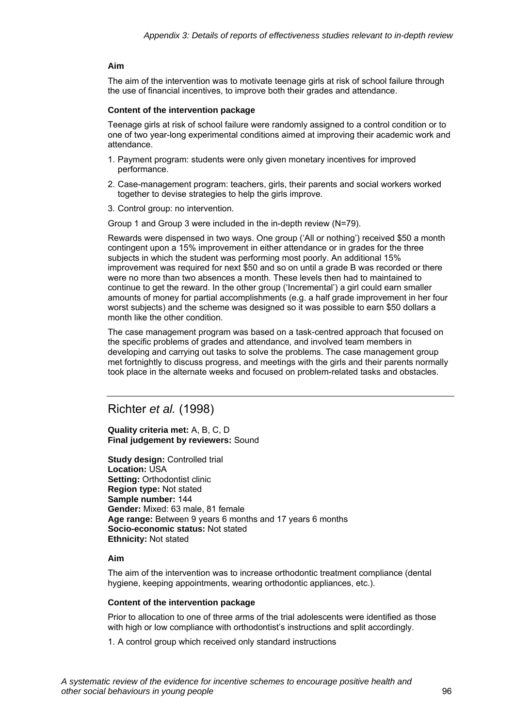#### Aim

The aim of the intervention was to motivate teenage girls at risk of school failure through the use of financial incentives, to improve both their grades and attendance.

#### Content of the intervention package

Teenage girls at risk of school failure were randomly assigned to a control condition or to one of two year-long experimental conditions aimed at improving their academic work and attendance.

1. Payment program: students were only given monetary incentives for improved performance.
2. Case-management program: teachers, girls, their parents and social workers worked together to devise strategies to help the girls improve.
3. Control group: no intervention.

Group 1 and Group 3 were included in the in-depth review (N=79).

Rewards were dispensed in two ways. One group ('All or nothing') received $50 a month contingent upon a 15% improvement in either attendance or in grades for the three subjects in which the student was performing most poorly. An additional 15% improvement was required for next $50 and so on until a grade B was recorded or there were no more than two absences a month. These levels then had to maintained to continue to get the reward. In the other group ('Incremental') a girl could earn smaller amounts of money for partial accomplishments (e.g. a half grade improvement in her four worst subjects) and the scheme was designed so it was possible to earn $50 dollars a month like the other condition.

The case management program was based on a task-centred approach that focused on the specific problems of grades and attendance, and involved team members in developing and carrying out tasks to solve the problems. The case management group met fortnightly to discuss progress, and meetings with the girls and their parents normally took place in the alternate weeks and focused on problem-related tasks and obstacles.

---

## Richter *et al.* (1998)

**Quality criteria met:** A, B, C, D
**Final judgement by reviewers:** Sound

**Study design:** Controlled trial
**Location:** USA
**Setting:** Orthodontist clinic
**Region type:** Not stated
**Sample number:** 144
**Gender:** Mixed: 63 male, 81 female
**Age range:** Between 9 years 6 months and 17 years 6 months
**Socio-economic status:** Not stated
**Ethnicity:** Not stated

#### Aim

The aim of the intervention was to increase orthodontic treatment compliance (dental hygiene, keeping appointments, wearing orthodontic appliances, etc.).

#### Content of the intervention package

Prior to allocation to one of three arms of the trial adolescents were identified as those with high or low compliance with orthodontist's instructions and split accordingly.

1. A control group which received only standard instructions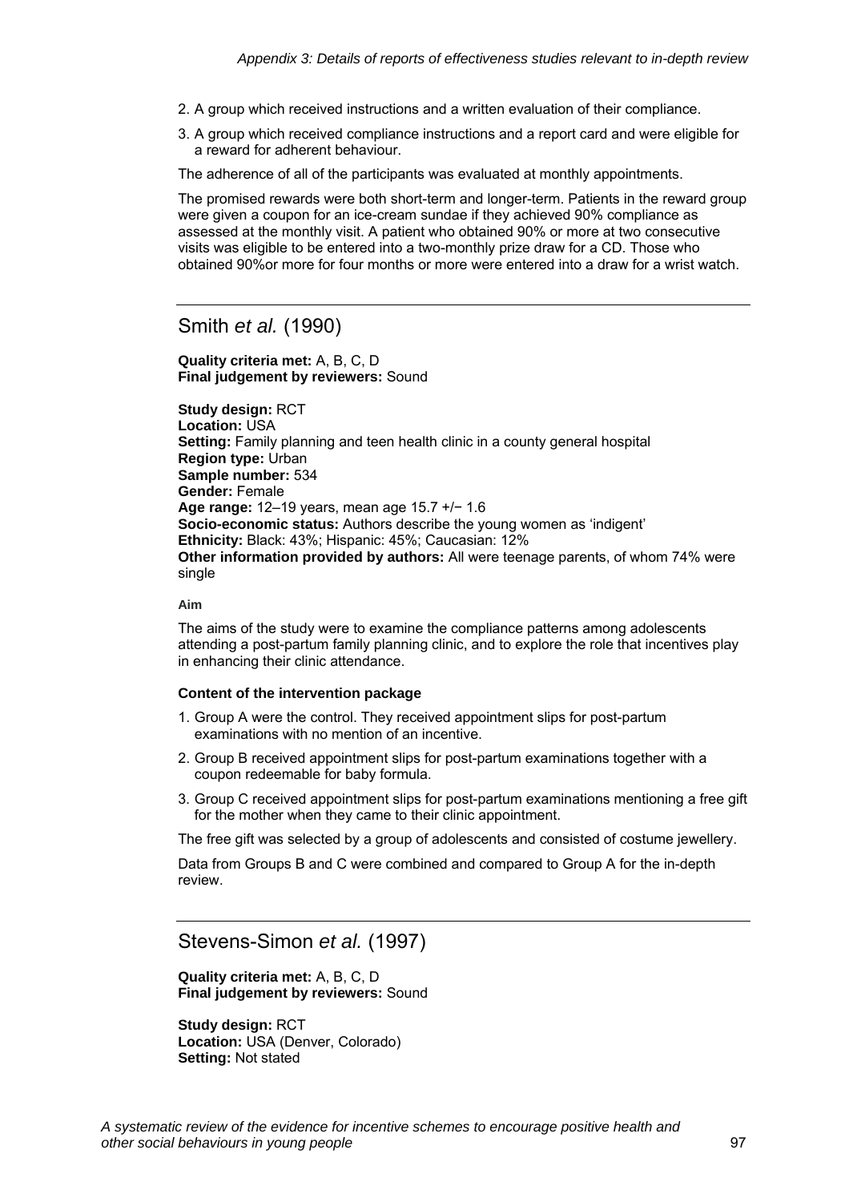2. A group which received instructions and a written evaluation of their compliance.
3. A group which received compliance instructions and a report card and were eligible for a reward for adherent behaviour.

The adherence of all of the participants was evaluated at monthly appointments.

The promised rewards were both short-term and longer-term. Patients in the reward group were given a coupon for an ice-cream sundae if they achieved 90% compliance as assessed at the monthly visit. A patient who obtained 90% or more at two consecutive visits was eligible to be entered into a two-monthly prize draw for a CD. Those who obtained 90%or more for four months or more were entered into a draw for a wrist watch.

## Smith *et al.* (1990)

**Quality criteria met:** A, B, C, D
**Final judgement by reviewers:** Sound

**Study design:** RCT
**Location:** USA
**Setting:** Family planning and teen health clinic in a county general hospital
**Region type:** Urban
**Sample number:** 534
**Gender:** Female
**Age range:** 12–19 years, mean age 15.7 +/− 1.6
**Socio-economic status:** Authors describe the young women as 'indigent'
**Ethnicity:** Black: 43%; Hispanic: 45%; Caucasian: 12%
**Other information provided by authors:** All were teenage parents, of whom 74% were single

#### Aim

The aims of the study were to examine the compliance patterns among adolescents attending a post-partum family planning clinic, and to explore the role that incentives play in enhancing their clinic attendance.

#### Content of the intervention package

1. Group A were the control. They received appointment slips for post-partum examinations with no mention of an incentive.
2. Group B received appointment slips for post-partum examinations together with a coupon redeemable for baby formula.
3. Group C received appointment slips for post-partum examinations mentioning a free gift for the mother when they came to their clinic appointment.

The free gift was selected by a group of adolescents and consisted of costume jewellery.

Data from Groups B and C were combined and compared to Group A for the in-depth review.

## Stevens-Simon *et al.* (1997)

**Quality criteria met:** A, B, C, D
**Final judgement by reviewers:** Sound

**Study design:** RCT
**Location:** USA (Denver, Colorado)
**Setting:** Not stated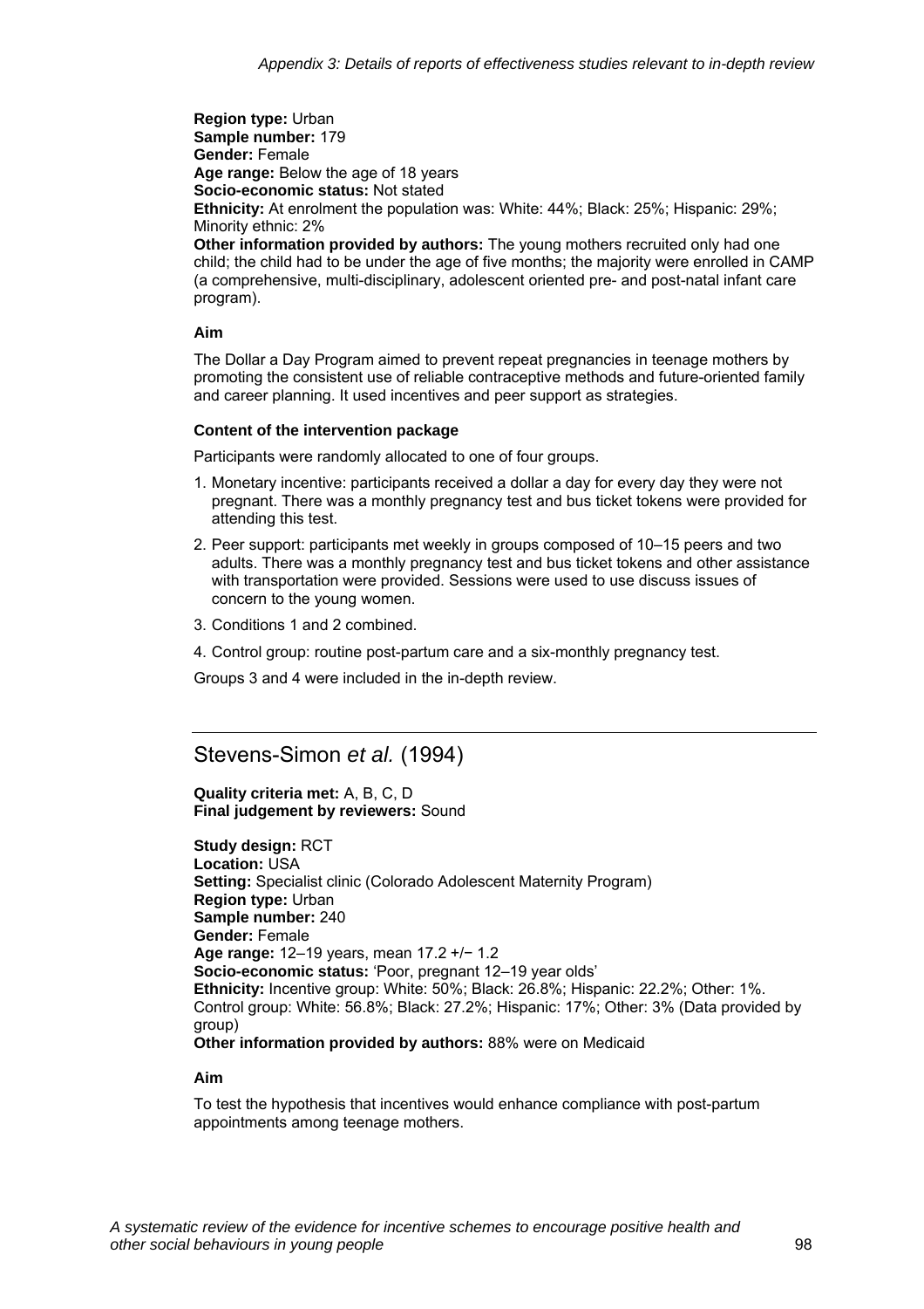**Region type:** Urban
**Sample number:** 179
**Gender:** Female
**Age range:** Below the age of 18 years
**Socio-economic status:** Not stated
**Ethnicity:** At enrolment the population was: White: 44%; Black: 25%; Hispanic: 29%; Minority ethnic: 2%
**Other information provided by authors:** The young mothers recruited only had one child; the child had to be under the age of five months; the majority were enrolled in CAMP (a comprehensive, multi-disciplinary, adolescent oriented pre- and post-natal infant care program).

#### Aim

The Dollar a Day Program aimed to prevent repeat pregnancies in teenage mothers by promoting the consistent use of reliable contraceptive methods and future-oriented family and career planning. It used incentives and peer support as strategies.

#### Content of the intervention package

Participants were randomly allocated to one of four groups.

1. Monetary incentive: participants received a dollar a day for every day they were not pregnant. There was a monthly pregnancy test and bus ticket tokens were provided for attending this test.
2. Peer support: participants met weekly in groups composed of 10–15 peers and two adults. There was a monthly pregnancy test and bus ticket tokens and other assistance with transportation were provided. Sessions were used to use discuss issues of concern to the young women.
3. Conditions 1 and 2 combined.
4. Control group: routine post-partum care and a six-monthly pregnancy test.

Groups 3 and 4 were included in the in-depth review.

## Stevens-Simon *et al.* (1994)

**Quality criteria met:** A, B, C, D
**Final judgement by reviewers:** Sound

**Study design:** RCT
**Location:** USA
**Setting:** Specialist clinic (Colorado Adolescent Maternity Program)
**Region type:** Urban
**Sample number:** 240
**Gender:** Female
**Age range:** 12–19 years, mean 17.2 +/− 1.2
**Socio-economic status:** 'Poor, pregnant 12–19 year olds'
**Ethnicity:** Incentive group: White: 50%; Black: 26.8%; Hispanic: 22.2%; Other: 1%. Control group: White: 56.8%; Black: 27.2%; Hispanic: 17%; Other: 3% (Data provided by group)
**Other information provided by authors:** 88% were on Medicaid

#### Aim

To test the hypothesis that incentives would enhance compliance with post-partum appointments among teenage mothers.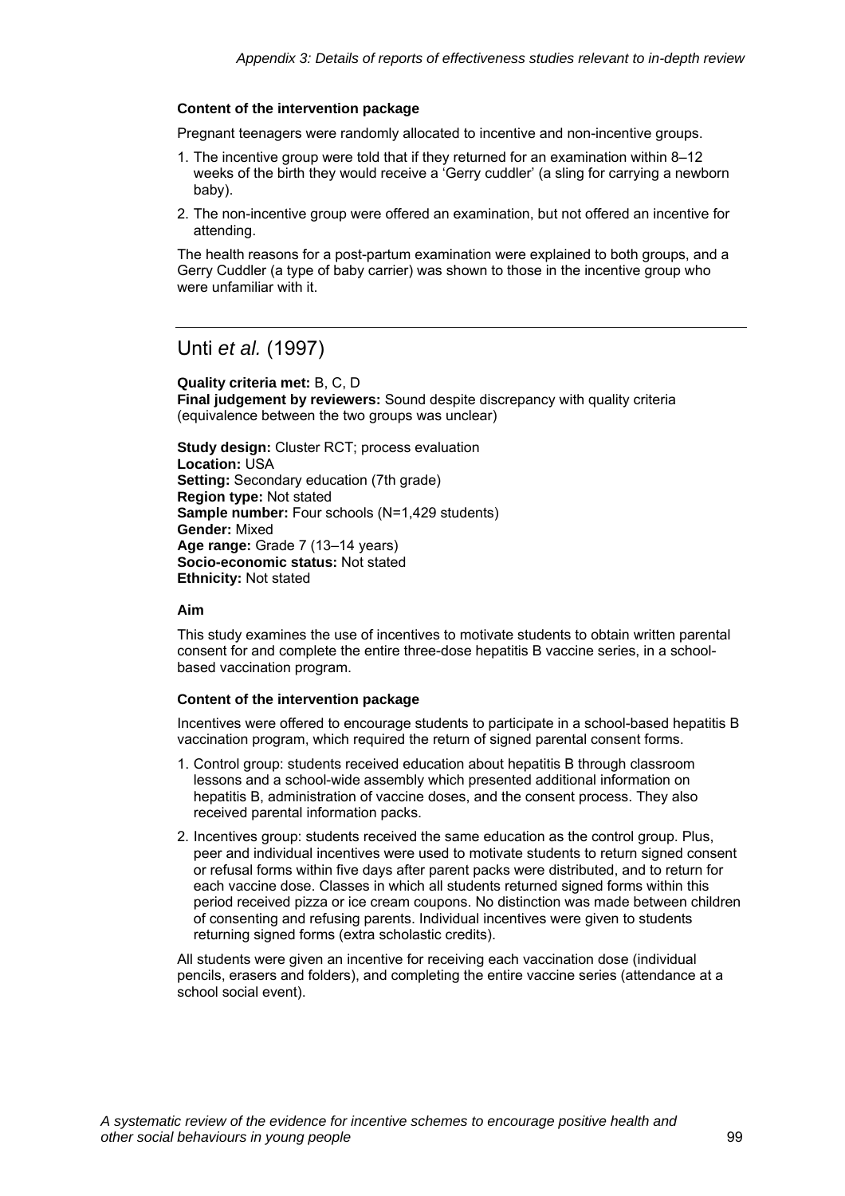**Content of the intervention package**

Pregnant teenagers were randomly allocated to incentive and non-incentive groups.

1. The incentive group were told that if they returned for an examination within 8–12 weeks of the birth they would receive a 'Gerry cuddler' (a sling for carrying a newborn baby).
2. The non-incentive group were offered an examination, but not offered an incentive for attending.

The health reasons for a post-partum examination were explained to both groups, and a Gerry Cuddler (a type of baby carrier) was shown to those in the incentive group who were unfamiliar with it.

---

## Unti *et al.* (1997)

**Quality criteria met:** B, C, D
**Final judgement by reviewers:** Sound despite discrepancy with quality criteria (equivalence between the two groups was unclear)

**Study design:** Cluster RCT; process evaluation
**Location:** USA
**Setting:** Secondary education (7th grade)
**Region type:** Not stated
**Sample number:** Four schools (N=1,429 students)
**Gender:** Mixed
**Age range:** Grade 7 (13–14 years)
**Socio-economic status:** Not stated
**Ethnicity:** Not stated

**Aim**

This study examines the use of incentives to motivate students to obtain written parental consent for and complete the entire three-dose hepatitis B vaccine series, in a school-based vaccination program.

**Content of the intervention package**

Incentives were offered to encourage students to participate in a school-based hepatitis B vaccination program, which required the return of signed parental consent forms.

1. Control group: students received education about hepatitis B through classroom lessons and a school-wide assembly which presented additional information on hepatitis B, administration of vaccine doses, and the consent process. They also received parental information packs.
2. Incentives group: students received the same education as the control group. Plus, peer and individual incentives were used to motivate students to return signed consent or refusal forms within five days after parent packs were distributed, and to return for each vaccine dose. Classes in which all students returned signed forms within this period received pizza or ice cream coupons. No distinction was made between children of consenting and refusing parents. Individual incentives were given to students returning signed forms (extra scholastic credits).

All students were given an incentive for receiving each vaccination dose (individual pencils, erasers and folders), and completing the entire vaccine series (attendance at a school social event).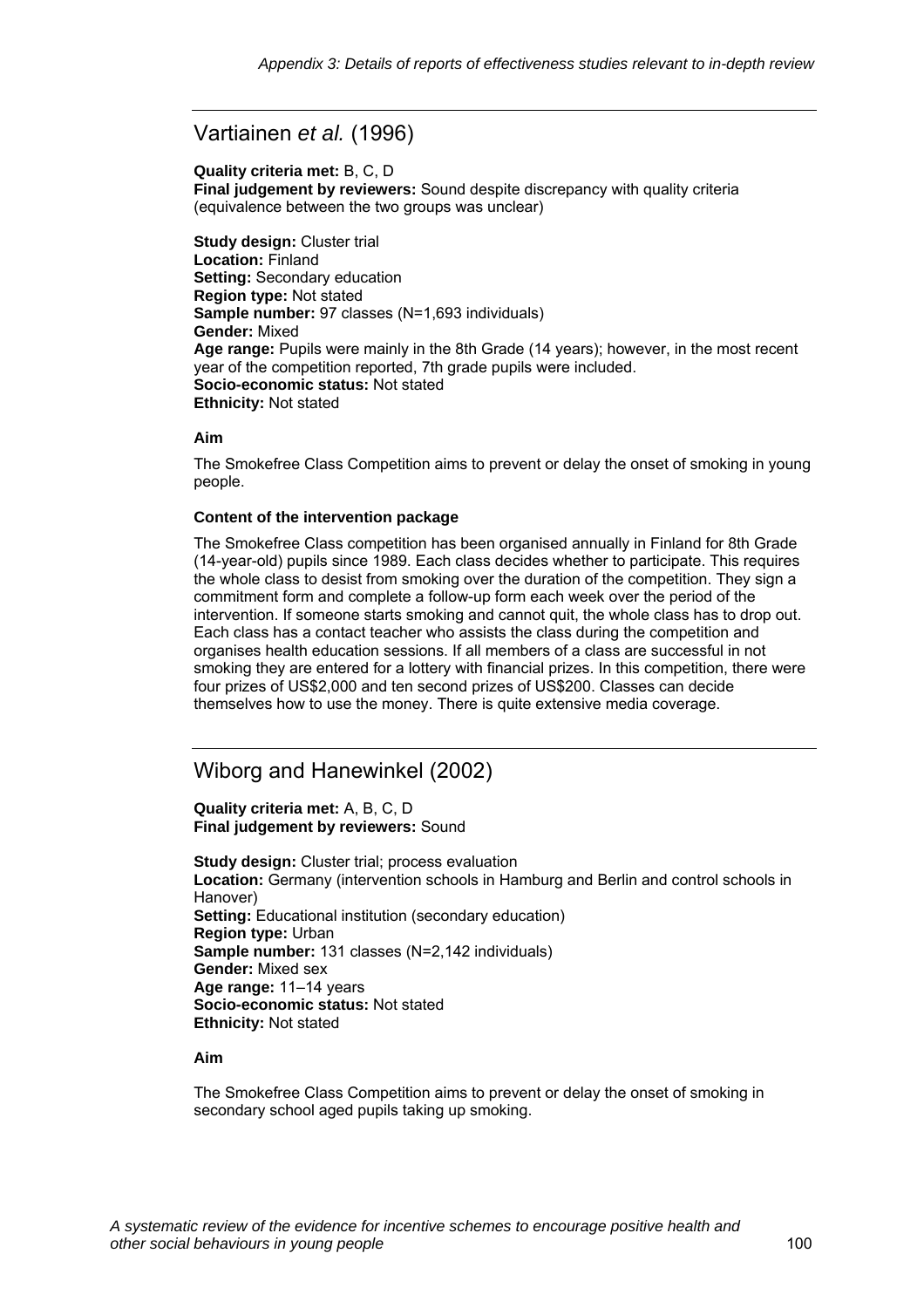## Vartiainen *et al.* (1996)

**Quality criteria met:** B, C, D
**Final judgement by reviewers:** Sound despite discrepancy with quality criteria (equivalence between the two groups was unclear)

**Study design:** Cluster trial
**Location:** Finland
**Setting:** Secondary education
**Region type:** Not stated
**Sample number:** 97 classes (N=1,693 individuals)
**Gender:** Mixed
**Age range:** Pupils were mainly in the 8th Grade (14 years); however, in the most recent year of the competition reported, 7th grade pupils were included.
**Socio-economic status:** Not stated
**Ethnicity:** Not stated

#### Aim

The Smokefree Class Competition aims to prevent or delay the onset of smoking in young people.

#### Content of the intervention package

The Smokefree Class competition has been organised annually in Finland for 8th Grade (14-year-old) pupils since 1989. Each class decides whether to participate. This requires the whole class to desist from smoking over the duration of the competition. They sign a commitment form and complete a follow-up form each week over the period of the intervention. If someone starts smoking and cannot quit, the whole class has to drop out. Each class has a contact teacher who assists the class during the competition and organises health education sessions. If all members of a class are successful in not smoking they are entered for a lottery with financial prizes. In this competition, there were four prizes of US$2,000 and ten second prizes of US$200. Classes can decide themselves how to use the money. There is quite extensive media coverage.

## Wiborg and Hanewinkel (2002)

**Quality criteria met:** A, B, C, D
**Final judgement by reviewers:** Sound

**Study design:** Cluster trial; process evaluation
**Location:** Germany (intervention schools in Hamburg and Berlin and control schools in Hanover)
**Setting:** Educational institution (secondary education)
**Region type:** Urban
**Sample number:** 131 classes (N=2,142 individuals)
**Gender:** Mixed sex
**Age range:** 11–14 years
**Socio-economic status:** Not stated
**Ethnicity:** Not stated

#### Aim

The Smokefree Class Competition aims to prevent or delay the onset of smoking in secondary school aged pupils taking up smoking.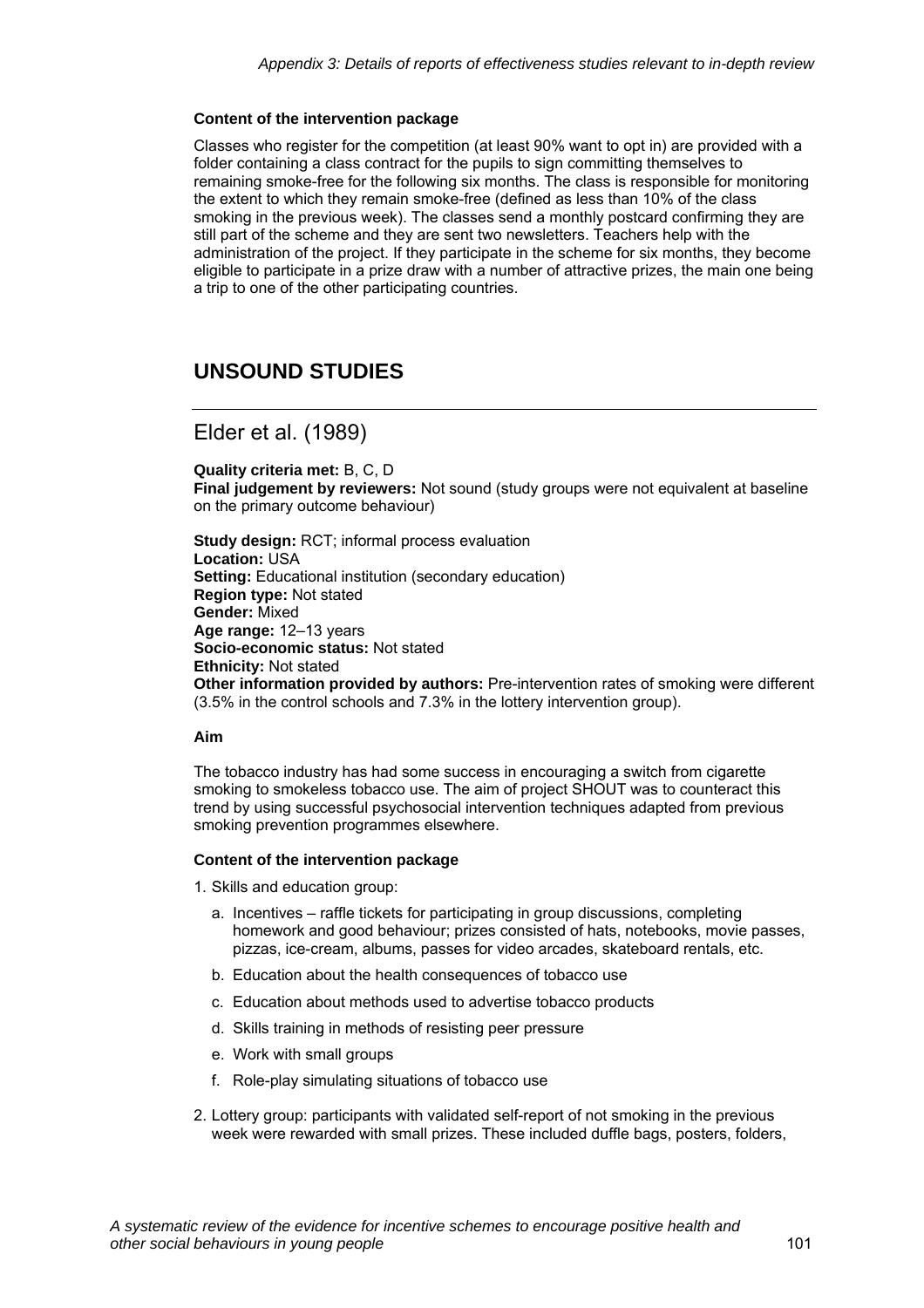#### Content of the intervention package

Classes who register for the competition (at least 90% want to opt in) are provided with a folder containing a class contract for the pupils to sign committing themselves to remaining smoke-free for the following six months. The class is responsible for monitoring the extent to which they remain smoke-free (defined as less than 10% of the class smoking in the previous week). The classes send a monthly postcard confirming they are still part of the scheme and they are sent two newsletters. Teachers help with the administration of the project. If they participate in the scheme for six months, they become eligible to participate in a prize draw with a number of attractive prizes, the main one being a trip to one of the other participating countries.

## UNSOUND STUDIES

### Elder et al. (1989)

**Quality criteria met:** B, C, D
**Final judgement by reviewers:** Not sound (study groups were not equivalent at baseline on the primary outcome behaviour)

**Study design:** RCT; informal process evaluation
**Location:** USA
**Setting:** Educational institution (secondary education)
**Region type:** Not stated
**Gender:** Mixed
**Age range:** 12–13 years
**Socio-economic status:** Not stated
**Ethnicity:** Not stated
**Other information provided by authors:** Pre-intervention rates of smoking were different (3.5% in the control schools and 7.3% in the lottery intervention group).

#### Aim

The tobacco industry has had some success in encouraging a switch from cigarette smoking to smokeless tobacco use. The aim of project SHOUT was to counteract this trend by using successful psychosocial intervention techniques adapted from previous smoking prevention programmes elsewhere.

#### Content of the intervention package

1. Skills and education group:
   a. Incentives – raffle tickets for participating in group discussions, completing homework and good behaviour; prizes consisted of hats, notebooks, movie passes, pizzas, ice-cream, albums, passes for video arcades, skateboard rentals, etc.
   b. Education about the health consequences of tobacco use
   c. Education about methods used to advertise tobacco products
   d. Skills training in methods of resisting peer pressure
   e. Work with small groups
   f. Role-play simulating situations of tobacco use
2. Lottery group: participants with validated self-report of not smoking in the previous week were rewarded with small prizes. These included duffle bags, posters, folders,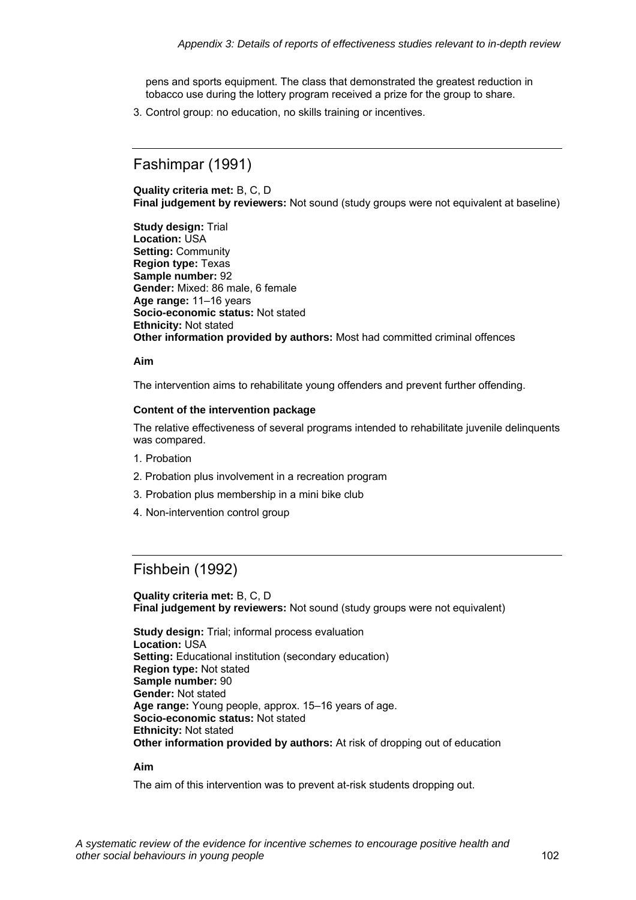pens and sports equipment. The class that demonstrated the greatest reduction in tobacco use during the lottery program received a prize for the group to share.

3. Control group: no education, no skills training or incentives.

## Fashimpar (1991)

**Quality criteria met:** B, C, D
**Final judgement by reviewers:** Not sound (study groups were not equivalent at baseline)

**Study design:** Trial
**Location:** USA
**Setting:** Community
**Region type:** Texas
**Sample number:** 92
**Gender:** Mixed: 86 male, 6 female
**Age range:** 11–16 years
**Socio-economic status:** Not stated
**Ethnicity:** Not stated
**Other information provided by authors:** Most had committed criminal offences

**Aim**

The intervention aims to rehabilitate young offenders and prevent further offending.

**Content of the intervention package**

The relative effectiveness of several programs intended to rehabilitate juvenile delinquents was compared.

1. Probation
2. Probation plus involvement in a recreation program
3. Probation plus membership in a mini bike club
4. Non-intervention control group

## Fishbein (1992)

**Quality criteria met:** B, C, D
**Final judgement by reviewers:** Not sound (study groups were not equivalent)

**Study design:** Trial; informal process evaluation
**Location:** USA
**Setting:** Educational institution (secondary education)
**Region type:** Not stated
**Sample number:** 90
**Gender:** Not stated
**Age range:** Young people, approx. 15–16 years of age.
**Socio-economic status:** Not stated
**Ethnicity:** Not stated
**Other information provided by authors:** At risk of dropping out of education

**Aim**

The aim of this intervention was to prevent at-risk students dropping out.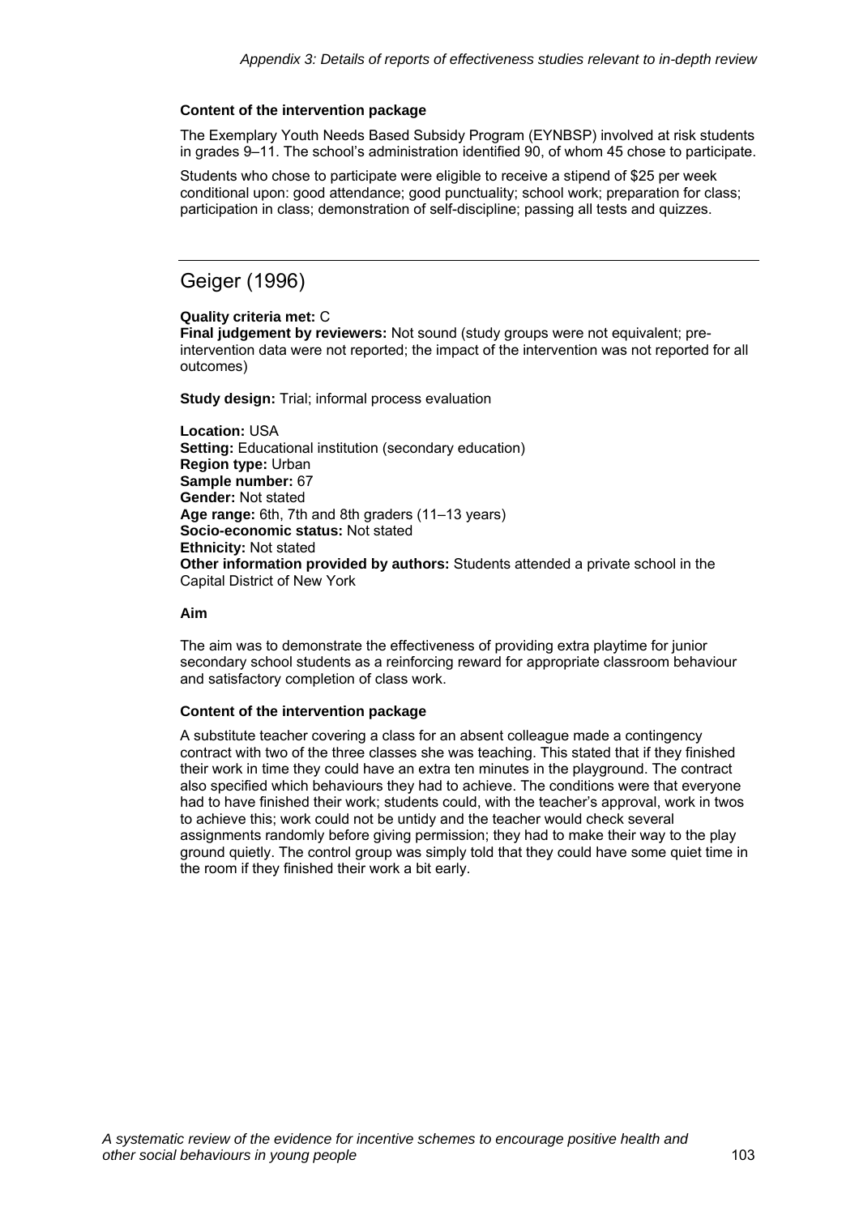**Content of the intervention package**

The Exemplary Youth Needs Based Subsidy Program (EYNBSP) involved at risk students in grades 9–11. The school's administration identified 90, of whom 45 chose to participate.

Students who chose to participate were eligible to receive a stipend of $25 per week conditional upon: good attendance; good punctuality; school work; preparation for class; participation in class; demonstration of self-discipline; passing all tests and quizzes.

---

## Geiger (1996)

**Quality criteria met:** C
**Final judgement by reviewers:** Not sound (study groups were not equivalent; pre-intervention data were not reported; the impact of the intervention was not reported for all outcomes)

**Study design:** Trial; informal process evaluation

**Location:** USA
**Setting:** Educational institution (secondary education)
**Region type:** Urban
**Sample number:** 67
**Gender:** Not stated
**Age range:** 6th, 7th and 8th graders (11–13 years)
**Socio-economic status:** Not stated
**Ethnicity:** Not stated
**Other information provided by authors:** Students attended a private school in the Capital District of New York

**Aim**

The aim was to demonstrate the effectiveness of providing extra playtime for junior secondary school students as a reinforcing reward for appropriate classroom behaviour and satisfactory completion of class work.

**Content of the intervention package**

A substitute teacher covering a class for an absent colleague made a contingency contract with two of the three classes she was teaching. This stated that if they finished their work in time they could have an extra ten minutes in the playground. The contract also specified which behaviours they had to achieve. The conditions were that everyone had to have finished their work; students could, with the teacher's approval, work in twos to achieve this; work could not be untidy and the teacher would check several assignments randomly before giving permission; they had to make their way to the play ground quietly. The control group was simply told that they could have some quiet time in the room if they finished their work a bit early.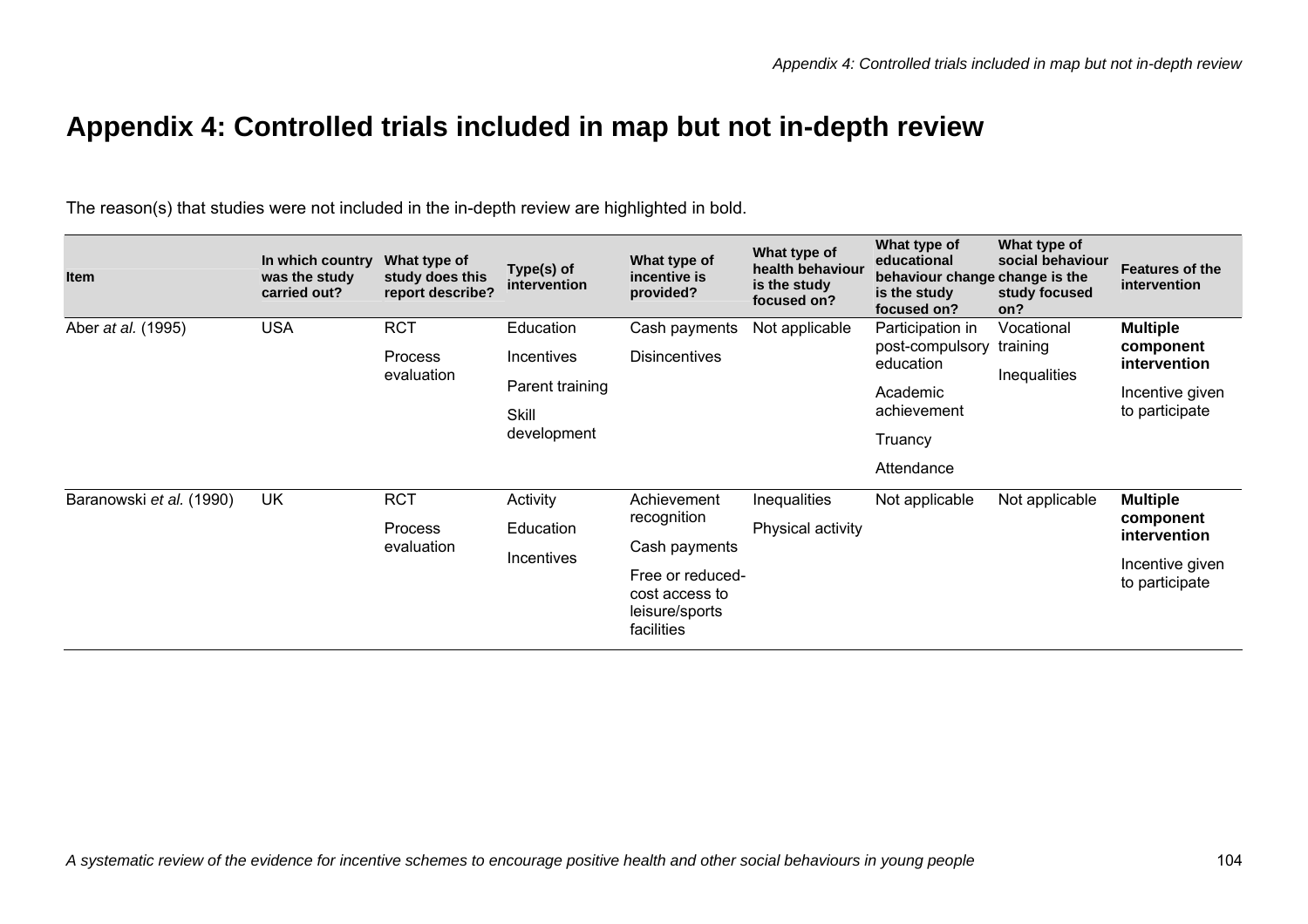# Appendix 4: Controlled trials included in map but not in-depth review

The reason(s) that studies were not included in the in-depth review are highlighted in bold.

| Item | In which country was the study carried out? | What type of study does this report describe? | Type(s) of intervention | What type of incentive is provided? | What type of health behaviour is the study focused on? | What type of educational behaviour change is the study focused on? | What type of social behaviour change is the study focused on? | Features of the intervention |
|---|---|---|---|---|---|---|---|---|
| Aber *at al.* (1995) | USA | RCT<br>Process evaluation | Education<br>Incentives<br>Parent training<br>Skill development | Cash payments<br>Disincentives | Not applicable | Participation in post-compulsory education<br>Academic achievement<br>Truancy<br>Attendance | Vocational training<br>Inequalities | **Multiple component intervention**<br>Incentive given to participate |
| Baranowski *et al.* (1990) | UK | RCT<br>Process evaluation | Activity<br>Education<br>Incentives | Achievement recognition<br>Cash payments<br>Free or reduced-cost access to leisure/sports facilities | Inequalities<br>Physical activity | Not applicable | Not applicable | **Multiple component intervention**<br>Incentive given to participate |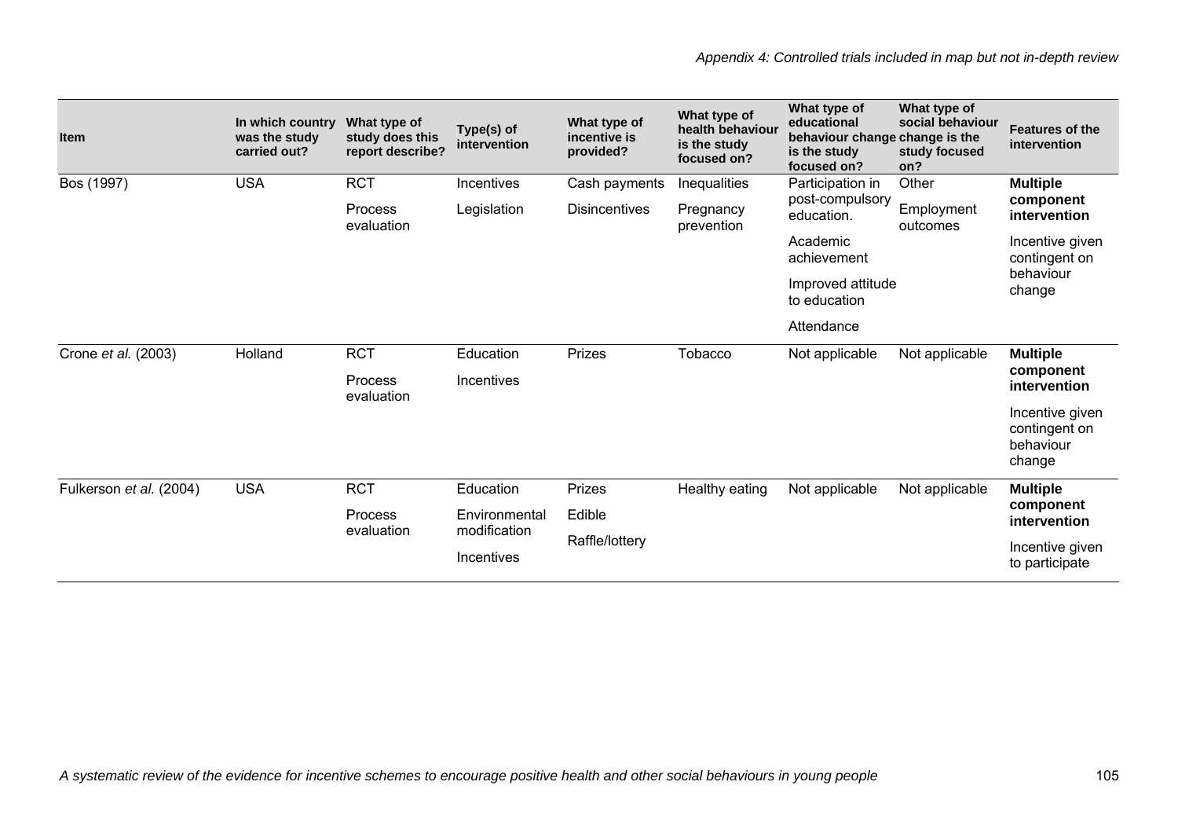| Item | In which country was the study carried out? | What type of study does this report describe? | Type(s) of intervention | What type of incentive is provided? | What type of health behaviour is the study focused on? | What type of educational behaviour change is the study focused on? | What type of social behaviour change is the study focused on? | Features of the intervention |
|---|---|---|---|---|---|---|---|---|
| Bos (1997) | USA | RCT<br>Process evaluation | Incentives<br>Legislation | Cash payments<br>Disincentives | Inequalities<br>Pregnancy prevention | Participation in post-compulsory education.<br>Academic achievement<br>Improved attitude to education<br>Attendance | Other<br>Employment outcomes | **Multiple component intervention**<br>Incentive given contingent on behaviour change |
| Crone *et al.* (2003) | Holland | RCT<br>Process evaluation | Education<br>Incentives | Prizes | Tobacco | Not applicable | Not applicable | **Multiple component intervention**<br>Incentive given contingent on behaviour change |
| Fulkerson *et al.* (2004) | USA | RCT<br>Process evaluation | Education<br>Environmental modification<br>Incentives | Prizes<br>Edible<br>Raffle/lottery | Healthy eating | Not applicable | Not applicable | **Multiple component intervention**<br>Incentive given to participate |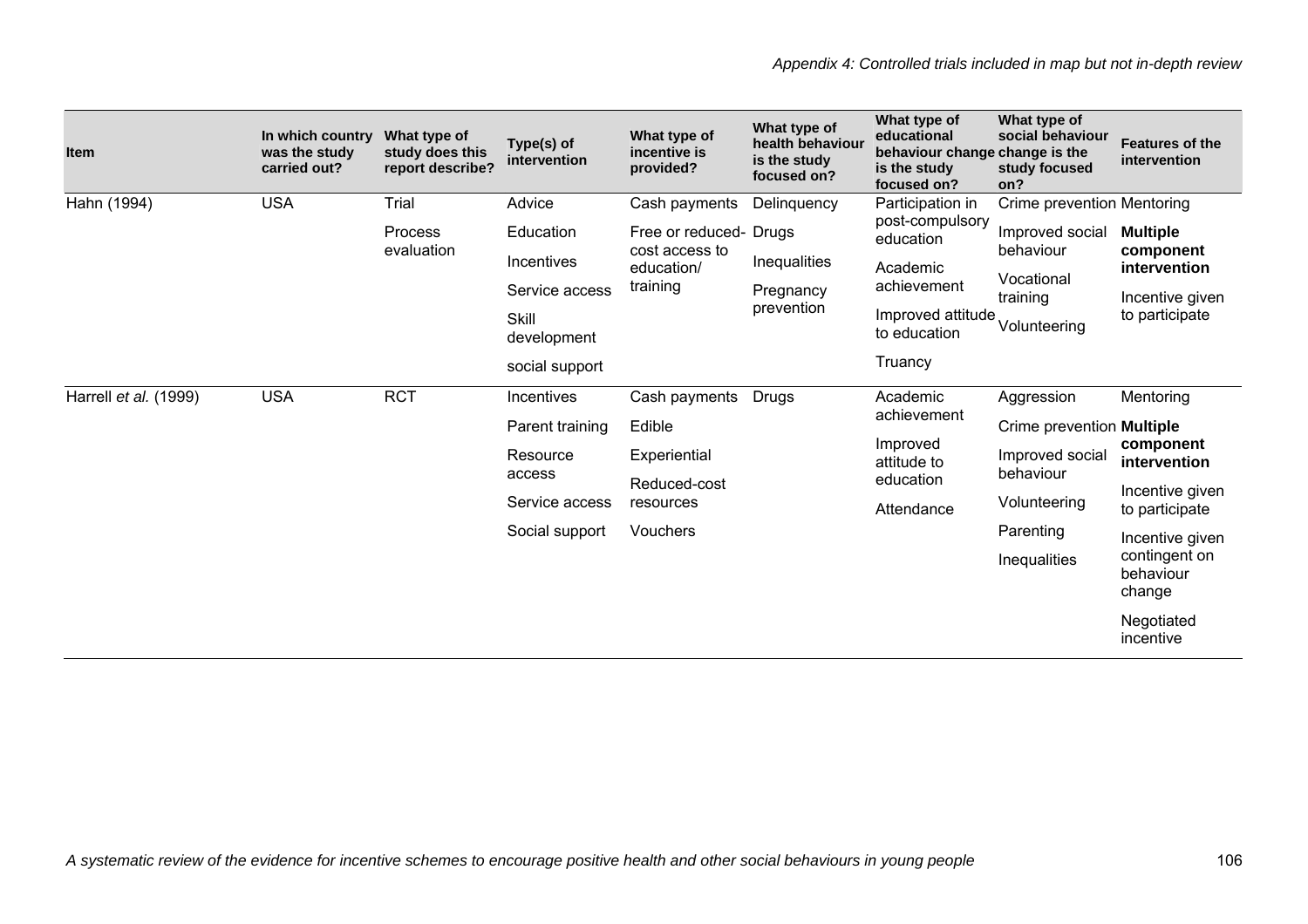| Item | In which country was the study carried out? | What type of study does this report describe? | Type(s) of intervention | What type of incentive is provided? | What type of health behaviour is the study focused on? | What type of educational behaviour change is the study focused on? | What type of social behaviour change is the study focused on? | Features of the intervention |
|---|---|---|---|---|---|---|---|---|
| Hahn (1994) | USA | Trial<br>Process evaluation | Advice<br>Education<br>Incentives<br>Service access<br>Skill development<br>social support | Cash payments<br>Free or reduced-cost access to education/ training | Delinquency<br>Drugs<br>Inequalities<br>Pregnancy prevention | Participation in post-compulsory education<br>Academic achievement<br>Improved attitude to education<br>Truancy | Crime prevention<br>Improved social behaviour<br>Vocational training<br>Volunteering | Mentoring<br>**Multiple component intervention**<br>Incentive given to participate |
| Harrell *et al.* (1999) | USA | RCT | Incentives<br>Parent training<br>Resource access<br>Service access<br>Social support | Cash payments<br>Edible<br>Experiential<br>Reduced-cost resources<br>Vouchers | Drugs | Academic achievement<br>Improved attitude to education<br>Attendance | Aggression<br>Crime prevention<br>Improved social behaviour<br>Volunteering<br>Parenting<br>Inequalities | Mentoring<br>**Multiple component intervention**<br>Incentive given to participate<br>Incentive given contingent on behaviour change<br>Negotiated incentive |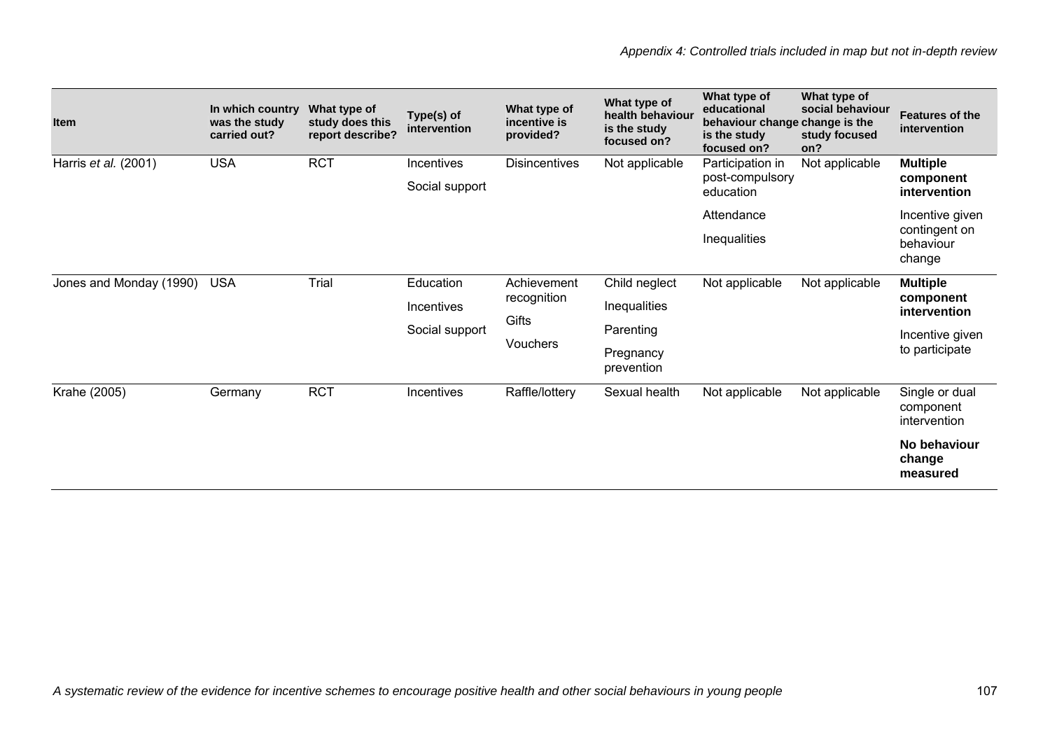*Appendix 4: Controlled trials included in map but not in-depth review*

| Item | In which country was the study carried out? | What type of study does this report describe? | Type(s) of intervention | What type of incentive is provided? | What type of health behaviour is the study focused on? | What type of educational behaviour change is the study focused on? | What type of social behaviour change is the study focused on? | Features of the intervention |
|---|---|---|---|---|---|---|---|---|
| Harris *et al.* (2001) | USA | RCT | Incentives<br>Social support | Disincentives | Not applicable | Participation in post-compulsory education<br>Attendance<br>Inequalities | Not applicable | **Multiple component intervention**<br>Incentive given contingent on behaviour change |
| Jones and Monday (1990) | USA | Trial | Education<br>Incentives<br>Social support | Achievement recognition<br>Gifts<br>Vouchers | Child neglect<br>Inequalities<br>Parenting<br>Pregnancy prevention | Not applicable | Not applicable | **Multiple component intervention**<br>Incentive given to participate |
| Krahe (2005) | Germany | RCT | Incentives | Raffle/lottery | Sexual health | Not applicable | Not applicable | Single or dual component intervention<br>**No behaviour change measured** |

*A systematic review of the evidence for incentive schemes to encourage positive health and other social behaviours in young people*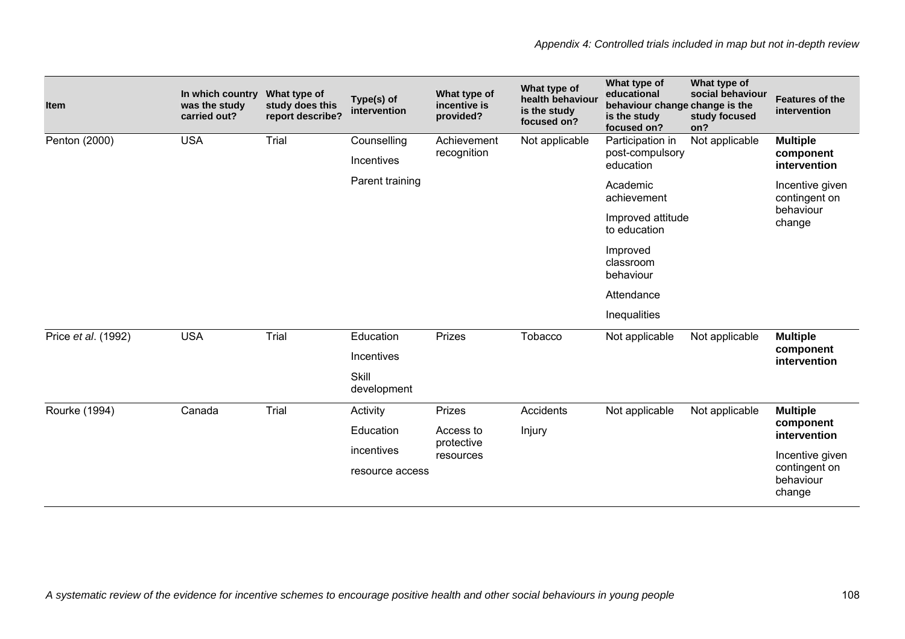| Item | In which country was the study carried out? | What type of study does this report describe? | Type(s) of intervention | What type of incentive is provided? | What type of health behaviour is the study focused on? | What type of educational behaviour change is the study focused on? | What type of social behaviour change is the study focused on? | Features of the intervention |
|---|---|---|---|---|---|---|---|---|
| Penton (2000) | USA | Trial | Counselling<br>Incentives<br>Parent training | Achievement recognition | Not applicable | Participation in post-compulsory education<br>Academic achievement<br>Improved attitude to education<br>Improved classroom behaviour<br>Attendance<br>Inequalities | Not applicable | **Multiple component intervention**<br>Incentive given contingent on behaviour change |
| Price *et al*. (1992) | USA | Trial | Education<br>Incentives<br>Skill development | Prizes | Tobacco | Not applicable | Not applicable | **Multiple component intervention** |
| Rourke (1994) | Canada | Trial | Activity<br>Education<br>incentives<br>resource access | Prizes<br>Access to protective resources | Accidents<br>Injury | Not applicable | Not applicable | **Multiple component intervention**<br>Incentive given contingent on behaviour change |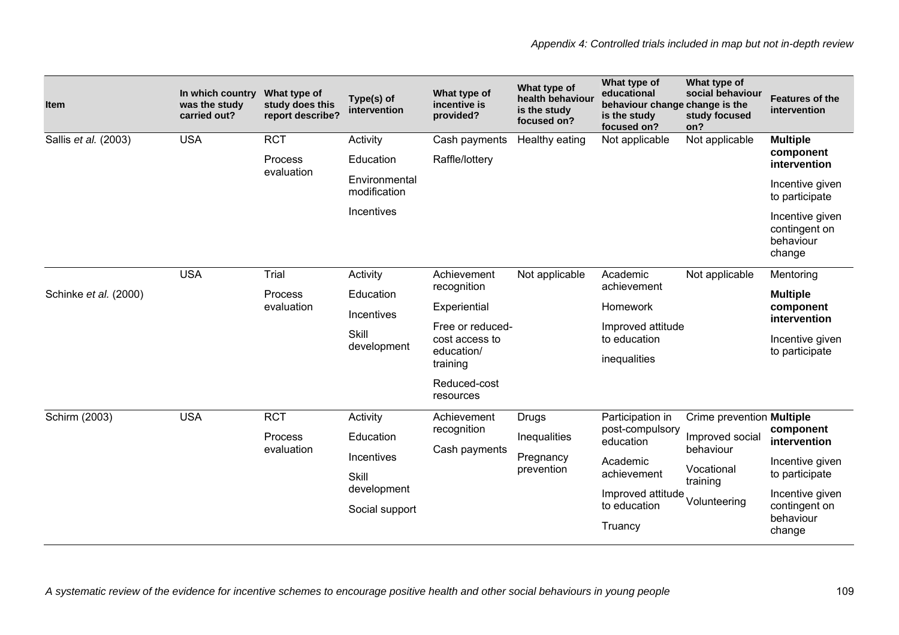| Item | In which country was the study carried out? | What type of study does this report describe? | Type(s) of intervention | What type of incentive is provided? | What type of health behaviour is the study focused on? | What type of educational behaviour change is the study focused on? | What type of social behaviour change is the study focused on? | Features of the intervention |
|---|---|---|---|---|---|---|---|---|
| Sallis *et al.* (2003) | USA | RCT<br>Process evaluation | Activity<br>Education<br>Environmental modification<br>Incentives | Cash payments<br>Raffle/lottery | Healthy eating | Not applicable | Not applicable | **Multiple component intervention**<br>Incentive given to participate<br>Incentive given contingent on behaviour change |
| Schinke *et al.* (2000) | USA | Trial<br>Process evaluation | Activity<br>Education<br>Incentives<br>Skill development | Achievement recognition<br>Experiential<br>Free or reduced-cost access to education/ training<br>Reduced-cost resources | Not applicable | Academic achievement<br>Homework<br>Improved attitude to education<br>inequalities | Not applicable | Mentoring<br>**Multiple component intervention**<br>Incentive given to participate |
| Schirm (2003) | USA | RCT<br>Process evaluation | Activity<br>Education<br>Incentives<br>Skill development<br>Social support | Achievement recognition<br>Cash payments | Drugs<br>Inequalities<br>Pregnancy prevention | Participation in post-compulsory education<br>Academic achievement<br>Improved attitude to education<br>Truancy | Crime prevention<br>Improved social behaviour<br>Vocational training<br>Volunteering | **Multiple component intervention**<br>Incentive given to participate<br>Incentive given contingent on behaviour change |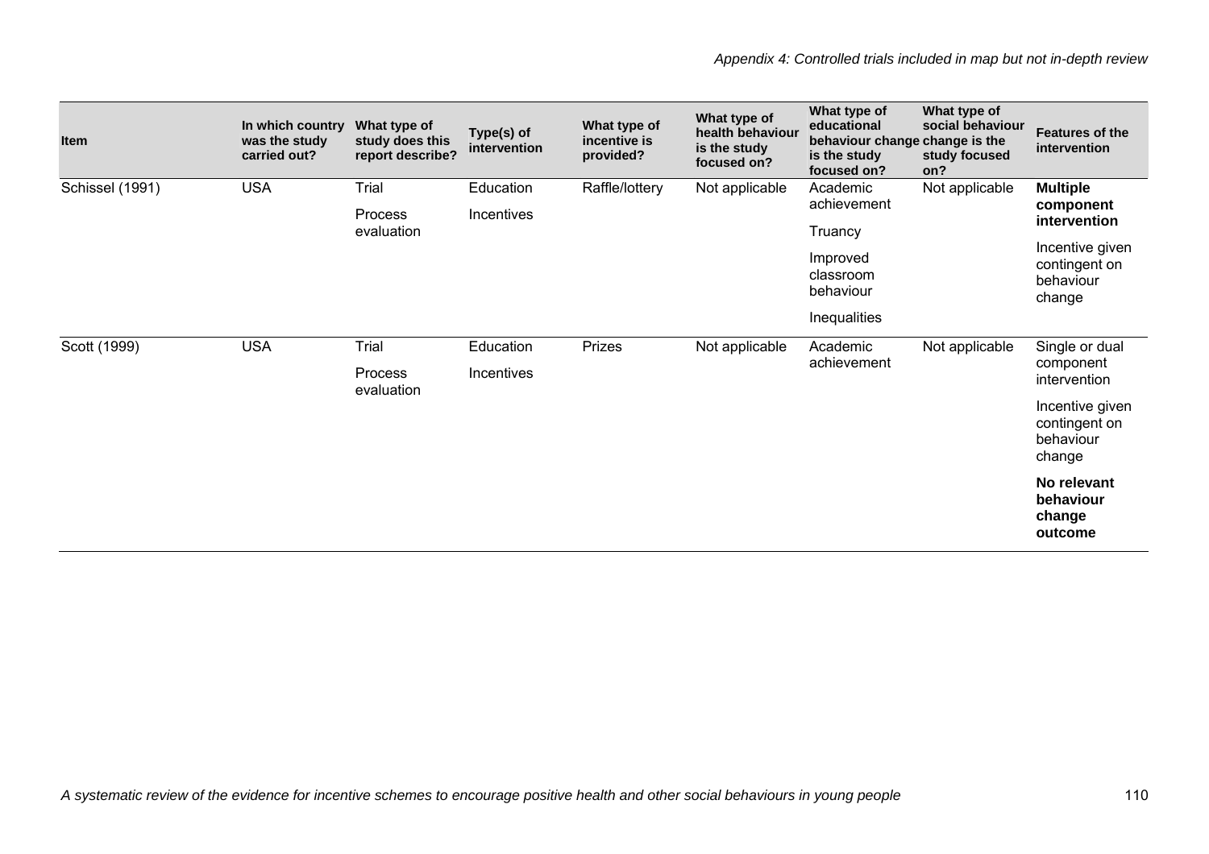| Item | In which country was the study carried out? | What type of study does this report describe? | Type(s) of intervention | What type of incentive is provided? | What type of health behaviour is the study focused on? | What type of educational behaviour change is the study focused on? | What type of social behaviour change is the study focused on? | Features of the intervention |
|---|---|---|---|---|---|---|---|---|
| Schissel (1991) | USA | Trial<br>Process evaluation | Education<br>Incentives | Raffle/lottery | Not applicable | Academic achievement<br>Truancy<br>Improved classroom behaviour<br>Inequalities | Not applicable | **Multiple component intervention**<br>Incentive given contingent on behaviour change |
| Scott (1999) | USA | Trial<br>Process evaluation | Education<br>Incentives | Prizes | Not applicable | Academic achievement | Not applicable | Single or dual component intervention<br>Incentive given contingent on behaviour change<br>**No relevant behaviour change outcome** |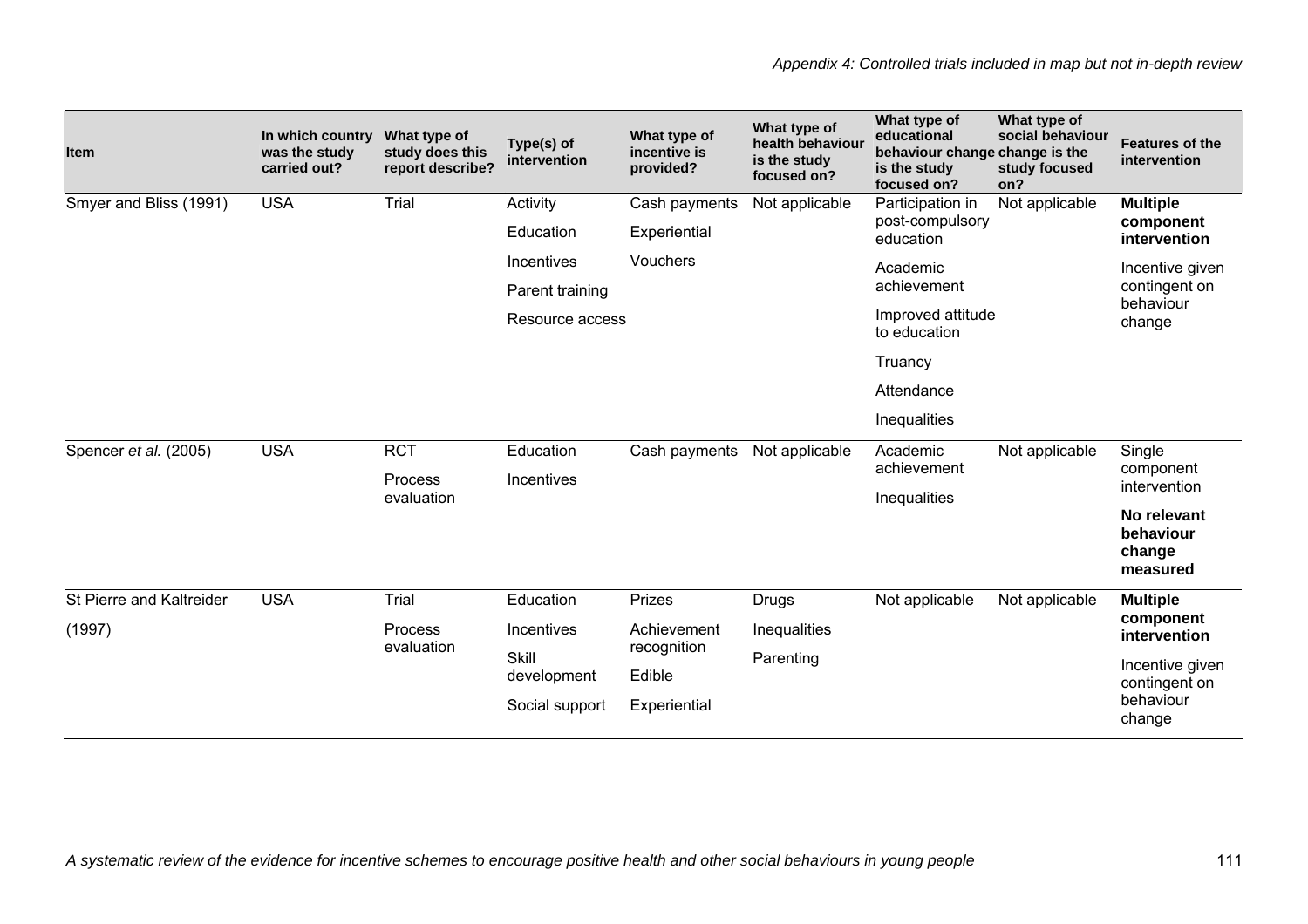| Item | In which country was the study carried out? | What type of study does this report describe? | Type(s) of intervention | What type of incentive is provided? | What type of health behaviour is the study focused on? | What type of educational behaviour change is the study focused on? | What type of social behaviour change is the study focused on? | Features of the intervention |
|---|---|---|---|---|---|---|---|---|
| Smyer and Bliss (1991) | USA | Trial | Activity<br>Education<br>Incentives<br>Parent training<br>Resource access | Cash payments<br>Experiential<br>Vouchers | Not applicable | Participation in post-compulsory education<br>Academic achievement<br>Improved attitude to education<br>Truancy<br>Attendance<br>Inequalities | Not applicable | **Multiple component intervention**<br>Incentive given contingent on behaviour change |
| Spencer *et al.* (2005) | USA | RCT<br>Process evaluation | Education<br>Incentives | Cash payments | Not applicable | Academic achievement<br>Inequalities | Not applicable | Single component intervention<br>**No relevant behaviour change measured** |
| St Pierre and Kaltreider (1997) | USA | Trial<br>Process evaluation | Education<br>Incentives<br>Skill development<br>Social support | Prizes<br>Achievement recognition<br>Edible<br>Experiential | Drugs<br>Inequalities<br>Parenting | Not applicable | Not applicable | **Multiple component intervention**<br>Incentive given contingent on behaviour change |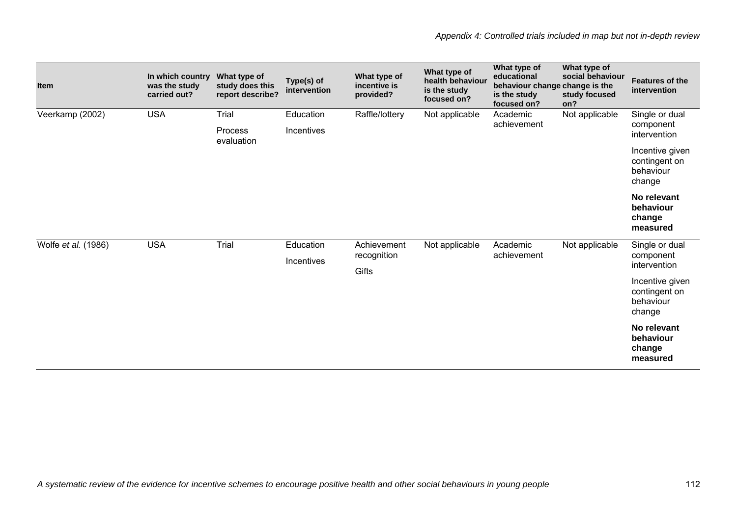| Item | In which country was the study carried out? | What type of study does this report describe? | Type(s) of intervention | What type of incentive is provided? | What type of health behaviour is the study focused on? | What type of educational behaviour change is the study focused on? | What type of social behaviour change is the study focused on? | Features of the intervention |
|---|---|---|---|---|---|---|---|---|
| Veerkamp (2002) | USA | Trial<br>Process evaluation | Education<br>Incentives | Raffle/lottery | Not applicable | Academic achievement | Not applicable | Single or dual component intervention<br>Incentive given contingent on behaviour change<br>**No relevant behaviour change measured** |
| Wolfe *et al.* (1986) | USA | Trial | Education<br>Incentives | Achievement recognition<br>Gifts | Not applicable | Academic achievement | Not applicable | Single or dual component intervention<br>Incentive given contingent on behaviour change<br>**No relevant behaviour change measured** |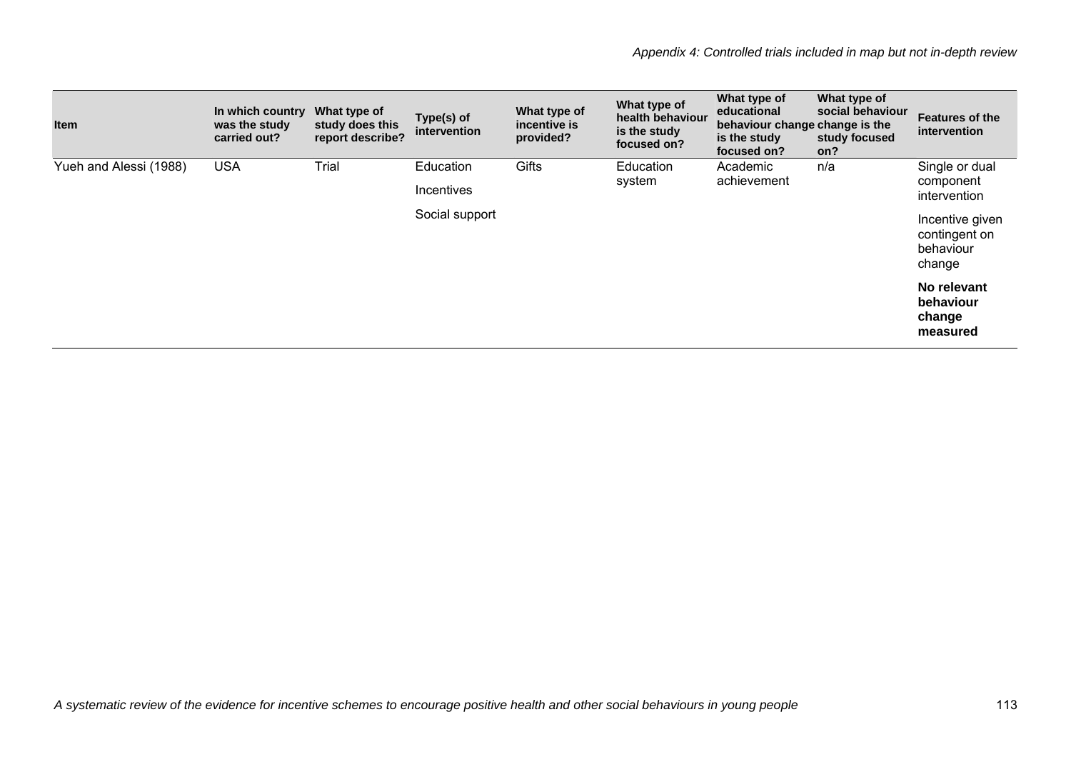| Item | In which country was the study carried out? | What type of study does this report describe? | Type(s) of intervention | What type of incentive is provided? | What type of health behaviour is the study focused on? | What type of educational behaviour change is the study focused on? | What type of social behaviour change is the study focused on? | Features of the intervention |
|---|---|---|---|---|---|---|---|---|
| Yueh and Alessi (1988) | USA | Trial | Education<br>Incentives<br>Social support | Gifts | Education system | Academic achievement | n/a | Single or dual component intervention<br>Incentive given contingent on behaviour change<br>**No relevant behaviour change measured** |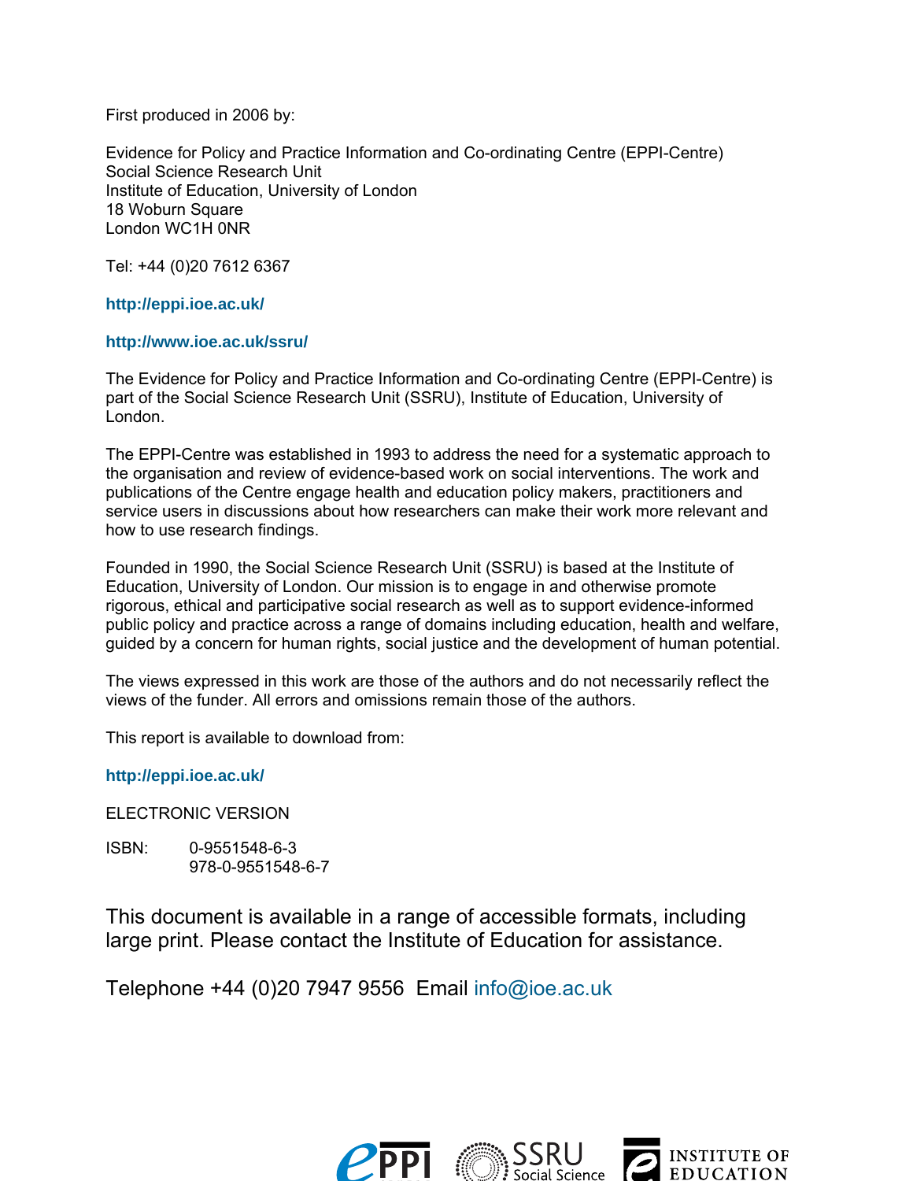First produced in 2006 by:

Evidence for Policy and Practice Information and Co-ordinating Centre (EPPI-Centre)
Social Science Research Unit
Institute of Education, University of London
18 Woburn Square
London WC1H 0NR

Tel: +44 (0)20 7612 6367

**http://eppi.ioe.ac.uk/**

**http://www.ioe.ac.uk/ssru/**

The Evidence for Policy and Practice Information and Co-ordinating Centre (EPPI-Centre) is part of the Social Science Research Unit (SSRU), Institute of Education, University of London.

The EPPI-Centre was established in 1993 to address the need for a systematic approach to the organisation and review of evidence-based work on social interventions. The work and publications of the Centre engage health and education policy makers, practitioners and service users in discussions about how researchers can make their work more relevant and how to use research findings.

Founded in 1990, the Social Science Research Unit (SSRU) is based at the Institute of Education, University of London. Our mission is to engage in and otherwise promote rigorous, ethical and participative social research as well as to support evidence-informed public policy and practice across a range of domains including education, health and welfare, guided by a concern for human rights, social justice and the development of human potential.

The views expressed in this work are those of the authors and do not necessarily reflect the views of the funder. All errors and omissions remain those of the authors.

This report is available to download from:

**http://eppi.ioe.ac.uk/**

ELECTRONIC VERSION

ISBN: 0-9551548-6-3
978-0-9551548-6-7

This document is available in a range of accessible formats, including large print. Please contact the Institute of Education for assistance.

Telephone +44 (0)20 7947 9556 Email info@ioe.ac.uk

ePPI SSRU Social Science INSTITUTE OF EDUCATION